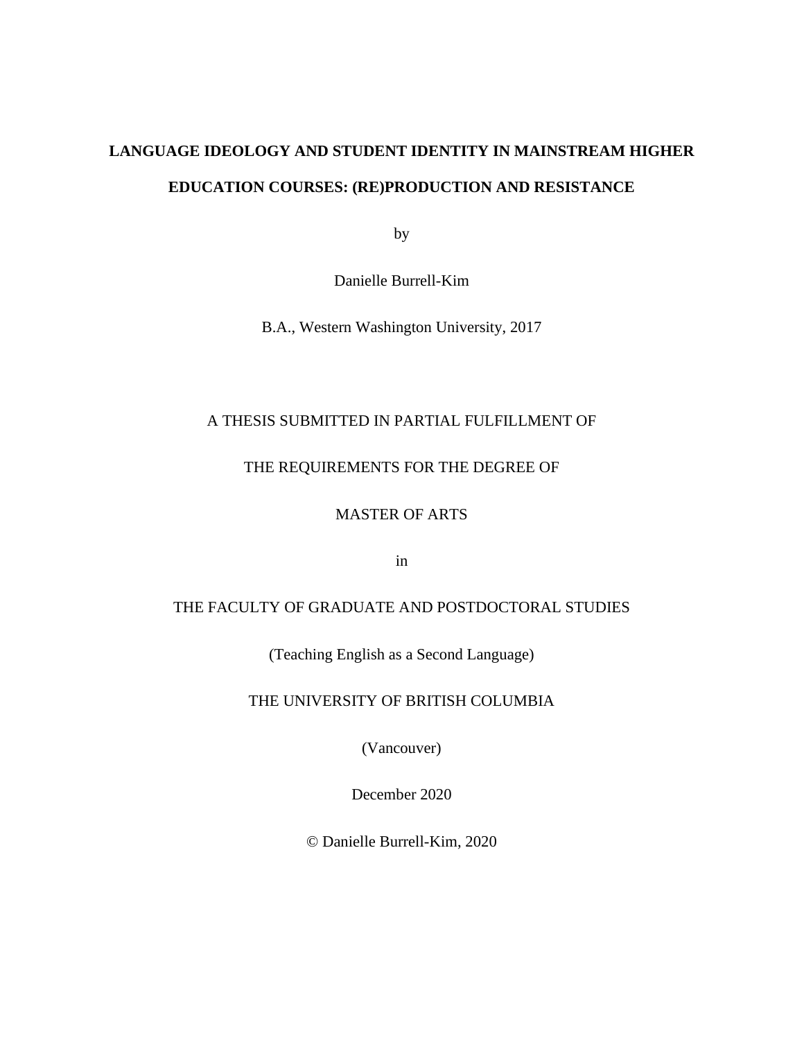**LANGUAGE IDEOLOGY AND STUDENT IDENTITY IN MAINSTREAM HIGHER EDUCATION COURSES: (RE)PRODUCTION AND RESISTANCE**

by

Danielle Burrell-Kim

B.A., Western Washington University, 2017

A THESIS SUBMITTED IN PARTIAL FULFILLMENT OF

THE REQUIREMENTS FOR THE DEGREE OF

MASTER OF ARTS

in

THE FACULTY OF GRADUATE AND POSTDOCTORAL STUDIES

(Teaching English as a Second Language)

THE UNIVERSITY OF BRITISH COLUMBIA

(Vancouver)

December 2020

© Danielle Burrell-Kim, 2020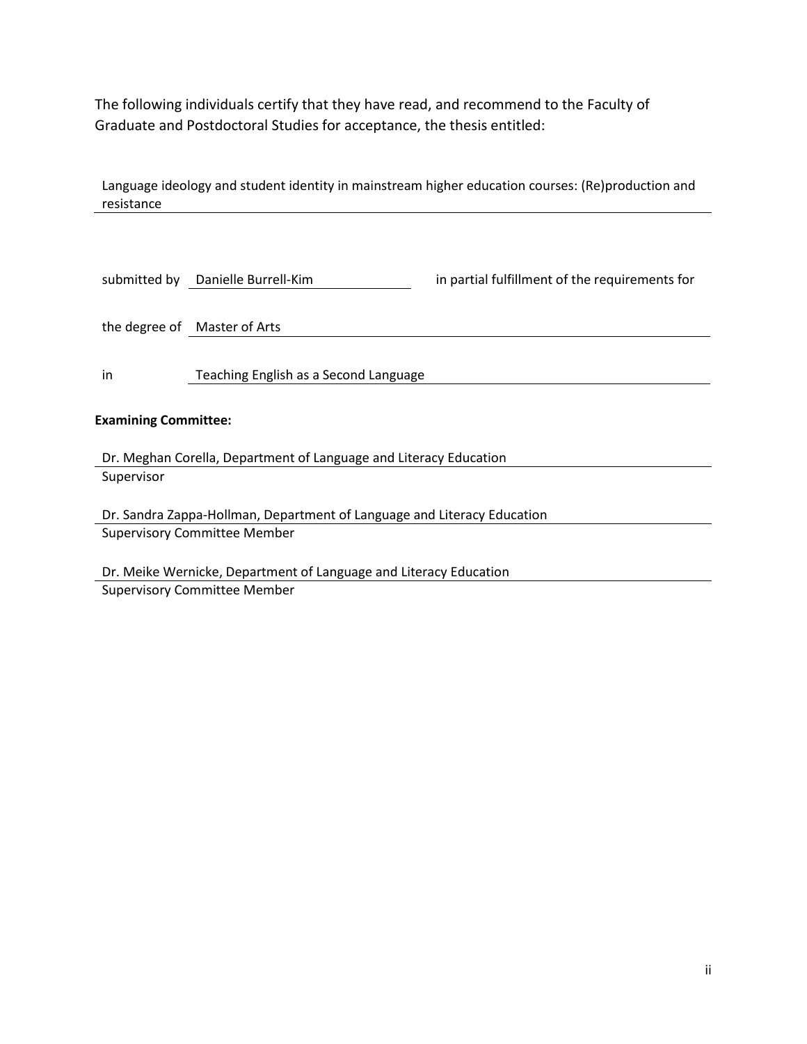The following individuals certify that they have read, and recommend to the Faculty of Graduate and Postdoctoral Studies for acceptance, the thesis entitled:

Language ideology and student identity in mainstream higher education courses: (Re)production and resistance

submitted by Danielle Burrell-Kim in partial fulfillment of the requirements for

the degree of Master of Arts

in Teaching English as a Second Language

**Examining Committee:**

Dr. Meghan Corella, Department of Language and Literacy Education
Supervisor

Dr. Sandra Zappa-Hollman, Department of Language and Literacy Education
Supervisory Committee Member

Dr. Meike Wernicke, Department of Language and Literacy Education
Supervisory Committee Member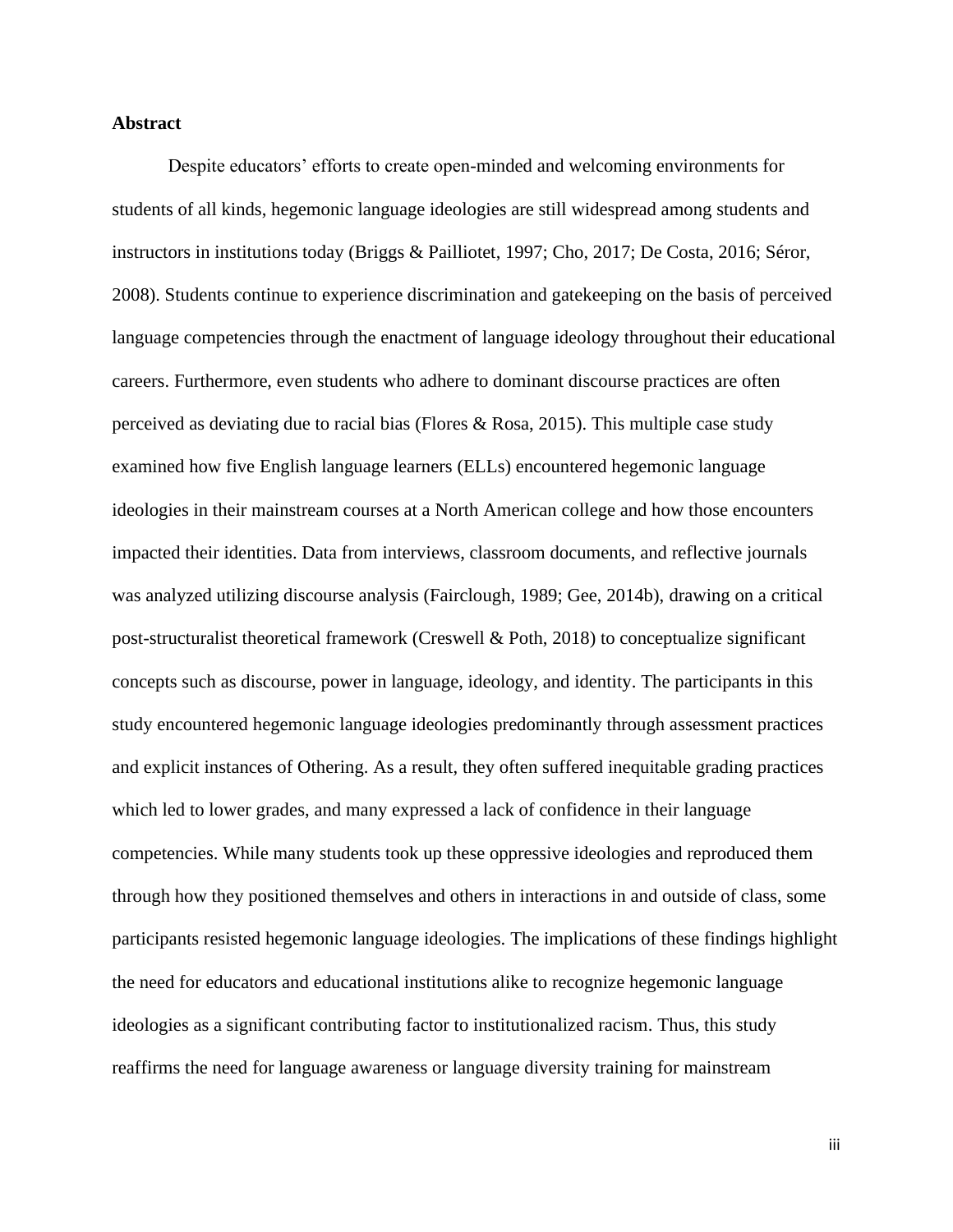**Abstract**

Despite educators' efforts to create open-minded and welcoming environments for students of all kinds, hegemonic language ideologies are still widespread among students and instructors in institutions today (Briggs & Pailliotet, 1997; Cho, 2017; De Costa, 2016; Séror, 2008). Students continue to experience discrimination and gatekeeping on the basis of perceived language competencies through the enactment of language ideology throughout their educational careers. Furthermore, even students who adhere to dominant discourse practices are often perceived as deviating due to racial bias (Flores & Rosa, 2015). This multiple case study examined how five English language learners (ELLs) encountered hegemonic language ideologies in their mainstream courses at a North American college and how those encounters impacted their identities. Data from interviews, classroom documents, and reflective journals was analyzed utilizing discourse analysis (Fairclough, 1989; Gee, 2014b), drawing on a critical post-structuralist theoretical framework (Creswell & Poth, 2018) to conceptualize significant concepts such as discourse, power in language, ideology, and identity. The participants in this study encountered hegemonic language ideologies predominantly through assessment practices and explicit instances of Othering. As a result, they often suffered inequitable grading practices which led to lower grades, and many expressed a lack of confidence in their language competencies. While many students took up these oppressive ideologies and reproduced them through how they positioned themselves and others in interactions in and outside of class, some participants resisted hegemonic language ideologies. The implications of these findings highlight the need for educators and educational institutions alike to recognize hegemonic language ideologies as a significant contributing factor to institutionalized racism. Thus, this study reaffirms the need for language awareness or language diversity training for mainstream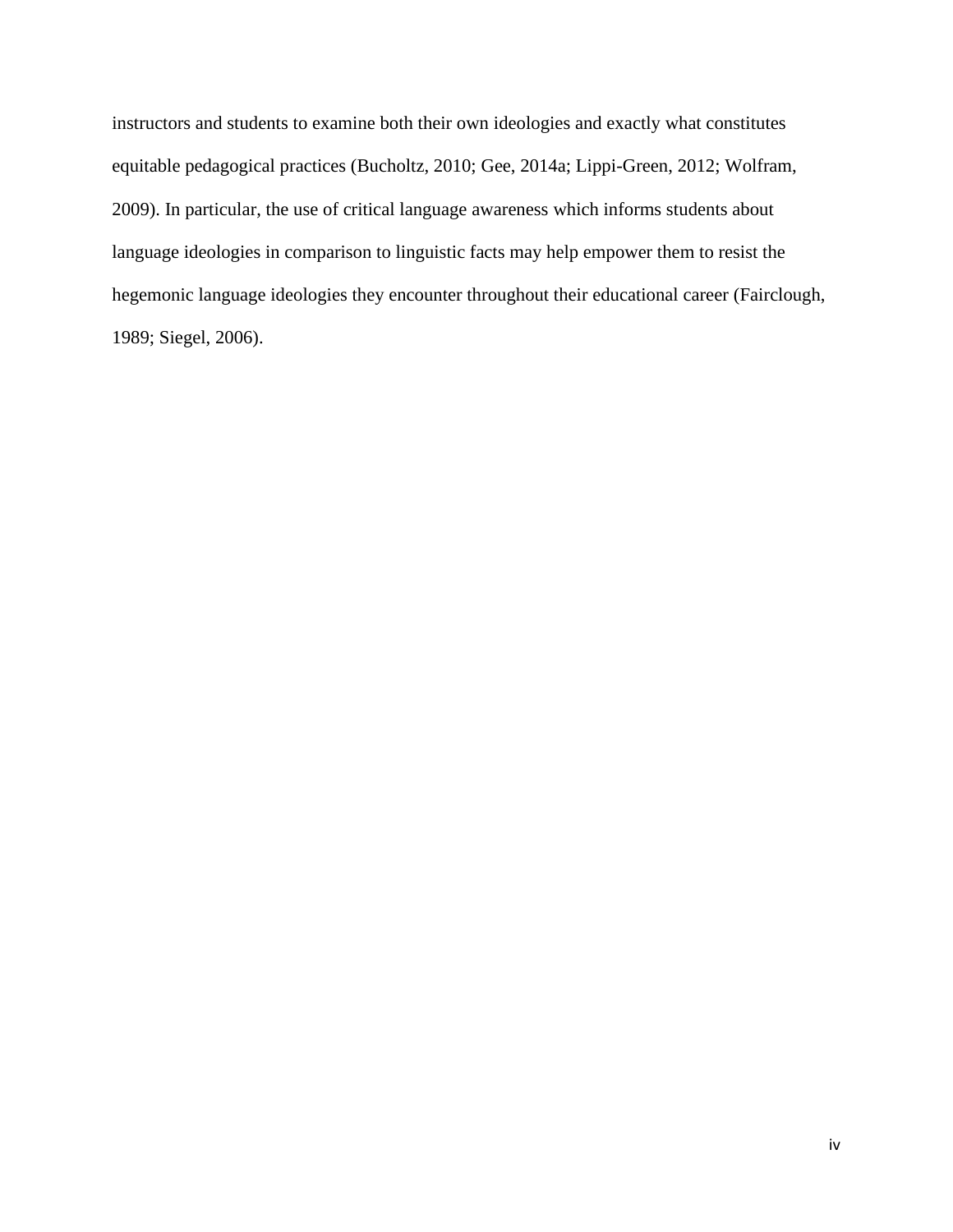instructors and students to examine both their own ideologies and exactly what constitutes equitable pedagogical practices (Bucholtz, 2010; Gee, 2014a; Lippi-Green, 2012; Wolfram, 2009). In particular, the use of critical language awareness which informs students about language ideologies in comparison to linguistic facts may help empower them to resist the hegemonic language ideologies they encounter throughout their educational career (Fairclough, 1989; Siegel, 2006).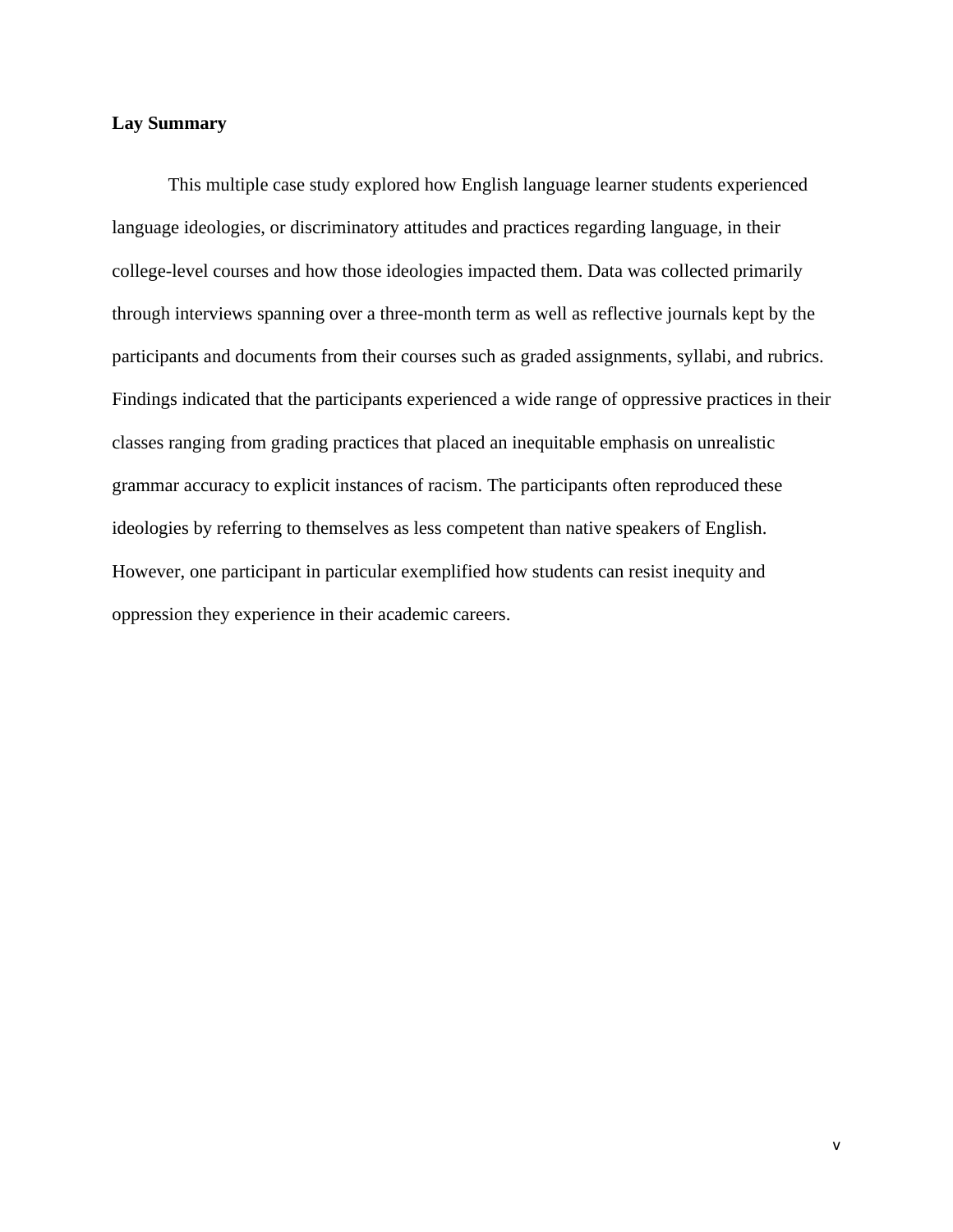**Lay Summary**

This multiple case study explored how English language learner students experienced language ideologies, or discriminatory attitudes and practices regarding language, in their college-level courses and how those ideologies impacted them. Data was collected primarily through interviews spanning over a three-month term as well as reflective journals kept by the participants and documents from their courses such as graded assignments, syllabi, and rubrics. Findings indicated that the participants experienced a wide range of oppressive practices in their classes ranging from grading practices that placed an inequitable emphasis on unrealistic grammar accuracy to explicit instances of racism. The participants often reproduced these ideologies by referring to themselves as less competent than native speakers of English. However, one participant in particular exemplified how students can resist inequity and oppression they experience in their academic careers.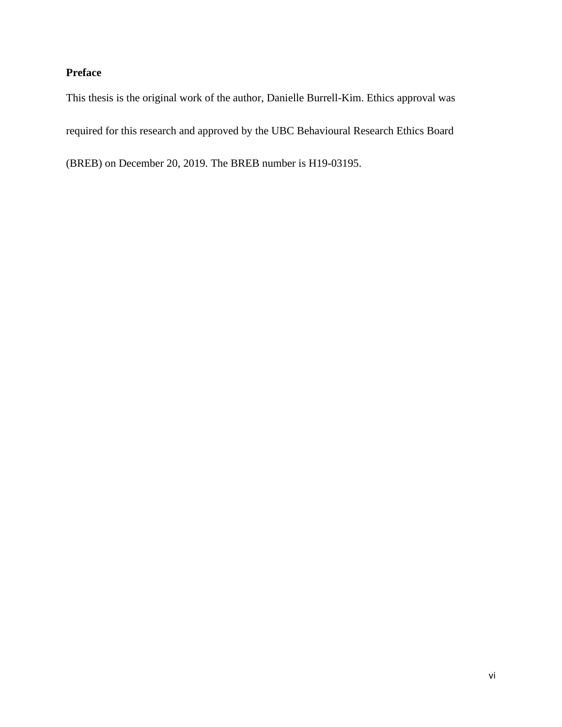## Preface

This thesis is the original work of the author, Danielle Burrell-Kim. Ethics approval was required for this research and approved by the UBC Behavioural Research Ethics Board (BREB) on December 20, 2019. The BREB number is H19-03195.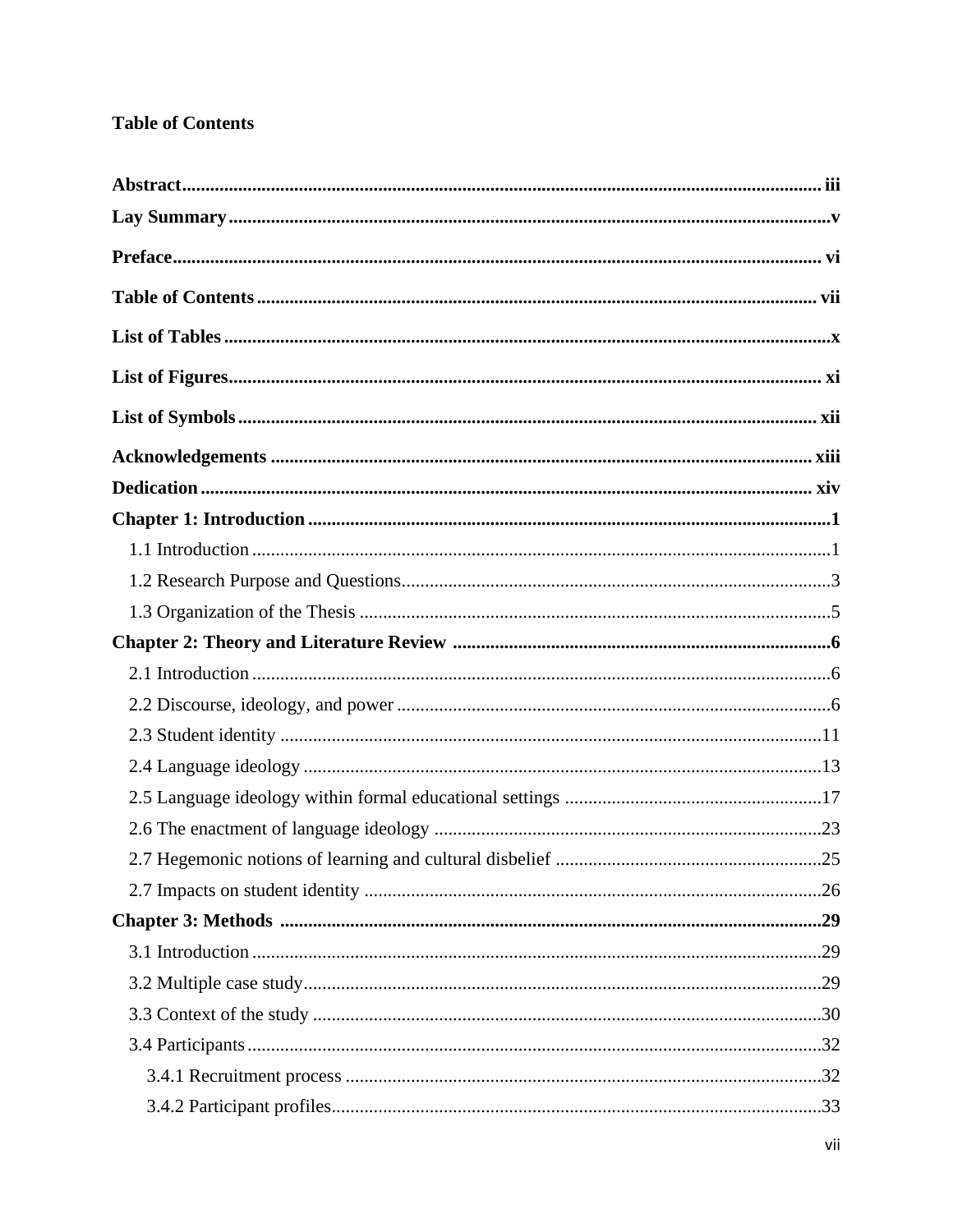**Table of Contents**

**Abstract** .................................................................................................................. iii

**Lay Summary** ............................................................................................................v

**Preface** ..................................................................................................................... vi

**Table of Contents** ................................................................................................... vii

**List of Tables** .............................................................................................................x

**List of Figures** .......................................................................................................... xi

**List of Symbols** ....................................................................................................... xii

**Acknowledgements** ................................................................................................ xiii

**Dedication** ............................................................................................................... xiv

**Chapter 1: Introduction** ..............................................................................................1

- 1.1 Introduction .........................................................................................................1
- 1.2 Research Purpose and Questions..........................................................................3
- 1.3 Organization of the Thesis ...................................................................................5

**Chapter 2: Theory and Literature Review** ..................................................................6

- 2.1 Introduction .........................................................................................................6
- 2.2 Discourse, ideology, and power ...........................................................................6
- 2.3 Student identity ..................................................................................................11
- 2.4 Language ideology .............................................................................................13
- 2.5 Language ideology within formal educational settings ......................................17
- 2.6 The enactment of language ideology .................................................................23
- 2.7 Hegemonic notions of learning and cultural disbelief ........................................25
- 2.7 Impacts on student identity ................................................................................26

**Chapter 3: Methods** ..................................................................................................29

- 3.1 Introduction ........................................................................................................29
- 3.2 Multiple case study.............................................................................................29
- 3.3 Context of the study ...........................................................................................30
- 3.4 Participants .........................................................................................................32
  - 3.4.1 Recruitment process .....................................................................................32
  - 3.4.2 Participant profiles........................................................................................33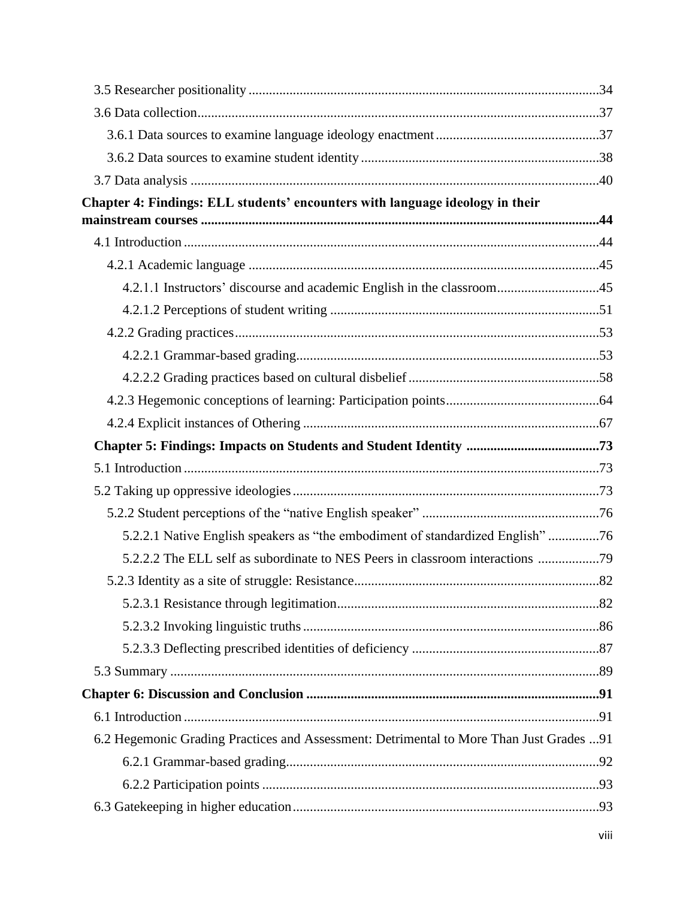3.5 Researcher positionality ....................................................................................................34

3.6 Data collection....................................................................................................................37

3.6.1 Data sources to examine language ideology enactment ...............................................37

3.6.2 Data sources to examine student identity .....................................................................38

3.7 Data analysis ......................................................................................................................40

**Chapter 4: Findings: ELL students' encounters with language ideology in their mainstream courses ...................................................................................................................44**

4.1 Introduction ........................................................................................................................44

4.2.1 Academic language .......................................................................................................45

4.2.1.1 Instructors' discourse and academic English in the classroom..............................45

4.2.1.2 Perceptions of student writing ..............................................................................51

4.2.2 Grading practices...........................................................................................................53

4.2.2.1 Grammar-based grading.........................................................................................53

4.2.2.2 Grading practices based on cultural disbelief ........................................................58

4.2.3 Hegemonic conceptions of learning: Participation points............................................64

4.2.4 Explicit instances of Othering .......................................................................................67

**Chapter 5: Findings: Impacts on Students and Student Identity .......................................73**

5.1 Introduction ........................................................................................................................73

5.2 Taking up oppressive ideologies .........................................................................................73

5.2.2 Student perceptions of the "native English speaker" ....................................................76

5.2.2.1 Native English speakers as "the embodiment of standardized English" ...............76

5.2.2.2 The ELL self as subordinate to NES Peers in classroom interactions ..................79

5.2.3 Identity as a site of struggle: Resistance.......................................................................82

5.2.3.1 Resistance through legitimation............................................................................82

5.2.3.2 Invoking linguistic truths .......................................................................................86

5.2.3.3 Deflecting prescribed identities of deficiency .......................................................87

5.3 Summary ............................................................................................................................89

**Chapter 6: Discussion and Conclusion .....................................................................................91**

6.1 Introduction ........................................................................................................................91

6.2 Hegemonic Grading Practices and Assessment: Detrimental to More Than Just Grades ...91

6.2.1 Grammar-based grading...........................................................................................92

6.2.2 Participation points ..................................................................................................93

6.3 Gatekeeping in higher education.........................................................................................93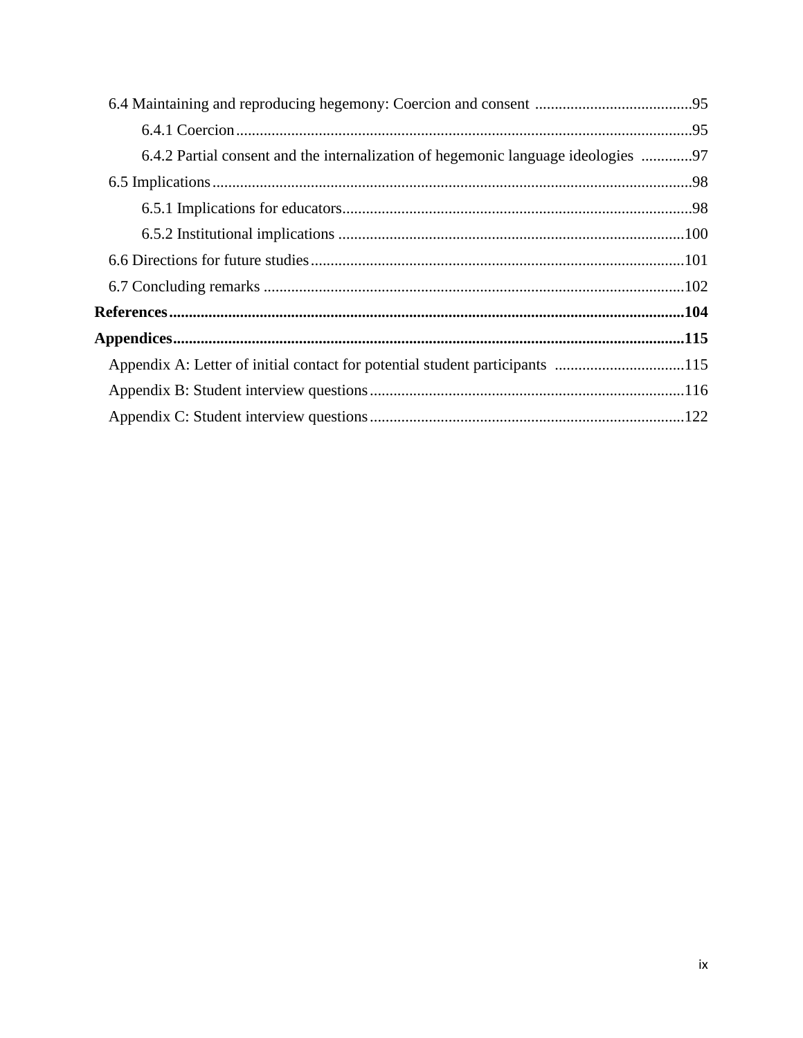6.4 Maintaining and reproducing hegemony: Coercion and consent ........................................95

6.4.1 Coercion..................................................................................................................95

6.4.2 Partial consent and the internalization of hegemonic language ideologies .............97

6.5 Implications.........................................................................................................................98

6.5.1 Implications for educators........................................................................................98

6.5.2 Institutional implications .......................................................................................100

6.6 Directions for future studies..............................................................................................101

6.7 Concluding remarks ..........................................................................................................102

**References.................................................................................................................................104**

**Appendices................................................................................................................................115**

Appendix A: Letter of initial contact for potential student participants .................................115

Appendix B: Student interview questions................................................................................116

Appendix C: Student interview questions................................................................................122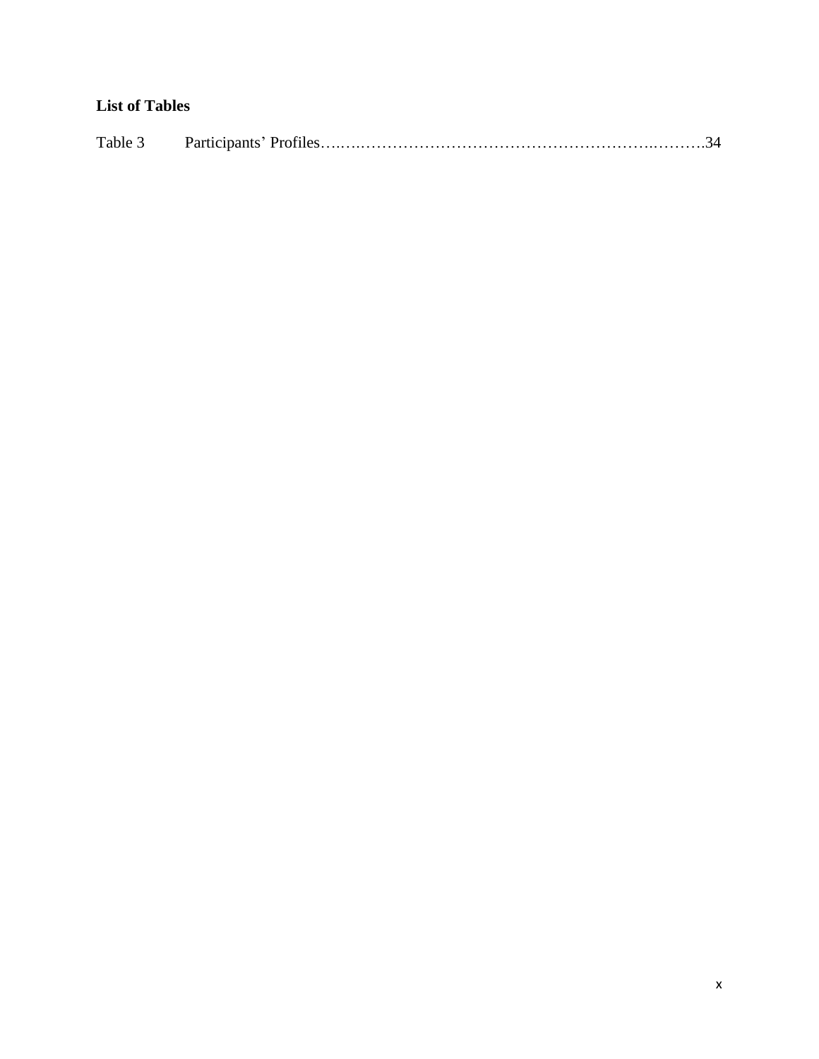**List of Tables**

Table 3 Participants' Profiles……………………………………………………………..……….34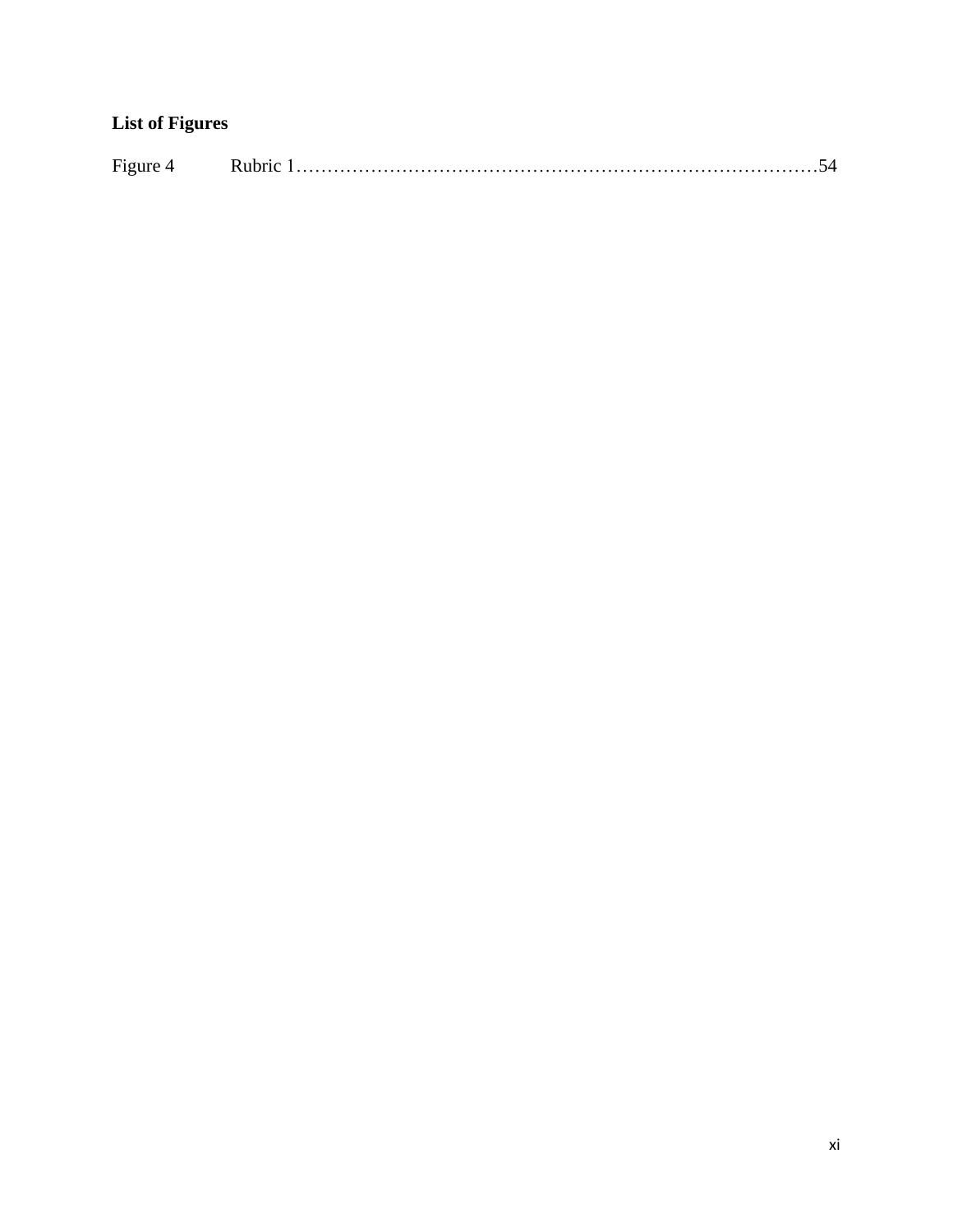**List of Figures**

Figure 4 Rubric 1……………………………………………………………………………54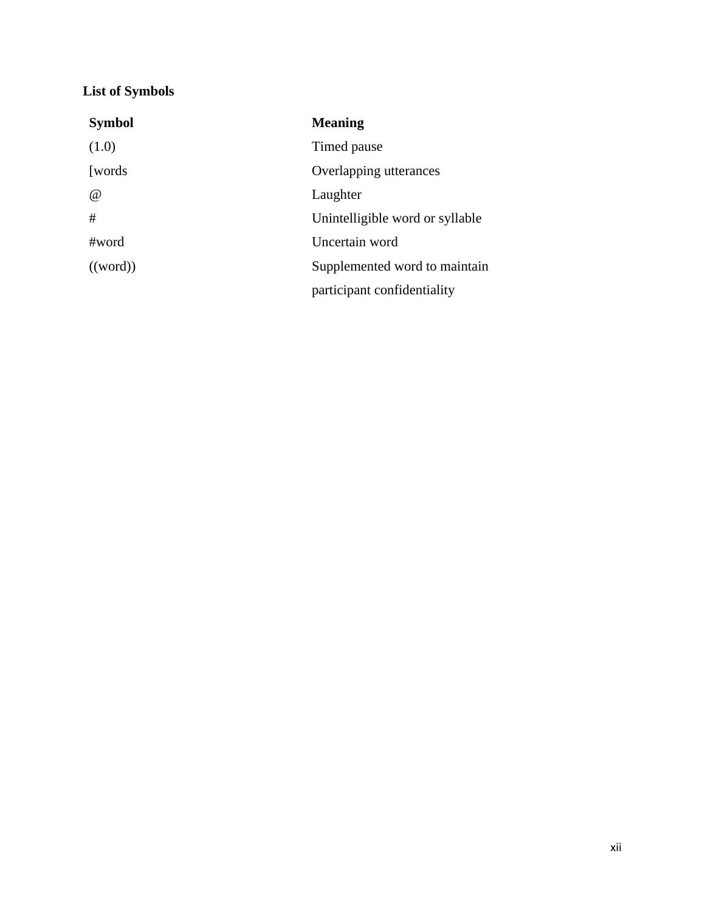**List of Symbols**

| Symbol | Meaning |
| --- | --- |
| (1.0) | Timed pause |
| [words | Overlapping utterances |
| @ | Laughter |
| # | Unintelligible word or syllable |
| #word | Uncertain word |
| ((word)) | Supplemented word to maintain participant confidentiality |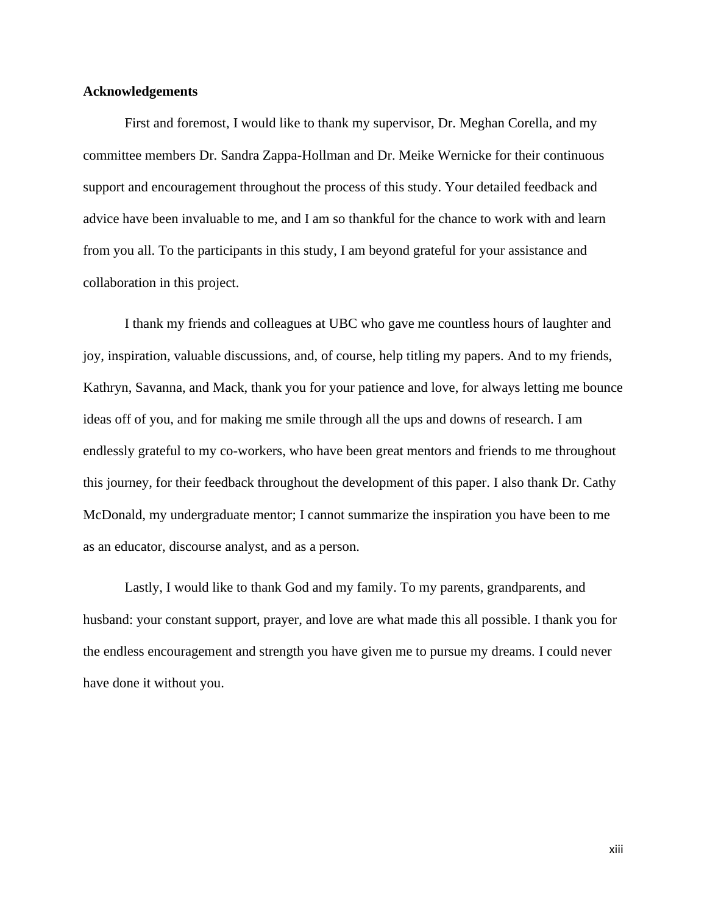## Acknowledgements

First and foremost, I would like to thank my supervisor, Dr. Meghan Corella, and my committee members Dr. Sandra Zappa-Hollman and Dr. Meike Wernicke for their continuous support and encouragement throughout the process of this study. Your detailed feedback and advice have been invaluable to me, and I am so thankful for the chance to work with and learn from you all. To the participants in this study, I am beyond grateful for your assistance and collaboration in this project.

I thank my friends and colleagues at UBC who gave me countless hours of laughter and joy, inspiration, valuable discussions, and, of course, help titling my papers. And to my friends, Kathryn, Savanna, and Mack, thank you for your patience and love, for always letting me bounce ideas off of you, and for making me smile through all the ups and downs of research. I am endlessly grateful to my co-workers, who have been great mentors and friends to me throughout this journey, for their feedback throughout the development of this paper. I also thank Dr. Cathy McDonald, my undergraduate mentor; I cannot summarize the inspiration you have been to me as an educator, discourse analyst, and as a person.

Lastly, I would like to thank God and my family. To my parents, grandparents, and husband: your constant support, prayer, and love are what made this all possible. I thank you for the endless encouragement and strength you have given me to pursue my dreams. I could never have done it without you.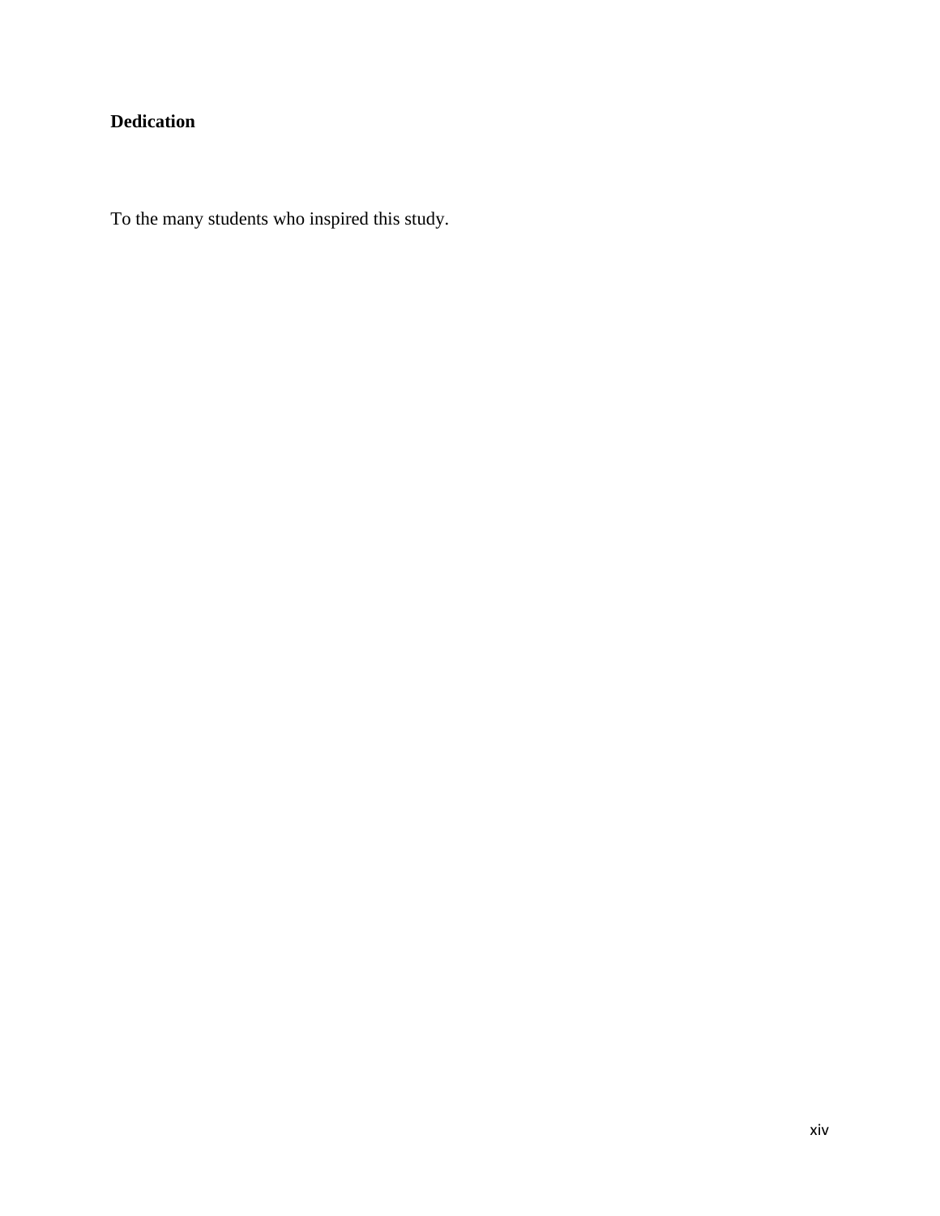**Dedication**

To the many students who inspired this study.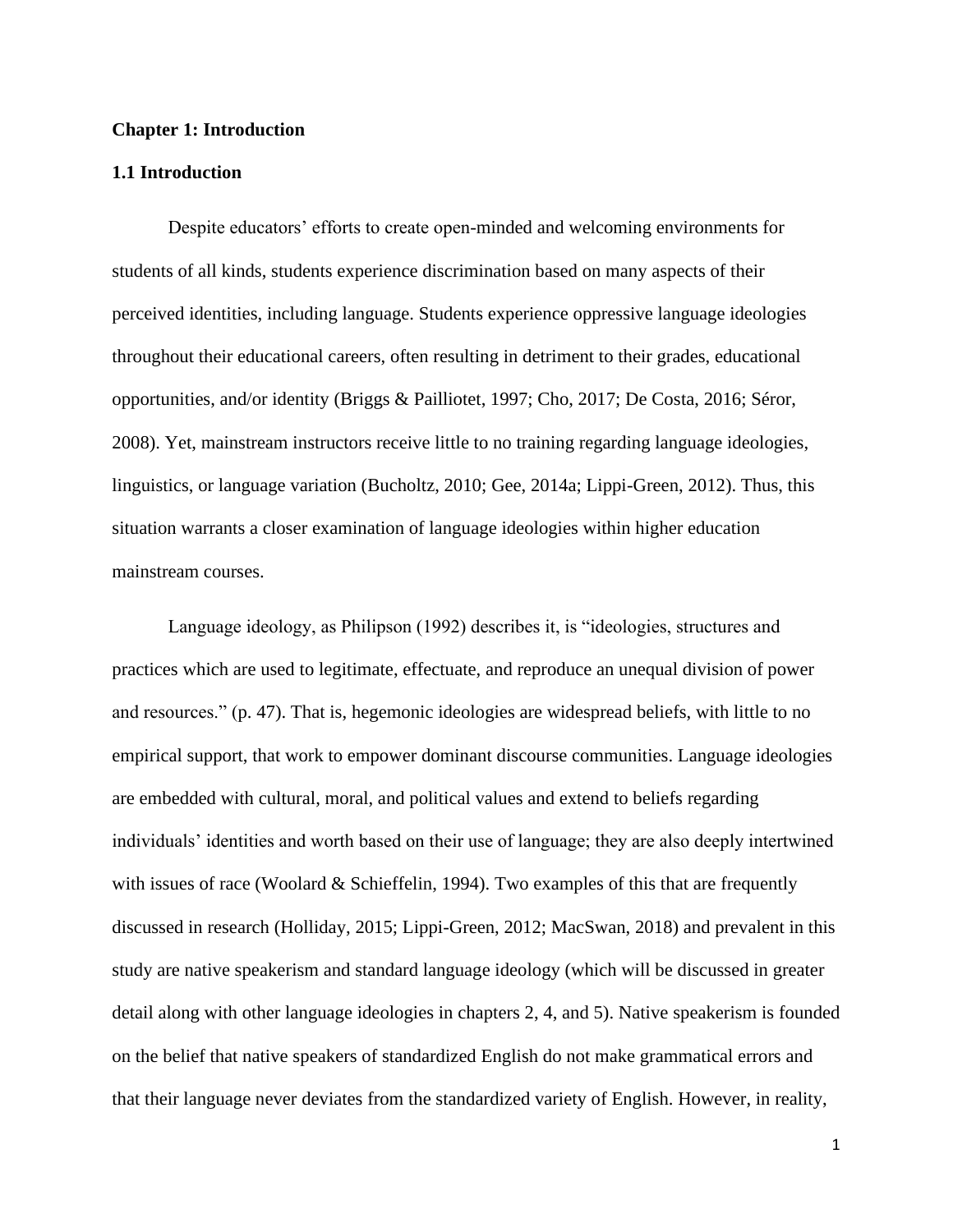# Chapter 1: Introduction

## 1.1 Introduction

Despite educators' efforts to create open-minded and welcoming environments for students of all kinds, students experience discrimination based on many aspects of their perceived identities, including language. Students experience oppressive language ideologies throughout their educational careers, often resulting in detriment to their grades, educational opportunities, and/or identity (Briggs & Pailliotet, 1997; Cho, 2017; De Costa, 2016; Séror, 2008). Yet, mainstream instructors receive little to no training regarding language ideologies, linguistics, or language variation (Bucholtz, 2010; Gee, 2014a; Lippi-Green, 2012). Thus, this situation warrants a closer examination of language ideologies within higher education mainstream courses.

Language ideology, as Philipson (1992) describes it, is "ideologies, structures and practices which are used to legitimate, effectuate, and reproduce an unequal division of power and resources." (p. 47). That is, hegemonic ideologies are widespread beliefs, with little to no empirical support, that work to empower dominant discourse communities. Language ideologies are embedded with cultural, moral, and political values and extend to beliefs regarding individuals' identities and worth based on their use of language; they are also deeply intertwined with issues of race (Woolard & Schieffelin, 1994). Two examples of this that are frequently discussed in research (Holliday, 2015; Lippi-Green, 2012; MacSwan, 2018) and prevalent in this study are native speakerism and standard language ideology (which will be discussed in greater detail along with other language ideologies in chapters 2, 4, and 5). Native speakerism is founded on the belief that native speakers of standardized English do not make grammatical errors and that their language never deviates from the standardized variety of English. However, in reality,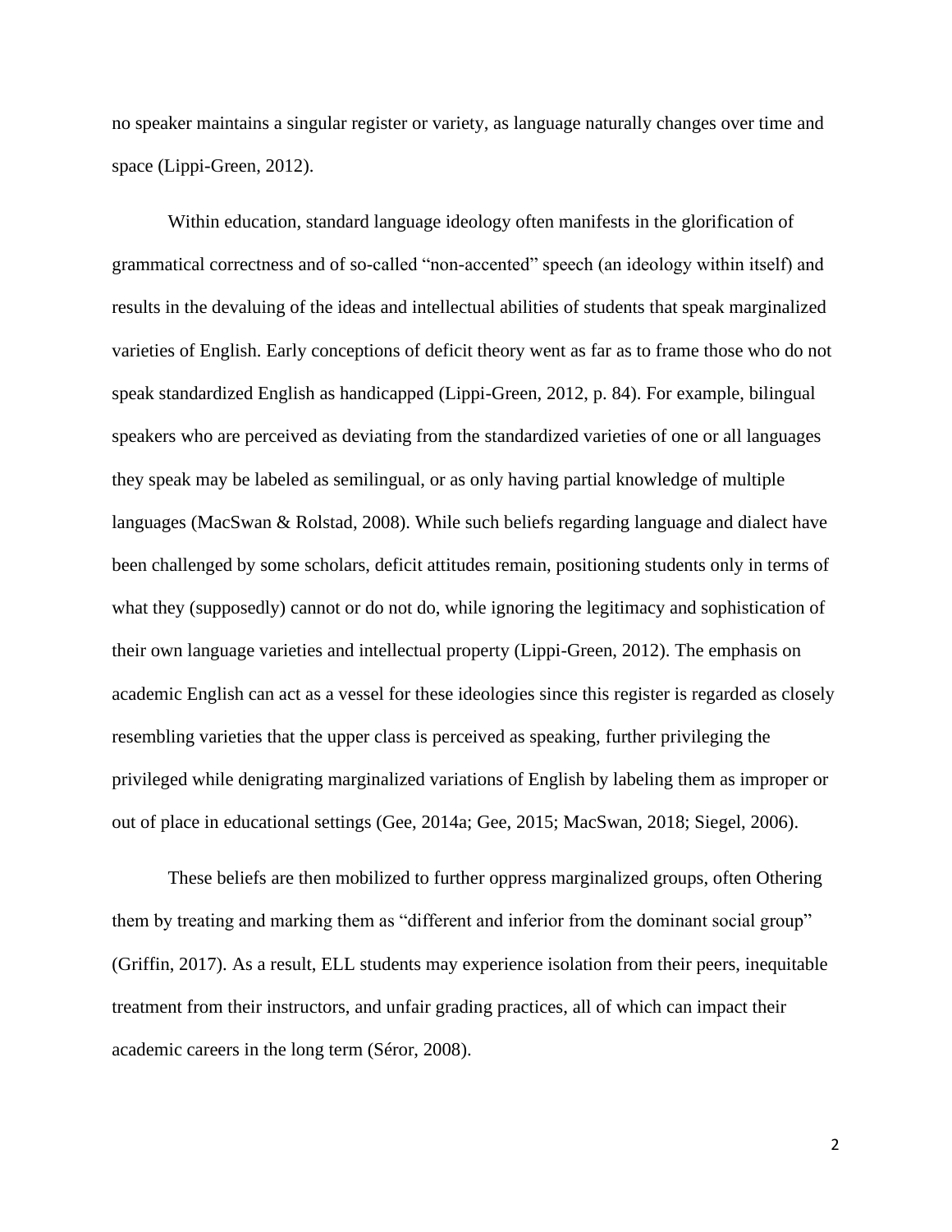no speaker maintains a singular register or variety, as language naturally changes over time and space (Lippi-Green, 2012).

Within education, standard language ideology often manifests in the glorification of grammatical correctness and of so-called "non-accented" speech (an ideology within itself) and results in the devaluing of the ideas and intellectual abilities of students that speak marginalized varieties of English. Early conceptions of deficit theory went as far as to frame those who do not speak standardized English as handicapped (Lippi-Green, 2012, p. 84). For example, bilingual speakers who are perceived as deviating from the standardized varieties of one or all languages they speak may be labeled as semilingual, or as only having partial knowledge of multiple languages (MacSwan & Rolstad, 2008). While such beliefs regarding language and dialect have been challenged by some scholars, deficit attitudes remain, positioning students only in terms of what they (supposedly) cannot or do not do, while ignoring the legitimacy and sophistication of their own language varieties and intellectual property (Lippi-Green, 2012). The emphasis on academic English can act as a vessel for these ideologies since this register is regarded as closely resembling varieties that the upper class is perceived as speaking, further privileging the privileged while denigrating marginalized variations of English by labeling them as improper or out of place in educational settings (Gee, 2014a; Gee, 2015; MacSwan, 2018; Siegel, 2006).

These beliefs are then mobilized to further oppress marginalized groups, often Othering them by treating and marking them as "different and inferior from the dominant social group" (Griffin, 2017). As a result, ELL students may experience isolation from their peers, inequitable treatment from their instructors, and unfair grading practices, all of which can impact their academic careers in the long term (Séror, 2008).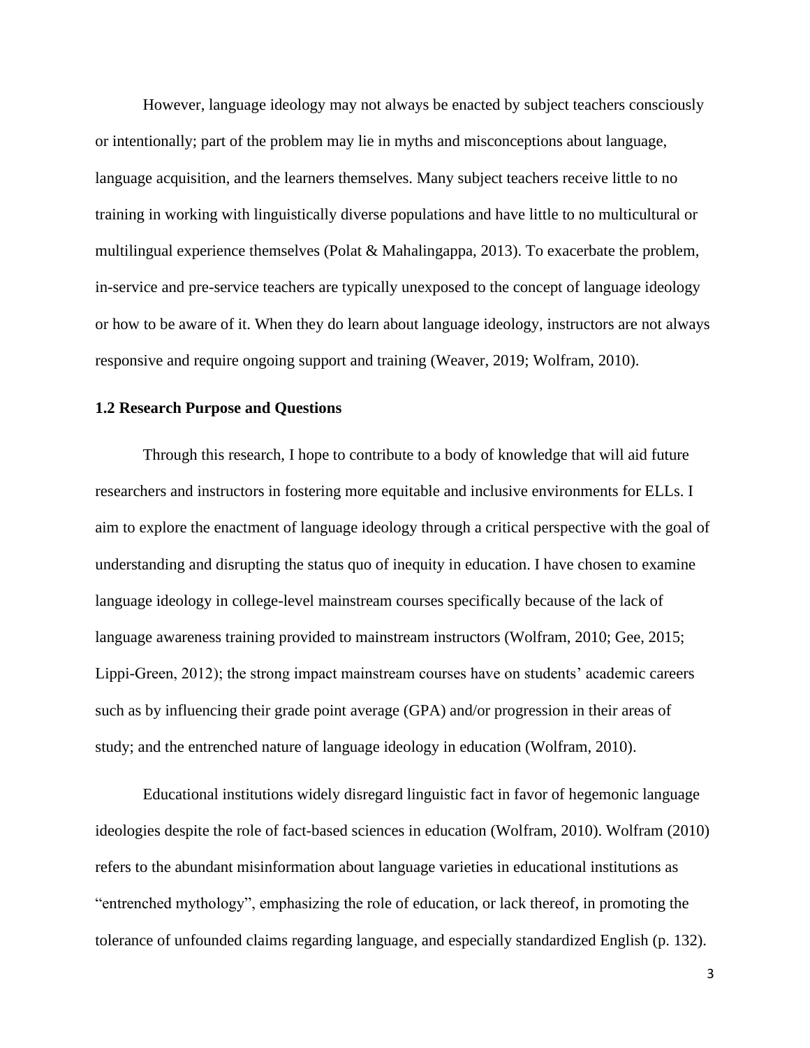However, language ideology may not always be enacted by subject teachers consciously or intentionally; part of the problem may lie in myths and misconceptions about language, language acquisition, and the learners themselves. Many subject teachers receive little to no training in working with linguistically diverse populations and have little to no multicultural or multilingual experience themselves (Polat & Mahalingappa, 2013). To exacerbate the problem, in-service and pre-service teachers are typically unexposed to the concept of language ideology or how to be aware of it. When they do learn about language ideology, instructors are not always responsive and require ongoing support and training (Weaver, 2019; Wolfram, 2010).

### 1.2 Research Purpose and Questions

Through this research, I hope to contribute to a body of knowledge that will aid future researchers and instructors in fostering more equitable and inclusive environments for ELLs. I aim to explore the enactment of language ideology through a critical perspective with the goal of understanding and disrupting the status quo of inequity in education. I have chosen to examine language ideology in college-level mainstream courses specifically because of the lack of language awareness training provided to mainstream instructors (Wolfram, 2010; Gee, 2015; Lippi-Green, 2012); the strong impact mainstream courses have on students' academic careers such as by influencing their grade point average (GPA) and/or progression in their areas of study; and the entrenched nature of language ideology in education (Wolfram, 2010).

Educational institutions widely disregard linguistic fact in favor of hegemonic language ideologies despite the role of fact-based sciences in education (Wolfram, 2010). Wolfram (2010) refers to the abundant misinformation about language varieties in educational institutions as "entrenched mythology", emphasizing the role of education, or lack thereof, in promoting the tolerance of unfounded claims regarding language, and especially standardized English (p. 132).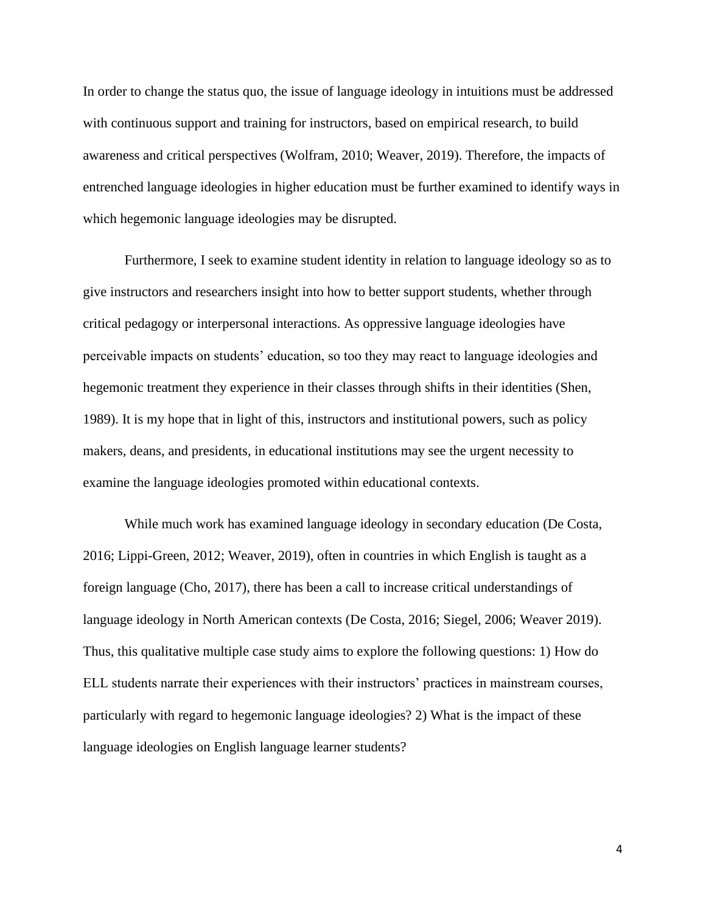In order to change the status quo, the issue of language ideology in intuitions must be addressed with continuous support and training for instructors, based on empirical research, to build awareness and critical perspectives (Wolfram, 2010; Weaver, 2019). Therefore, the impacts of entrenched language ideologies in higher education must be further examined to identify ways in which hegemonic language ideologies may be disrupted.

Furthermore, I seek to examine student identity in relation to language ideology so as to give instructors and researchers insight into how to better support students, whether through critical pedagogy or interpersonal interactions. As oppressive language ideologies have perceivable impacts on students' education, so too they may react to language ideologies and hegemonic treatment they experience in their classes through shifts in their identities (Shen, 1989). It is my hope that in light of this, instructors and institutional powers, such as policy makers, deans, and presidents, in educational institutions may see the urgent necessity to examine the language ideologies promoted within educational contexts.

While much work has examined language ideology in secondary education (De Costa, 2016; Lippi-Green, 2012; Weaver, 2019), often in countries in which English is taught as a foreign language (Cho, 2017), there has been a call to increase critical understandings of language ideology in North American contexts (De Costa, 2016; Siegel, 2006; Weaver 2019). Thus, this qualitative multiple case study aims to explore the following questions: 1) How do ELL students narrate their experiences with their instructors' practices in mainstream courses, particularly with regard to hegemonic language ideologies? 2) What is the impact of these language ideologies on English language learner students?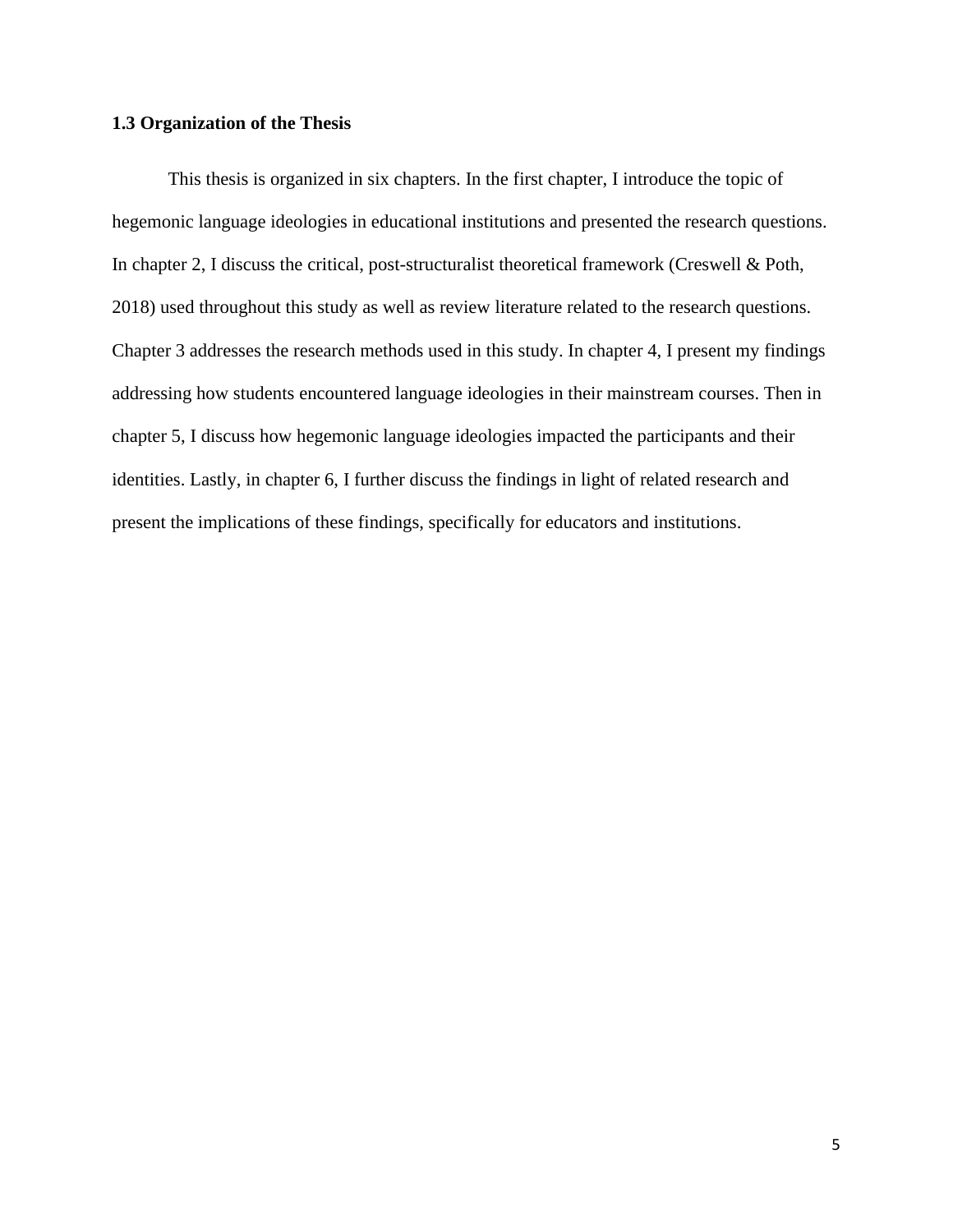### 1.3 Organization of the Thesis

This thesis is organized in six chapters. In the first chapter, I introduce the topic of hegemonic language ideologies in educational institutions and presented the research questions. In chapter 2, I discuss the critical, post-structuralist theoretical framework (Creswell & Poth, 2018) used throughout this study as well as review literature related to the research questions. Chapter 3 addresses the research methods used in this study. In chapter 4, I present my findings addressing how students encountered language ideologies in their mainstream courses. Then in chapter 5, I discuss how hegemonic language ideologies impacted the participants and their identities. Lastly, in chapter 6, I further discuss the findings in light of related research and present the implications of these findings, specifically for educators and institutions.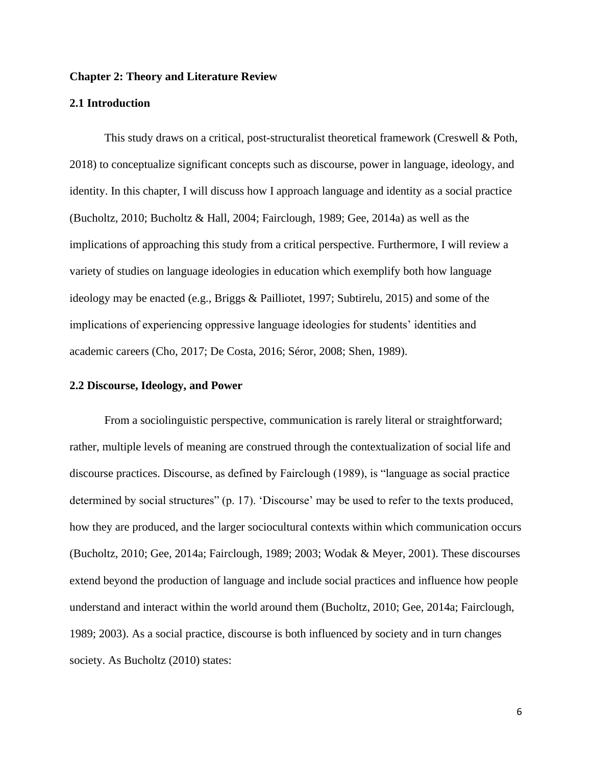## Chapter 2: Theory and Literature Review

### 2.1 Introduction

This study draws on a critical, post-structuralist theoretical framework (Creswell & Poth, 2018) to conceptualize significant concepts such as discourse, power in language, ideology, and identity. In this chapter, I will discuss how I approach language and identity as a social practice (Bucholtz, 2010; Bucholtz & Hall, 2004; Fairclough, 1989; Gee, 2014a) as well as the implications of approaching this study from a critical perspective. Furthermore, I will review a variety of studies on language ideologies in education which exemplify both how language ideology may be enacted (e.g., Briggs & Pailliotet, 1997; Subtirelu, 2015) and some of the implications of experiencing oppressive language ideologies for students' identities and academic careers (Cho, 2017; De Costa, 2016; Séror, 2008; Shen, 1989).

### 2.2 Discourse, Ideology, and Power

From a sociolinguistic perspective, communication is rarely literal or straightforward; rather, multiple levels of meaning are construed through the contextualization of social life and discourse practices. Discourse, as defined by Fairclough (1989), is "language as social practice determined by social structures" (p. 17). 'Discourse' may be used to refer to the texts produced, how they are produced, and the larger sociocultural contexts within which communication occurs (Bucholtz, 2010; Gee, 2014a; Fairclough, 1989; 2003; Wodak & Meyer, 2001). These discourses extend beyond the production of language and include social practices and influence how people understand and interact within the world around them (Bucholtz, 2010; Gee, 2014a; Fairclough, 1989; 2003). As a social practice, discourse is both influenced by society and in turn changes society. As Bucholtz (2010) states: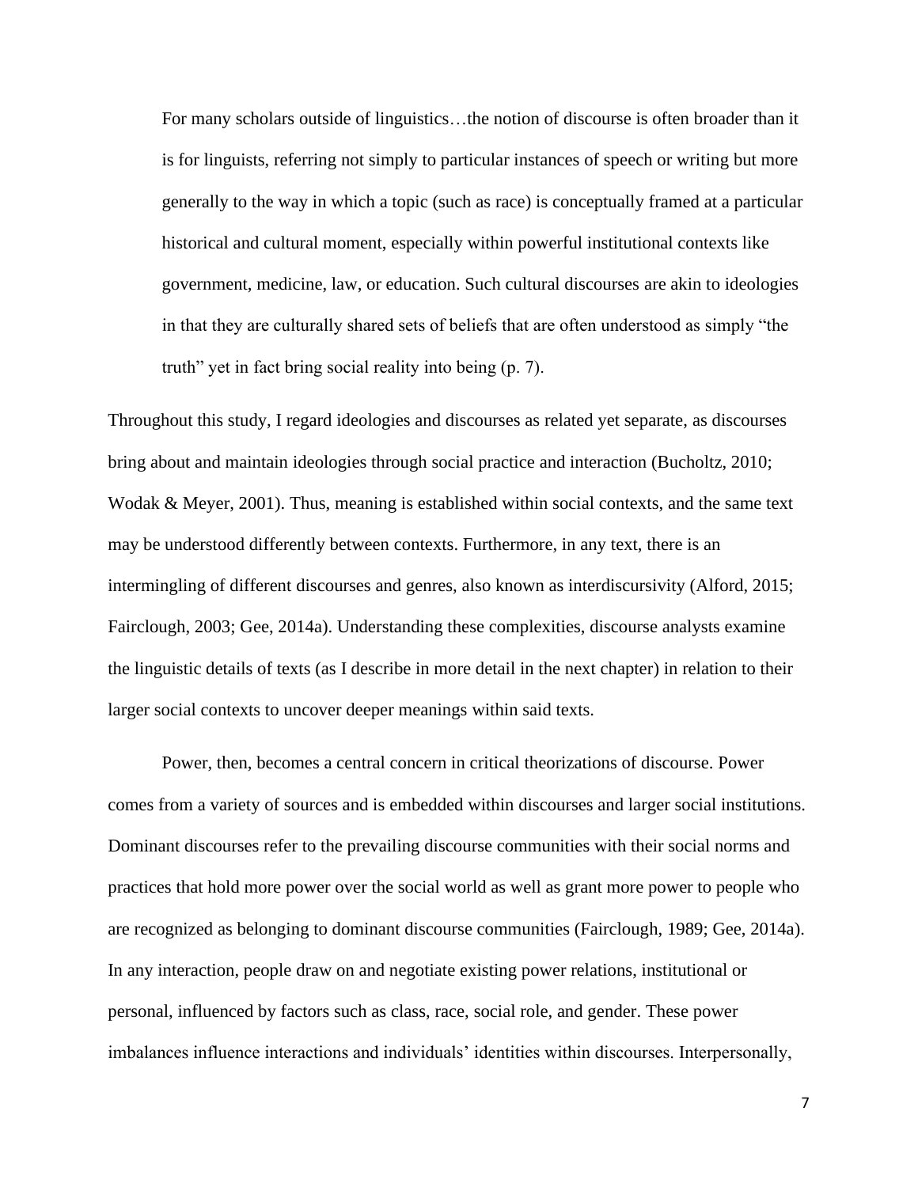> For many scholars outside of linguistics…the notion of discourse is often broader than it is for linguists, referring not simply to particular instances of speech or writing but more generally to the way in which a topic (such as race) is conceptually framed at a particular historical and cultural moment, especially within powerful institutional contexts like government, medicine, law, or education. Such cultural discourses are akin to ideologies in that they are culturally shared sets of beliefs that are often understood as simply "the truth" yet in fact bring social reality into being (p. 7).

Throughout this study, I regard ideologies and discourses as related yet separate, as discourses bring about and maintain ideologies through social practice and interaction (Bucholtz, 2010; Wodak & Meyer, 2001). Thus, meaning is established within social contexts, and the same text may be understood differently between contexts. Furthermore, in any text, there is an intermingling of different discourses and genres, also known as interdiscursivity (Alford, 2015; Fairclough, 2003; Gee, 2014a). Understanding these complexities, discourse analysts examine the linguistic details of texts (as I describe in more detail in the next chapter) in relation to their larger social contexts to uncover deeper meanings within said texts.

Power, then, becomes a central concern in critical theorizations of discourse. Power comes from a variety of sources and is embedded within discourses and larger social institutions. Dominant discourses refer to the prevailing discourse communities with their social norms and practices that hold more power over the social world as well as grant more power to people who are recognized as belonging to dominant discourse communities (Fairclough, 1989; Gee, 2014a). In any interaction, people draw on and negotiate existing power relations, institutional or personal, influenced by factors such as class, race, social role, and gender. These power imbalances influence interactions and individuals' identities within discourses. Interpersonally,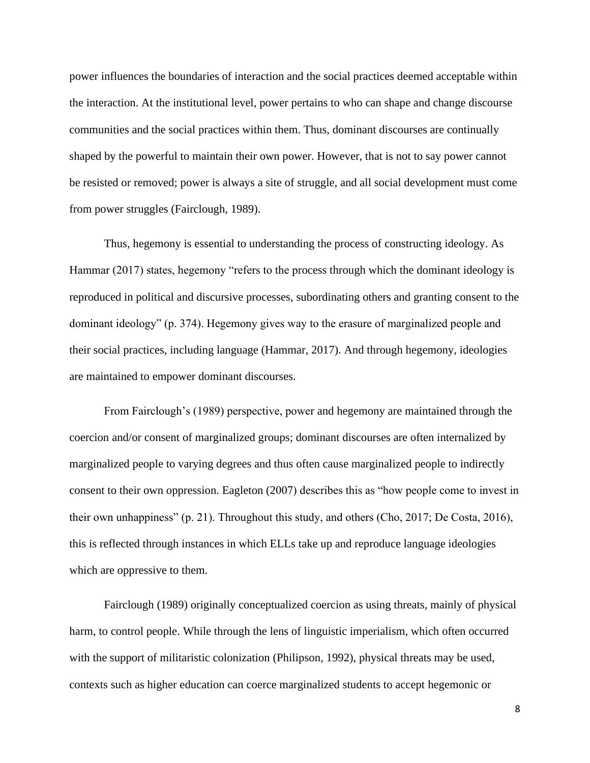power influences the boundaries of interaction and the social practices deemed acceptable within the interaction. At the institutional level, power pertains to who can shape and change discourse communities and the social practices within them. Thus, dominant discourses are continually shaped by the powerful to maintain their own power. However, that is not to say power cannot be resisted or removed; power is always a site of struggle, and all social development must come from power struggles (Fairclough, 1989).

Thus, hegemony is essential to understanding the process of constructing ideology. As Hammar (2017) states, hegemony "refers to the process through which the dominant ideology is reproduced in political and discursive processes, subordinating others and granting consent to the dominant ideology" (p. 374). Hegemony gives way to the erasure of marginalized people and their social practices, including language (Hammar, 2017). And through hegemony, ideologies are maintained to empower dominant discourses.

From Fairclough's (1989) perspective, power and hegemony are maintained through the coercion and/or consent of marginalized groups; dominant discourses are often internalized by marginalized people to varying degrees and thus often cause marginalized people to indirectly consent to their own oppression. Eagleton (2007) describes this as "how people come to invest in their own unhappiness" (p. 21). Throughout this study, and others (Cho, 2017; De Costa, 2016), this is reflected through instances in which ELLs take up and reproduce language ideologies which are oppressive to them.

Fairclough (1989) originally conceptualized coercion as using threats, mainly of physical harm, to control people. While through the lens of linguistic imperialism, which often occurred with the support of militaristic colonization (Philipson, 1992), physical threats may be used, contexts such as higher education can coerce marginalized students to accept hegemonic or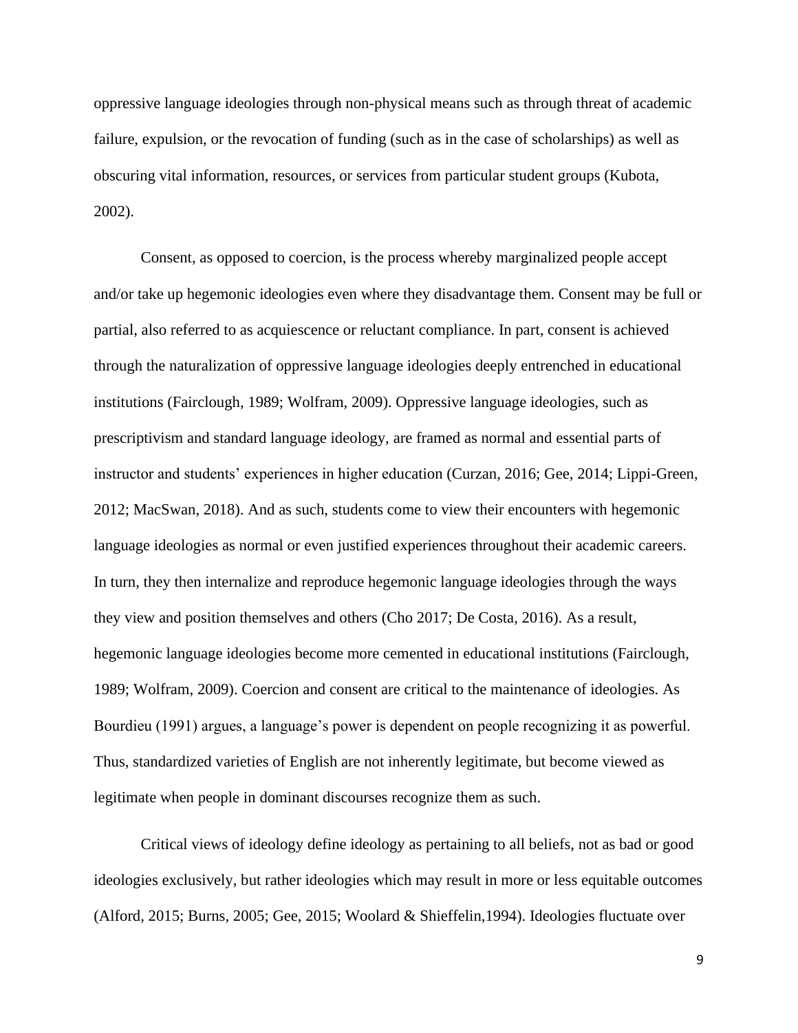oppressive language ideologies through non-physical means such as through threat of academic failure, expulsion, or the revocation of funding (such as in the case of scholarships) as well as obscuring vital information, resources, or services from particular student groups (Kubota, 2002).

Consent, as opposed to coercion, is the process whereby marginalized people accept and/or take up hegemonic ideologies even where they disadvantage them. Consent may be full or partial, also referred to as acquiescence or reluctant compliance. In part, consent is achieved through the naturalization of oppressive language ideologies deeply entrenched in educational institutions (Fairclough, 1989; Wolfram, 2009). Oppressive language ideologies, such as prescriptivism and standard language ideology, are framed as normal and essential parts of instructor and students' experiences in higher education (Curzan, 2016; Gee, 2014; Lippi-Green, 2012; MacSwan, 2018). And as such, students come to view their encounters with hegemonic language ideologies as normal or even justified experiences throughout their academic careers. In turn, they then internalize and reproduce hegemonic language ideologies through the ways they view and position themselves and others (Cho 2017; De Costa, 2016). As a result, hegemonic language ideologies become more cemented in educational institutions (Fairclough, 1989; Wolfram, 2009). Coercion and consent are critical to the maintenance of ideologies. As Bourdieu (1991) argues, a language's power is dependent on people recognizing it as powerful. Thus, standardized varieties of English are not inherently legitimate, but become viewed as legitimate when people in dominant discourses recognize them as such.

Critical views of ideology define ideology as pertaining to all beliefs, not as bad or good ideologies exclusively, but rather ideologies which may result in more or less equitable outcomes (Alford, 2015; Burns, 2005; Gee, 2015; Woolard & Shieffelin,1994). Ideologies fluctuate over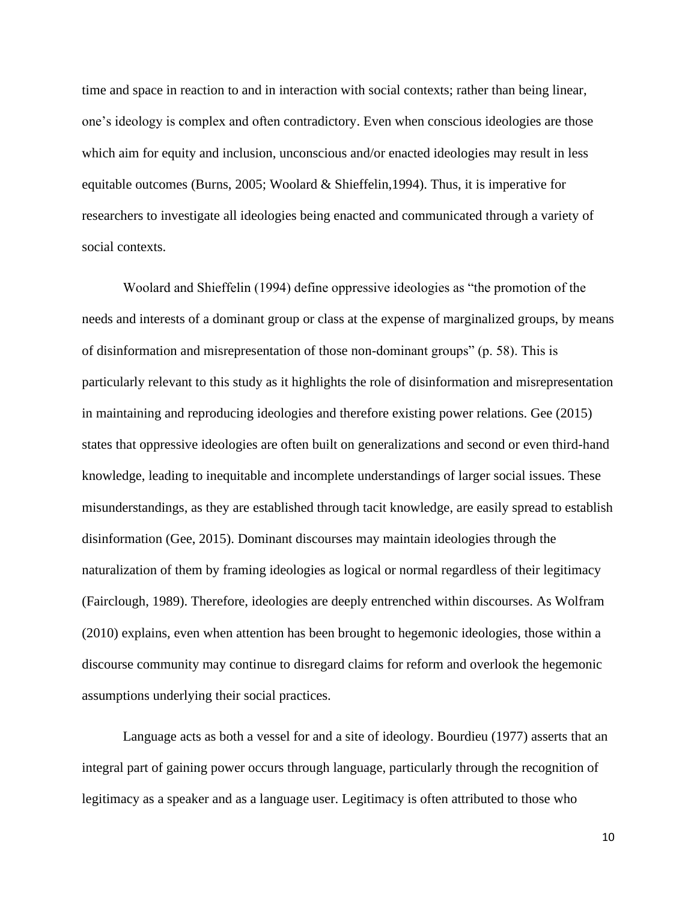time and space in reaction to and in interaction with social contexts; rather than being linear, one's ideology is complex and often contradictory. Even when conscious ideologies are those which aim for equity and inclusion, unconscious and/or enacted ideologies may result in less equitable outcomes (Burns, 2005; Woolard & Shieffelin,1994). Thus, it is imperative for researchers to investigate all ideologies being enacted and communicated through a variety of social contexts.

Woolard and Shieffelin (1994) define oppressive ideologies as "the promotion of the needs and interests of a dominant group or class at the expense of marginalized groups, by means of disinformation and misrepresentation of those non-dominant groups" (p. 58). This is particularly relevant to this study as it highlights the role of disinformation and misrepresentation in maintaining and reproducing ideologies and therefore existing power relations. Gee (2015) states that oppressive ideologies are often built on generalizations and second or even third-hand knowledge, leading to inequitable and incomplete understandings of larger social issues. These misunderstandings, as they are established through tacit knowledge, are easily spread to establish disinformation (Gee, 2015). Dominant discourses may maintain ideologies through the naturalization of them by framing ideologies as logical or normal regardless of their legitimacy (Fairclough, 1989). Therefore, ideologies are deeply entrenched within discourses. As Wolfram (2010) explains, even when attention has been brought to hegemonic ideologies, those within a discourse community may continue to disregard claims for reform and overlook the hegemonic assumptions underlying their social practices.

Language acts as both a vessel for and a site of ideology. Bourdieu (1977) asserts that an integral part of gaining power occurs through language, particularly through the recognition of legitimacy as a speaker and as a language user. Legitimacy is often attributed to those who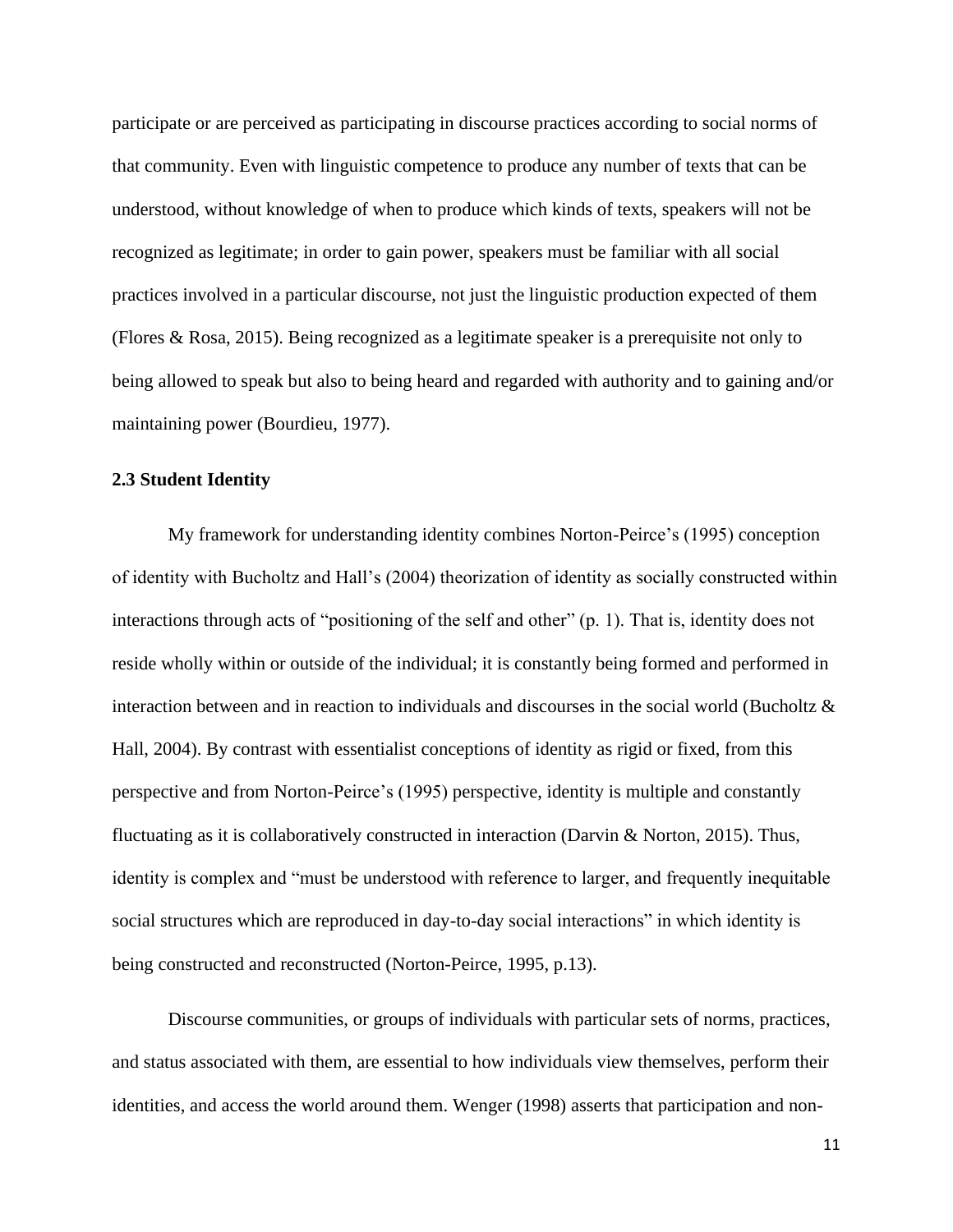participate or are perceived as participating in discourse practices according to social norms of that community. Even with linguistic competence to produce any number of texts that can be understood, without knowledge of when to produce which kinds of texts, speakers will not be recognized as legitimate; in order to gain power, speakers must be familiar with all social practices involved in a particular discourse, not just the linguistic production expected of them (Flores & Rosa, 2015). Being recognized as a legitimate speaker is a prerequisite not only to being allowed to speak but also to being heard and regarded with authority and to gaining and/or maintaining power (Bourdieu, 1977).

### 2.3 Student Identity

My framework for understanding identity combines Norton-Peirce's (1995) conception of identity with Bucholtz and Hall's (2004) theorization of identity as socially constructed within interactions through acts of "positioning of the self and other" (p. 1). That is, identity does not reside wholly within or outside of the individual; it is constantly being formed and performed in interaction between and in reaction to individuals and discourses in the social world (Bucholtz & Hall, 2004). By contrast with essentialist conceptions of identity as rigid or fixed, from this perspective and from Norton-Peirce's (1995) perspective, identity is multiple and constantly fluctuating as it is collaboratively constructed in interaction (Darvin & Norton, 2015). Thus, identity is complex and "must be understood with reference to larger, and frequently inequitable social structures which are reproduced in day-to-day social interactions" in which identity is being constructed and reconstructed (Norton-Peirce, 1995, p.13).

Discourse communities, or groups of individuals with particular sets of norms, practices, and status associated with them, are essential to how individuals view themselves, perform their identities, and access the world around them. Wenger (1998) asserts that participation and non-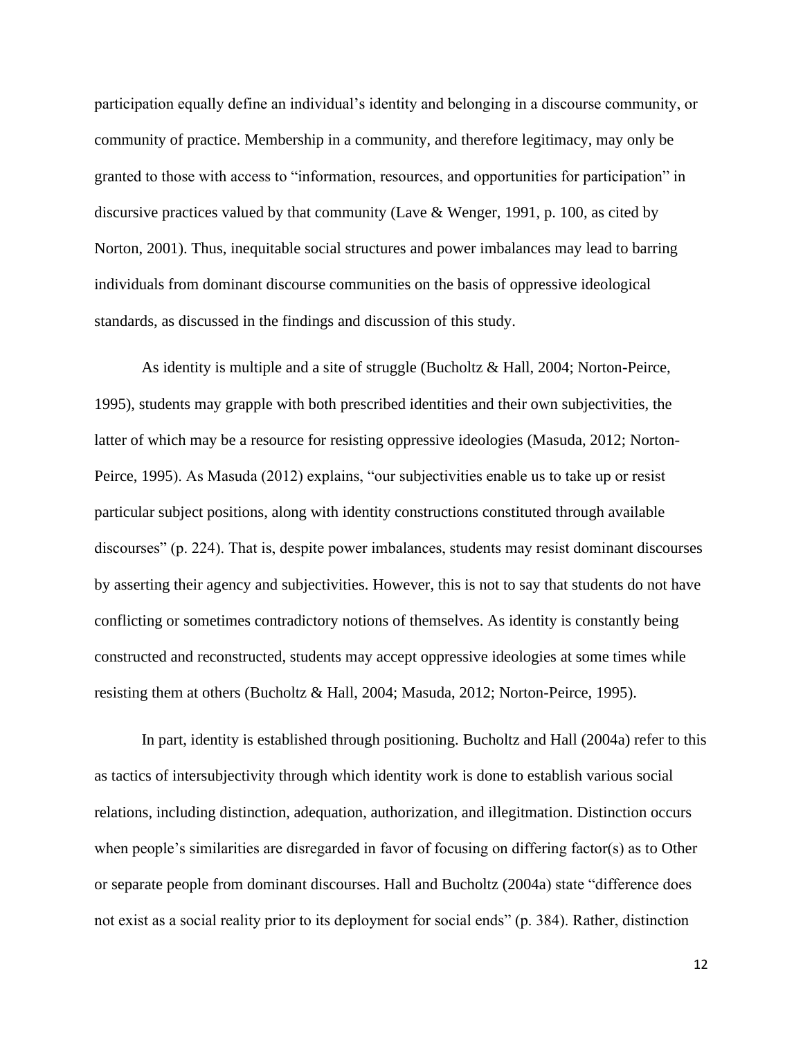participation equally define an individual's identity and belonging in a discourse community, or community of practice. Membership in a community, and therefore legitimacy, may only be granted to those with access to "information, resources, and opportunities for participation" in discursive practices valued by that community (Lave & Wenger, 1991, p. 100, as cited by Norton, 2001). Thus, inequitable social structures and power imbalances may lead to barring individuals from dominant discourse communities on the basis of oppressive ideological standards, as discussed in the findings and discussion of this study.

As identity is multiple and a site of struggle (Bucholtz & Hall, 2004; Norton-Peirce, 1995), students may grapple with both prescribed identities and their own subjectivities, the latter of which may be a resource for resisting oppressive ideologies (Masuda, 2012; Norton-Peirce, 1995). As Masuda (2012) explains, "our subjectivities enable us to take up or resist particular subject positions, along with identity constructions constituted through available discourses" (p. 224). That is, despite power imbalances, students may resist dominant discourses by asserting their agency and subjectivities. However, this is not to say that students do not have conflicting or sometimes contradictory notions of themselves. As identity is constantly being constructed and reconstructed, students may accept oppressive ideologies at some times while resisting them at others (Bucholtz & Hall, 2004; Masuda, 2012; Norton-Peirce, 1995).

In part, identity is established through positioning. Bucholtz and Hall (2004a) refer to this as tactics of intersubjectivity through which identity work is done to establish various social relations, including distinction, adequation, authorization, and illegitmation. Distinction occurs when people's similarities are disregarded in favor of focusing on differing factor(s) as to Other or separate people from dominant discourses. Hall and Bucholtz (2004a) state "difference does not exist as a social reality prior to its deployment for social ends" (p. 384). Rather, distinction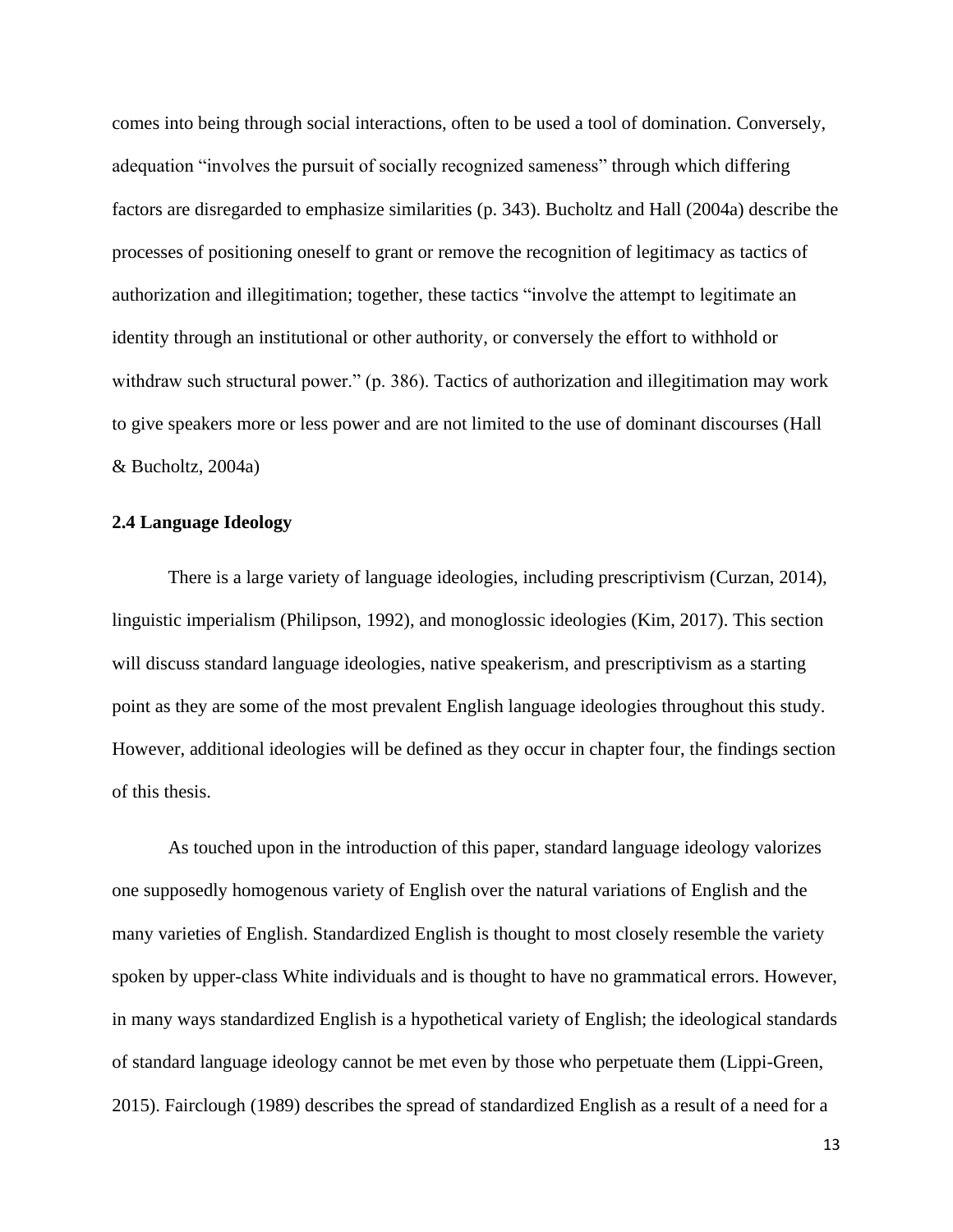comes into being through social interactions, often to be used a tool of domination. Conversely, adequation "involves the pursuit of socially recognized sameness" through which differing factors are disregarded to emphasize similarities (p. 343). Bucholtz and Hall (2004a) describe the processes of positioning oneself to grant or remove the recognition of legitimacy as tactics of authorization and illegitimation; together, these tactics "involve the attempt to legitimate an identity through an institutional or other authority, or conversely the effort to withhold or withdraw such structural power." (p. 386). Tactics of authorization and illegitimation may work to give speakers more or less power and are not limited to the use of dominant discourses (Hall & Bucholtz, 2004a)

### 2.4 Language Ideology

There is a large variety of language ideologies, including prescriptivism (Curzan, 2014), linguistic imperialism (Philipson, 1992), and monoglossic ideologies (Kim, 2017). This section will discuss standard language ideologies, native speakerism, and prescriptivism as a starting point as they are some of the most prevalent English language ideologies throughout this study. However, additional ideologies will be defined as they occur in chapter four, the findings section of this thesis.

As touched upon in the introduction of this paper, standard language ideology valorizes one supposedly homogenous variety of English over the natural variations of English and the many varieties of English. Standardized English is thought to most closely resemble the variety spoken by upper-class White individuals and is thought to have no grammatical errors. However, in many ways standardized English is a hypothetical variety of English; the ideological standards of standard language ideology cannot be met even by those who perpetuate them (Lippi-Green, 2015). Fairclough (1989) describes the spread of standardized English as a result of a need for a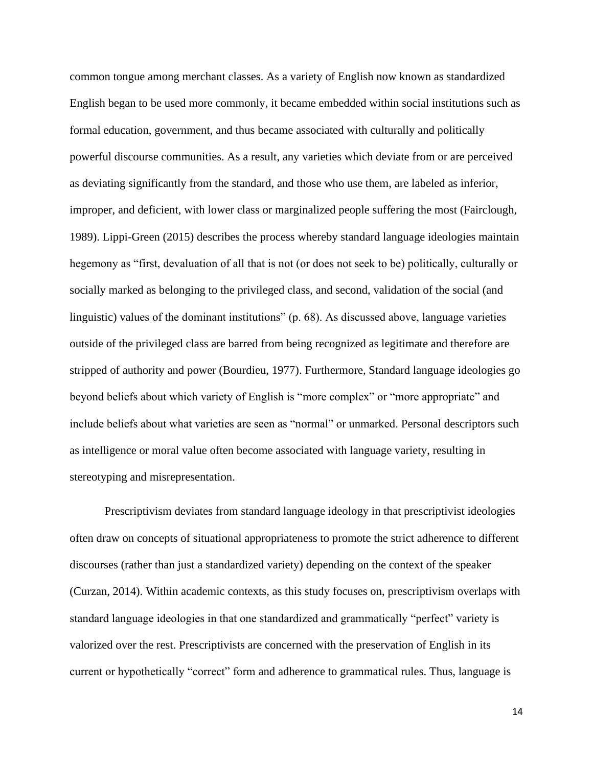common tongue among merchant classes. As a variety of English now known as standardized English began to be used more commonly, it became embedded within social institutions such as formal education, government, and thus became associated with culturally and politically powerful discourse communities. As a result, any varieties which deviate from or are perceived as deviating significantly from the standard, and those who use them, are labeled as inferior, improper, and deficient, with lower class or marginalized people suffering the most (Fairclough, 1989). Lippi-Green (2015) describes the process whereby standard language ideologies maintain hegemony as "first, devaluation of all that is not (or does not seek to be) politically, culturally or socially marked as belonging to the privileged class, and second, validation of the social (and linguistic) values of the dominant institutions" (p. 68). As discussed above, language varieties outside of the privileged class are barred from being recognized as legitimate and therefore are stripped of authority and power (Bourdieu, 1977). Furthermore, Standard language ideologies go beyond beliefs about which variety of English is "more complex" or "more appropriate" and include beliefs about what varieties are seen as "normal" or unmarked. Personal descriptors such as intelligence or moral value often become associated with language variety, resulting in stereotyping and misrepresentation.

Prescriptivism deviates from standard language ideology in that prescriptivist ideologies often draw on concepts of situational appropriateness to promote the strict adherence to different discourses (rather than just a standardized variety) depending on the context of the speaker (Curzan, 2014). Within academic contexts, as this study focuses on, prescriptivism overlaps with standard language ideologies in that one standardized and grammatically "perfect" variety is valorized over the rest. Prescriptivists are concerned with the preservation of English in its current or hypothetically "correct" form and adherence to grammatical rules. Thus, language is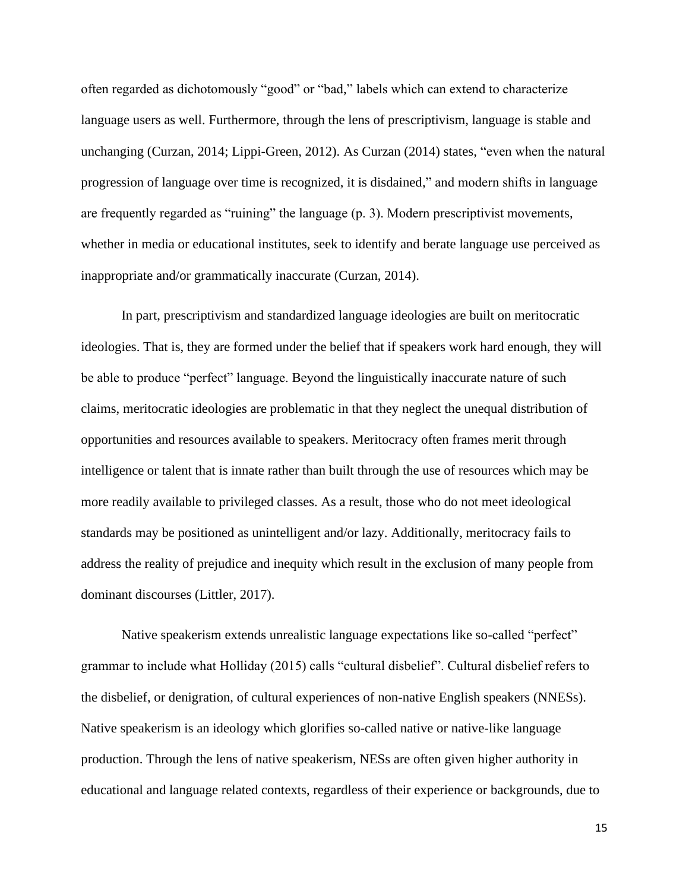often regarded as dichotomously "good" or "bad," labels which can extend to characterize language users as well. Furthermore, through the lens of prescriptivism, language is stable and unchanging (Curzan, 2014; Lippi-Green, 2012). As Curzan (2014) states, "even when the natural progression of language over time is recognized, it is disdained," and modern shifts in language are frequently regarded as "ruining" the language (p. 3). Modern prescriptivist movements, whether in media or educational institutes, seek to identify and berate language use perceived as inappropriate and/or grammatically inaccurate (Curzan, 2014).

In part, prescriptivism and standardized language ideologies are built on meritocratic ideologies. That is, they are formed under the belief that if speakers work hard enough, they will be able to produce "perfect" language. Beyond the linguistically inaccurate nature of such claims, meritocratic ideologies are problematic in that they neglect the unequal distribution of opportunities and resources available to speakers. Meritocracy often frames merit through intelligence or talent that is innate rather than built through the use of resources which may be more readily available to privileged classes. As a result, those who do not meet ideological standards may be positioned as unintelligent and/or lazy. Additionally, meritocracy fails to address the reality of prejudice and inequity which result in the exclusion of many people from dominant discourses (Littler, 2017).

Native speakerism extends unrealistic language expectations like so-called "perfect" grammar to include what Holliday (2015) calls "cultural disbelief". Cultural disbelief refers to the disbelief, or denigration, of cultural experiences of non-native English speakers (NNESs). Native speakerism is an ideology which glorifies so-called native or native-like language production. Through the lens of native speakerism, NESs are often given higher authority in educational and language related contexts, regardless of their experience or backgrounds, due to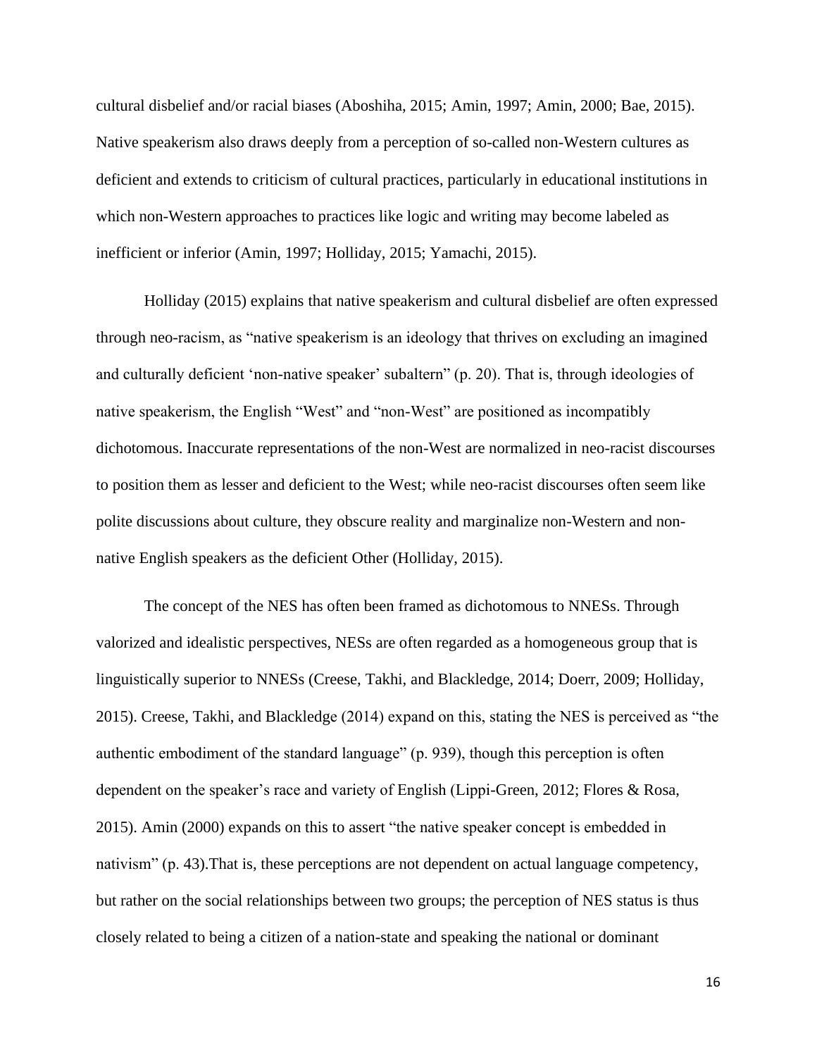cultural disbelief and/or racial biases (Aboshiha, 2015; Amin, 1997; Amin, 2000; Bae, 2015). Native speakerism also draws deeply from a perception of so-called non-Western cultures as deficient and extends to criticism of cultural practices, particularly in educational institutions in which non-Western approaches to practices like logic and writing may become labeled as inefficient or inferior (Amin, 1997; Holliday, 2015; Yamachi, 2015).

Holliday (2015) explains that native speakerism and cultural disbelief are often expressed through neo-racism, as "native speakerism is an ideology that thrives on excluding an imagined and culturally deficient 'non-native speaker' subaltern" (p. 20). That is, through ideologies of native speakerism, the English "West" and "non-West" are positioned as incompatibly dichotomous. Inaccurate representations of the non-West are normalized in neo-racist discourses to position them as lesser and deficient to the West; while neo-racist discourses often seem like polite discussions about culture, they obscure reality and marginalize non-Western and non-native English speakers as the deficient Other (Holliday, 2015).

The concept of the NES has often been framed as dichotomous to NNESs. Through valorized and idealistic perspectives, NESs are often regarded as a homogeneous group that is linguistically superior to NNESs (Creese, Takhi, and Blackledge, 2014; Doerr, 2009; Holliday, 2015). Creese, Takhi, and Blackledge (2014) expand on this, stating the NES is perceived as "the authentic embodiment of the standard language" (p. 939), though this perception is often dependent on the speaker's race and variety of English (Lippi-Green, 2012; Flores & Rosa, 2015). Amin (2000) expands on this to assert "the native speaker concept is embedded in nativism" (p. 43).That is, these perceptions are not dependent on actual language competency, but rather on the social relationships between two groups; the perception of NES status is thus closely related to being a citizen of a nation-state and speaking the national or dominant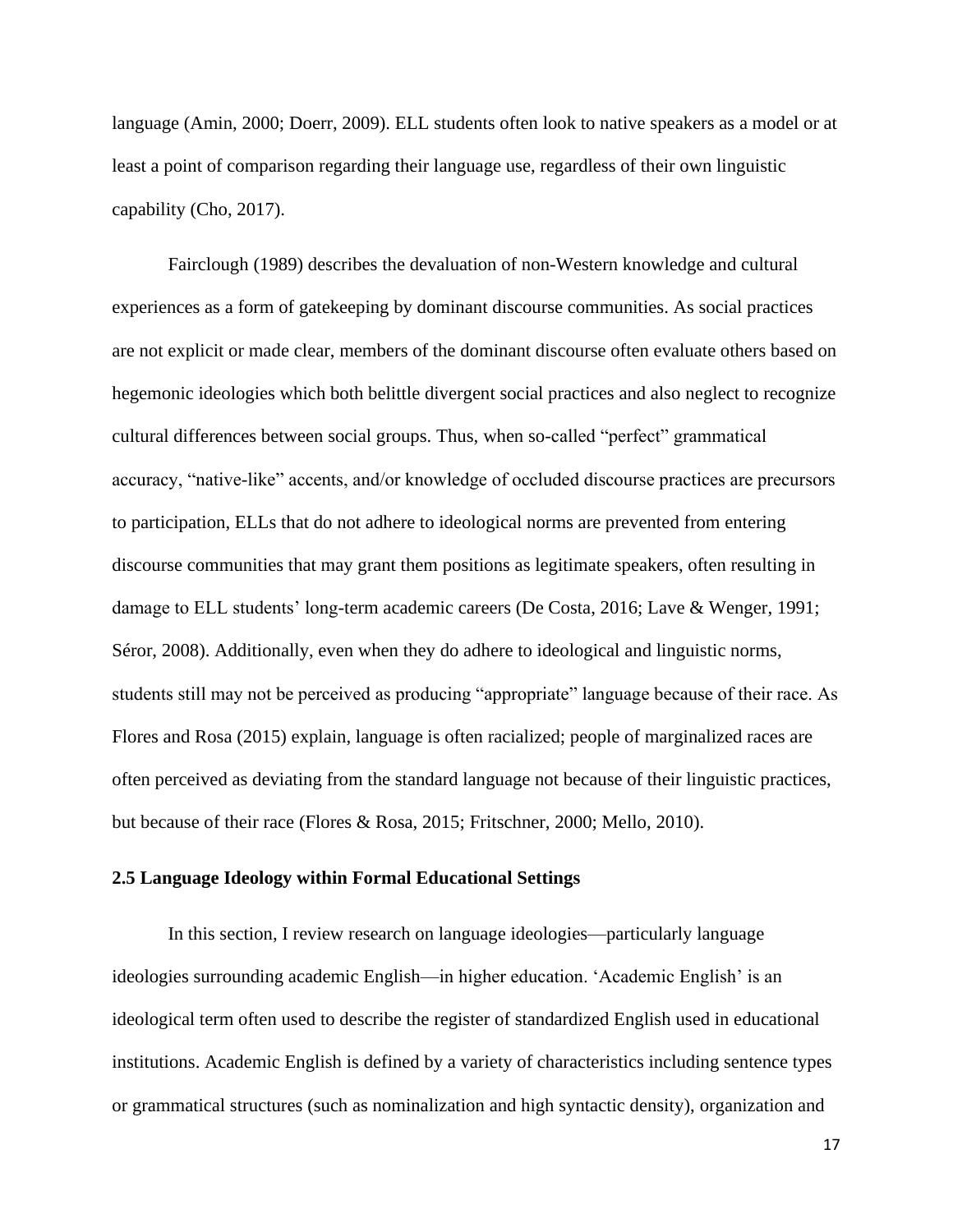language (Amin, 2000; Doerr, 2009). ELL students often look to native speakers as a model or at least a point of comparison regarding their language use, regardless of their own linguistic capability (Cho, 2017).

Fairclough (1989) describes the devaluation of non-Western knowledge and cultural experiences as a form of gatekeeping by dominant discourse communities. As social practices are not explicit or made clear, members of the dominant discourse often evaluate others based on hegemonic ideologies which both belittle divergent social practices and also neglect to recognize cultural differences between social groups. Thus, when so-called "perfect" grammatical accuracy, "native-like" accents, and/or knowledge of occluded discourse practices are precursors to participation, ELLs that do not adhere to ideological norms are prevented from entering discourse communities that may grant them positions as legitimate speakers, often resulting in damage to ELL students' long-term academic careers (De Costa, 2016; Lave & Wenger, 1991; Séror, 2008). Additionally, even when they do adhere to ideological and linguistic norms, students still may not be perceived as producing "appropriate" language because of their race. As Flores and Rosa (2015) explain, language is often racialized; people of marginalized races are often perceived as deviating from the standard language not because of their linguistic practices, but because of their race (Flores & Rosa, 2015; Fritschner, 2000; Mello, 2010).

### 2.5 Language Ideology within Formal Educational Settings

In this section, I review research on language ideologies—particularly language ideologies surrounding academic English—in higher education. 'Academic English' is an ideological term often used to describe the register of standardized English used in educational institutions. Academic English is defined by a variety of characteristics including sentence types or grammatical structures (such as nominalization and high syntactic density), organization and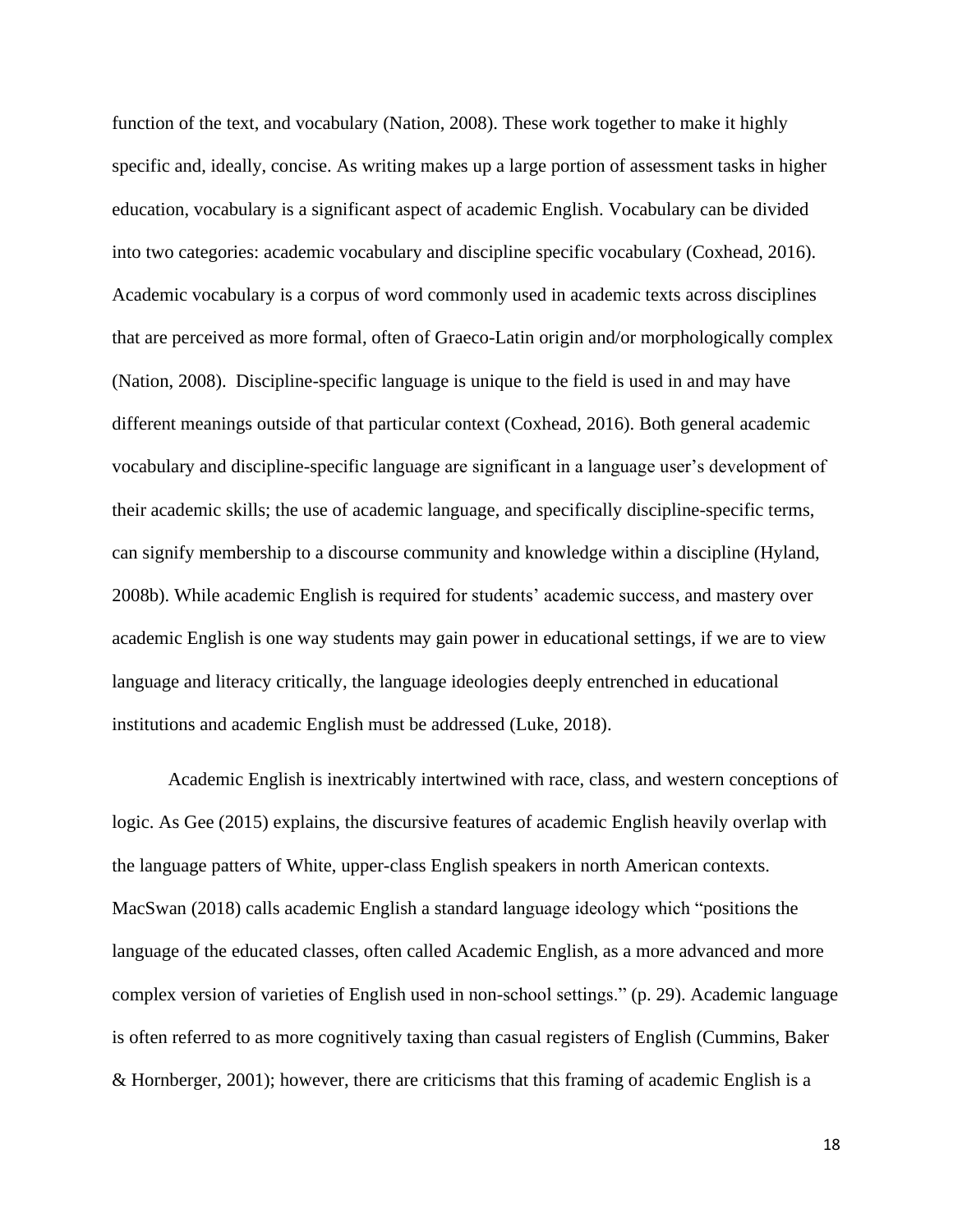function of the text, and vocabulary (Nation, 2008). These work together to make it highly specific and, ideally, concise. As writing makes up a large portion of assessment tasks in higher education, vocabulary is a significant aspect of academic English. Vocabulary can be divided into two categories: academic vocabulary and discipline specific vocabulary (Coxhead, 2016). Academic vocabulary is a corpus of word commonly used in academic texts across disciplines that are perceived as more formal, often of Graeco-Latin origin and/or morphologically complex (Nation, 2008). Discipline-specific language is unique to the field is used in and may have different meanings outside of that particular context (Coxhead, 2016). Both general academic vocabulary and discipline-specific language are significant in a language user's development of their academic skills; the use of academic language, and specifically discipline-specific terms, can signify membership to a discourse community and knowledge within a discipline (Hyland, 2008b). While academic English is required for students' academic success, and mastery over academic English is one way students may gain power in educational settings, if we are to view language and literacy critically, the language ideologies deeply entrenched in educational institutions and academic English must be addressed (Luke, 2018).

Academic English is inextricably intertwined with race, class, and western conceptions of logic. As Gee (2015) explains, the discursive features of academic English heavily overlap with the language patters of White, upper-class English speakers in north American contexts. MacSwan (2018) calls academic English a standard language ideology which "positions the language of the educated classes, often called Academic English, as a more advanced and more complex version of varieties of English used in non-school settings." (p. 29). Academic language is often referred to as more cognitively taxing than casual registers of English (Cummins, Baker & Hornberger, 2001); however, there are criticisms that this framing of academic English is a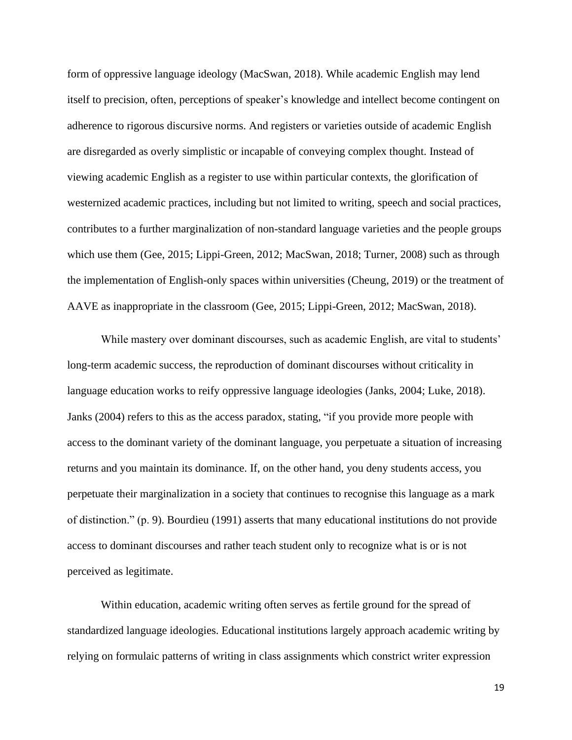form of oppressive language ideology (MacSwan, 2018). While academic English may lend itself to precision, often, perceptions of speaker's knowledge and intellect become contingent on adherence to rigorous discursive norms. And registers or varieties outside of academic English are disregarded as overly simplistic or incapable of conveying complex thought. Instead of viewing academic English as a register to use within particular contexts, the glorification of westernized academic practices, including but not limited to writing, speech and social practices, contributes to a further marginalization of non-standard language varieties and the people groups which use them (Gee, 2015; Lippi-Green, 2012; MacSwan, 2018; Turner, 2008) such as through the implementation of English-only spaces within universities (Cheung, 2019) or the treatment of AAVE as inappropriate in the classroom (Gee, 2015; Lippi-Green, 2012; MacSwan, 2018).

While mastery over dominant discourses, such as academic English, are vital to students' long-term academic success, the reproduction of dominant discourses without criticality in language education works to reify oppressive language ideologies (Janks, 2004; Luke, 2018). Janks (2004) refers to this as the access paradox, stating, "if you provide more people with access to the dominant variety of the dominant language, you perpetuate a situation of increasing returns and you maintain its dominance. If, on the other hand, you deny students access, you perpetuate their marginalization in a society that continues to recognise this language as a mark of distinction." (p. 9). Bourdieu (1991) asserts that many educational institutions do not provide access to dominant discourses and rather teach student only to recognize what is or is not perceived as legitimate.

Within education, academic writing often serves as fertile ground for the spread of standardized language ideologies. Educational institutions largely approach academic writing by relying on formulaic patterns of writing in class assignments which constrict writer expression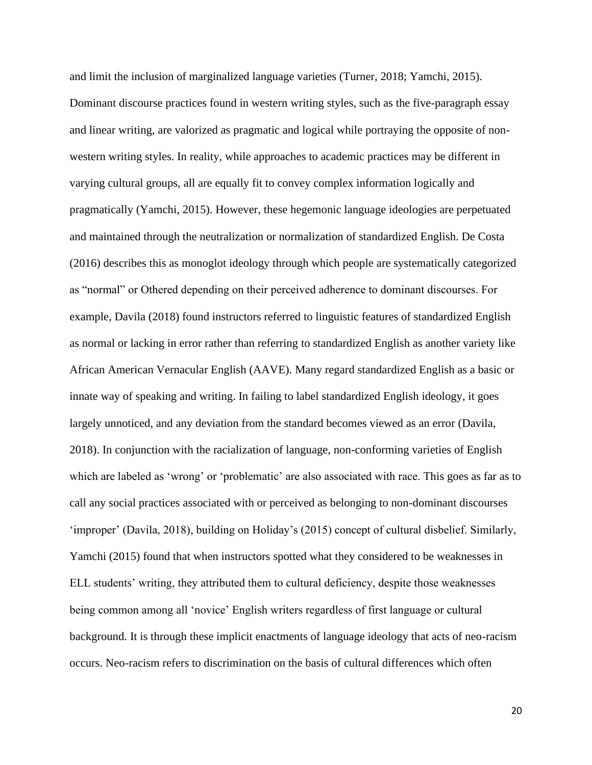and limit the inclusion of marginalized language varieties (Turner, 2018; Yamchi, 2015). Dominant discourse practices found in western writing styles, such as the five-paragraph essay and linear writing, are valorized as pragmatic and logical while portraying the opposite of non-western writing styles. In reality, while approaches to academic practices may be different in varying cultural groups, all are equally fit to convey complex information logically and pragmatically (Yamchi, 2015). However, these hegemonic language ideologies are perpetuated and maintained through the neutralization or normalization of standardized English. De Costa (2016) describes this as monoglot ideology through which people are systematically categorized as "normal" or Othered depending on their perceived adherence to dominant discourses. For example, Davila (2018) found instructors referred to linguistic features of standardized English as normal or lacking in error rather than referring to standardized English as another variety like African American Vernacular English (AAVE). Many regard standardized English as a basic or innate way of speaking and writing. In failing to label standardized English ideology, it goes largely unnoticed, and any deviation from the standard becomes viewed as an error (Davila, 2018). In conjunction with the racialization of language, non-conforming varieties of English which are labeled as 'wrong' or 'problematic' are also associated with race. This goes as far as to call any social practices associated with or perceived as belonging to non-dominant discourses 'improper' (Davila, 2018), building on Holiday's (2015) concept of cultural disbelief. Similarly, Yamchi (2015) found that when instructors spotted what they considered to be weaknesses in ELL students' writing, they attributed them to cultural deficiency, despite those weaknesses being common among all 'novice' English writers regardless of first language or cultural background. It is through these implicit enactments of language ideology that acts of neo-racism occurs. Neo-racism refers to discrimination on the basis of cultural differences which often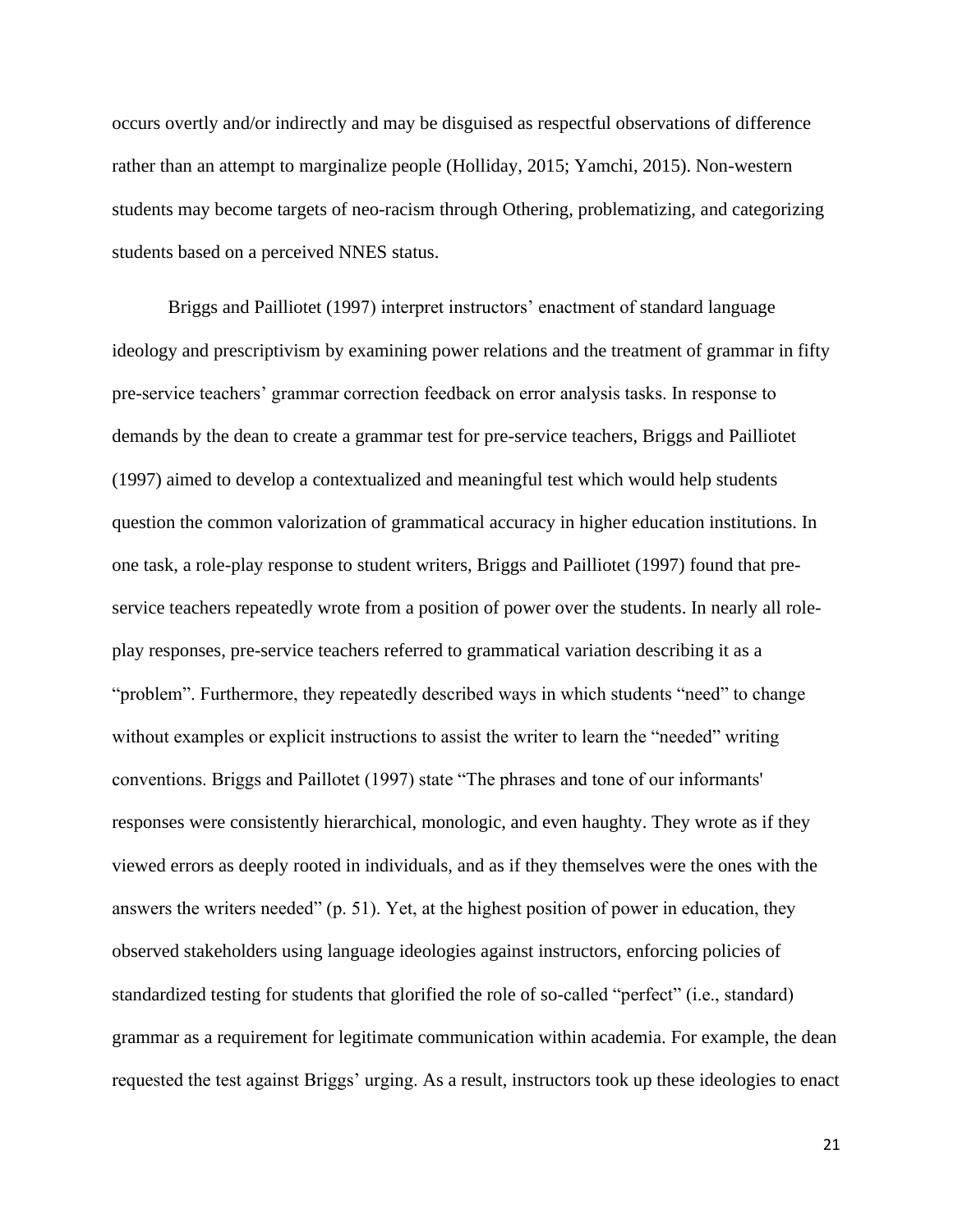occurs overtly and/or indirectly and may be disguised as respectful observations of difference rather than an attempt to marginalize people (Holliday, 2015; Yamchi, 2015). Non-western students may become targets of neo-racism through Othering, problematizing, and categorizing students based on a perceived NNES status.

Briggs and Pailliotet (1997) interpret instructors' enactment of standard language ideology and prescriptivism by examining power relations and the treatment of grammar in fifty pre-service teachers' grammar correction feedback on error analysis tasks. In response to demands by the dean to create a grammar test for pre-service teachers, Briggs and Pailliotet (1997) aimed to develop a contextualized and meaningful test which would help students question the common valorization of grammatical accuracy in higher education institutions. In one task, a role-play response to student writers, Briggs and Pailliotet (1997) found that pre-service teachers repeatedly wrote from a position of power over the students. In nearly all role-play responses, pre-service teachers referred to grammatical variation describing it as a "problem". Furthermore, they repeatedly described ways in which students "need" to change without examples or explicit instructions to assist the writer to learn the "needed" writing conventions. Briggs and Paillotet (1997) state "The phrases and tone of our informants' responses were consistently hierarchical, monologic, and even haughty. They wrote as if they viewed errors as deeply rooted in individuals, and as if they themselves were the ones with the answers the writers needed" (p. 51). Yet, at the highest position of power in education, they observed stakeholders using language ideologies against instructors, enforcing policies of standardized testing for students that glorified the role of so-called "perfect" (i.e., standard) grammar as a requirement for legitimate communication within academia. For example, the dean requested the test against Briggs' urging. As a result, instructors took up these ideologies to enact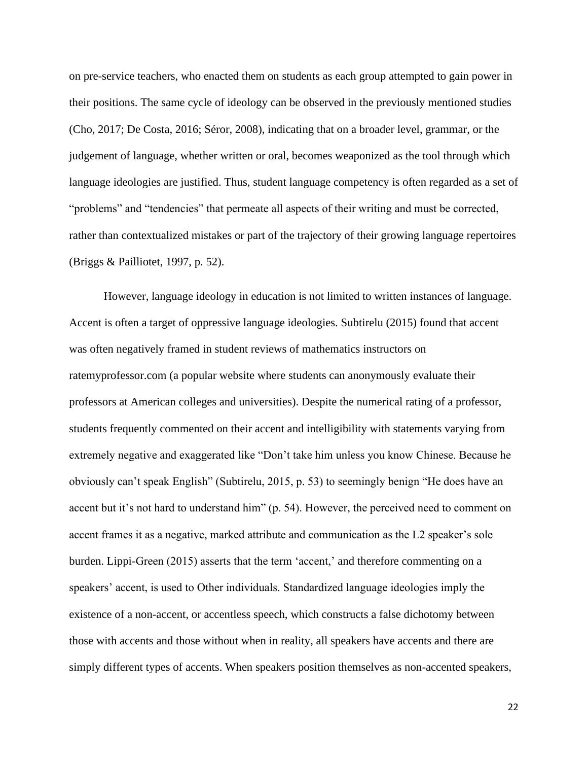on pre-service teachers, who enacted them on students as each group attempted to gain power in their positions. The same cycle of ideology can be observed in the previously mentioned studies (Cho, 2017; De Costa, 2016; Séror, 2008), indicating that on a broader level, grammar, or the judgement of language, whether written or oral, becomes weaponized as the tool through which language ideologies are justified. Thus, student language competency is often regarded as a set of "problems" and "tendencies" that permeate all aspects of their writing and must be corrected, rather than contextualized mistakes or part of the trajectory of their growing language repertoires (Briggs & Pailliotet, 1997, p. 52).

However, language ideology in education is not limited to written instances of language. Accent is often a target of oppressive language ideologies. Subtirelu (2015) found that accent was often negatively framed in student reviews of mathematics instructors on ratemyprofessor.com (a popular website where students can anonymously evaluate their professors at American colleges and universities). Despite the numerical rating of a professor, students frequently commented on their accent and intelligibility with statements varying from extremely negative and exaggerated like "Don't take him unless you know Chinese. Because he obviously can't speak English" (Subtirelu, 2015, p. 53) to seemingly benign "He does have an accent but it's not hard to understand him" (p. 54). However, the perceived need to comment on accent frames it as a negative, marked attribute and communication as the L2 speaker's sole burden. Lippi-Green (2015) asserts that the term 'accent,' and therefore commenting on a speakers' accent, is used to Other individuals. Standardized language ideologies imply the existence of a non-accent, or accentless speech, which constructs a false dichotomy between those with accents and those without when in reality, all speakers have accents and there are simply different types of accents. When speakers position themselves as non-accented speakers,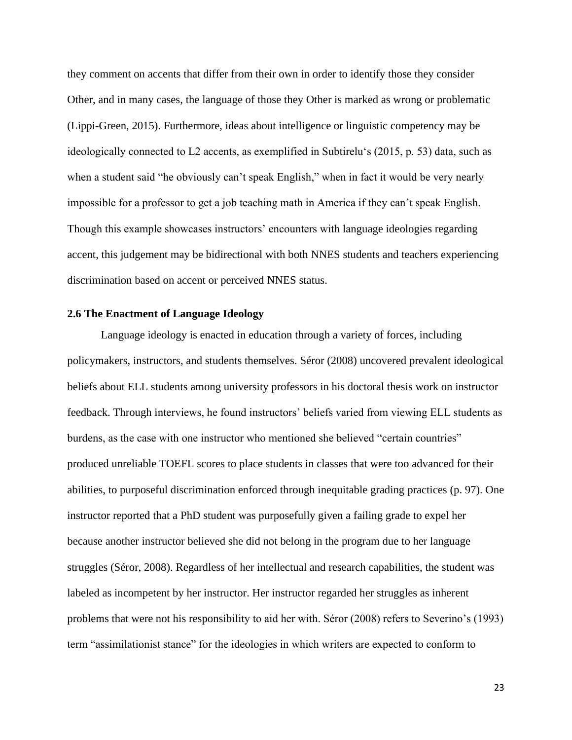they comment on accents that differ from their own in order to identify those they consider Other, and in many cases, the language of those they Other is marked as wrong or problematic (Lippi-Green, 2015). Furthermore, ideas about intelligence or linguistic competency may be ideologically connected to L2 accents, as exemplified in Subtirelu's (2015, p. 53) data, such as when a student said "he obviously can't speak English," when in fact it would be very nearly impossible for a professor to get a job teaching math in America if they can't speak English. Though this example showcases instructors' encounters with language ideologies regarding accent, this judgement may be bidirectional with both NNES students and teachers experiencing discrimination based on accent or perceived NNES status.

### 2.6 The Enactment of Language Ideology

Language ideology is enacted in education through a variety of forces, including policymakers, instructors, and students themselves. Séror (2008) uncovered prevalent ideological beliefs about ELL students among university professors in his doctoral thesis work on instructor feedback. Through interviews, he found instructors' beliefs varied from viewing ELL students as burdens, as the case with one instructor who mentioned she believed "certain countries" produced unreliable TOEFL scores to place students in classes that were too advanced for their abilities, to purposeful discrimination enforced through inequitable grading practices (p. 97). One instructor reported that a PhD student was purposefully given a failing grade to expel her because another instructor believed she did not belong in the program due to her language struggles (Séror, 2008). Regardless of her intellectual and research capabilities, the student was labeled as incompetent by her instructor. Her instructor regarded her struggles as inherent problems that were not his responsibility to aid her with. Séror (2008) refers to Severino's (1993) term "assimilationist stance" for the ideologies in which writers are expected to conform to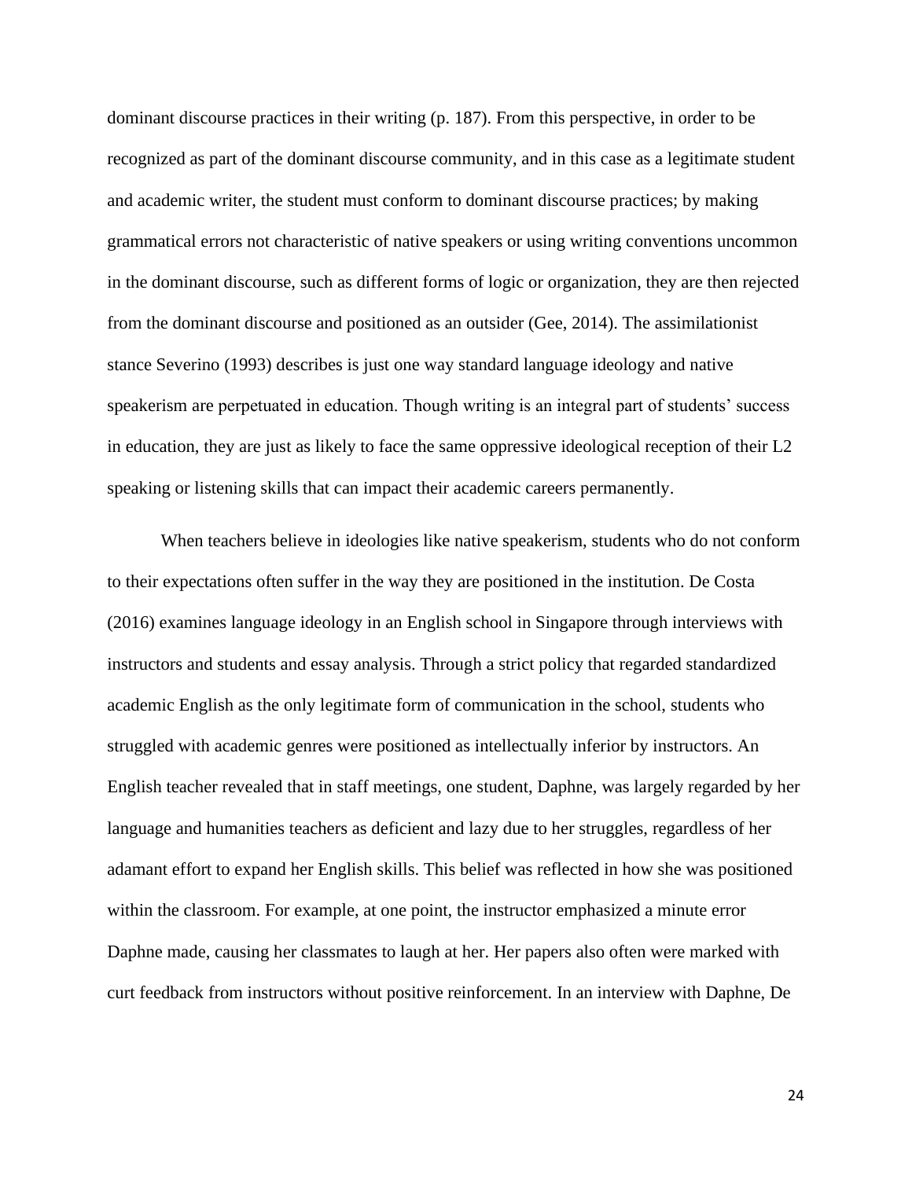dominant discourse practices in their writing (p. 187). From this perspective, in order to be recognized as part of the dominant discourse community, and in this case as a legitimate student and academic writer, the student must conform to dominant discourse practices; by making grammatical errors not characteristic of native speakers or using writing conventions uncommon in the dominant discourse, such as different forms of logic or organization, they are then rejected from the dominant discourse and positioned as an outsider (Gee, 2014). The assimilationist stance Severino (1993) describes is just one way standard language ideology and native speakerism are perpetuated in education. Though writing is an integral part of students' success in education, they are just as likely to face the same oppressive ideological reception of their L2 speaking or listening skills that can impact their academic careers permanently.

When teachers believe in ideologies like native speakerism, students who do not conform to their expectations often suffer in the way they are positioned in the institution. De Costa (2016) examines language ideology in an English school in Singapore through interviews with instructors and students and essay analysis. Through a strict policy that regarded standardized academic English as the only legitimate form of communication in the school, students who struggled with academic genres were positioned as intellectually inferior by instructors. An English teacher revealed that in staff meetings, one student, Daphne, was largely regarded by her language and humanities teachers as deficient and lazy due to her struggles, regardless of her adamant effort to expand her English skills. This belief was reflected in how she was positioned within the classroom. For example, at one point, the instructor emphasized a minute error Daphne made, causing her classmates to laugh at her. Her papers also often were marked with curt feedback from instructors without positive reinforcement. In an interview with Daphne, De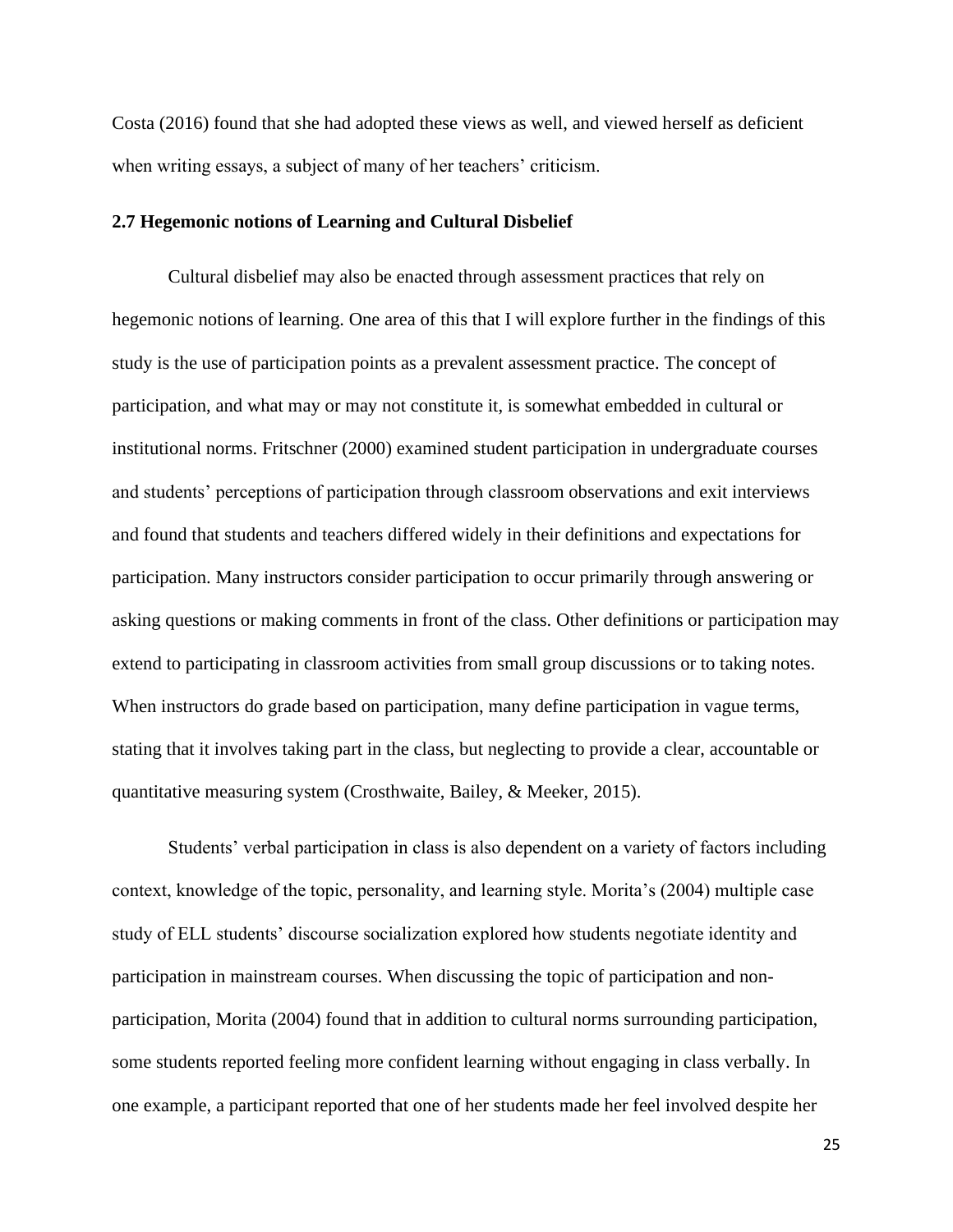Costa (2016) found that she had adopted these views as well, and viewed herself as deficient when writing essays, a subject of many of her teachers' criticism.

### 2.7 Hegemonic notions of Learning and Cultural Disbelief

Cultural disbelief may also be enacted through assessment practices that rely on hegemonic notions of learning. One area of this that I will explore further in the findings of this study is the use of participation points as a prevalent assessment practice. The concept of participation, and what may or may not constitute it, is somewhat embedded in cultural or institutional norms. Fritschner (2000) examined student participation in undergraduate courses and students' perceptions of participation through classroom observations and exit interviews and found that students and teachers differed widely in their definitions and expectations for participation. Many instructors consider participation to occur primarily through answering or asking questions or making comments in front of the class. Other definitions or participation may extend to participating in classroom activities from small group discussions or to taking notes. When instructors do grade based on participation, many define participation in vague terms, stating that it involves taking part in the class, but neglecting to provide a clear, accountable or quantitative measuring system (Crosthwaite, Bailey, & Meeker, 2015).

Students' verbal participation in class is also dependent on a variety of factors including context, knowledge of the topic, personality, and learning style. Morita's (2004) multiple case study of ELL students' discourse socialization explored how students negotiate identity and participation in mainstream courses. When discussing the topic of participation and non-participation, Morita (2004) found that in addition to cultural norms surrounding participation, some students reported feeling more confident learning without engaging in class verbally. In one example, a participant reported that one of her students made her feel involved despite her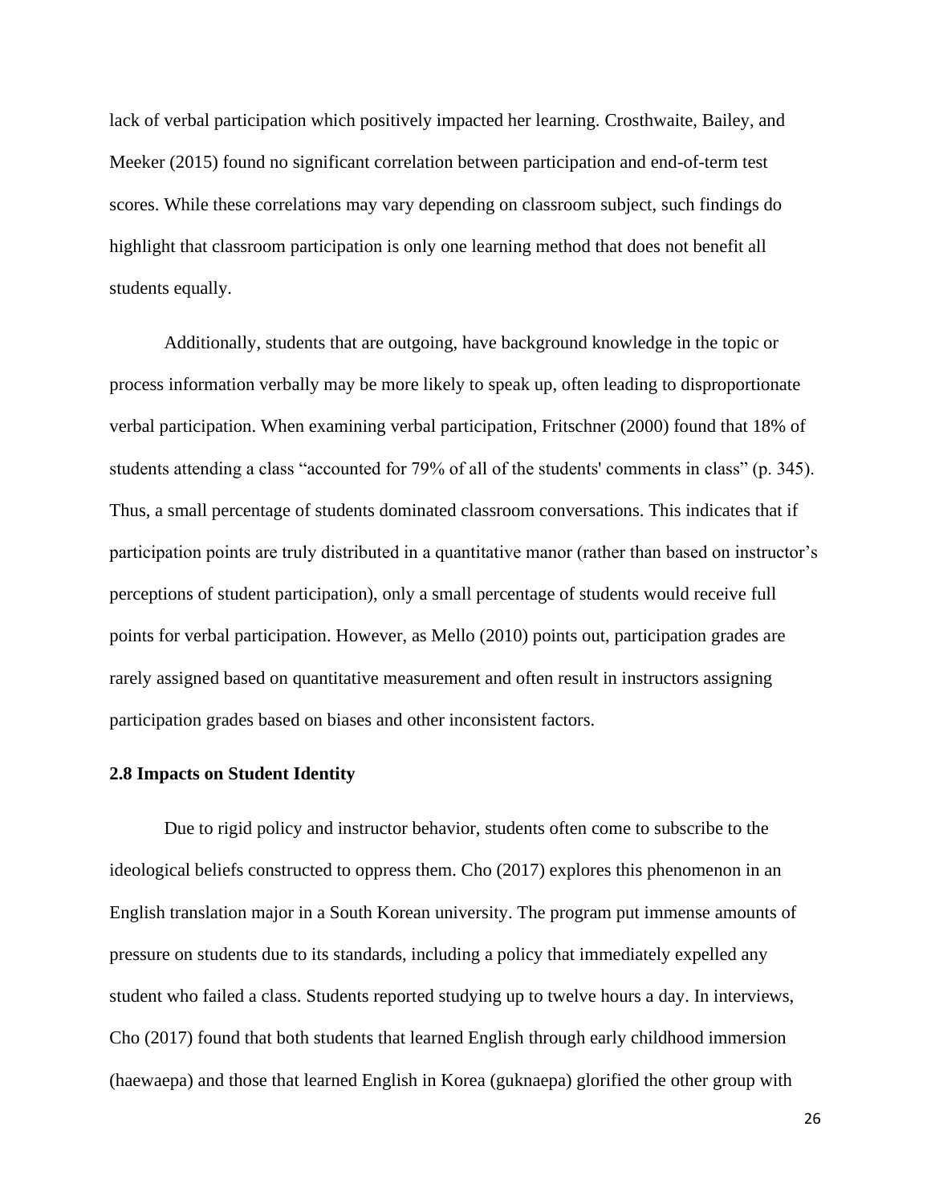lack of verbal participation which positively impacted her learning. Crosthwaite, Bailey, and Meeker (2015) found no significant correlation between participation and end-of-term test scores. While these correlations may vary depending on classroom subject, such findings do highlight that classroom participation is only one learning method that does not benefit all students equally.

Additionally, students that are outgoing, have background knowledge in the topic or process information verbally may be more likely to speak up, often leading to disproportionate verbal participation. When examining verbal participation, Fritschner (2000) found that 18% of students attending a class "accounted for 79% of all of the students' comments in class" (p. 345). Thus, a small percentage of students dominated classroom conversations. This indicates that if participation points are truly distributed in a quantitative manor (rather than based on instructor's perceptions of student participation), only a small percentage of students would receive full points for verbal participation. However, as Mello (2010) points out, participation grades are rarely assigned based on quantitative measurement and often result in instructors assigning participation grades based on biases and other inconsistent factors.

### 2.8 Impacts on Student Identity

Due to rigid policy and instructor behavior, students often come to subscribe to the ideological beliefs constructed to oppress them. Cho (2017) explores this phenomenon in an English translation major in a South Korean university. The program put immense amounts of pressure on students due to its standards, including a policy that immediately expelled any student who failed a class. Students reported studying up to twelve hours a day. In interviews, Cho (2017) found that both students that learned English through early childhood immersion (haewaepa) and those that learned English in Korea (guknaepa) glorified the other group with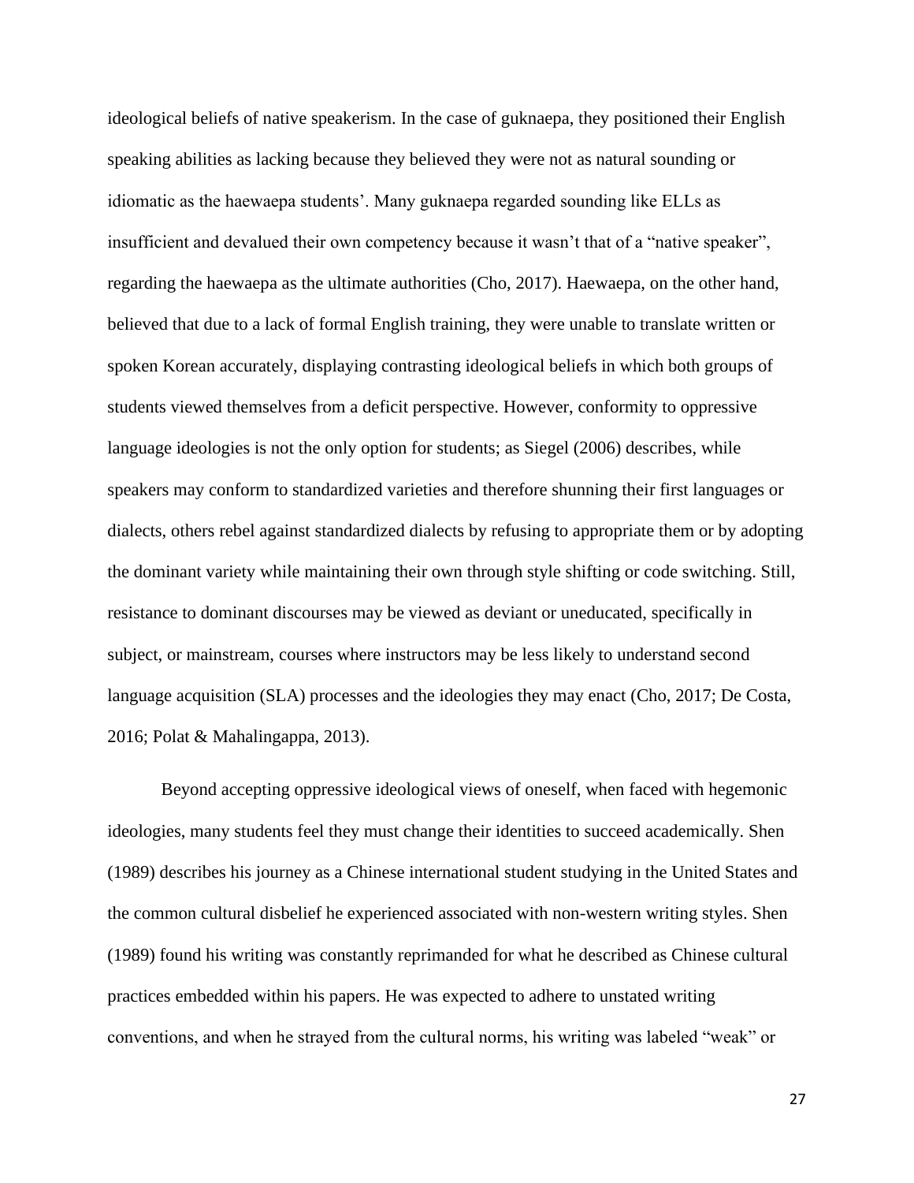ideological beliefs of native speakerism. In the case of guknaepa, they positioned their English speaking abilities as lacking because they believed they were not as natural sounding or idiomatic as the haewaepa students'. Many guknaepa regarded sounding like ELLs as insufficient and devalued their own competency because it wasn't that of a "native speaker", regarding the haewaepa as the ultimate authorities (Cho, 2017). Haewaepa, on the other hand, believed that due to a lack of formal English training, they were unable to translate written or spoken Korean accurately, displaying contrasting ideological beliefs in which both groups of students viewed themselves from a deficit perspective. However, conformity to oppressive language ideologies is not the only option for students; as Siegel (2006) describes, while speakers may conform to standardized varieties and therefore shunning their first languages or dialects, others rebel against standardized dialects by refusing to appropriate them or by adopting the dominant variety while maintaining their own through style shifting or code switching. Still, resistance to dominant discourses may be viewed as deviant or uneducated, specifically in subject, or mainstream, courses where instructors may be less likely to understand second language acquisition (SLA) processes and the ideologies they may enact (Cho, 2017; De Costa, 2016; Polat & Mahalingappa, 2013).

Beyond accepting oppressive ideological views of oneself, when faced with hegemonic ideologies, many students feel they must change their identities to succeed academically. Shen (1989) describes his journey as a Chinese international student studying in the United States and the common cultural disbelief he experienced associated with non-western writing styles. Shen (1989) found his writing was constantly reprimanded for what he described as Chinese cultural practices embedded within his papers. He was expected to adhere to unstated writing conventions, and when he strayed from the cultural norms, his writing was labeled "weak" or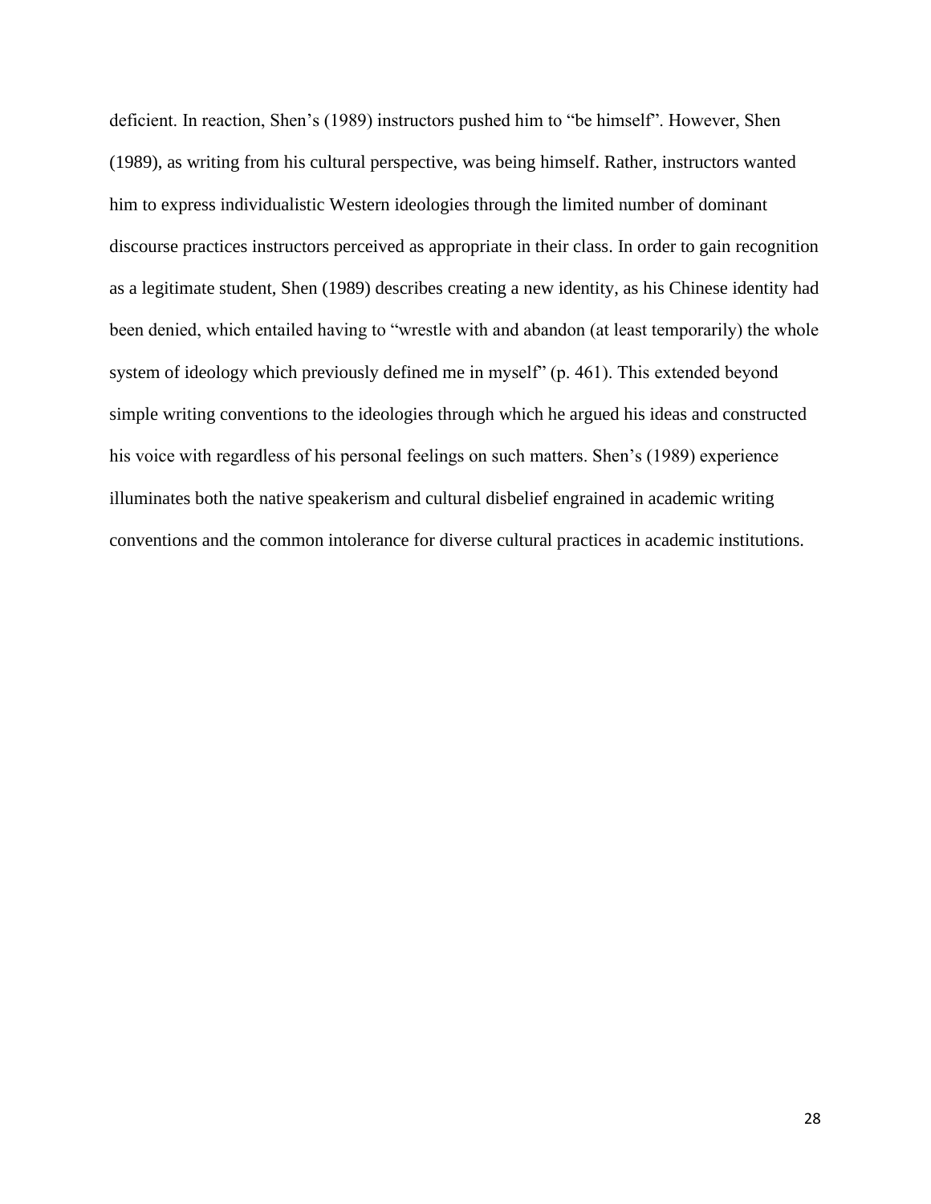deficient. In reaction, Shen's (1989) instructors pushed him to "be himself". However, Shen (1989), as writing from his cultural perspective, was being himself. Rather, instructors wanted him to express individualistic Western ideologies through the limited number of dominant discourse practices instructors perceived as appropriate in their class. In order to gain recognition as a legitimate student, Shen (1989) describes creating a new identity, as his Chinese identity had been denied, which entailed having to "wrestle with and abandon (at least temporarily) the whole system of ideology which previously defined me in myself" (p. 461). This extended beyond simple writing conventions to the ideologies through which he argued his ideas and constructed his voice with regardless of his personal feelings on such matters. Shen's (1989) experience illuminates both the native speakerism and cultural disbelief engrained in academic writing conventions and the common intolerance for diverse cultural practices in academic institutions.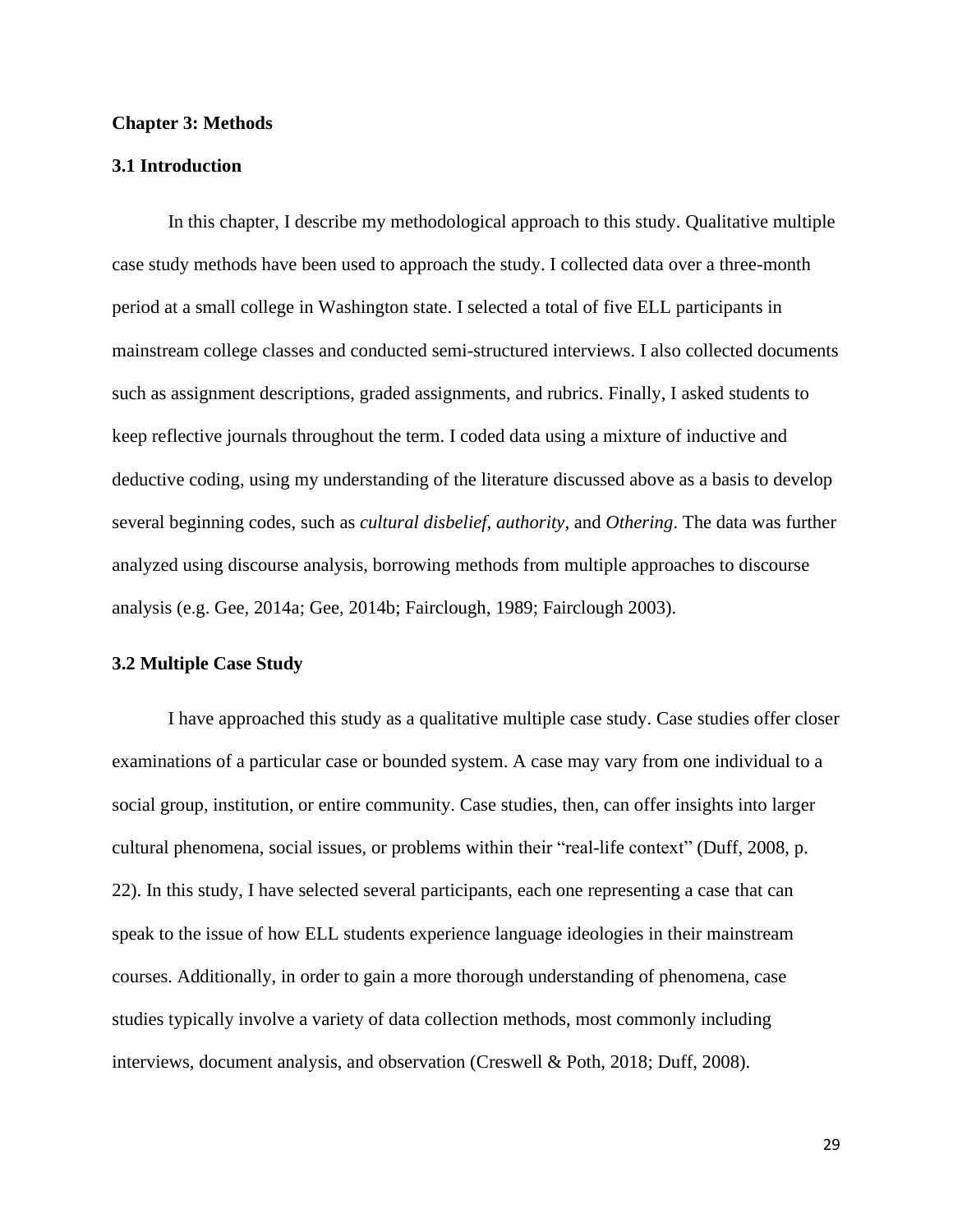## Chapter 3: Methods

### 3.1 Introduction

In this chapter, I describe my methodological approach to this study. Qualitative multiple case study methods have been used to approach the study. I collected data over a three-month period at a small college in Washington state. I selected a total of five ELL participants in mainstream college classes and conducted semi-structured interviews. I also collected documents such as assignment descriptions, graded assignments, and rubrics. Finally, I asked students to keep reflective journals throughout the term. I coded data using a mixture of inductive and deductive coding, using my understanding of the literature discussed above as a basis to develop several beginning codes, such as *cultural disbelief, authority*, and *Othering*. The data was further analyzed using discourse analysis, borrowing methods from multiple approaches to discourse analysis (e.g. Gee, 2014a; Gee, 2014b; Fairclough, 1989; Fairclough 2003).

### 3.2 Multiple Case Study

I have approached this study as a qualitative multiple case study. Case studies offer closer examinations of a particular case or bounded system. A case may vary from one individual to a social group, institution, or entire community. Case studies, then, can offer insights into larger cultural phenomena, social issues, or problems within their "real-life context" (Duff, 2008, p. 22). In this study, I have selected several participants, each one representing a case that can speak to the issue of how ELL students experience language ideologies in their mainstream courses. Additionally, in order to gain a more thorough understanding of phenomena, case studies typically involve a variety of data collection methods, most commonly including interviews, document analysis, and observation (Creswell & Poth, 2018; Duff, 2008).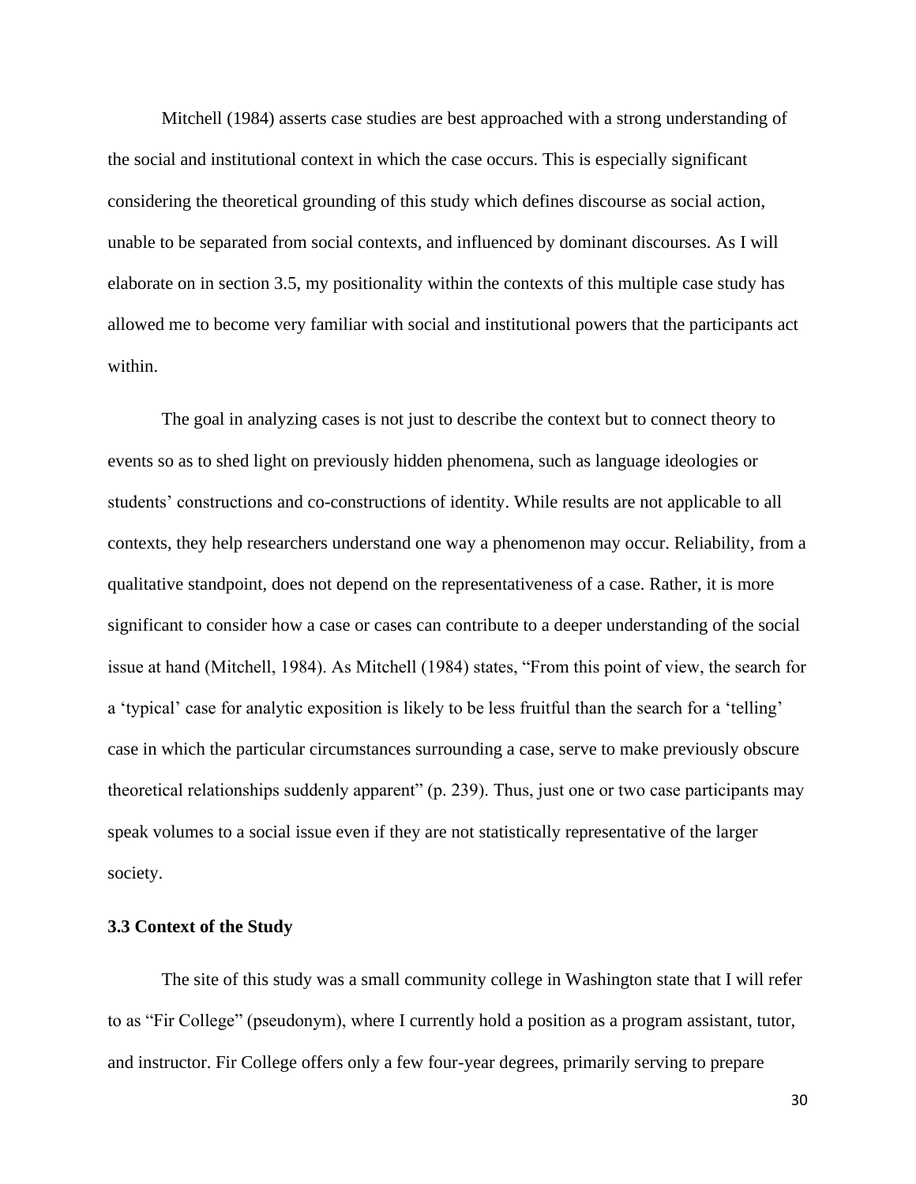Mitchell (1984) asserts case studies are best approached with a strong understanding of the social and institutional context in which the case occurs. This is especially significant considering the theoretical grounding of this study which defines discourse as social action, unable to be separated from social contexts, and influenced by dominant discourses. As I will elaborate on in section 3.5, my positionality within the contexts of this multiple case study has allowed me to become very familiar with social and institutional powers that the participants act within.

The goal in analyzing cases is not just to describe the context but to connect theory to events so as to shed light on previously hidden phenomena, such as language ideologies or students' constructions and co-constructions of identity. While results are not applicable to all contexts, they help researchers understand one way a phenomenon may occur. Reliability, from a qualitative standpoint, does not depend on the representativeness of a case. Rather, it is more significant to consider how a case or cases can contribute to a deeper understanding of the social issue at hand (Mitchell, 1984). As Mitchell (1984) states, "From this point of view, the search for a 'typical' case for analytic exposition is likely to be less fruitful than the search for a 'telling' case in which the particular circumstances surrounding a case, serve to make previously obscure theoretical relationships suddenly apparent" (p. 239). Thus, just one or two case participants may speak volumes to a social issue even if they are not statistically representative of the larger society.

### 3.3 Context of the Study

The site of this study was a small community college in Washington state that I will refer to as "Fir College" (pseudonym), where I currently hold a position as a program assistant, tutor, and instructor. Fir College offers only a few four-year degrees, primarily serving to prepare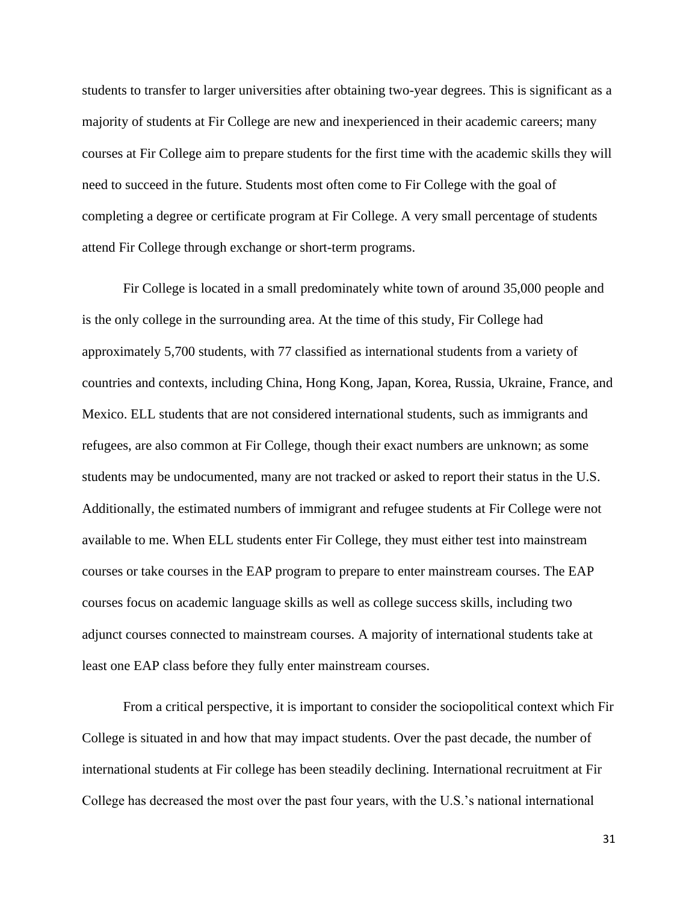students to transfer to larger universities after obtaining two-year degrees. This is significant as a majority of students at Fir College are new and inexperienced in their academic careers; many courses at Fir College aim to prepare students for the first time with the academic skills they will need to succeed in the future. Students most often come to Fir College with the goal of completing a degree or certificate program at Fir College. A very small percentage of students attend Fir College through exchange or short-term programs.

Fir College is located in a small predominately white town of around 35,000 people and is the only college in the surrounding area. At the time of this study, Fir College had approximately 5,700 students, with 77 classified as international students from a variety of countries and contexts, including China, Hong Kong, Japan, Korea, Russia, Ukraine, France, and Mexico. ELL students that are not considered international students, such as immigrants and refugees, are also common at Fir College, though their exact numbers are unknown; as some students may be undocumented, many are not tracked or asked to report their status in the U.S. Additionally, the estimated numbers of immigrant and refugee students at Fir College were not available to me. When ELL students enter Fir College, they must either test into mainstream courses or take courses in the EAP program to prepare to enter mainstream courses. The EAP courses focus on academic language skills as well as college success skills, including two adjunct courses connected to mainstream courses. A majority of international students take at least one EAP class before they fully enter mainstream courses.

From a critical perspective, it is important to consider the sociopolitical context which Fir College is situated in and how that may impact students. Over the past decade, the number of international students at Fir college has been steadily declining. International recruitment at Fir College has decreased the most over the past four years, with the U.S.'s national international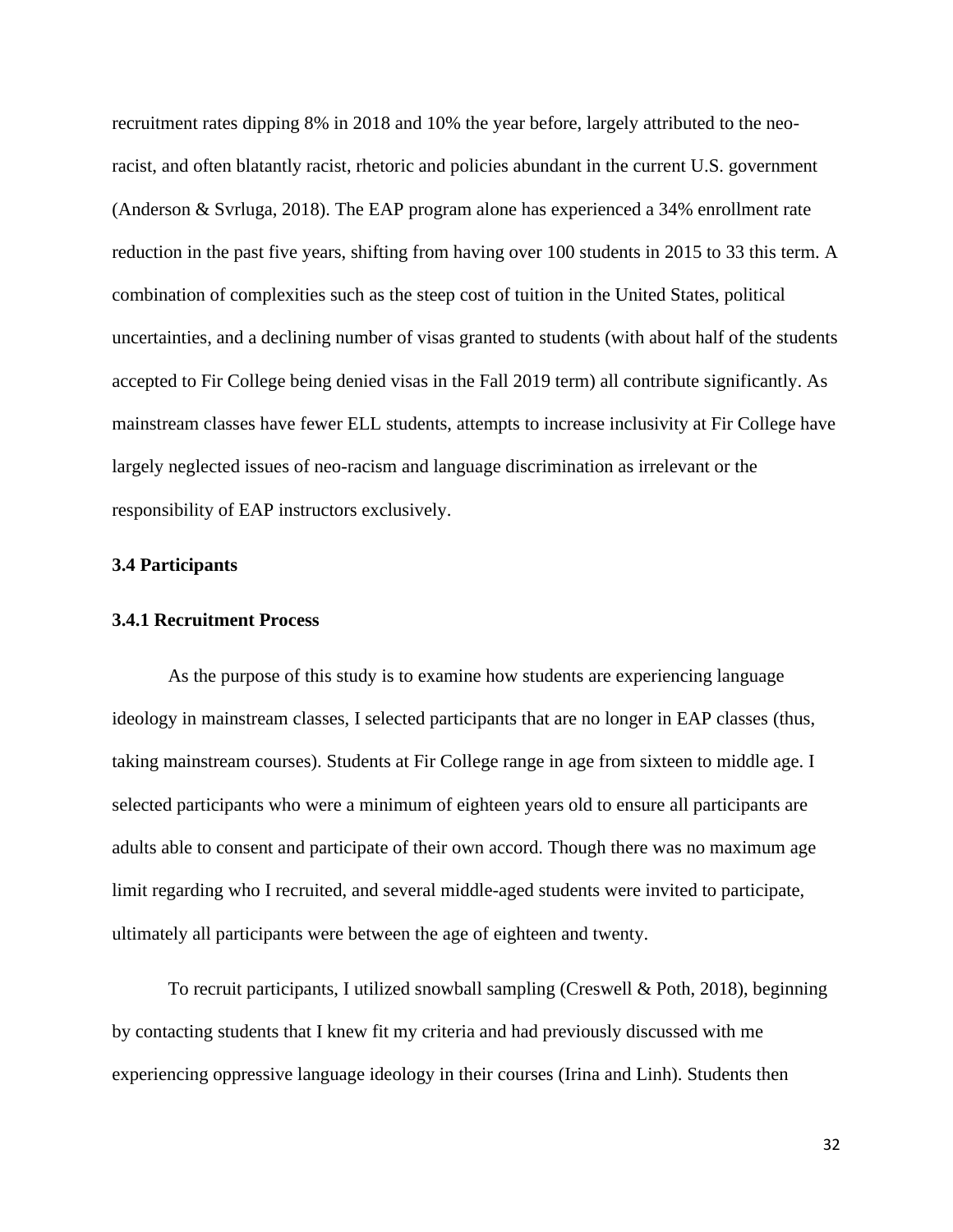recruitment rates dipping 8% in 2018 and 10% the year before, largely attributed to the neo-racist, and often blatantly racist, rhetoric and policies abundant in the current U.S. government (Anderson & Svrluga, 2018). The EAP program alone has experienced a 34% enrollment rate reduction in the past five years, shifting from having over 100 students in 2015 to 33 this term. A combination of complexities such as the steep cost of tuition in the United States, political uncertainties, and a declining number of visas granted to students (with about half of the students accepted to Fir College being denied visas in the Fall 2019 term) all contribute significantly. As mainstream classes have fewer ELL students, attempts to increase inclusivity at Fir College have largely neglected issues of neo-racism and language discrimination as irrelevant or the responsibility of EAP instructors exclusively.

### 3.4 Participants

#### 3.4.1 Recruitment Process

As the purpose of this study is to examine how students are experiencing language ideology in mainstream classes, I selected participants that are no longer in EAP classes (thus, taking mainstream courses). Students at Fir College range in age from sixteen to middle age. I selected participants who were a minimum of eighteen years old to ensure all participants are adults able to consent and participate of their own accord. Though there was no maximum age limit regarding who I recruited, and several middle-aged students were invited to participate, ultimately all participants were between the age of eighteen and twenty.

To recruit participants, I utilized snowball sampling (Creswell & Poth, 2018), beginning by contacting students that I knew fit my criteria and had previously discussed with me experiencing oppressive language ideology in their courses (Irina and Linh). Students then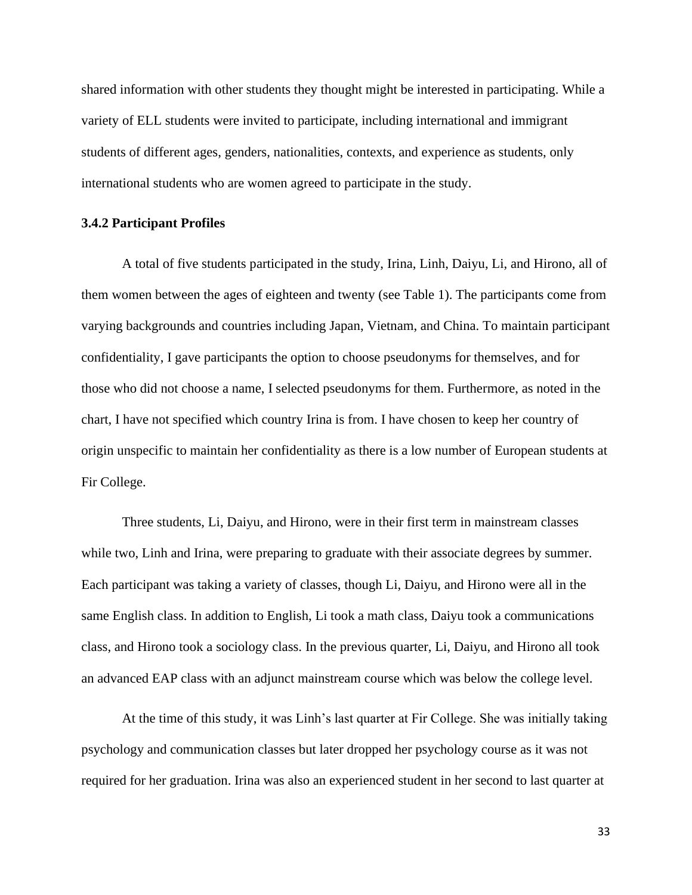shared information with other students they thought might be interested in participating. While a variety of ELL students were invited to participate, including international and immigrant students of different ages, genders, nationalities, contexts, and experience as students, only international students who are women agreed to participate in the study.

### 3.4.2 Participant Profiles

A total of five students participated in the study, Irina, Linh, Daiyu, Li, and Hirono, all of them women between the ages of eighteen and twenty (see Table 1). The participants come from varying backgrounds and countries including Japan, Vietnam, and China. To maintain participant confidentiality, I gave participants the option to choose pseudonyms for themselves, and for those who did not choose a name, I selected pseudonyms for them. Furthermore, as noted in the chart, I have not specified which country Irina is from. I have chosen to keep her country of origin unspecific to maintain her confidentiality as there is a low number of European students at Fir College.

Three students, Li, Daiyu, and Hirono, were in their first term in mainstream classes while two, Linh and Irina, were preparing to graduate with their associate degrees by summer. Each participant was taking a variety of classes, though Li, Daiyu, and Hirono were all in the same English class. In addition to English, Li took a math class, Daiyu took a communications class, and Hirono took a sociology class. In the previous quarter, Li, Daiyu, and Hirono all took an advanced EAP class with an adjunct mainstream course which was below the college level.

At the time of this study, it was Linh's last quarter at Fir College. She was initially taking psychology and communication classes but later dropped her psychology course as it was not required for her graduation. Irina was also an experienced student in her second to last quarter at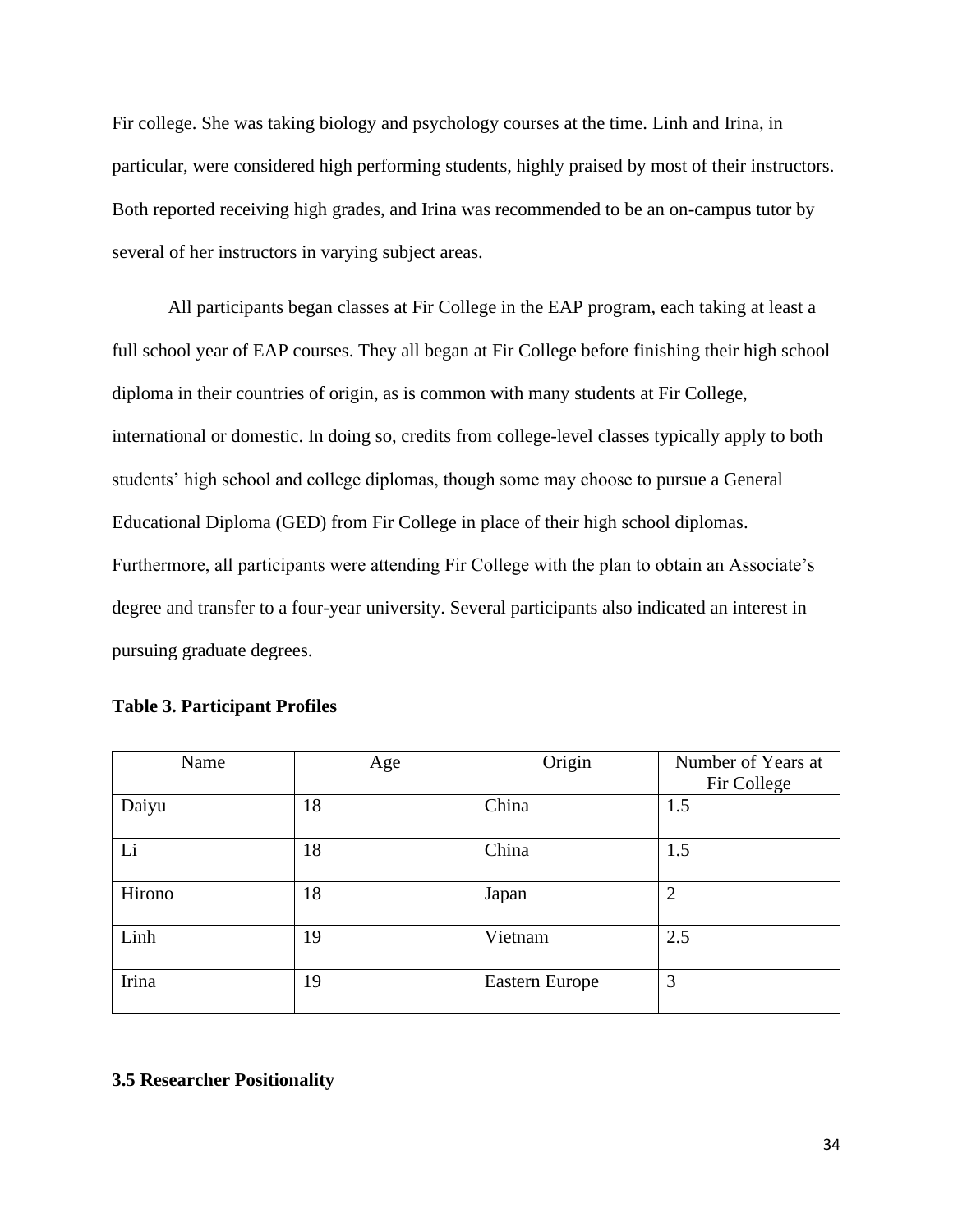Fir college. She was taking biology and psychology courses at the time. Linh and Irina, in particular, were considered high performing students, highly praised by most of their instructors. Both reported receiving high grades, and Irina was recommended to be an on-campus tutor by several of her instructors in varying subject areas.

All participants began classes at Fir College in the EAP program, each taking at least a full school year of EAP courses. They all began at Fir College before finishing their high school diploma in their countries of origin, as is common with many students at Fir College, international or domestic. In doing so, credits from college-level classes typically apply to both students' high school and college diplomas, though some may choose to pursue a General Educational Diploma (GED) from Fir College in place of their high school diplomas. Furthermore, all participants were attending Fir College with the plan to obtain an Associate's degree and transfer to a four-year university. Several participants also indicated an interest in pursuing graduate degrees.

**Table 3. Participant Profiles**

| Name | Age | Origin | Number of Years at Fir College |
|---|---|---|---|
| Daiyu | 18 | China | 1.5 |
| Li | 18 | China | 1.5 |
| Hirono | 18 | Japan | 2 |
| Linh | 19 | Vietnam | 2.5 |
| Irina | 19 | Eastern Europe | 3 |

### 3.5 Researcher Positionality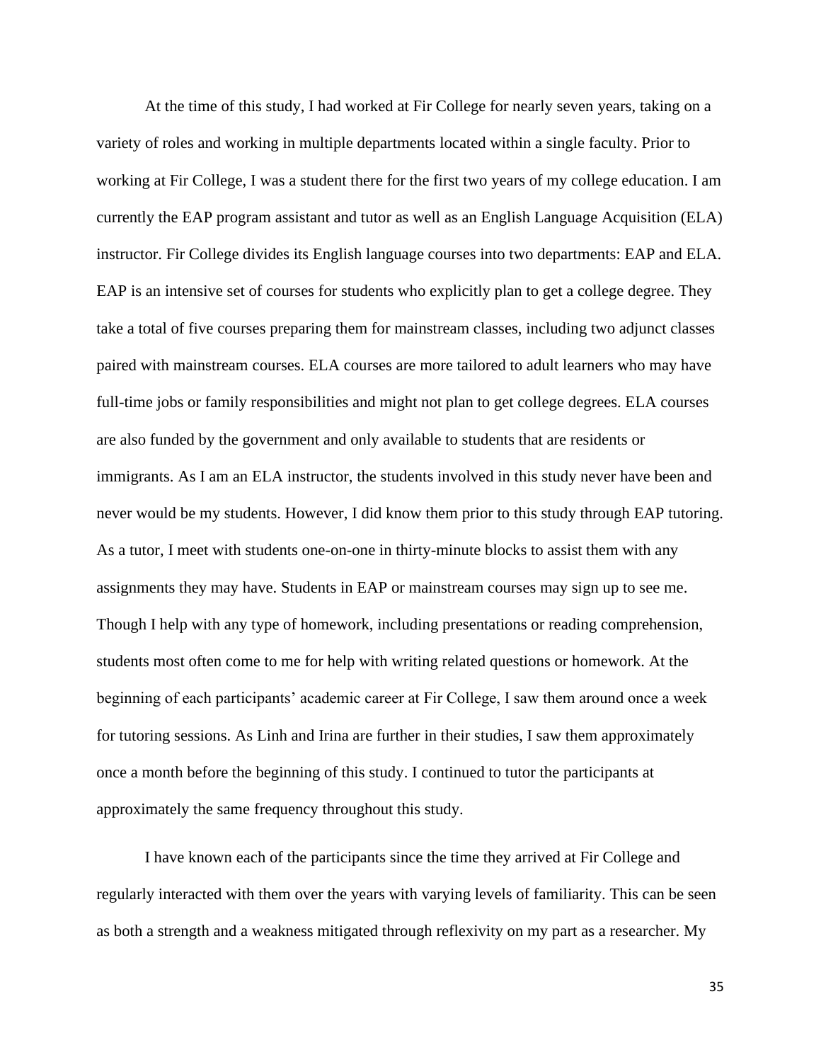At the time of this study, I had worked at Fir College for nearly seven years, taking on a variety of roles and working in multiple departments located within a single faculty. Prior to working at Fir College, I was a student there for the first two years of my college education. I am currently the EAP program assistant and tutor as well as an English Language Acquisition (ELA) instructor. Fir College divides its English language courses into two departments: EAP and ELA. EAP is an intensive set of courses for students who explicitly plan to get a college degree. They take a total of five courses preparing them for mainstream classes, including two adjunct classes paired with mainstream courses. ELA courses are more tailored to adult learners who may have full-time jobs or family responsibilities and might not plan to get college degrees. ELA courses are also funded by the government and only available to students that are residents or immigrants. As I am an ELA instructor, the students involved in this study never have been and never would be my students. However, I did know them prior to this study through EAP tutoring. As a tutor, I meet with students one-on-one in thirty-minute blocks to assist them with any assignments they may have. Students in EAP or mainstream courses may sign up to see me. Though I help with any type of homework, including presentations or reading comprehension, students most often come to me for help with writing related questions or homework. At the beginning of each participants' academic career at Fir College, I saw them around once a week for tutoring sessions. As Linh and Irina are further in their studies, I saw them approximately once a month before the beginning of this study. I continued to tutor the participants at approximately the same frequency throughout this study.

I have known each of the participants since the time they arrived at Fir College and regularly interacted with them over the years with varying levels of familiarity. This can be seen as both a strength and a weakness mitigated through reflexivity on my part as a researcher. My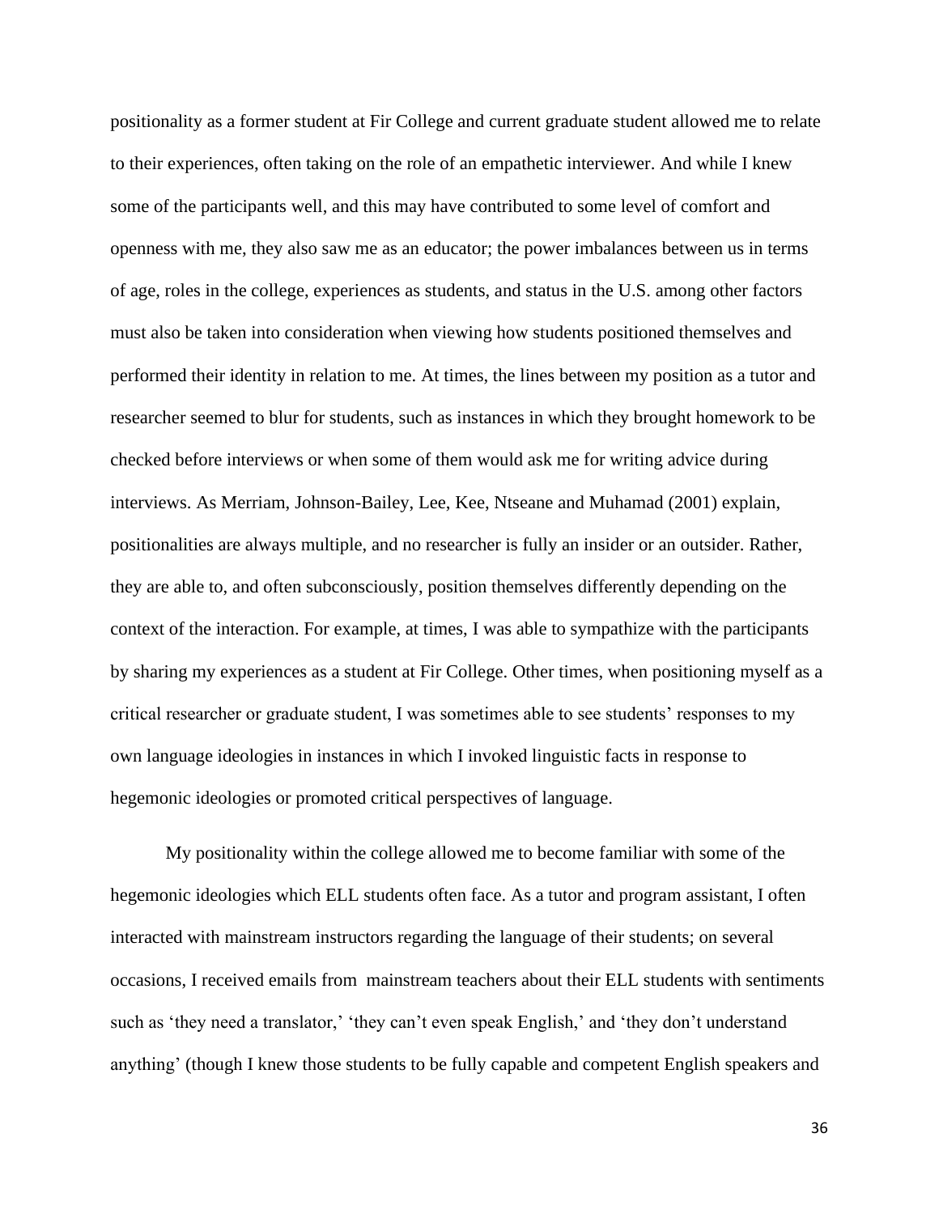positionality as a former student at Fir College and current graduate student allowed me to relate to their experiences, often taking on the role of an empathetic interviewer. And while I knew some of the participants well, and this may have contributed to some level of comfort and openness with me, they also saw me as an educator; the power imbalances between us in terms of age, roles in the college, experiences as students, and status in the U.S. among other factors must also be taken into consideration when viewing how students positioned themselves and performed their identity in relation to me. At times, the lines between my position as a tutor and researcher seemed to blur for students, such as instances in which they brought homework to be checked before interviews or when some of them would ask me for writing advice during interviews. As Merriam, Johnson-Bailey, Lee, Kee, Ntseane and Muhamad (2001) explain, positionalities are always multiple, and no researcher is fully an insider or an outsider. Rather, they are able to, and often subconsciously, position themselves differently depending on the context of the interaction. For example, at times, I was able to sympathize with the participants by sharing my experiences as a student at Fir College. Other times, when positioning myself as a critical researcher or graduate student, I was sometimes able to see students' responses to my own language ideologies in instances in which I invoked linguistic facts in response to hegemonic ideologies or promoted critical perspectives of language.

My positionality within the college allowed me to become familiar with some of the hegemonic ideologies which ELL students often face. As a tutor and program assistant, I often interacted with mainstream instructors regarding the language of their students; on several occasions, I received emails from mainstream teachers about their ELL students with sentiments such as 'they need a translator,' 'they can't even speak English,' and 'they don't understand anything' (though I knew those students to be fully capable and competent English speakers and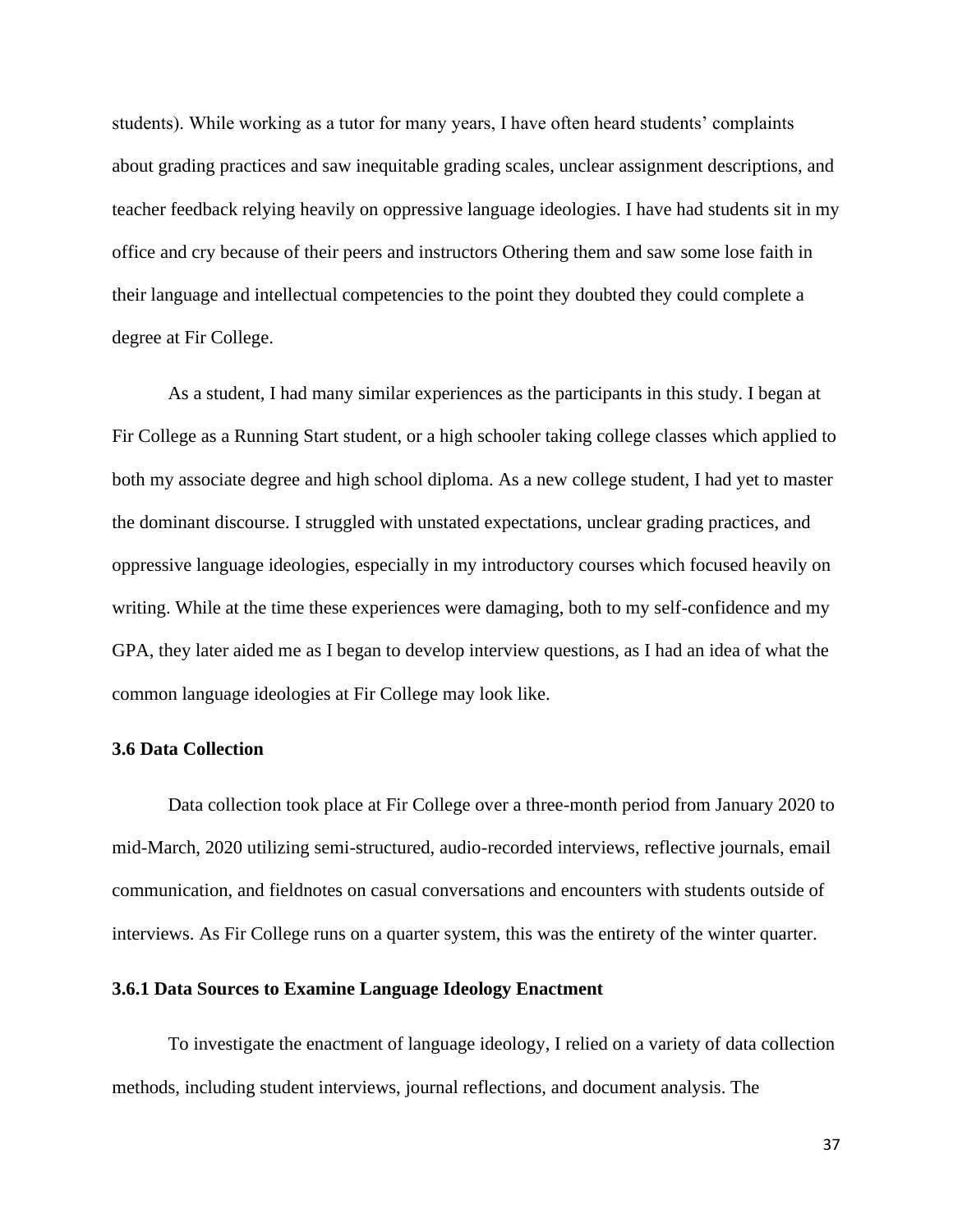students). While working as a tutor for many years, I have often heard students' complaints about grading practices and saw inequitable grading scales, unclear assignment descriptions, and teacher feedback relying heavily on oppressive language ideologies. I have had students sit in my office and cry because of their peers and instructors Othering them and saw some lose faith in their language and intellectual competencies to the point they doubted they could complete a degree at Fir College.

As a student, I had many similar experiences as the participants in this study. I began at Fir College as a Running Start student, or a high schooler taking college classes which applied to both my associate degree and high school diploma. As a new college student, I had yet to master the dominant discourse. I struggled with unstated expectations, unclear grading practices, and oppressive language ideologies, especially in my introductory courses which focused heavily on writing. While at the time these experiences were damaging, both to my self-confidence and my GPA, they later aided me as I began to develop interview questions, as I had an idea of what the common language ideologies at Fir College may look like.

### 3.6 Data Collection

Data collection took place at Fir College over a three-month period from January 2020 to mid-March, 2020 utilizing semi-structured, audio-recorded interviews, reflective journals, email communication, and fieldnotes on casual conversations and encounters with students outside of interviews. As Fir College runs on a quarter system, this was the entirety of the winter quarter.

#### 3.6.1 Data Sources to Examine Language Ideology Enactment

To investigate the enactment of language ideology, I relied on a variety of data collection methods, including student interviews, journal reflections, and document analysis. The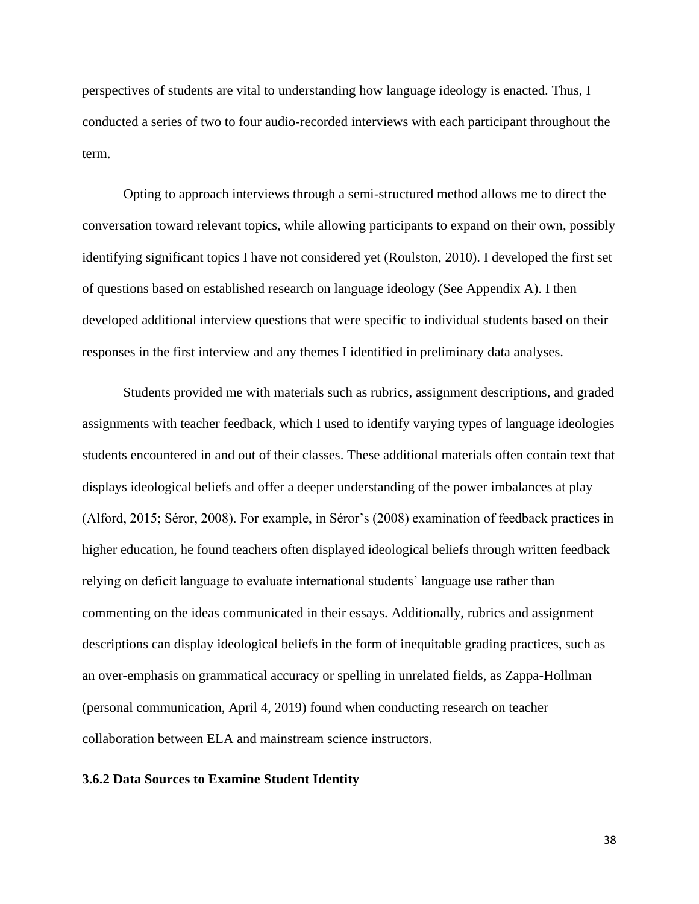perspectives of students are vital to understanding how language ideology is enacted. Thus, I conducted a series of two to four audio-recorded interviews with each participant throughout the term.

Opting to approach interviews through a semi-structured method allows me to direct the conversation toward relevant topics, while allowing participants to expand on their own, possibly identifying significant topics I have not considered yet (Roulston, 2010). I developed the first set of questions based on established research on language ideology (See Appendix A). I then developed additional interview questions that were specific to individual students based on their responses in the first interview and any themes I identified in preliminary data analyses.

Students provided me with materials such as rubrics, assignment descriptions, and graded assignments with teacher feedback, which I used to identify varying types of language ideologies students encountered in and out of their classes. These additional materials often contain text that displays ideological beliefs and offer a deeper understanding of the power imbalances at play (Alford, 2015; Séror, 2008). For example, in Séror's (2008) examination of feedback practices in higher education, he found teachers often displayed ideological beliefs through written feedback relying on deficit language to evaluate international students' language use rather than commenting on the ideas communicated in their essays. Additionally, rubrics and assignment descriptions can display ideological beliefs in the form of inequitable grading practices, such as an over-emphasis on grammatical accuracy or spelling in unrelated fields, as Zappa-Hollman (personal communication, April 4, 2019) found when conducting research on teacher collaboration between ELA and mainstream science instructors.

### 3.6.2 Data Sources to Examine Student Identity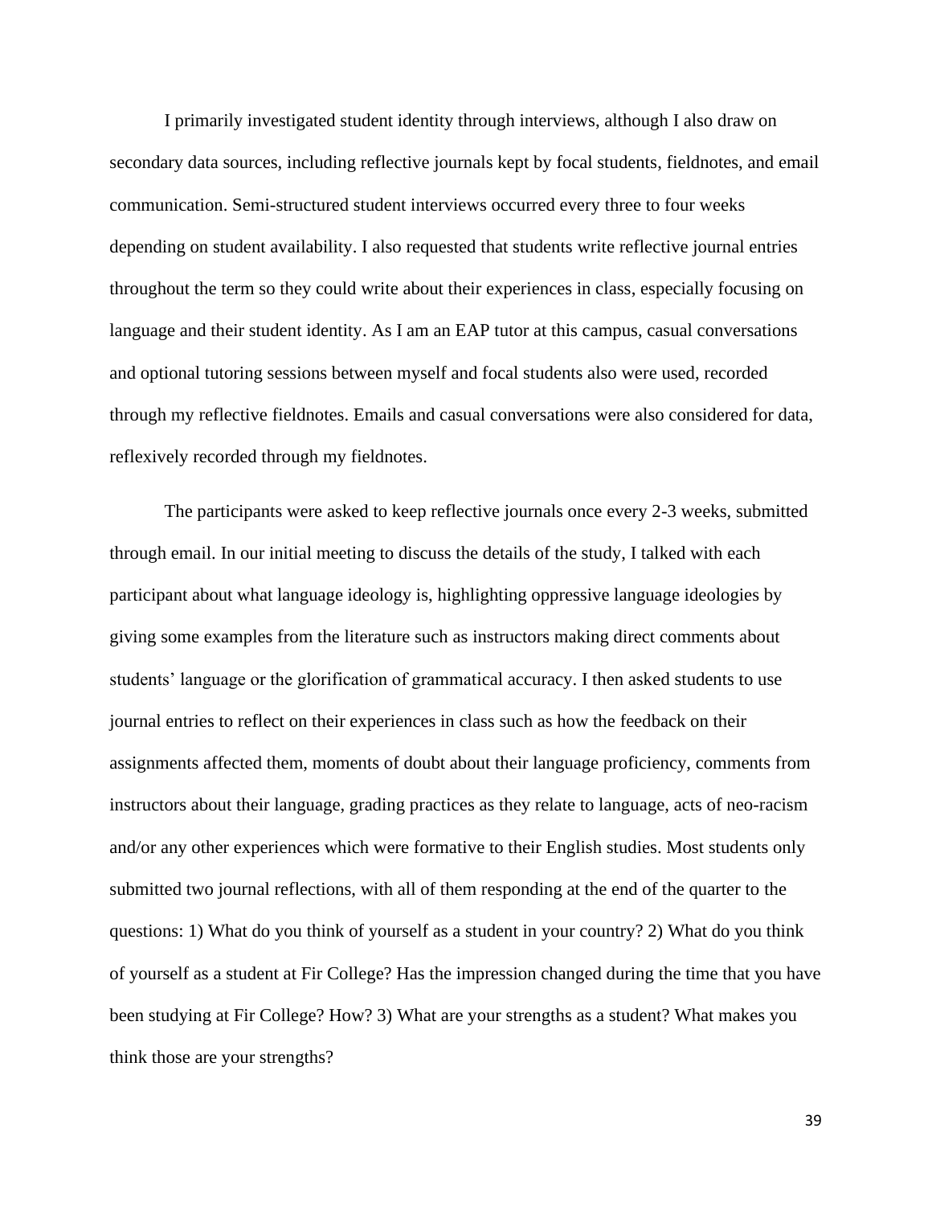I primarily investigated student identity through interviews, although I also draw on secondary data sources, including reflective journals kept by focal students, fieldnotes, and email communication. Semi-structured student interviews occurred every three to four weeks depending on student availability. I also requested that students write reflective journal entries throughout the term so they could write about their experiences in class, especially focusing on language and their student identity. As I am an EAP tutor at this campus, casual conversations and optional tutoring sessions between myself and focal students also were used, recorded through my reflective fieldnotes. Emails and casual conversations were also considered for data, reflexively recorded through my fieldnotes.

The participants were asked to keep reflective journals once every 2-3 weeks, submitted through email. In our initial meeting to discuss the details of the study, I talked with each participant about what language ideology is, highlighting oppressive language ideologies by giving some examples from the literature such as instructors making direct comments about students' language or the glorification of grammatical accuracy. I then asked students to use journal entries to reflect on their experiences in class such as how the feedback on their assignments affected them, moments of doubt about their language proficiency, comments from instructors about their language, grading practices as they relate to language, acts of neo-racism and/or any other experiences which were formative to their English studies. Most students only submitted two journal reflections, with all of them responding at the end of the quarter to the questions: 1) What do you think of yourself as a student in your country? 2) What do you think of yourself as a student at Fir College? Has the impression changed during the time that you have been studying at Fir College? How? 3) What are your strengths as a student? What makes you think those are your strengths?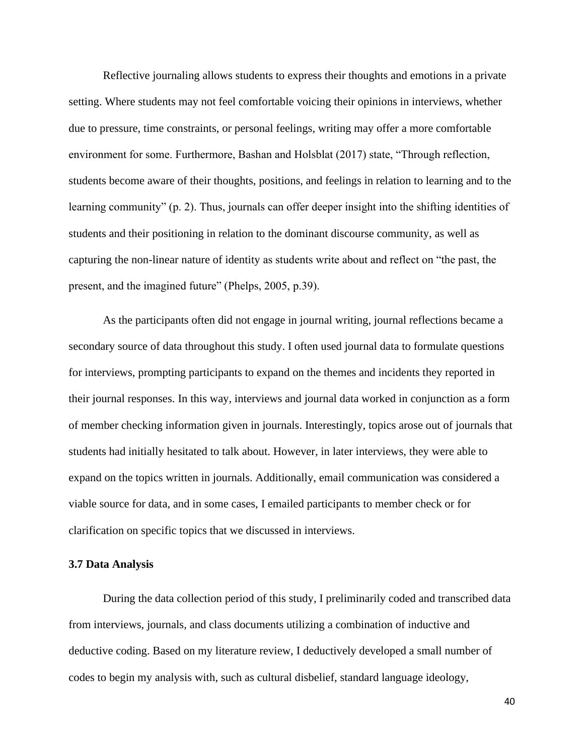Reflective journaling allows students to express their thoughts and emotions in a private setting. Where students may not feel comfortable voicing their opinions in interviews, whether due to pressure, time constraints, or personal feelings, writing may offer a more comfortable environment for some. Furthermore, Bashan and Holsblat (2017) state, "Through reflection, students become aware of their thoughts, positions, and feelings in relation to learning and to the learning community" (p. 2). Thus, journals can offer deeper insight into the shifting identities of students and their positioning in relation to the dominant discourse community, as well as capturing the non-linear nature of identity as students write about and reflect on "the past, the present, and the imagined future" (Phelps, 2005, p.39).

As the participants often did not engage in journal writing, journal reflections became a secondary source of data throughout this study. I often used journal data to formulate questions for interviews, prompting participants to expand on the themes and incidents they reported in their journal responses. In this way, interviews and journal data worked in conjunction as a form of member checking information given in journals. Interestingly, topics arose out of journals that students had initially hesitated to talk about. However, in later interviews, they were able to expand on the topics written in journals. Additionally, email communication was considered a viable source for data, and in some cases, I emailed participants to member check or for clarification on specific topics that we discussed in interviews.

### 3.7 Data Analysis

During the data collection period of this study, I preliminarily coded and transcribed data from interviews, journals, and class documents utilizing a combination of inductive and deductive coding. Based on my literature review, I deductively developed a small number of codes to begin my analysis with, such as cultural disbelief, standard language ideology,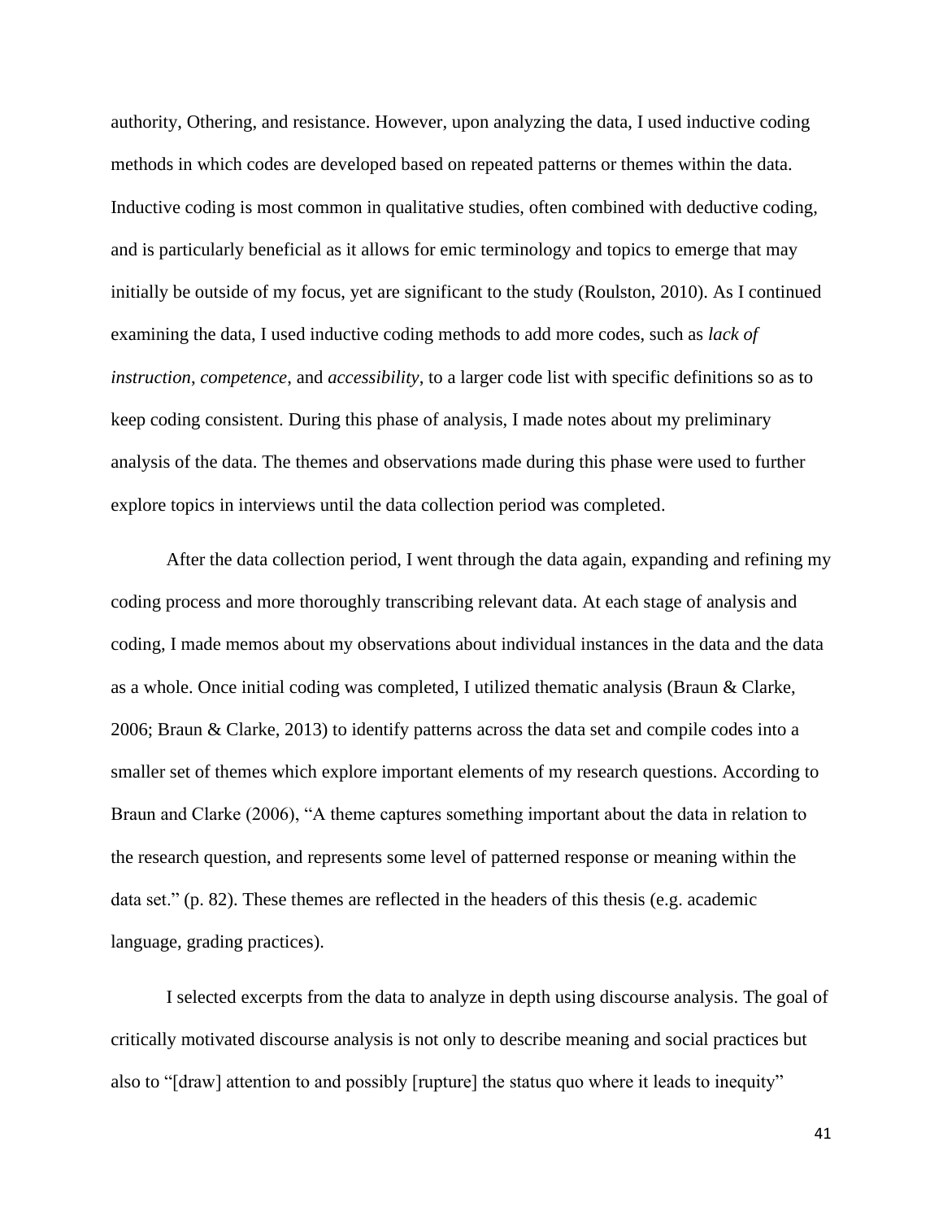authority, Othering, and resistance. However, upon analyzing the data, I used inductive coding methods in which codes are developed based on repeated patterns or themes within the data. Inductive coding is most common in qualitative studies, often combined with deductive coding, and is particularly beneficial as it allows for emic terminology and topics to emerge that may initially be outside of my focus, yet are significant to the study (Roulston, 2010). As I continued examining the data, I used inductive coding methods to add more codes, such as *lack of instruction*, *competence*, and *accessibility*, to a larger code list with specific definitions so as to keep coding consistent. During this phase of analysis, I made notes about my preliminary analysis of the data. The themes and observations made during this phase were used to further explore topics in interviews until the data collection period was completed.

After the data collection period, I went through the data again, expanding and refining my coding process and more thoroughly transcribing relevant data. At each stage of analysis and coding, I made memos about my observations about individual instances in the data and the data as a whole. Once initial coding was completed, I utilized thematic analysis (Braun & Clarke, 2006; Braun & Clarke, 2013) to identify patterns across the data set and compile codes into a smaller set of themes which explore important elements of my research questions. According to Braun and Clarke (2006), "A theme captures something important about the data in relation to the research question, and represents some level of patterned response or meaning within the data set." (p. 82). These themes are reflected in the headers of this thesis (e.g. academic language, grading practices).

I selected excerpts from the data to analyze in depth using discourse analysis. The goal of critically motivated discourse analysis is not only to describe meaning and social practices but also to "[draw] attention to and possibly [rupture] the status quo where it leads to inequity"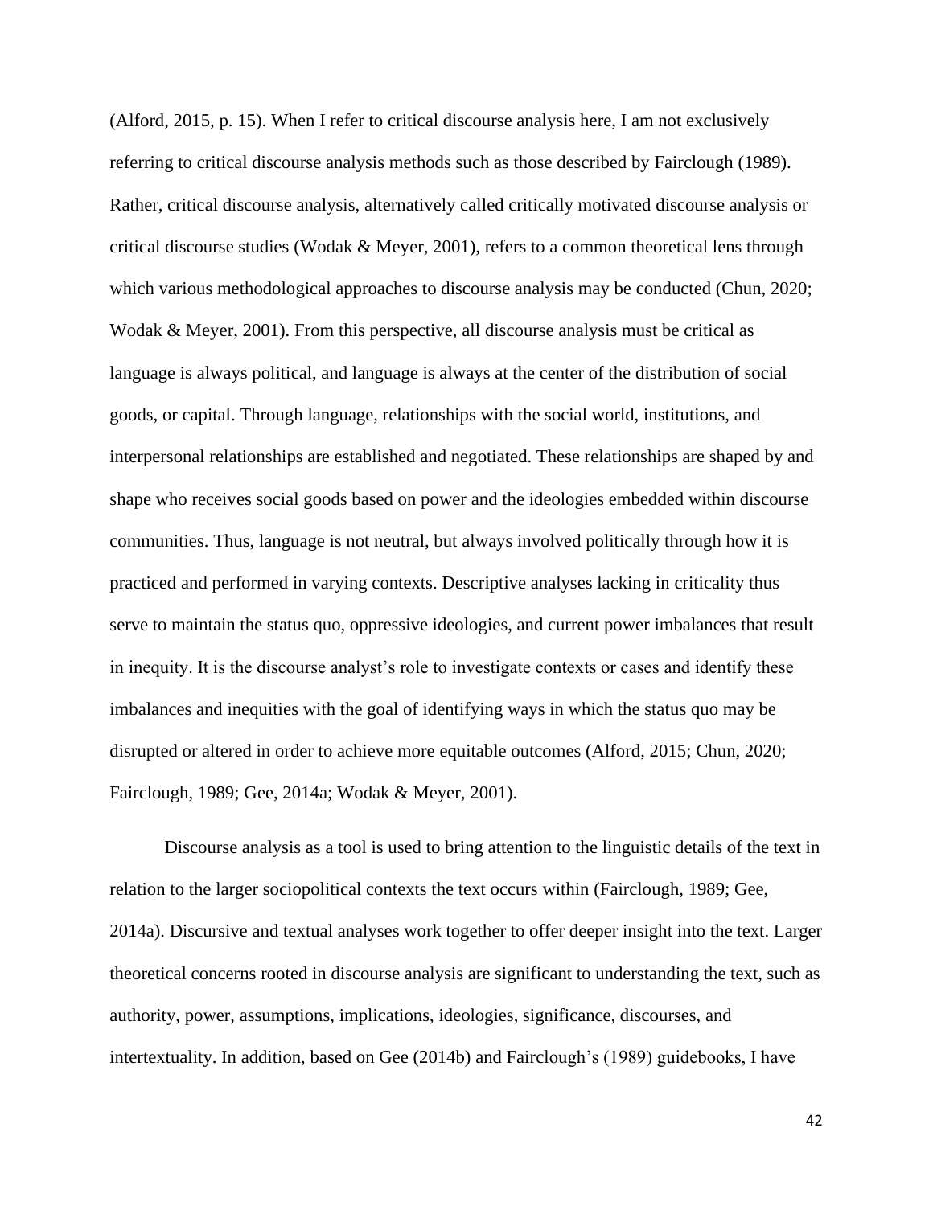(Alford, 2015, p. 15). When I refer to critical discourse analysis here, I am not exclusively referring to critical discourse analysis methods such as those described by Fairclough (1989). Rather, critical discourse analysis, alternatively called critically motivated discourse analysis or critical discourse studies (Wodak & Meyer, 2001), refers to a common theoretical lens through which various methodological approaches to discourse analysis may be conducted (Chun, 2020; Wodak & Meyer, 2001). From this perspective, all discourse analysis must be critical as language is always political, and language is always at the center of the distribution of social goods, or capital. Through language, relationships with the social world, institutions, and interpersonal relationships are established and negotiated. These relationships are shaped by and shape who receives social goods based on power and the ideologies embedded within discourse communities. Thus, language is not neutral, but always involved politically through how it is practiced and performed in varying contexts. Descriptive analyses lacking in criticality thus serve to maintain the status quo, oppressive ideologies, and current power imbalances that result in inequity. It is the discourse analyst's role to investigate contexts or cases and identify these imbalances and inequities with the goal of identifying ways in which the status quo may be disrupted or altered in order to achieve more equitable outcomes (Alford, 2015; Chun, 2020; Fairclough, 1989; Gee, 2014a; Wodak & Meyer, 2001).

Discourse analysis as a tool is used to bring attention to the linguistic details of the text in relation to the larger sociopolitical contexts the text occurs within (Fairclough, 1989; Gee, 2014a). Discursive and textual analyses work together to offer deeper insight into the text. Larger theoretical concerns rooted in discourse analysis are significant to understanding the text, such as authority, power, assumptions, implications, ideologies, significance, discourses, and intertextuality. In addition, based on Gee (2014b) and Fairclough's (1989) guidebooks, I have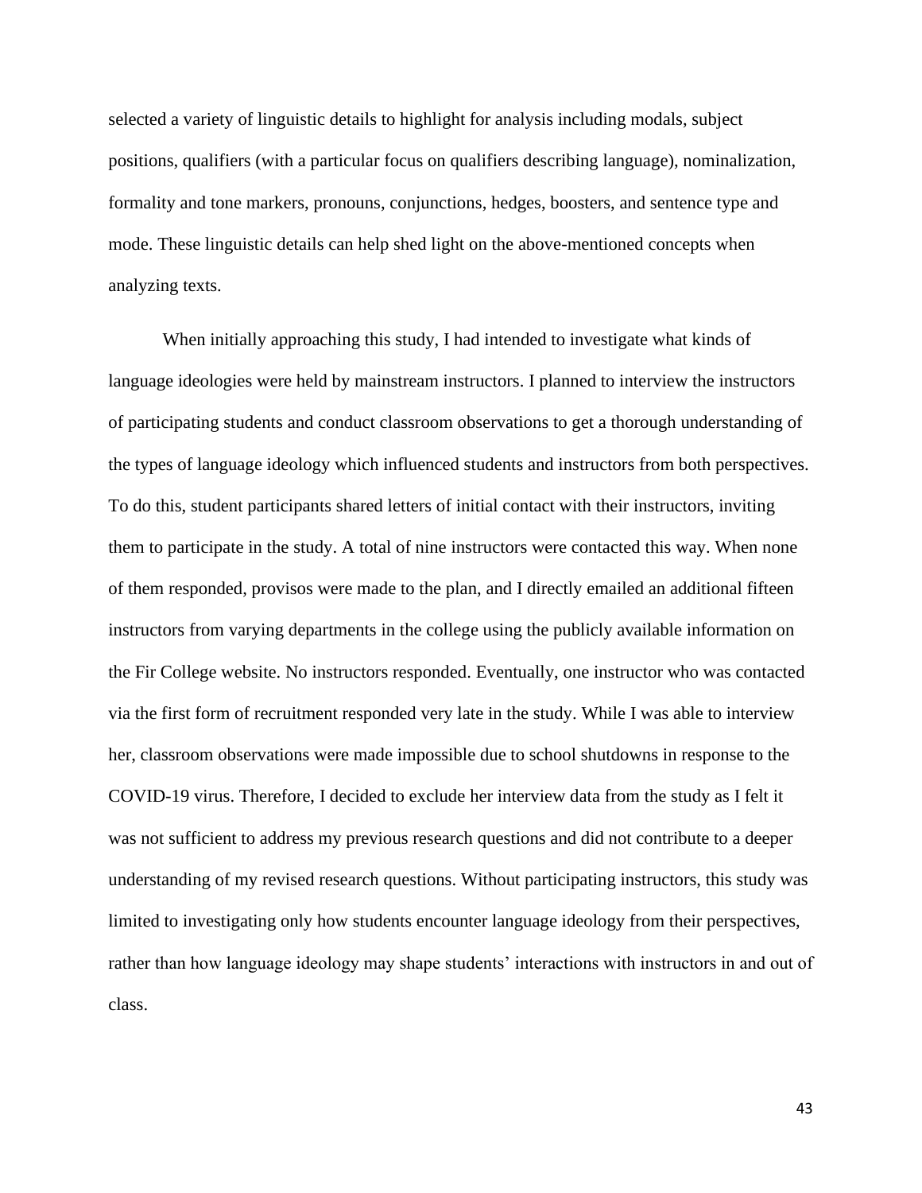selected a variety of linguistic details to highlight for analysis including modals, subject positions, qualifiers (with a particular focus on qualifiers describing language), nominalization, formality and tone markers, pronouns, conjunctions, hedges, boosters, and sentence type and mode. These linguistic details can help shed light on the above-mentioned concepts when analyzing texts.

When initially approaching this study, I had intended to investigate what kinds of language ideologies were held by mainstream instructors. I planned to interview the instructors of participating students and conduct classroom observations to get a thorough understanding of the types of language ideology which influenced students and instructors from both perspectives. To do this, student participants shared letters of initial contact with their instructors, inviting them to participate in the study. A total of nine instructors were contacted this way. When none of them responded, provisos were made to the plan, and I directly emailed an additional fifteen instructors from varying departments in the college using the publicly available information on the Fir College website. No instructors responded. Eventually, one instructor who was contacted via the first form of recruitment responded very late in the study. While I was able to interview her, classroom observations were made impossible due to school shutdowns in response to the COVID-19 virus. Therefore, I decided to exclude her interview data from the study as I felt it was not sufficient to address my previous research questions and did not contribute to a deeper understanding of my revised research questions. Without participating instructors, this study was limited to investigating only how students encounter language ideology from their perspectives, rather than how language ideology may shape students' interactions with instructors in and out of class.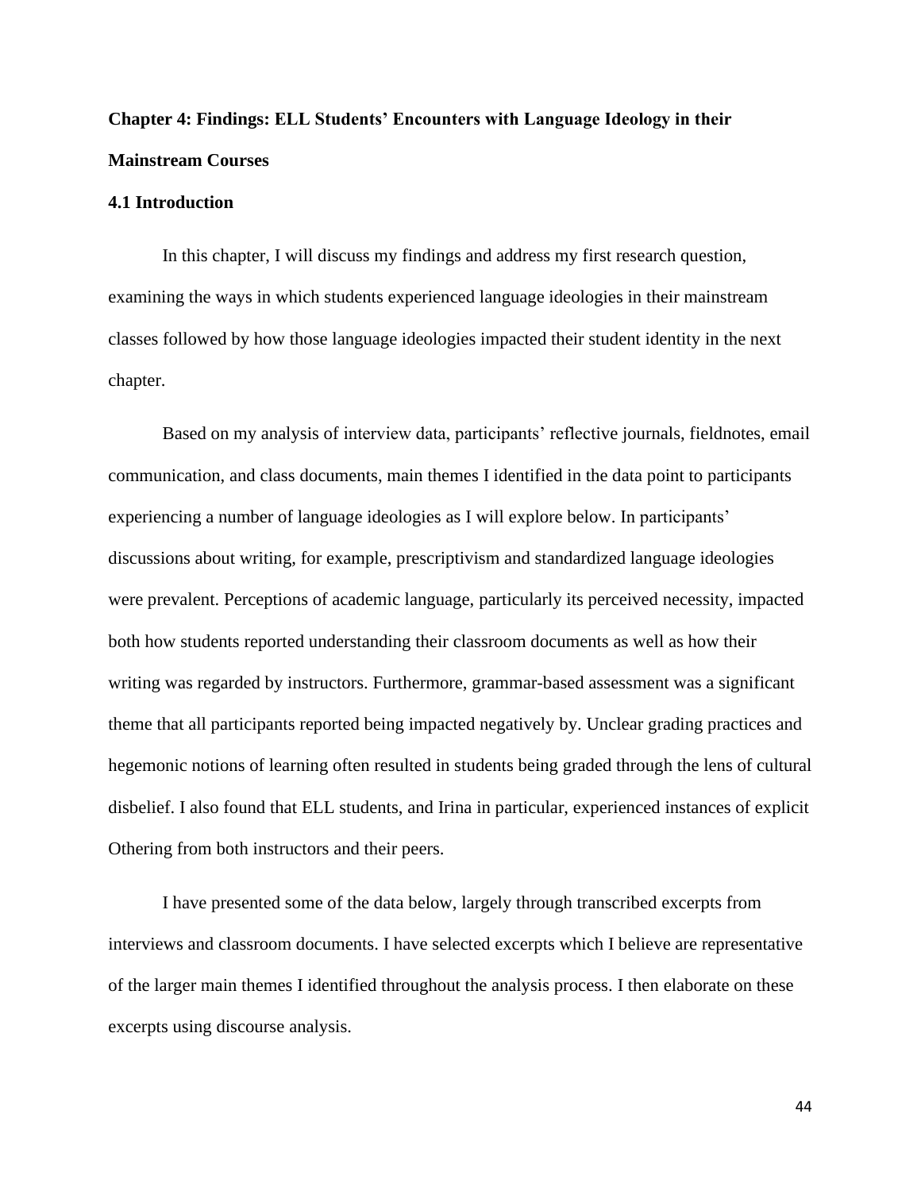# Chapter 4: Findings: ELL Students' Encounters with Language Ideology in their Mainstream Courses

## 4.1 Introduction

In this chapter, I will discuss my findings and address my first research question, examining the ways in which students experienced language ideologies in their mainstream classes followed by how those language ideologies impacted their student identity in the next chapter.

Based on my analysis of interview data, participants' reflective journals, fieldnotes, email communication, and class documents, main themes I identified in the data point to participants experiencing a number of language ideologies as I will explore below. In participants' discussions about writing, for example, prescriptivism and standardized language ideologies were prevalent. Perceptions of academic language, particularly its perceived necessity, impacted both how students reported understanding their classroom documents as well as how their writing was regarded by instructors. Furthermore, grammar-based assessment was a significant theme that all participants reported being impacted negatively by. Unclear grading practices and hegemonic notions of learning often resulted in students being graded through the lens of cultural disbelief. I also found that ELL students, and Irina in particular, experienced instances of explicit Othering from both instructors and their peers.

I have presented some of the data below, largely through transcribed excerpts from interviews and classroom documents. I have selected excerpts which I believe are representative of the larger main themes I identified throughout the analysis process. I then elaborate on these excerpts using discourse analysis.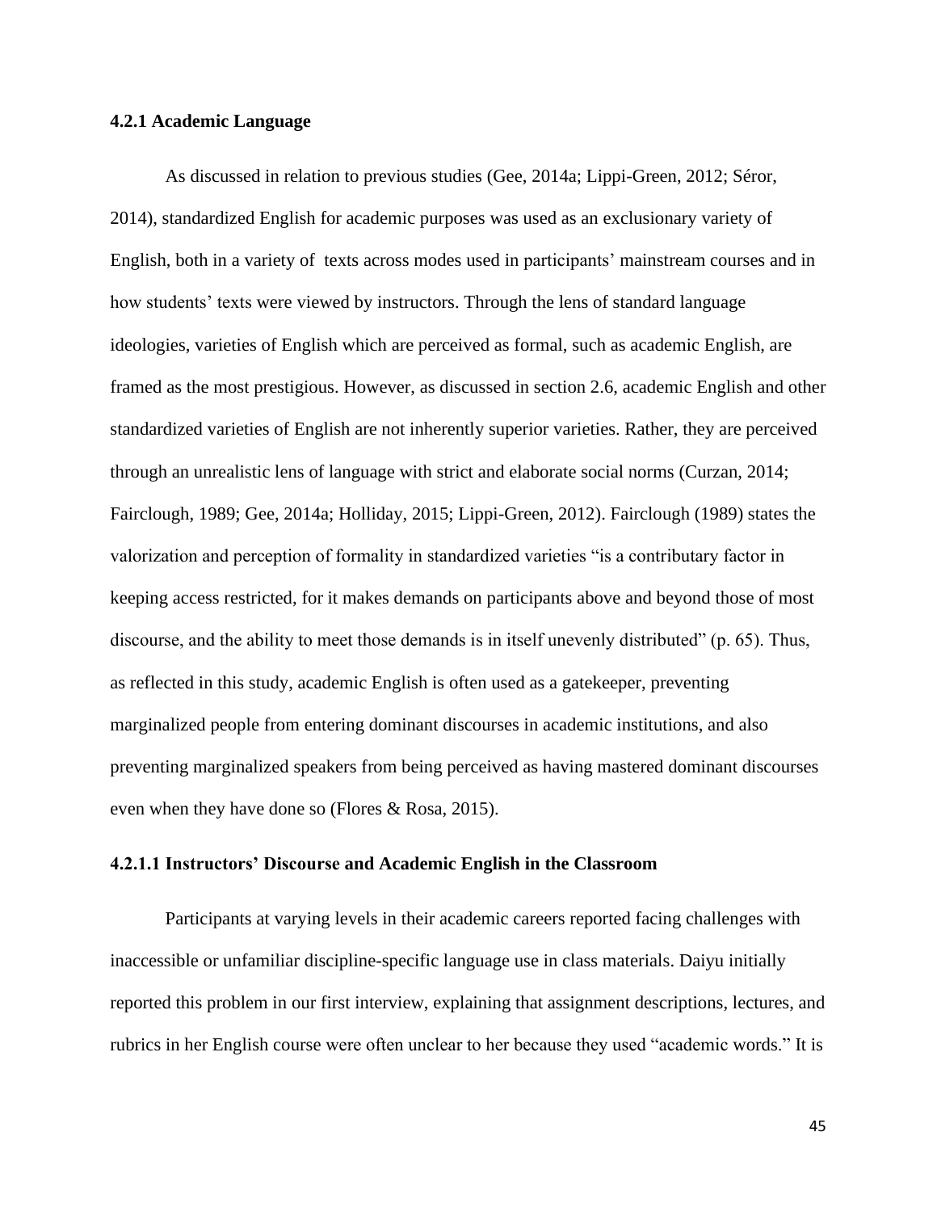### 4.2.1 Academic Language

As discussed in relation to previous studies (Gee, 2014a; Lippi-Green, 2012; Séror, 2014), standardized English for academic purposes was used as an exclusionary variety of English, both in a variety of texts across modes used in participants' mainstream courses and in how students' texts were viewed by instructors. Through the lens of standard language ideologies, varieties of English which are perceived as formal, such as academic English, are framed as the most prestigious. However, as discussed in section 2.6, academic English and other standardized varieties of English are not inherently superior varieties. Rather, they are perceived through an unrealistic lens of language with strict and elaborate social norms (Curzan, 2014; Fairclough, 1989; Gee, 2014a; Holliday, 2015; Lippi-Green, 2012). Fairclough (1989) states the valorization and perception of formality in standardized varieties "is a contributary factor in keeping access restricted, for it makes demands on participants above and beyond those of most discourse, and the ability to meet those demands is in itself unevenly distributed" (p. 65). Thus, as reflected in this study, academic English is often used as a gatekeeper, preventing marginalized people from entering dominant discourses in academic institutions, and also preventing marginalized speakers from being perceived as having mastered dominant discourses even when they have done so (Flores & Rosa, 2015).

#### 4.2.1.1 Instructors' Discourse and Academic English in the Classroom

Participants at varying levels in their academic careers reported facing challenges with inaccessible or unfamiliar discipline-specific language use in class materials. Daiyu initially reported this problem in our first interview, explaining that assignment descriptions, lectures, and rubrics in her English course were often unclear to her because they used "academic words." It is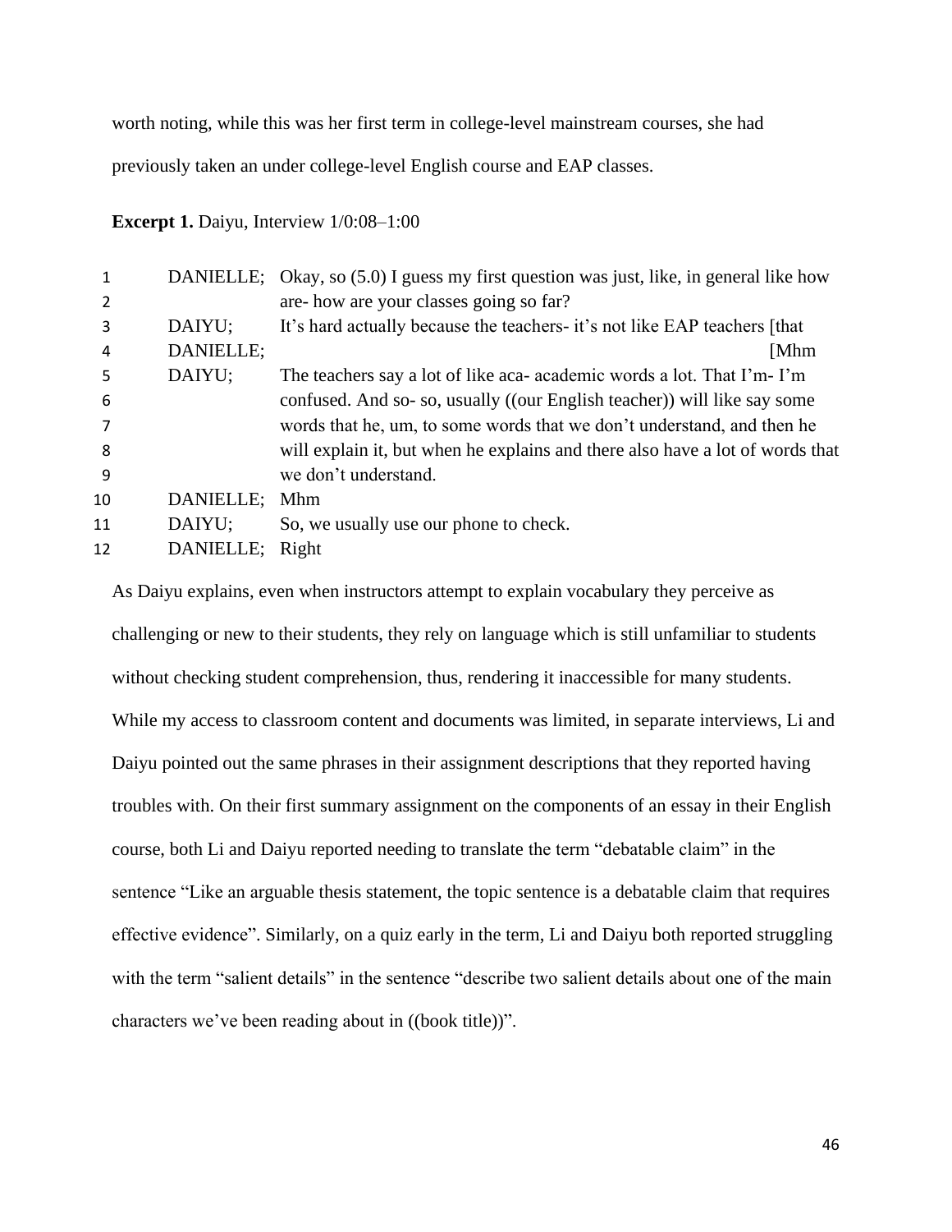worth noting, while this was her first term in college-level mainstream courses, she had previously taken an under college-level English course and EAP classes.

**Excerpt 1.** Daiyu, Interview 1/0:08–1:00

| | | |
|---|---|---|
| 1 | DANIELLE; | Okay, so (5.0) I guess my first question was just, like, in general like how |
| 2 | | are- how are your classes going so far? |
| 3 | DAIYU; | It's hard actually because the teachers- it's not like EAP teachers [that |
| 4 | DANIELLE; | [Mhm |
| 5 | DAIYU; | The teachers say a lot of like aca- academic words a lot. That I'm- I'm |
| 6 | | confused. And so- so, usually ((our English teacher)) will like say some |
| 7 | | words that he, um, to some words that we don't understand, and then he |
| 8 | | will explain it, but when he explains and there also have a lot of words that |
| 9 | | we don't understand. |
| 10 | DANIELLE; | Mhm |
| 11 | DAIYU; | So, we usually use our phone to check. |
| 12 | DANIELLE; | Right |

As Daiyu explains, even when instructors attempt to explain vocabulary they perceive as challenging or new to their students, they rely on language which is still unfamiliar to students without checking student comprehension, thus, rendering it inaccessible for many students. While my access to classroom content and documents was limited, in separate interviews, Li and Daiyu pointed out the same phrases in their assignment descriptions that they reported having troubles with. On their first summary assignment on the components of an essay in their English course, both Li and Daiyu reported needing to translate the term "debatable claim" in the sentence "Like an arguable thesis statement, the topic sentence is a debatable claim that requires effective evidence". Similarly, on a quiz early in the term, Li and Daiyu both reported struggling with the term "salient details" in the sentence "describe two salient details about one of the main characters we've been reading about in ((book title))".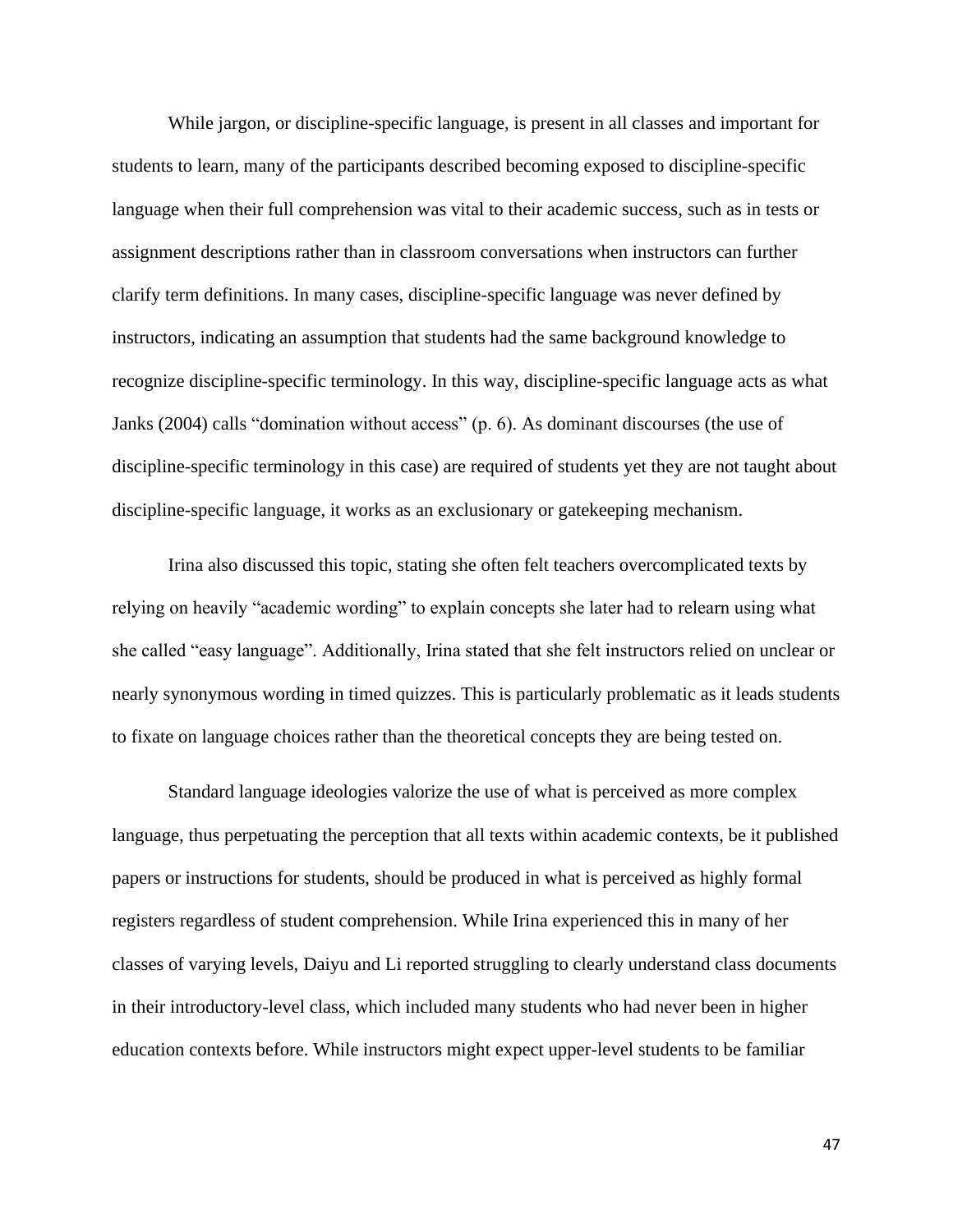While jargon, or discipline-specific language, is present in all classes and important for students to learn, many of the participants described becoming exposed to discipline-specific language when their full comprehension was vital to their academic success, such as in tests or assignment descriptions rather than in classroom conversations when instructors can further clarify term definitions. In many cases, discipline-specific language was never defined by instructors, indicating an assumption that students had the same background knowledge to recognize discipline-specific terminology. In this way, discipline-specific language acts as what Janks (2004) calls "domination without access" (p. 6). As dominant discourses (the use of discipline-specific terminology in this case) are required of students yet they are not taught about discipline-specific language, it works as an exclusionary or gatekeeping mechanism.

Irina also discussed this topic, stating she often felt teachers overcomplicated texts by relying on heavily "academic wording" to explain concepts she later had to relearn using what she called "easy language". Additionally, Irina stated that she felt instructors relied on unclear or nearly synonymous wording in timed quizzes. This is particularly problematic as it leads students to fixate on language choices rather than the theoretical concepts they are being tested on.

Standard language ideologies valorize the use of what is perceived as more complex language, thus perpetuating the perception that all texts within academic contexts, be it published papers or instructions for students, should be produced in what is perceived as highly formal registers regardless of student comprehension. While Irina experienced this in many of her classes of varying levels, Daiyu and Li reported struggling to clearly understand class documents in their introductory-level class, which included many students who had never been in higher education contexts before. While instructors might expect upper-level students to be familiar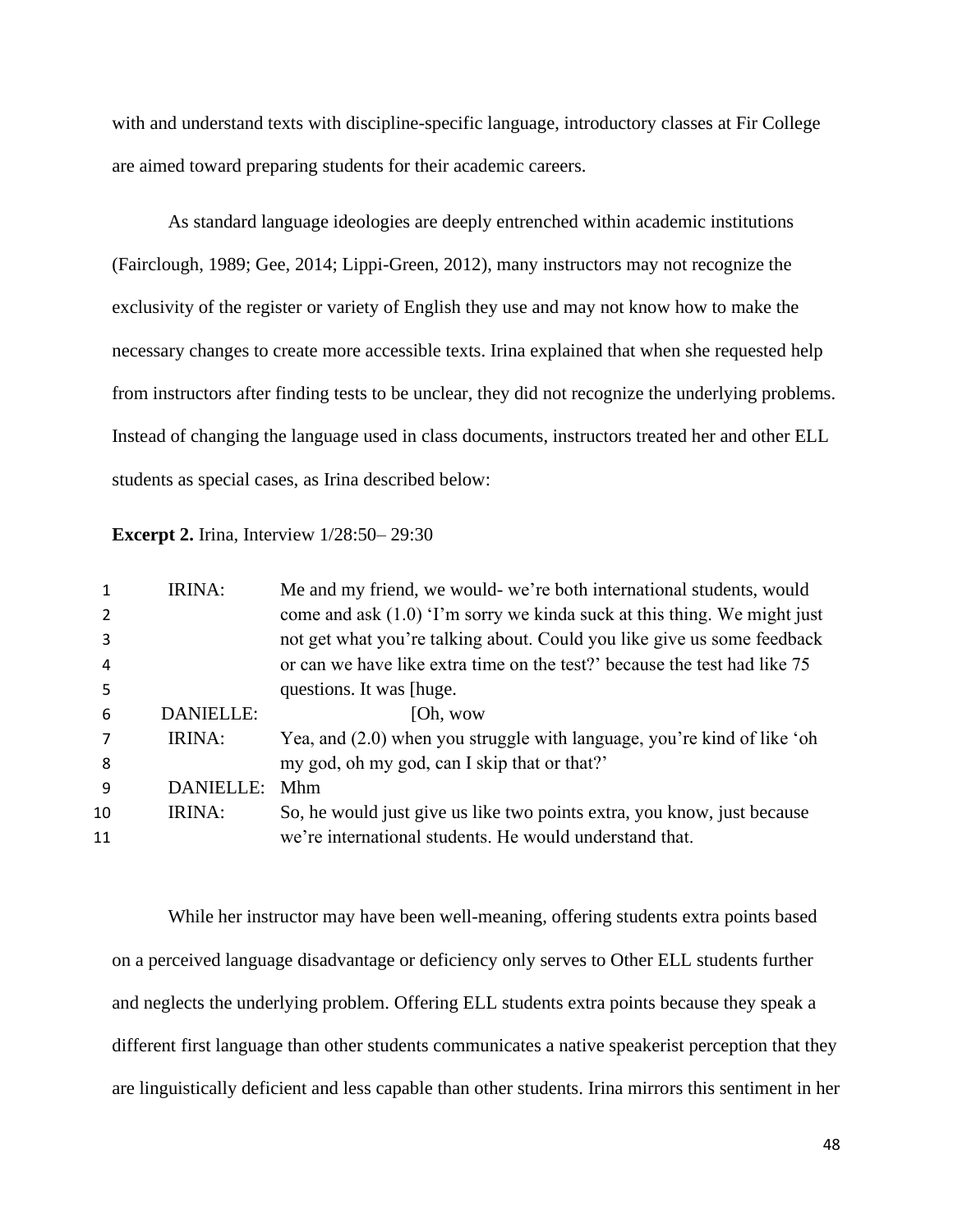with and understand texts with discipline-specific language, introductory classes at Fir College are aimed toward preparing students for their academic careers.

As standard language ideologies are deeply entrenched within academic institutions (Fairclough, 1989; Gee, 2014; Lippi-Green, 2012), many instructors may not recognize the exclusivity of the register or variety of English they use and may not know how to make the necessary changes to create more accessible texts. Irina explained that when she requested help from instructors after finding tests to be unclear, they did not recognize the underlying problems. Instead of changing the language used in class documents, instructors treated her and other ELL students as special cases, as Irina described below:

**Excerpt 2.** Irina, Interview 1/28:50– 29:30

| | | |
|---|---|---|
| 1 | IRINA: | Me and my friend, we would- we're both international students, would |
| 2 | | come and ask (1.0) 'I'm sorry we kinda suck at this thing. We might just |
| 3 | | not get what you're talking about. Could you like give us some feedback |
| 4 | | or can we have like extra time on the test?' because the test had like 75 |
| 5 | | questions. It was [huge. |
| 6 | DANIELLE: | [Oh, wow |
| 7 | IRINA: | Yea, and (2.0) when you struggle with language, you're kind of like 'oh |
| 8 | | my god, oh my god, can I skip that or that?' |
| 9 | DANIELLE: | Mhm |
| 10 | IRINA: | So, he would just give us like two points extra, you know, just because |
| 11 | | we're international students. He would understand that. |

While her instructor may have been well-meaning, offering students extra points based on a perceived language disadvantage or deficiency only serves to Other ELL students further and neglects the underlying problem. Offering ELL students extra points because they speak a different first language than other students communicates a native speakerist perception that they are linguistically deficient and less capable than other students. Irina mirrors this sentiment in her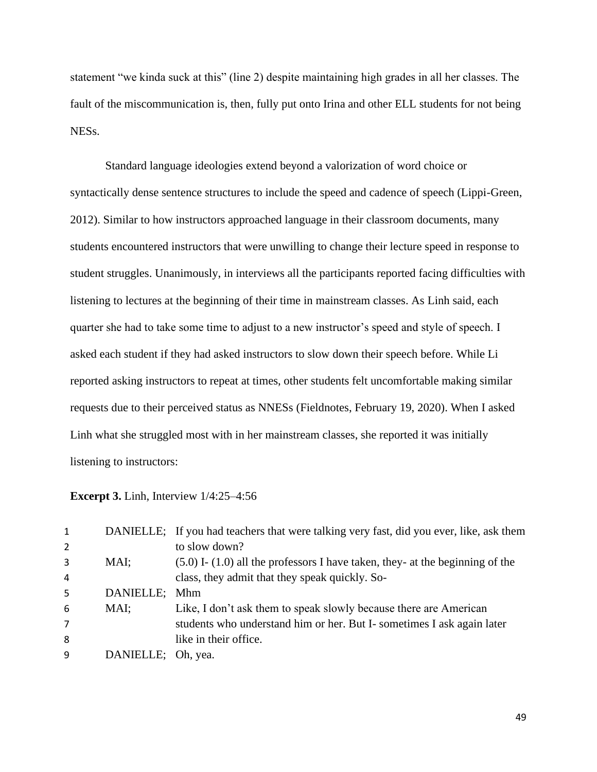statement "we kinda suck at this" (line 2) despite maintaining high grades in all her classes. The fault of the miscommunication is, then, fully put onto Irina and other ELL students for not being NESs.

Standard language ideologies extend beyond a valorization of word choice or syntactically dense sentence structures to include the speed and cadence of speech (Lippi-Green, 2012). Similar to how instructors approached language in their classroom documents, many students encountered instructors that were unwilling to change their lecture speed in response to student struggles. Unanimously, in interviews all the participants reported facing difficulties with listening to lectures at the beginning of their time in mainstream classes. As Linh said, each quarter she had to take some time to adjust to a new instructor's speed and style of speech. I asked each student if they had asked instructors to slow down their speech before. While Li reported asking instructors to repeat at times, other students felt uncomfortable making similar requests due to their perceived status as NNESs (Fieldnotes, February 19, 2020). When I asked Linh what she struggled most with in her mainstream classes, she reported it was initially listening to instructors:

**Excerpt 3.** Linh, Interview 1/4:25–4:56

| | | |
|---|---|---|
| 1 | DANIELLE; | If you had teachers that were talking very fast, did you ever, like, ask them |
| 2 | | to slow down? |
| 3 | MAI; | (5.0) I- (1.0) all the professors I have taken, they- at the beginning of the |
| 4 | | class, they admit that they speak quickly. So- |
| 5 | DANIELLE; | Mhm |
| 6 | MAI; | Like, I don't ask them to speak slowly because there are American |
| 7 | | students who understand him or her. But I- sometimes I ask again later |
| 8 | | like in their office. |
| 9 | DANIELLE; | Oh, yea. |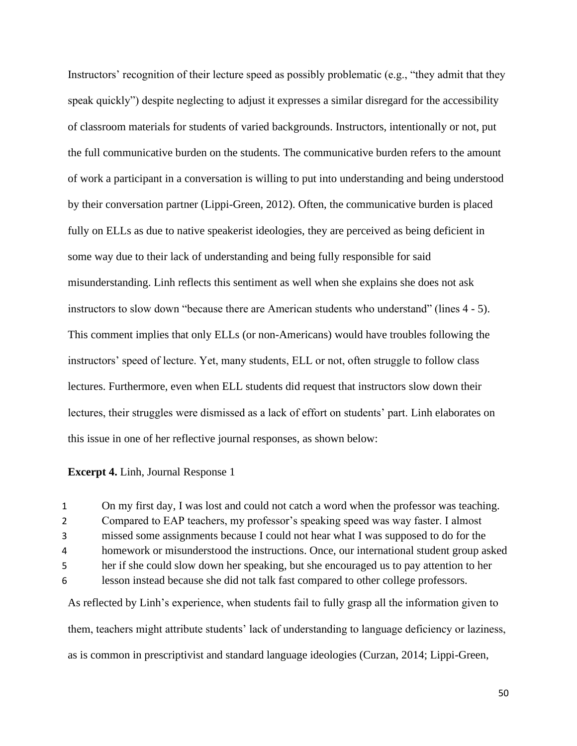Instructors' recognition of their lecture speed as possibly problematic (e.g., "they admit that they speak quickly") despite neglecting to adjust it expresses a similar disregard for the accessibility of classroom materials for students of varied backgrounds. Instructors, intentionally or not, put the full communicative burden on the students. The communicative burden refers to the amount of work a participant in a conversation is willing to put into understanding and being understood by their conversation partner (Lippi-Green, 2012). Often, the communicative burden is placed fully on ELLs as due to native speakerist ideologies, they are perceived as being deficient in some way due to their lack of understanding and being fully responsible for said misunderstanding. Linh reflects this sentiment as well when she explains she does not ask instructors to slow down "because there are American students who understand" (lines 4 - 5). This comment implies that only ELLs (or non-Americans) would have troubles following the instructors' speed of lecture. Yet, many students, ELL or not, often struggle to follow class lectures. Furthermore, even when ELL students did request that instructors slow down their lectures, their struggles were dismissed as a lack of effort on students' part. Linh elaborates on this issue in one of her reflective journal responses, as shown below:

**Excerpt 4.** Linh, Journal Response 1

1 On my first day, I was lost and could not catch a word when the professor was teaching.
2 Compared to EAP teachers, my professor's speaking speed was way faster. I almost
3 missed some assignments because I could not hear what I was supposed to do for the
4 homework or misunderstood the instructions. Once, our international student group asked
5 her if she could slow down her speaking, but she encouraged us to pay attention to her
6 lesson instead because she did not talk fast compared to other college professors.

As reflected by Linh's experience, when students fail to fully grasp all the information given to them, teachers might attribute students' lack of understanding to language deficiency or laziness, as is common in prescriptivist and standard language ideologies (Curzan, 2014; Lippi-Green,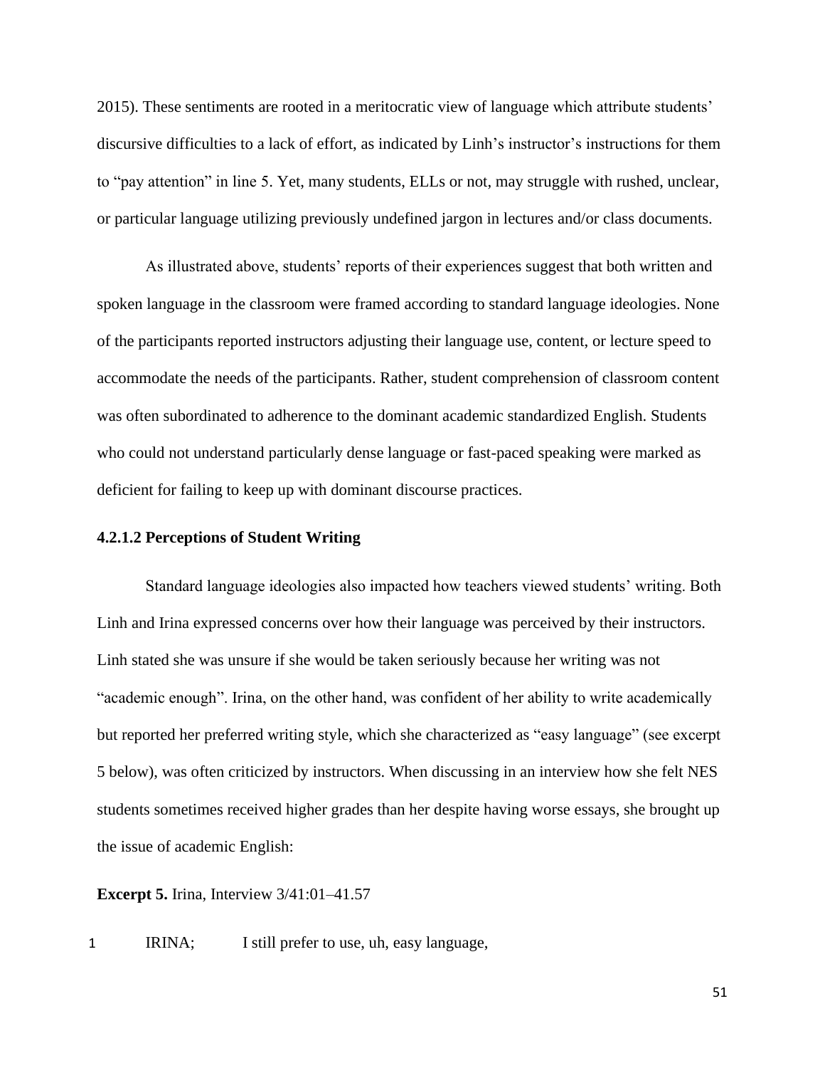2015). These sentiments are rooted in a meritocratic view of language which attribute students' discursive difficulties to a lack of effort, as indicated by Linh's instructor's instructions for them to "pay attention" in line 5. Yet, many students, ELLs or not, may struggle with rushed, unclear, or particular language utilizing previously undefined jargon in lectures and/or class documents.

As illustrated above, students' reports of their experiences suggest that both written and spoken language in the classroom were framed according to standard language ideologies. None of the participants reported instructors adjusting their language use, content, or lecture speed to accommodate the needs of the participants. Rather, student comprehension of classroom content was often subordinated to adherence to the dominant academic standardized English. Students who could not understand particularly dense language or fast-paced speaking were marked as deficient for failing to keep up with dominant discourse practices.

#### 4.2.1.2 Perceptions of Student Writing

Standard language ideologies also impacted how teachers viewed students' writing. Both Linh and Irina expressed concerns over how their language was perceived by their instructors. Linh stated she was unsure if she would be taken seriously because her writing was not "academic enough". Irina, on the other hand, was confident of her ability to write academically but reported her preferred writing style, which she characterized as "easy language" (see excerpt 5 below), was often criticized by instructors. When discussing in an interview how she felt NES students sometimes received higher grades than her despite having worse essays, she brought up the issue of academic English:

**Excerpt 5.** Irina, Interview 3/41:01–41.57

1 IRINA; I still prefer to use, uh, easy language,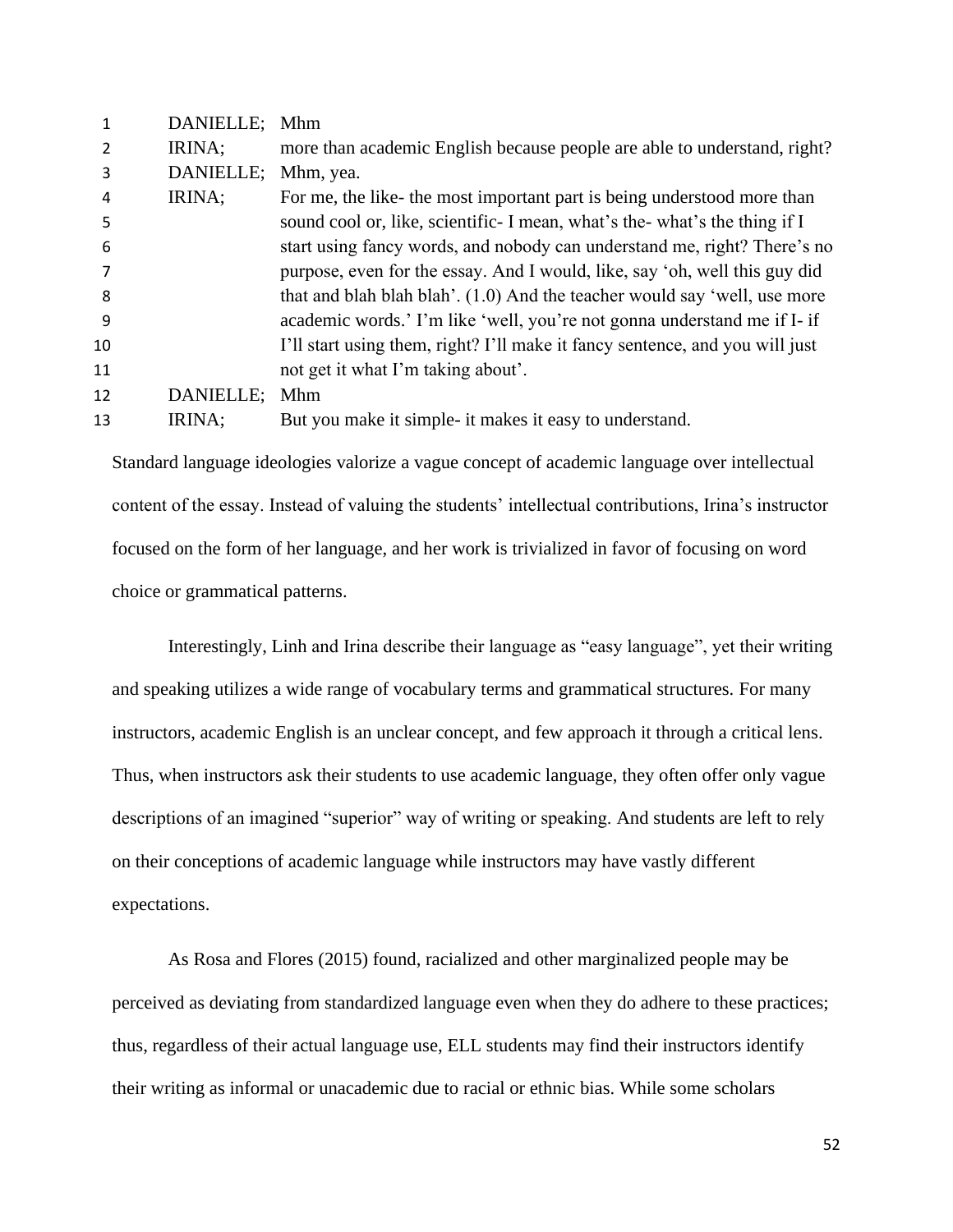| | | |
|---|---|---|
| 1 | DANIELLE; | Mhm |
| 2 | IRINA; | more than academic English because people are able to understand, right? |
| 3 | DANIELLE; | Mhm, yea. |
| 4 | IRINA; | For me, the like- the most important part is being understood more than |
| 5 | | sound cool or, like, scientific- I mean, what's the- what's the thing if I |
| 6 | | start using fancy words, and nobody can understand me, right? There's no |
| 7 | | purpose, even for the essay. And I would, like, say 'oh, well this guy did |
| 8 | | that and blah blah blah'. (1.0) And the teacher would say 'well, use more |
| 9 | | academic words.' I'm like 'well, you're not gonna understand me if I- if |
| 10 | | I'll start using them, right? I'll make it fancy sentence, and you will just |
| 11 | | not get it what I'm taking about'. |
| 12 | DANIELLE; | Mhm |
| 13 | IRINA; | But you make it simple- it makes it easy to understand. |

Standard language ideologies valorize a vague concept of academic language over intellectual content of the essay. Instead of valuing the students' intellectual contributions, Irina's instructor focused on the form of her language, and her work is trivialized in favor of focusing on word choice or grammatical patterns.

Interestingly, Linh and Irina describe their language as "easy language", yet their writing and speaking utilizes a wide range of vocabulary terms and grammatical structures. For many instructors, academic English is an unclear concept, and few approach it through a critical lens. Thus, when instructors ask their students to use academic language, they often offer only vague descriptions of an imagined "superior" way of writing or speaking. And students are left to rely on their conceptions of academic language while instructors may have vastly different expectations.

As Rosa and Flores (2015) found, racialized and other marginalized people may be perceived as deviating from standardized language even when they do adhere to these practices; thus, regardless of their actual language use, ELL students may find their instructors identify their writing as informal or unacademic due to racial or ethnic bias. While some scholars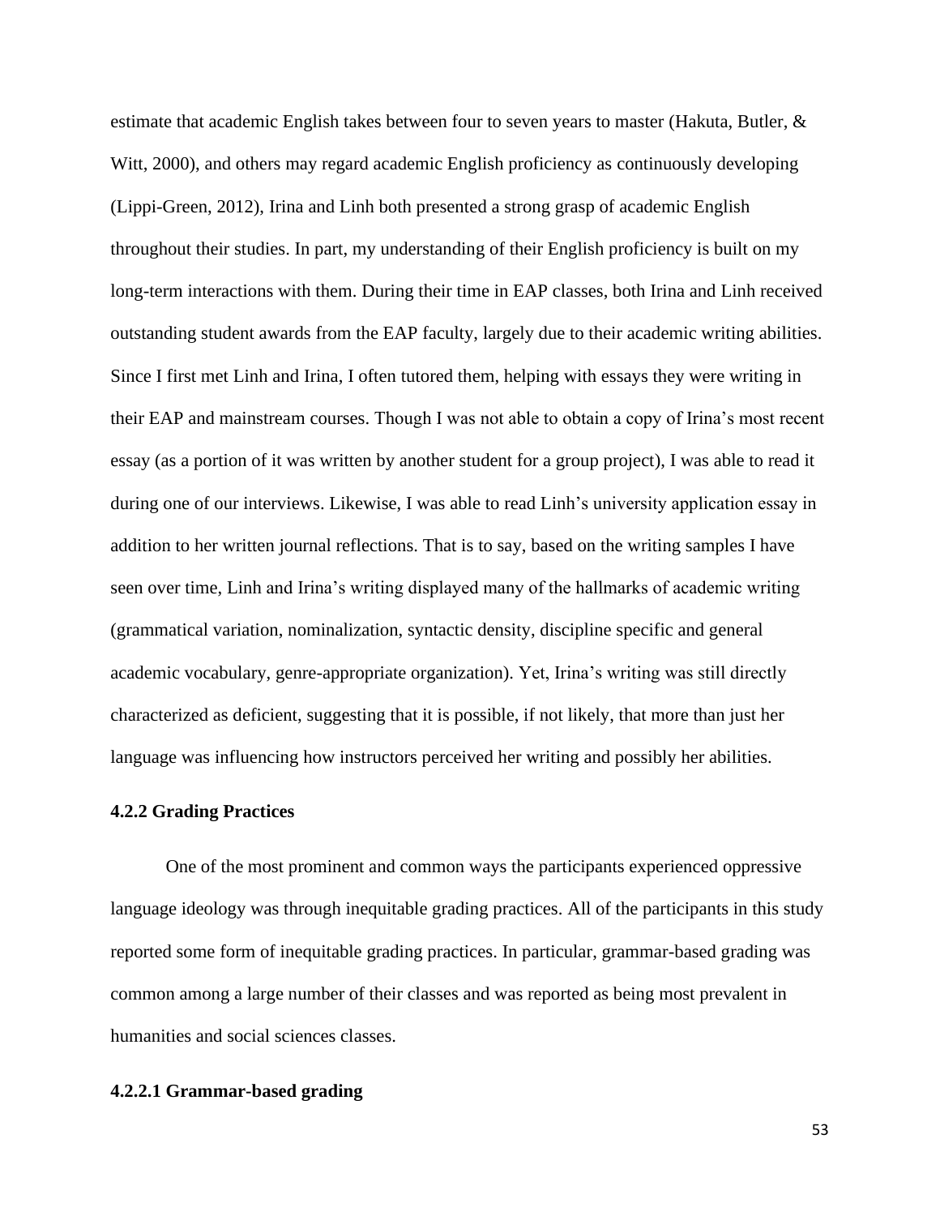estimate that academic English takes between four to seven years to master (Hakuta, Butler, & Witt, 2000), and others may regard academic English proficiency as continuously developing (Lippi-Green, 2012), Irina and Linh both presented a strong grasp of academic English throughout their studies. In part, my understanding of their English proficiency is built on my long-term interactions with them. During their time in EAP classes, both Irina and Linh received outstanding student awards from the EAP faculty, largely due to their academic writing abilities. Since I first met Linh and Irina, I often tutored them, helping with essays they were writing in their EAP and mainstream courses. Though I was not able to obtain a copy of Irina's most recent essay (as a portion of it was written by another student for a group project), I was able to read it during one of our interviews. Likewise, I was able to read Linh's university application essay in addition to her written journal reflections. That is to say, based on the writing samples I have seen over time, Linh and Irina's writing displayed many of the hallmarks of academic writing (grammatical variation, nominalization, syntactic density, discipline specific and general academic vocabulary, genre-appropriate organization). Yet, Irina's writing was still directly characterized as deficient, suggesting that it is possible, if not likely, that more than just her language was influencing how instructors perceived her writing and possibly her abilities.

### 4.2.2 Grading Practices

One of the most prominent and common ways the participants experienced oppressive language ideology was through inequitable grading practices. All of the participants in this study reported some form of inequitable grading practices. In particular, grammar-based grading was common among a large number of their classes and was reported as being most prevalent in humanities and social sciences classes.

#### 4.2.2.1 Grammar-based grading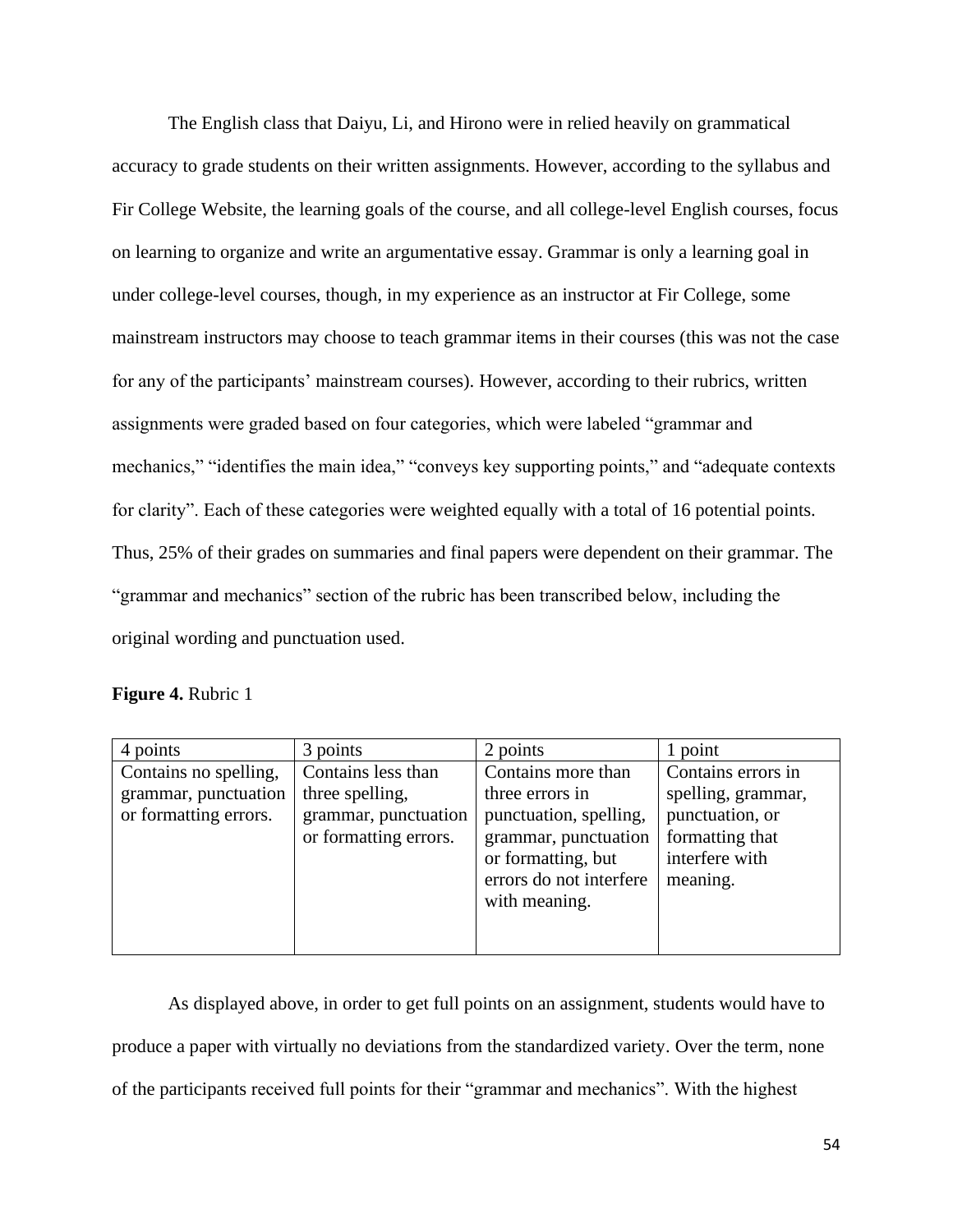The English class that Daiyu, Li, and Hirono were in relied heavily on grammatical accuracy to grade students on their written assignments. However, according to the syllabus and Fir College Website, the learning goals of the course, and all college-level English courses, focus on learning to organize and write an argumentative essay. Grammar is only a learning goal in under college-level courses, though, in my experience as an instructor at Fir College, some mainstream instructors may choose to teach grammar items in their courses (this was not the case for any of the participants' mainstream courses). However, according to their rubrics, written assignments were graded based on four categories, which were labeled "grammar and mechanics," "identifies the main idea," "conveys key supporting points," and "adequate contexts for clarity". Each of these categories were weighted equally with a total of 16 potential points. Thus, 25% of their grades on summaries and final papers were dependent on their grammar. The "grammar and mechanics" section of the rubric has been transcribed below, including the original wording and punctuation used.

**Figure 4.** Rubric 1

| 4 points | 3 points | 2 points | 1 point |
|---|---|---|---|
| Contains no spelling, grammar, punctuation or formatting errors. | Contains less than three spelling, grammar, punctuation or formatting errors. | Contains more than three errors in punctuation, spelling, grammar, punctuation or formatting, but errors do not interfere with meaning. | Contains errors in spelling, grammar, punctuation, or formatting that interfere with meaning. |

As displayed above, in order to get full points on an assignment, students would have to produce a paper with virtually no deviations from the standardized variety. Over the term, none of the participants received full points for their "grammar and mechanics". With the highest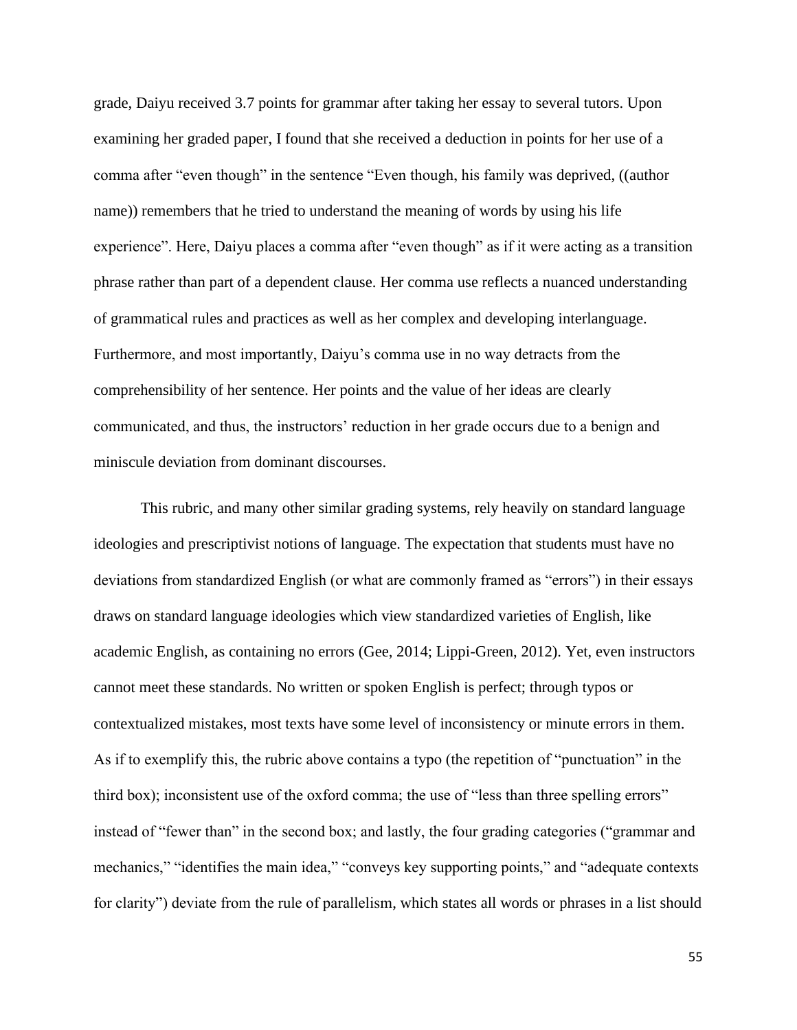grade, Daiyu received 3.7 points for grammar after taking her essay to several tutors. Upon examining her graded paper, I found that she received a deduction in points for her use of a comma after "even though" in the sentence "Even though, his family was deprived, ((author name)) remembers that he tried to understand the meaning of words by using his life experience". Here, Daiyu places a comma after "even though" as if it were acting as a transition phrase rather than part of a dependent clause. Her comma use reflects a nuanced understanding of grammatical rules and practices as well as her complex and developing interlanguage. Furthermore, and most importantly, Daiyu's comma use in no way detracts from the comprehensibility of her sentence. Her points and the value of her ideas are clearly communicated, and thus, the instructors' reduction in her grade occurs due to a benign and miniscule deviation from dominant discourses.

This rubric, and many other similar grading systems, rely heavily on standard language ideologies and prescriptivist notions of language. The expectation that students must have no deviations from standardized English (or what are commonly framed as "errors") in their essays draws on standard language ideologies which view standardized varieties of English, like academic English, as containing no errors (Gee, 2014; Lippi-Green, 2012). Yet, even instructors cannot meet these standards. No written or spoken English is perfect; through typos or contextualized mistakes, most texts have some level of inconsistency or minute errors in them. As if to exemplify this, the rubric above contains a typo (the repetition of "punctuation" in the third box); inconsistent use of the oxford comma; the use of "less than three spelling errors" instead of "fewer than" in the second box; and lastly, the four grading categories ("grammar and mechanics," "identifies the main idea," "conveys key supporting points," and "adequate contexts for clarity") deviate from the rule of parallelism, which states all words or phrases in a list should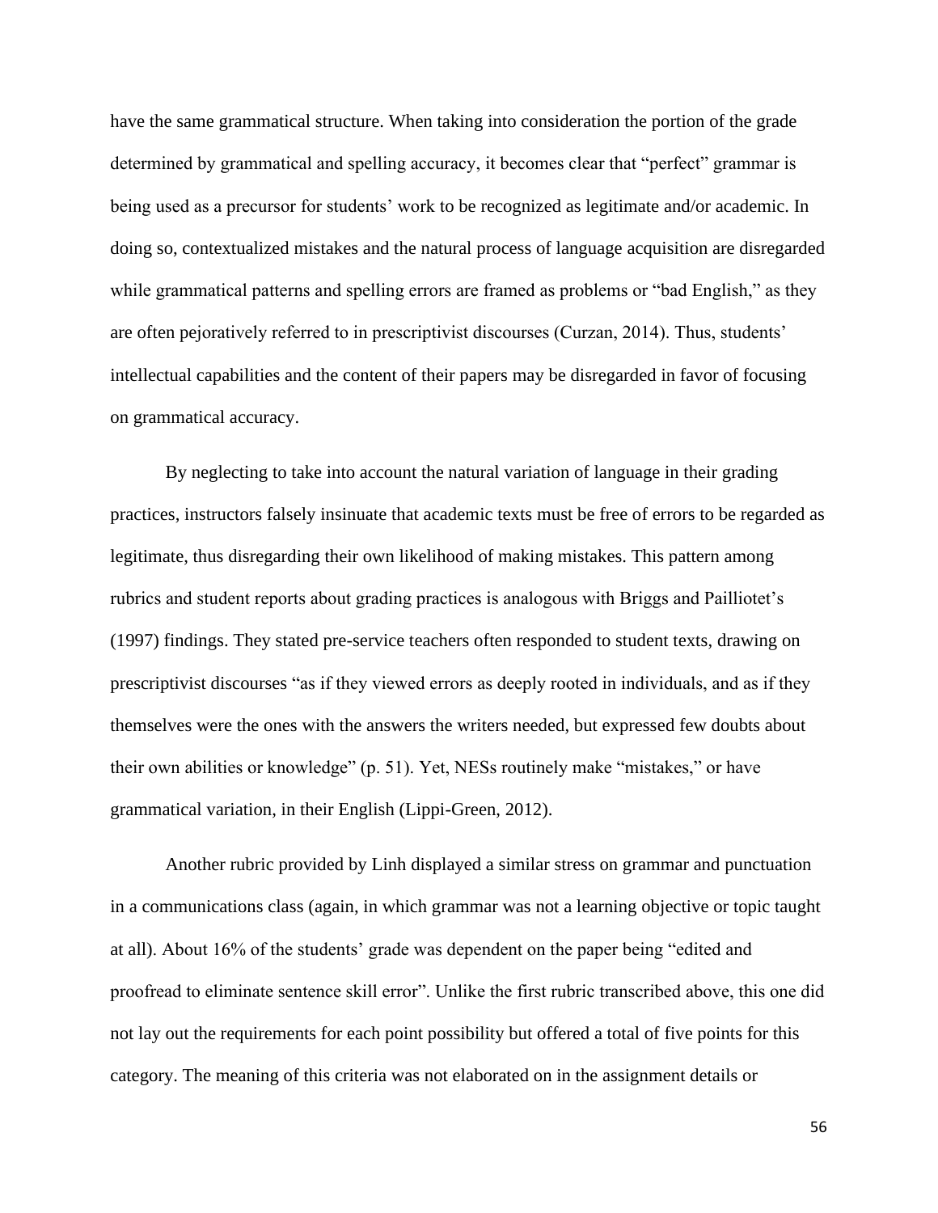have the same grammatical structure. When taking into consideration the portion of the grade determined by grammatical and spelling accuracy, it becomes clear that "perfect" grammar is being used as a precursor for students' work to be recognized as legitimate and/or academic. In doing so, contextualized mistakes and the natural process of language acquisition are disregarded while grammatical patterns and spelling errors are framed as problems or "bad English," as they are often pejoratively referred to in prescriptivist discourses (Curzan, 2014). Thus, students' intellectual capabilities and the content of their papers may be disregarded in favor of focusing on grammatical accuracy.

By neglecting to take into account the natural variation of language in their grading practices, instructors falsely insinuate that academic texts must be free of errors to be regarded as legitimate, thus disregarding their own likelihood of making mistakes. This pattern among rubrics and student reports about grading practices is analogous with Briggs and Pailliotet's (1997) findings. They stated pre-service teachers often responded to student texts, drawing on prescriptivist discourses "as if they viewed errors as deeply rooted in individuals, and as if they themselves were the ones with the answers the writers needed, but expressed few doubts about their own abilities or knowledge" (p. 51). Yet, NESs routinely make "mistakes," or have grammatical variation, in their English (Lippi-Green, 2012).

Another rubric provided by Linh displayed a similar stress on grammar and punctuation in a communications class (again, in which grammar was not a learning objective or topic taught at all). About 16% of the students' grade was dependent on the paper being "edited and proofread to eliminate sentence skill error". Unlike the first rubric transcribed above, this one did not lay out the requirements for each point possibility but offered a total of five points for this category. The meaning of this criteria was not elaborated on in the assignment details or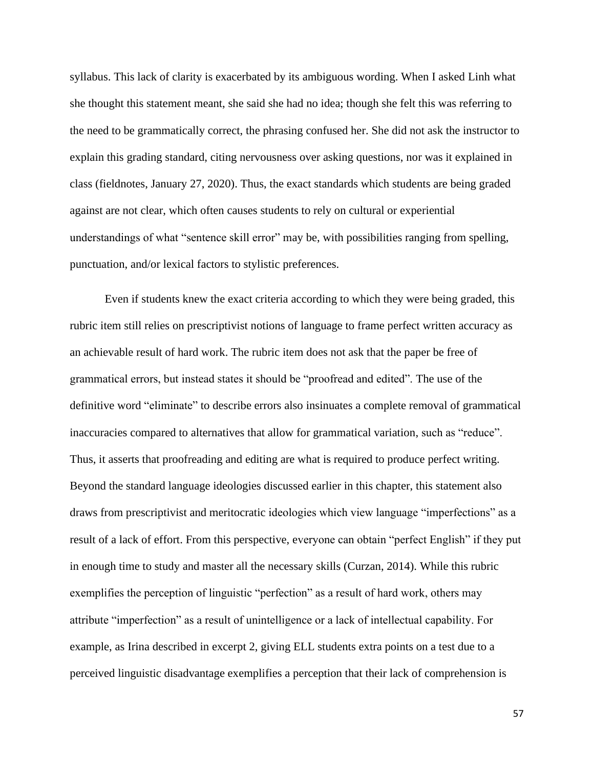syllabus. This lack of clarity is exacerbated by its ambiguous wording. When I asked Linh what she thought this statement meant, she said she had no idea; though she felt this was referring to the need to be grammatically correct, the phrasing confused her. She did not ask the instructor to explain this grading standard, citing nervousness over asking questions, nor was it explained in class (fieldnotes, January 27, 2020). Thus, the exact standards which students are being graded against are not clear, which often causes students to rely on cultural or experiential understandings of what "sentence skill error" may be, with possibilities ranging from spelling, punctuation, and/or lexical factors to stylistic preferences.

Even if students knew the exact criteria according to which they were being graded, this rubric item still relies on prescriptivist notions of language to frame perfect written accuracy as an achievable result of hard work. The rubric item does not ask that the paper be free of grammatical errors, but instead states it should be "proofread and edited". The use of the definitive word "eliminate" to describe errors also insinuates a complete removal of grammatical inaccuracies compared to alternatives that allow for grammatical variation, such as "reduce". Thus, it asserts that proofreading and editing are what is required to produce perfect writing. Beyond the standard language ideologies discussed earlier in this chapter, this statement also draws from prescriptivist and meritocratic ideologies which view language "imperfections" as a result of a lack of effort. From this perspective, everyone can obtain "perfect English" if they put in enough time to study and master all the necessary skills (Curzan, 2014). While this rubric exemplifies the perception of linguistic "perfection" as a result of hard work, others may attribute "imperfection" as a result of unintelligence or a lack of intellectual capability. For example, as Irina described in excerpt 2, giving ELL students extra points on a test due to a perceived linguistic disadvantage exemplifies a perception that their lack of comprehension is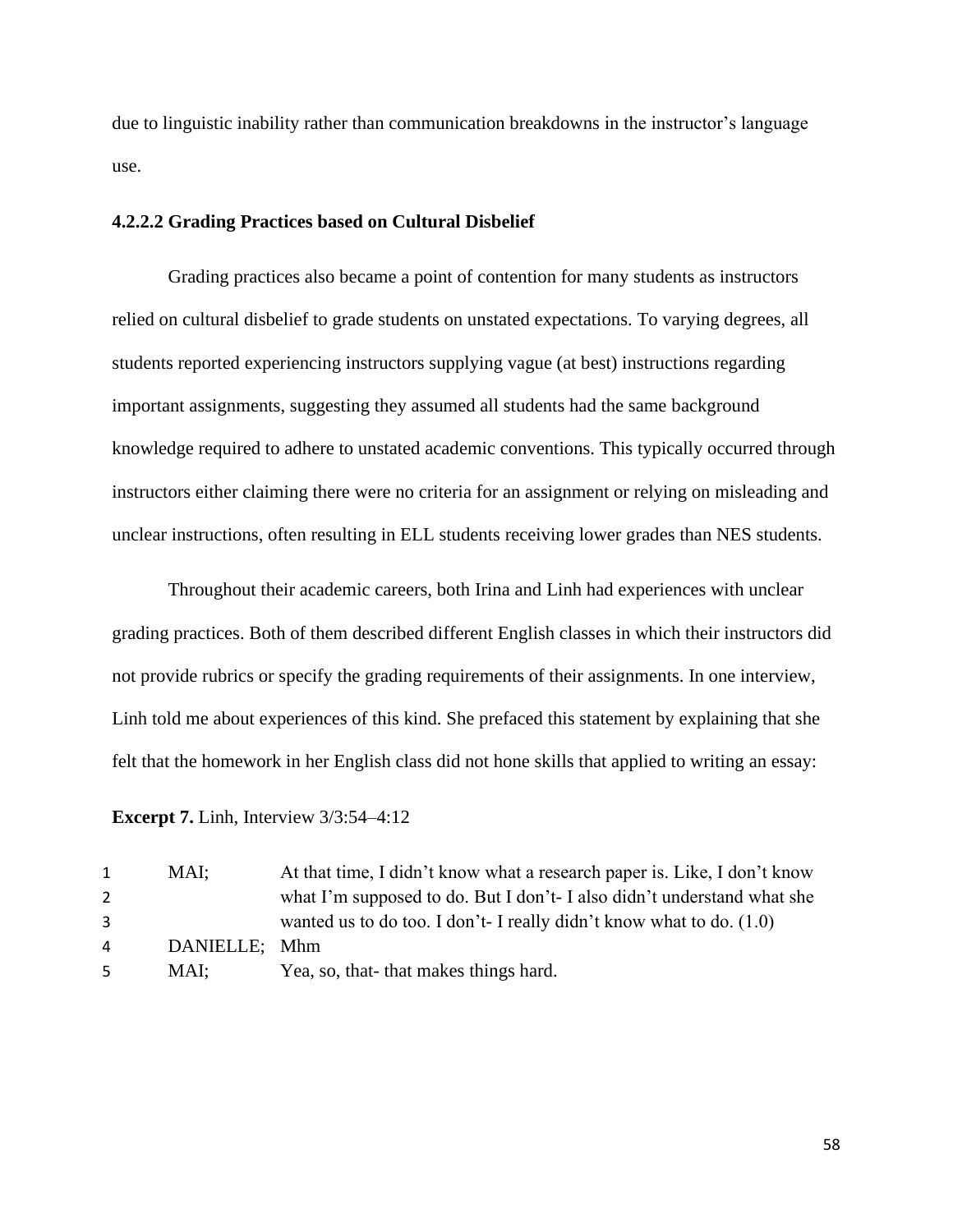due to linguistic inability rather than communication breakdowns in the instructor's language use.

#### 4.2.2.2 Grading Practices based on Cultural Disbelief

Grading practices also became a point of contention for many students as instructors relied on cultural disbelief to grade students on unstated expectations. To varying degrees, all students reported experiencing instructors supplying vague (at best) instructions regarding important assignments, suggesting they assumed all students had the same background knowledge required to adhere to unstated academic conventions. This typically occurred through instructors either claiming there were no criteria for an assignment or relying on misleading and unclear instructions, often resulting in ELL students receiving lower grades than NES students.

Throughout their academic careers, both Irina and Linh had experiences with unclear grading practices. Both of them described different English classes in which their instructors did not provide rubrics or specify the grading requirements of their assignments. In one interview, Linh told me about experiences of this kind. She prefaced this statement by explaining that she felt that the homework in her English class did not hone skills that applied to writing an essay:

**Excerpt 7.** Linh, Interview 3/3:54–4:12

| | | |
|---|---|---|
| 1 | MAI; | At that time, I didn't know what a research paper is. Like, I don't know |
| 2 | | what I'm supposed to do. But I don't- I also didn't understand what she |
| 3 | | wanted us to do too. I don't- I really didn't know what to do. (1.0) |
| 4 | DANIELLE; | Mhm |
| 5 | MAI; | Yea, so, that- that makes things hard. |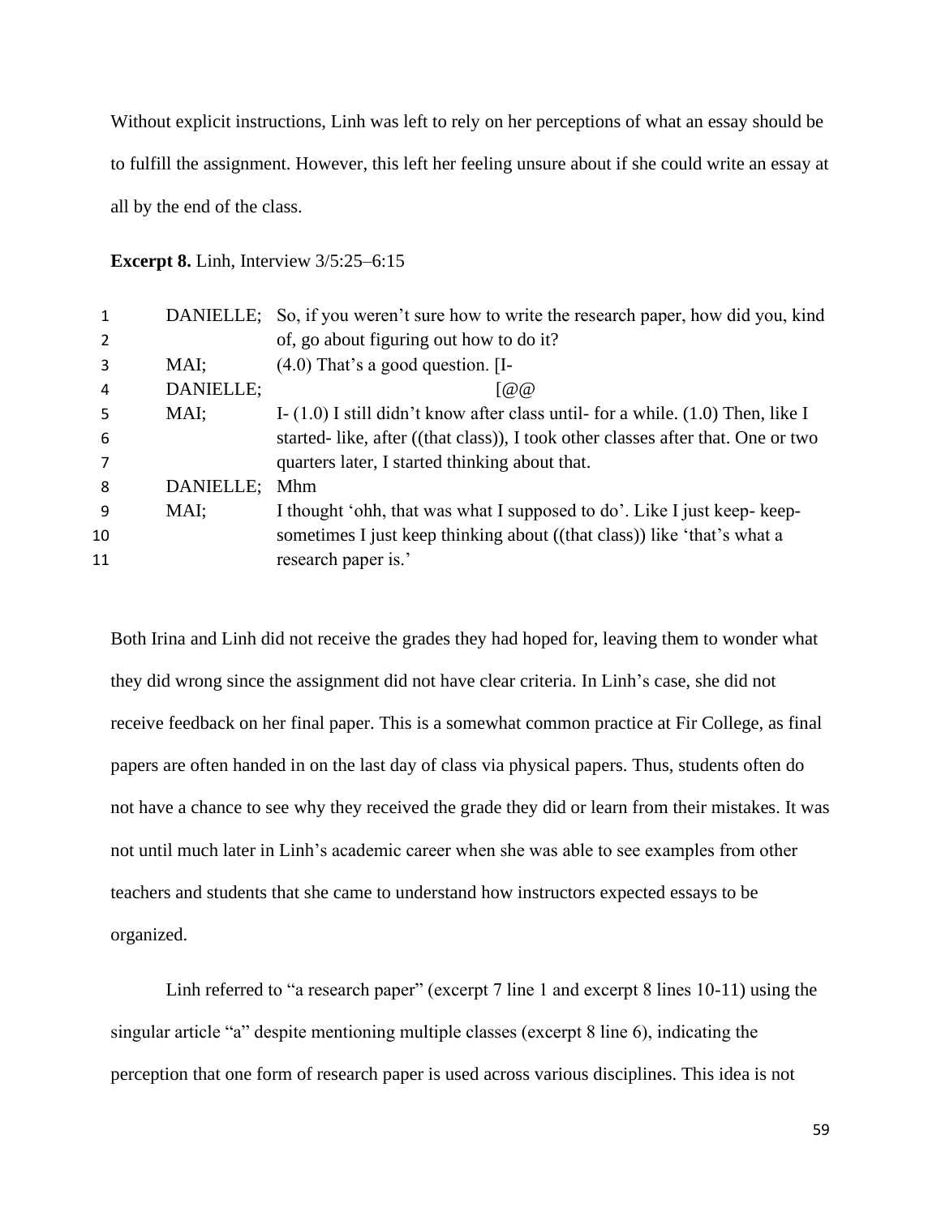Without explicit instructions, Linh was left to rely on her perceptions of what an essay should be to fulfill the assignment. However, this left her feeling unsure about if she could write an essay at all by the end of the class.

**Excerpt 8.** Linh, Interview 3/5:25–6:15

| | | |
|---|---|---|
| 1 | DANIELLE; | So, if you weren't sure how to write the research paper, how did you, kind |
| 2 | | of, go about figuring out how to do it? |
| 3 | MAI; | (4.0) That's a good question. [I- |
| 4 | DANIELLE; | [@@ |
| 5 | MAI; | I- (1.0) I still didn't know after class until- for a while. (1.0) Then, like I |
| 6 | | started- like, after ((that class)), I took other classes after that. One or two |
| 7 | | quarters later, I started thinking about that. |
| 8 | DANIELLE; | Mhm |
| 9 | MAI; | I thought 'ohh, that was what I supposed to do'. Like I just keep- keep- |
| 10 | | sometimes I just keep thinking about ((that class)) like 'that's what a |
| 11 | | research paper is.' |

Both Irina and Linh did not receive the grades they had hoped for, leaving them to wonder what they did wrong since the assignment did not have clear criteria. In Linh's case, she did not receive feedback on her final paper. This is a somewhat common practice at Fir College, as final papers are often handed in on the last day of class via physical papers. Thus, students often do not have a chance to see why they received the grade they did or learn from their mistakes. It was not until much later in Linh's academic career when she was able to see examples from other teachers and students that she came to understand how instructors expected essays to be organized.

Linh referred to "a research paper" (excerpt 7 line 1 and excerpt 8 lines 10-11) using the singular article "a" despite mentioning multiple classes (excerpt 8 line 6), indicating the perception that one form of research paper is used across various disciplines. This idea is not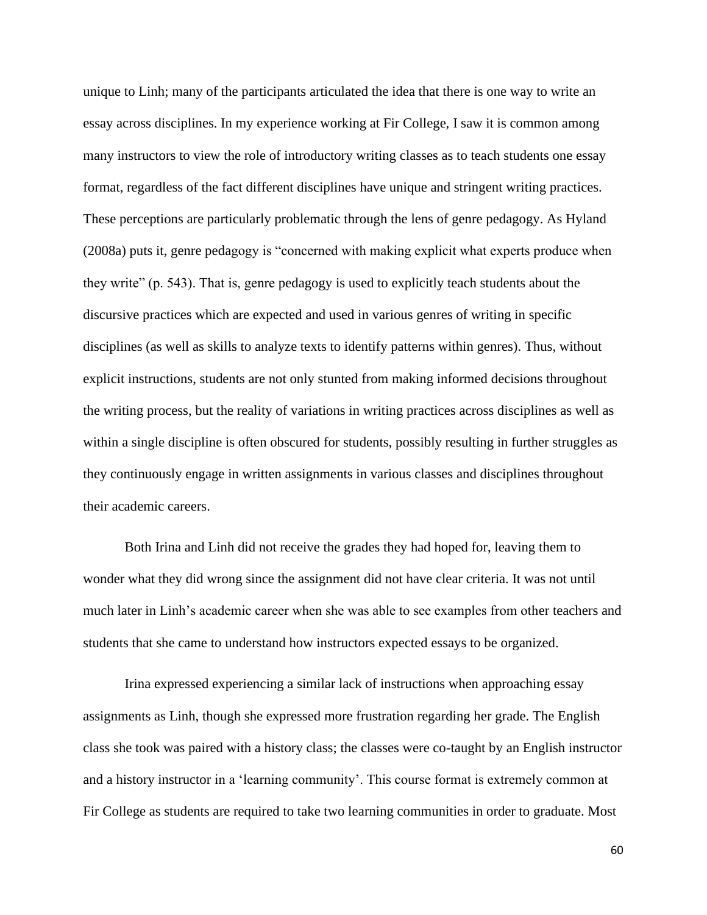unique to Linh; many of the participants articulated the idea that there is one way to write an essay across disciplines. In my experience working at Fir College, I saw it is common among many instructors to view the role of introductory writing classes as to teach students one essay format, regardless of the fact different disciplines have unique and stringent writing practices. These perceptions are particularly problematic through the lens of genre pedagogy. As Hyland (2008a) puts it, genre pedagogy is "concerned with making explicit what experts produce when they write" (p. 543). That is, genre pedagogy is used to explicitly teach students about the discursive practices which are expected and used in various genres of writing in specific disciplines (as well as skills to analyze texts to identify patterns within genres). Thus, without explicit instructions, students are not only stunted from making informed decisions throughout the writing process, but the reality of variations in writing practices across disciplines as well as within a single discipline is often obscured for students, possibly resulting in further struggles as they continuously engage in written assignments in various classes and disciplines throughout their academic careers.

Both Irina and Linh did not receive the grades they had hoped for, leaving them to wonder what they did wrong since the assignment did not have clear criteria. It was not until much later in Linh's academic career when she was able to see examples from other teachers and students that she came to understand how instructors expected essays to be organized.

Irina expressed experiencing a similar lack of instructions when approaching essay assignments as Linh, though she expressed more frustration regarding her grade. The English class she took was paired with a history class; the classes were co-taught by an English instructor and a history instructor in a 'learning community'. This course format is extremely common at Fir College as students are required to take two learning communities in order to graduate. Most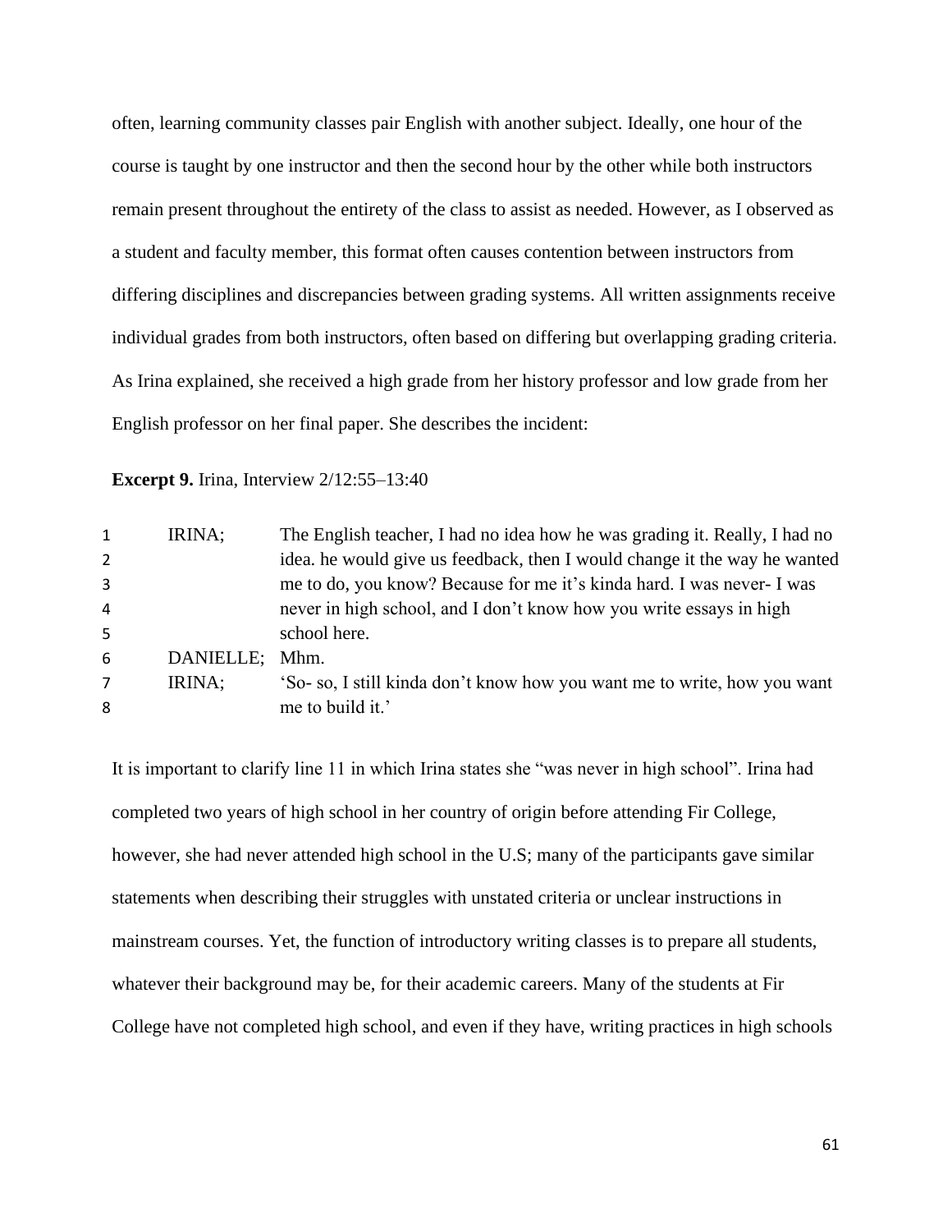often, learning community classes pair English with another subject. Ideally, one hour of the course is taught by one instructor and then the second hour by the other while both instructors remain present throughout the entirety of the class to assist as needed. However, as I observed as a student and faculty member, this format often causes contention between instructors from differing disciplines and discrepancies between grading systems. All written assignments receive individual grades from both instructors, often based on differing but overlapping grading criteria. As Irina explained, she received a high grade from her history professor and low grade from her English professor on her final paper. She describes the incident:

**Excerpt 9.** Irina, Interview 2/12:55–13:40

| | | |
|---|---|---|
| 1 | IRINA; | The English teacher, I had no idea how he was grading it. Really, I had no |
| 2 | | idea. he would give us feedback, then I would change it the way he wanted |
| 3 | | me to do, you know? Because for me it's kinda hard. I was never- I was |
| 4 | | never in high school, and I don't know how you write essays in high |
| 5 | | school here. |
| 6 | DANIELLE; | Mhm. |
| 7 | IRINA; | 'So- so, I still kinda don't know how you want me to write, how you want |
| 8 | | me to build it.' |

It is important to clarify line 11 in which Irina states she "was never in high school". Irina had completed two years of high school in her country of origin before attending Fir College, however, she had never attended high school in the U.S; many of the participants gave similar statements when describing their struggles with unstated criteria or unclear instructions in mainstream courses. Yet, the function of introductory writing classes is to prepare all students, whatever their background may be, for their academic careers. Many of the students at Fir College have not completed high school, and even if they have, writing practices in high schools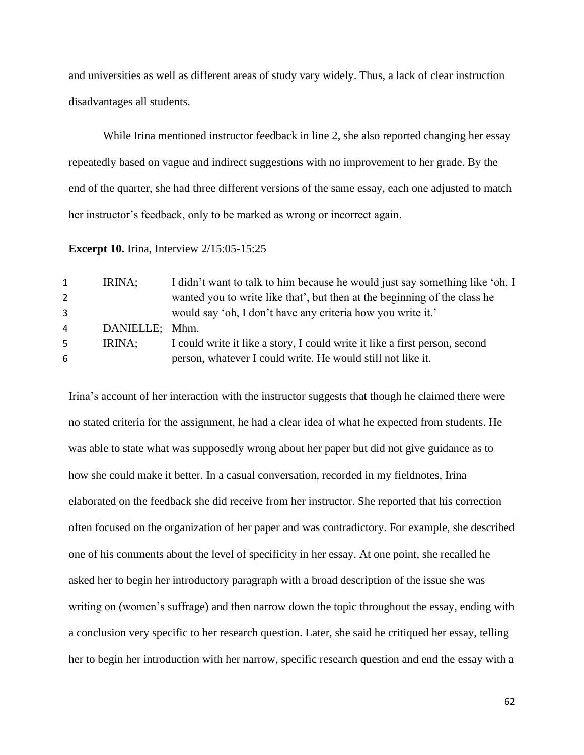and universities as well as different areas of study vary widely. Thus, a lack of clear instruction disadvantages all students.

While Irina mentioned instructor feedback in line 2, she also reported changing her essay repeatedly based on vague and indirect suggestions with no improvement to her grade. By the end of the quarter, she had three different versions of the same essay, each one adjusted to match her instructor's feedback, only to be marked as wrong or incorrect again.

**Excerpt 10.** Irina, Interview 2/15:05-15:25

| | | |
|---|---|---|
| 1 | IRINA; | I didn't want to talk to him because he would just say something like 'oh, I |
| 2 | | wanted you to write like that', but then at the beginning of the class he |
| 3 | | would say 'oh, I don't have any criteria how you write it.' |
| 4 | DANIELLE; | Mhm. |
| 5 | IRINA; | I could write it like a story, I could write it like a first person, second |
| 6 | | person, whatever I could write. He would still not like it. |

Irina's account of her interaction with the instructor suggests that though he claimed there were no stated criteria for the assignment, he had a clear idea of what he expected from students. He was able to state what was supposedly wrong about her paper but did not give guidance as to how she could make it better. In a casual conversation, recorded in my fieldnotes, Irina elaborated on the feedback she did receive from her instructor. She reported that his correction often focused on the organization of her paper and was contradictory. For example, she described one of his comments about the level of specificity in her essay. At one point, she recalled he asked her to begin her introductory paragraph with a broad description of the issue she was writing on (women's suffrage) and then narrow down the topic throughout the essay, ending with a conclusion very specific to her research question. Later, she said he critiqued her essay, telling her to begin her introduction with her narrow, specific research question and end the essay with a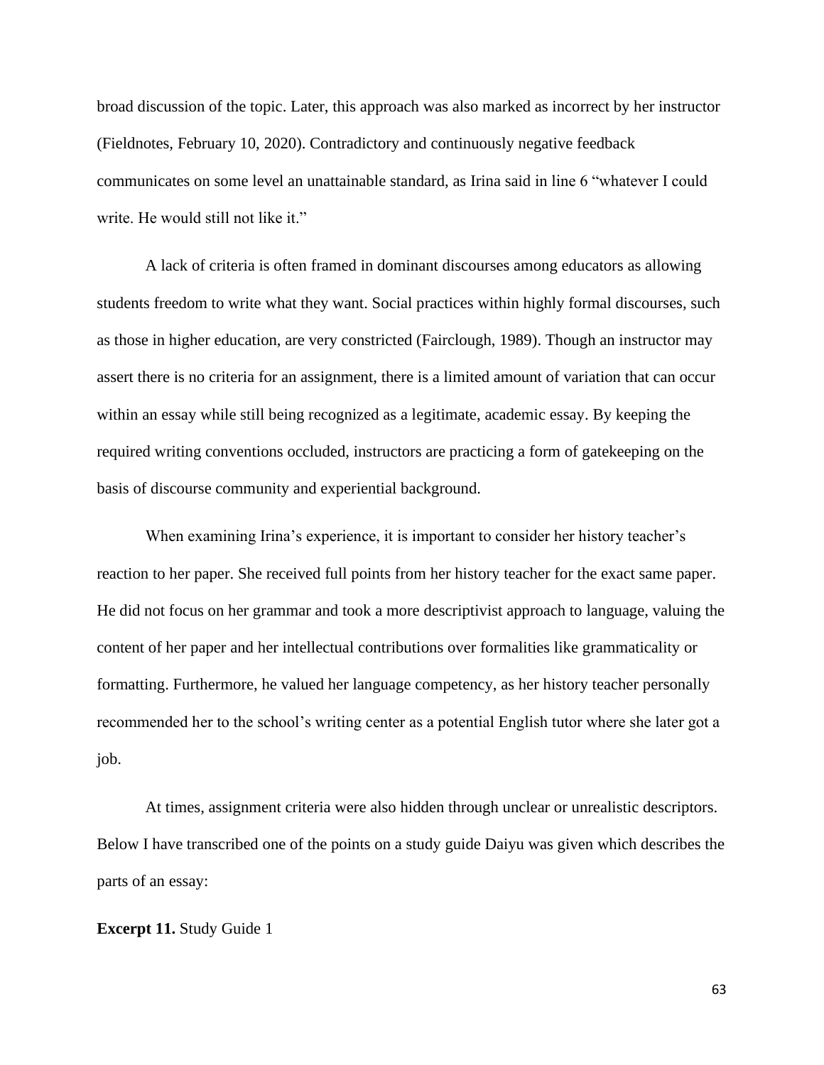broad discussion of the topic. Later, this approach was also marked as incorrect by her instructor (Fieldnotes, February 10, 2020). Contradictory and continuously negative feedback communicates on some level an unattainable standard, as Irina said in line 6 "whatever I could write. He would still not like it."

A lack of criteria is often framed in dominant discourses among educators as allowing students freedom to write what they want. Social practices within highly formal discourses, such as those in higher education, are very constricted (Fairclough, 1989). Though an instructor may assert there is no criteria for an assignment, there is a limited amount of variation that can occur within an essay while still being recognized as a legitimate, academic essay. By keeping the required writing conventions occluded, instructors are practicing a form of gatekeeping on the basis of discourse community and experiential background.

When examining Irina's experience, it is important to consider her history teacher's reaction to her paper. She received full points from her history teacher for the exact same paper. He did not focus on her grammar and took a more descriptivist approach to language, valuing the content of her paper and her intellectual contributions over formalities like grammaticality or formatting. Furthermore, he valued her language competency, as her history teacher personally recommended her to the school's writing center as a potential English tutor where she later got a job.

At times, assignment criteria were also hidden through unclear or unrealistic descriptors. Below I have transcribed one of the points on a study guide Daiyu was given which describes the parts of an essay:

**Excerpt 11.** Study Guide 1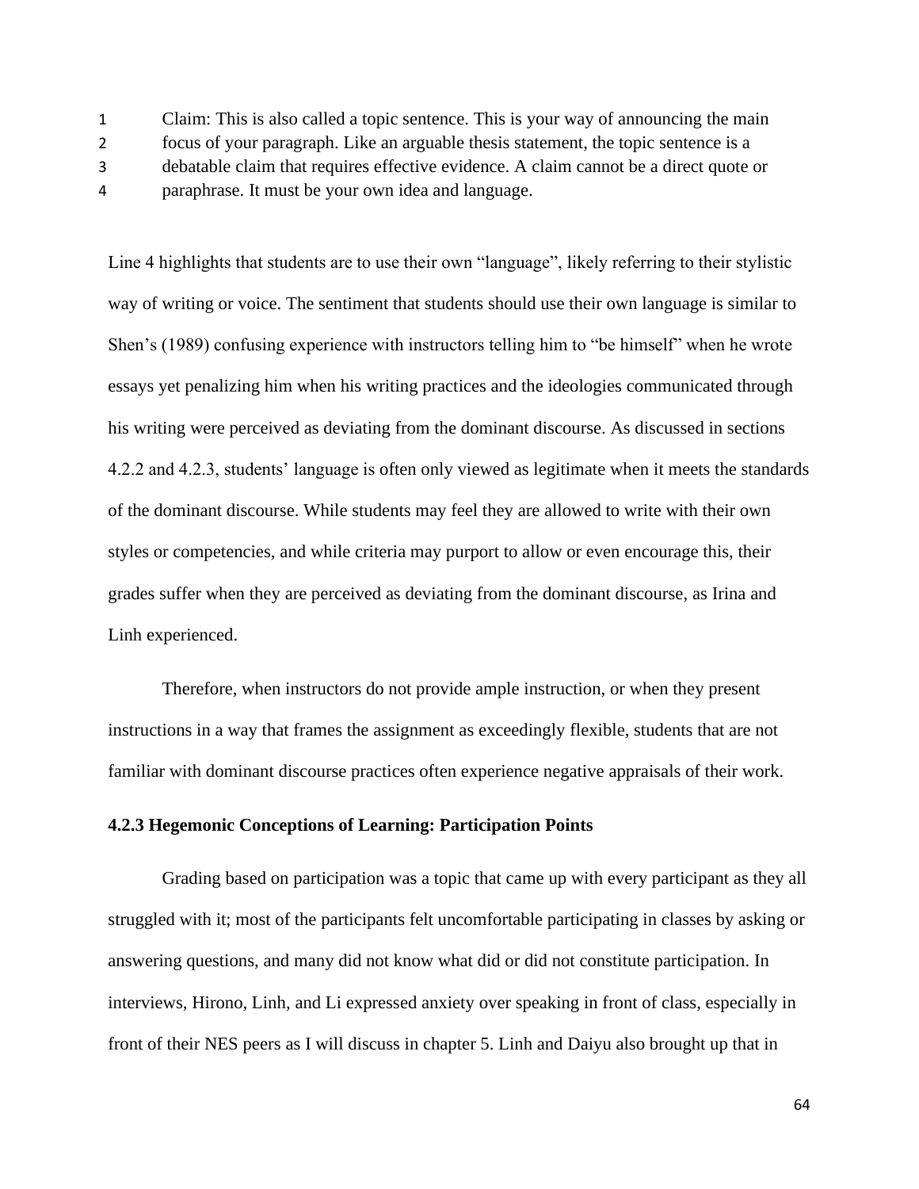1 Claim: This is also called a topic sentence. This is your way of announcing the main
2 focus of your paragraph. Like an arguable thesis statement, the topic sentence is a
3 debatable claim that requires effective evidence. A claim cannot be a direct quote or
4 paraphrase. It must be your own idea and language.

Line 4 highlights that students are to use their own "language", likely referring to their stylistic way of writing or voice. The sentiment that students should use their own language is similar to Shen's (1989) confusing experience with instructors telling him to "be himself" when he wrote essays yet penalizing him when his writing practices and the ideologies communicated through his writing were perceived as deviating from the dominant discourse. As discussed in sections 4.2.2 and 4.2.3, students' language is often only viewed as legitimate when it meets the standards of the dominant discourse. While students may feel they are allowed to write with their own styles or competencies, and while criteria may purport to allow or even encourage this, their grades suffer when they are perceived as deviating from the dominant discourse, as Irina and Linh experienced.

Therefore, when instructors do not provide ample instruction, or when they present instructions in a way that frames the assignment as exceedingly flexible, students that are not familiar with dominant discourse practices often experience negative appraisals of their work.

### 4.2.3 Hegemonic Conceptions of Learning: Participation Points

Grading based on participation was a topic that came up with every participant as they all struggled with it; most of the participants felt uncomfortable participating in classes by asking or answering questions, and many did not know what did or did not constitute participation. In interviews, Hirono, Linh, and Li expressed anxiety over speaking in front of class, especially in front of their NES peers as I will discuss in chapter 5. Linh and Daiyu also brought up that in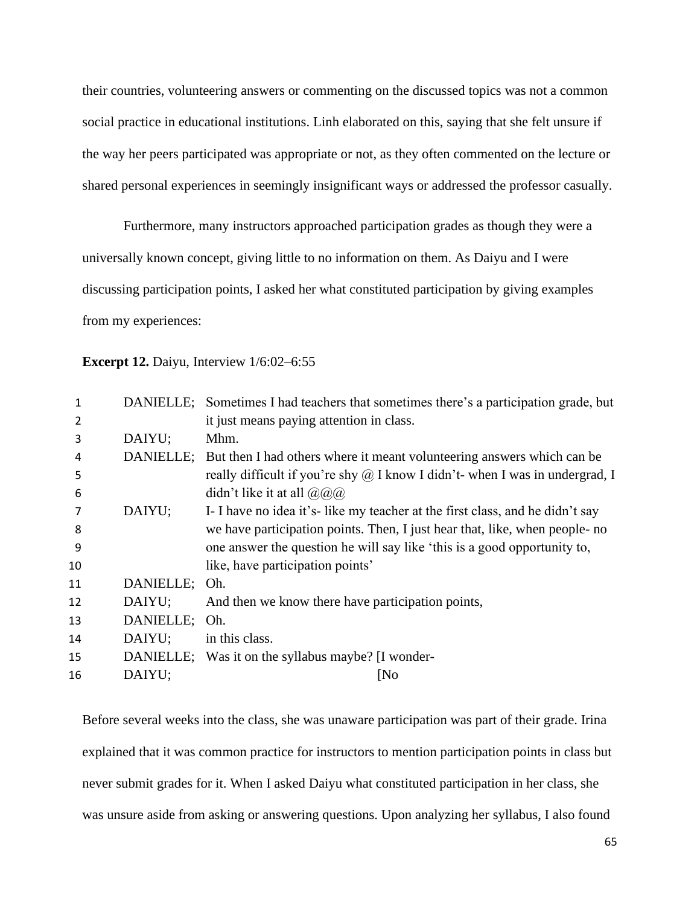their countries, volunteering answers or commenting on the discussed topics was not a common social practice in educational institutions. Linh elaborated on this, saying that she felt unsure if the way her peers participated was appropriate or not, as they often commented on the lecture or shared personal experiences in seemingly insignificant ways or addressed the professor casually.

Furthermore, many instructors approached participation grades as though they were a universally known concept, giving little to no information on them. As Daiyu and I were discussing participation points, I asked her what constituted participation by giving examples from my experiences:

**Excerpt 12.** Daiyu, Interview 1/6:02–6:55

| | | |
|---|---|---|
| 1 | DANIELLE; | Sometimes I had teachers that sometimes there's a participation grade, but |
| 2 | | it just means paying attention in class. |
| 3 | DAIYU; | Mhm. |
| 4 | DANIELLE; | But then I had others where it meant volunteering answers which can be |
| 5 | | really difficult if you're shy @ I know I didn't- when I was in undergrad, I |
| 6 | | didn't like it at all @@@ |
| 7 | DAIYU; | I- I have no idea it's- like my teacher at the first class, and he didn't say |
| 8 | | we have participation points. Then, I just hear that, like, when people- no |
| 9 | | one answer the question he will say like 'this is a good opportunity to, |
| 10 | | like, have participation points' |
| 11 | DANIELLE; | Oh. |
| 12 | DAIYU; | And then we know there have participation points, |
| 13 | DANIELLE; | Oh. |
| 14 | DAIYU; | in this class. |
| 15 | DANIELLE; | Was it on the syllabus maybe? [I wonder- |
| 16 | DAIYU; | [No |

Before several weeks into the class, she was unaware participation was part of their grade. Irina explained that it was common practice for instructors to mention participation points in class but never submit grades for it. When I asked Daiyu what constituted participation in her class, she was unsure aside from asking or answering questions. Upon analyzing her syllabus, I also found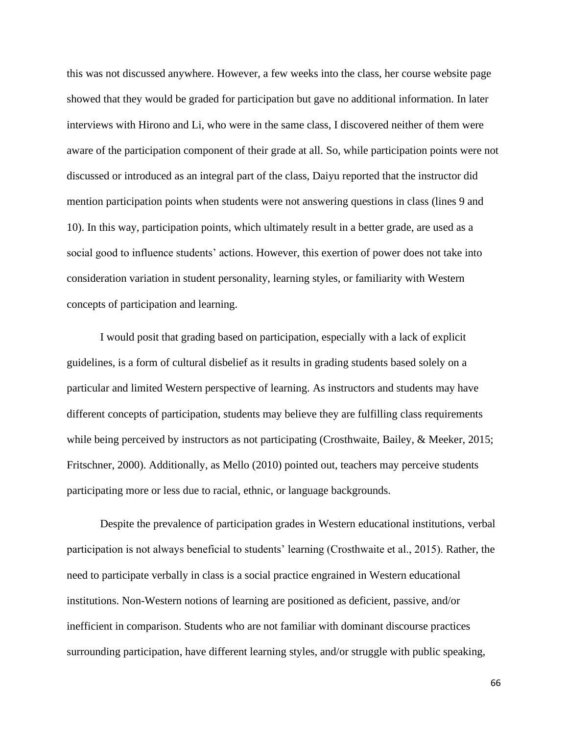this was not discussed anywhere. However, a few weeks into the class, her course website page showed that they would be graded for participation but gave no additional information. In later interviews with Hirono and Li, who were in the same class, I discovered neither of them were aware of the participation component of their grade at all. So, while participation points were not discussed or introduced as an integral part of the class, Daiyu reported that the instructor did mention participation points when students were not answering questions in class (lines 9 and 10). In this way, participation points, which ultimately result in a better grade, are used as a social good to influence students' actions. However, this exertion of power does not take into consideration variation in student personality, learning styles, or familiarity with Western concepts of participation and learning.

I would posit that grading based on participation, especially with a lack of explicit guidelines, is a form of cultural disbelief as it results in grading students based solely on a particular and limited Western perspective of learning. As instructors and students may have different concepts of participation, students may believe they are fulfilling class requirements while being perceived by instructors as not participating (Crosthwaite, Bailey, & Meeker, 2015; Fritschner, 2000). Additionally, as Mello (2010) pointed out, teachers may perceive students participating more or less due to racial, ethnic, or language backgrounds.

Despite the prevalence of participation grades in Western educational institutions, verbal participation is not always beneficial to students' learning (Crosthwaite et al., 2015). Rather, the need to participate verbally in class is a social practice engrained in Western educational institutions. Non-Western notions of learning are positioned as deficient, passive, and/or inefficient in comparison. Students who are not familiar with dominant discourse practices surrounding participation, have different learning styles, and/or struggle with public speaking,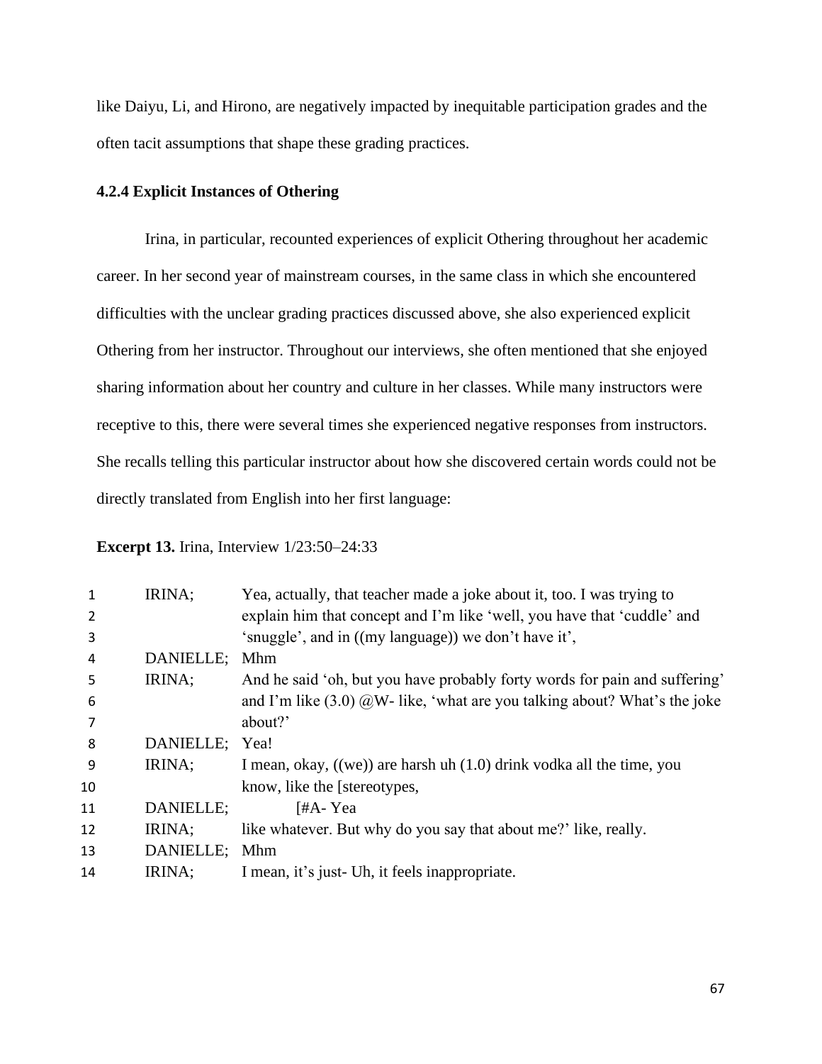like Daiyu, Li, and Hirono, are negatively impacted by inequitable participation grades and the often tacit assumptions that shape these grading practices.

### 4.2.4 Explicit Instances of Othering

Irina, in particular, recounted experiences of explicit Othering throughout her academic career. In her second year of mainstream courses, in the same class in which she encountered difficulties with the unclear grading practices discussed above, she also experienced explicit Othering from her instructor. Throughout our interviews, she often mentioned that she enjoyed sharing information about her country and culture in her classes. While many instructors were receptive to this, there were several times she experienced negative responses from instructors. She recalls telling this particular instructor about how she discovered certain words could not be directly translated from English into her first language:

**Excerpt 13.** Irina, Interview 1/23:50–24:33

| | | |
|---|---|---|
| 1 | IRINA; | Yea, actually, that teacher made a joke about it, too. I was trying to |
| 2 | | explain him that concept and I'm like 'well, you have that 'cuddle' and |
| 3 | | 'snuggle', and in ((my language)) we don't have it', |
| 4 | DANIELLE; | Mhm |
| 5 | IRINA; | And he said 'oh, but you have probably forty words for pain and suffering' |
| 6 | | and I'm like (3.0) @W- like, 'what are you talking about? What's the joke |
| 7 | | about?' |
| 8 | DANIELLE; | Yea! |
| 9 | IRINA; | I mean, okay, ((we)) are harsh uh (1.0) drink vodka all the time, you |
| 10 | | know, like the [stereotypes, |
| 11 | DANIELLE; | [#A- Yea |
| 12 | IRINA; | like whatever. But why do you say that about me?' like, really. |
| 13 | DANIELLE; | Mhm |
| 14 | IRINA; | I mean, it's just- Uh, it feels inappropriate. |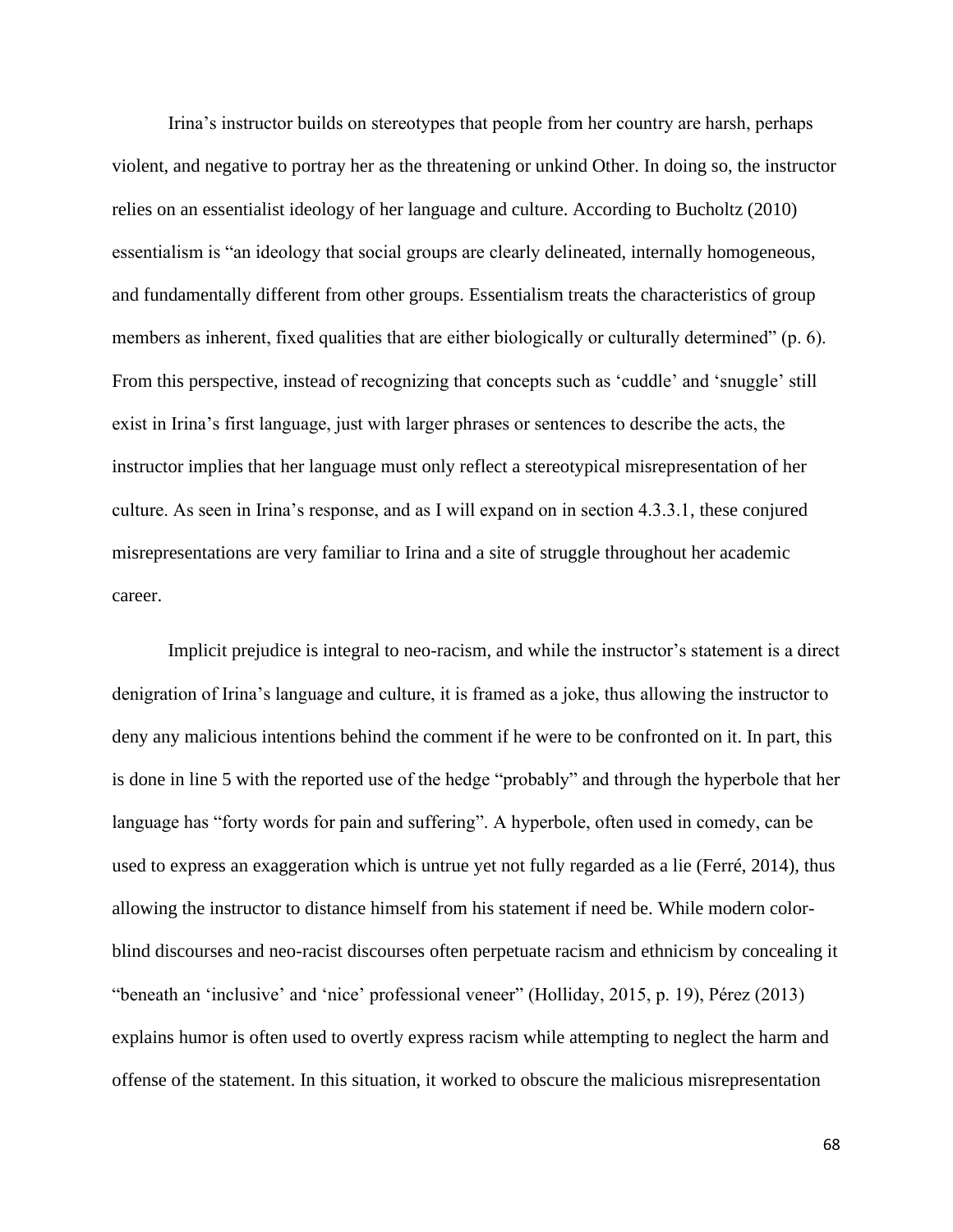Irina's instructor builds on stereotypes that people from her country are harsh, perhaps violent, and negative to portray her as the threatening or unkind Other. In doing so, the instructor relies on an essentialist ideology of her language and culture. According to Bucholtz (2010) essentialism is "an ideology that social groups are clearly delineated, internally homogeneous, and fundamentally different from other groups. Essentialism treats the characteristics of group members as inherent, fixed qualities that are either biologically or culturally determined" (p. 6). From this perspective, instead of recognizing that concepts such as 'cuddle' and 'snuggle' still exist in Irina's first language, just with larger phrases or sentences to describe the acts, the instructor implies that her language must only reflect a stereotypical misrepresentation of her culture. As seen in Irina's response, and as I will expand on in section 4.3.3.1, these conjured misrepresentations are very familiar to Irina and a site of struggle throughout her academic career.

Implicit prejudice is integral to neo-racism, and while the instructor's statement is a direct denigration of Irina's language and culture, it is framed as a joke, thus allowing the instructor to deny any malicious intentions behind the comment if he were to be confronted on it. In part, this is done in line 5 with the reported use of the hedge "probably" and through the hyperbole that her language has "forty words for pain and suffering". A hyperbole, often used in comedy, can be used to express an exaggeration which is untrue yet not fully regarded as a lie (Ferré, 2014), thus allowing the instructor to distance himself from his statement if need be. While modern color-blind discourses and neo-racist discourses often perpetuate racism and ethnicism by concealing it "beneath an 'inclusive' and 'nice' professional veneer" (Holliday, 2015, p. 19), Pérez (2013) explains humor is often used to overtly express racism while attempting to neglect the harm and offense of the statement. In this situation, it worked to obscure the malicious misrepresentation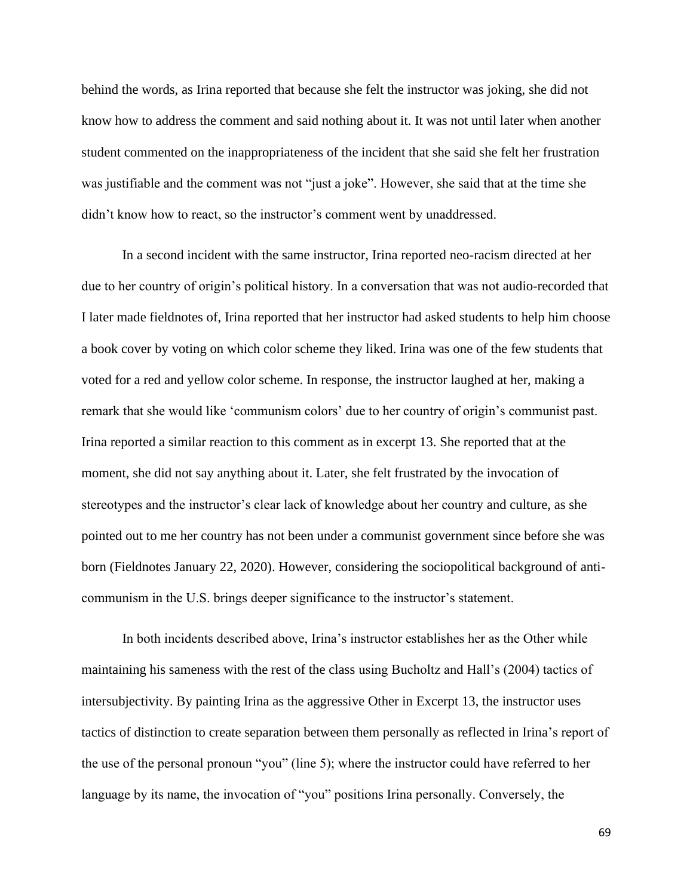behind the words, as Irina reported that because she felt the instructor was joking, she did not know how to address the comment and said nothing about it. It was not until later when another student commented on the inappropriateness of the incident that she said she felt her frustration was justifiable and the comment was not "just a joke". However, she said that at the time she didn't know how to react, so the instructor's comment went by unaddressed.

In a second incident with the same instructor, Irina reported neo-racism directed at her due to her country of origin's political history. In a conversation that was not audio-recorded that I later made fieldnotes of, Irina reported that her instructor had asked students to help him choose a book cover by voting on which color scheme they liked. Irina was one of the few students that voted for a red and yellow color scheme. In response, the instructor laughed at her, making a remark that she would like 'communism colors' due to her country of origin's communist past. Irina reported a similar reaction to this comment as in excerpt 13. She reported that at the moment, she did not say anything about it. Later, she felt frustrated by the invocation of stereotypes and the instructor's clear lack of knowledge about her country and culture, as she pointed out to me her country has not been under a communist government since before she was born (Fieldnotes January 22, 2020). However, considering the sociopolitical background of anti-communism in the U.S. brings deeper significance to the instructor's statement.

In both incidents described above, Irina's instructor establishes her as the Other while maintaining his sameness with the rest of the class using Bucholtz and Hall's (2004) tactics of intersubjectivity. By painting Irina as the aggressive Other in Excerpt 13, the instructor uses tactics of distinction to create separation between them personally as reflected in Irina's report of the use of the personal pronoun "you" (line 5); where the instructor could have referred to her language by its name, the invocation of "you" positions Irina personally. Conversely, the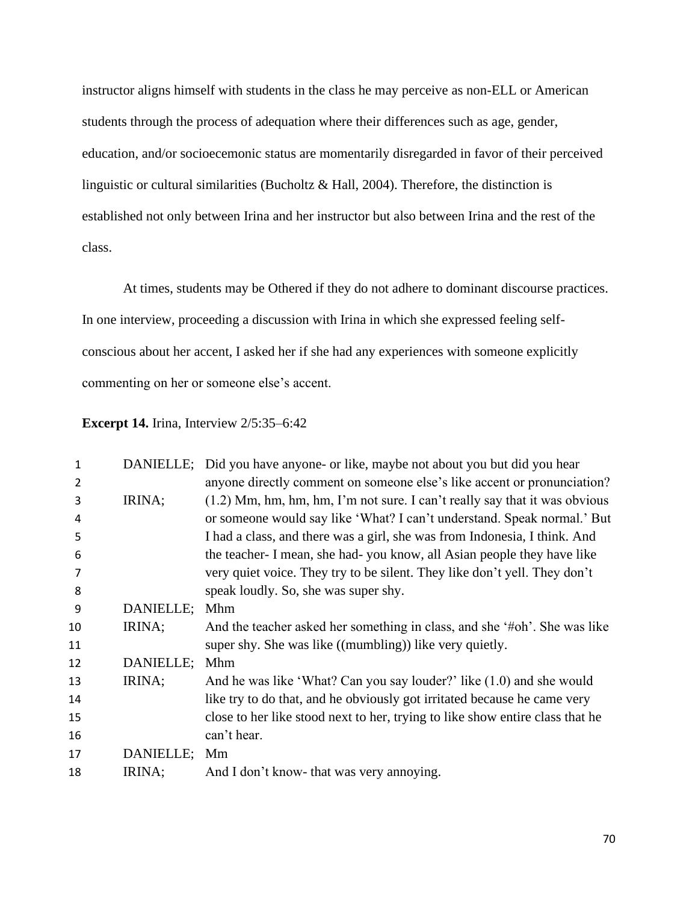instructor aligns himself with students in the class he may perceive as non-ELL or American students through the process of adequation where their differences such as age, gender, education, and/or socioecemonic status are momentarily disregarded in favor of their perceived linguistic or cultural similarities (Bucholtz & Hall, 2004). Therefore, the distinction is established not only between Irina and her instructor but also between Irina and the rest of the class.

At times, students may be Othered if they do not adhere to dominant discourse practices. In one interview, proceeding a discussion with Irina in which she expressed feeling self-conscious about her accent, I asked her if she had any experiences with someone explicitly commenting on her or someone else's accent.

**Excerpt 14.** Irina, Interview 2/5:35–6:42

| | | |
|---|---|---|
| 1 | DANIELLE; | Did you have anyone- or like, maybe not about you but did you hear |
| 2 | | anyone directly comment on someone else's like accent or pronunciation? |
| 3 | IRINA; | (1.2) Mm, hm, hm, hm, I'm not sure. I can't really say that it was obvious |
| 4 | | or someone would say like 'What? I can't understand. Speak normal.' But |
| 5 | | I had a class, and there was a girl, she was from Indonesia, I think. And |
| 6 | | the teacher- I mean, she had- you know, all Asian people they have like |
| 7 | | very quiet voice. They try to be silent. They like don't yell. They don't |
| 8 | | speak loudly. So, she was super shy. |
| 9 | DANIELLE; | Mhm |
| 10 | IRINA; | And the teacher asked her something in class, and she '#oh'. She was like |
| 11 | | super shy. She was like ((mumbling)) like very quietly. |
| 12 | DANIELLE; | Mhm |
| 13 | IRINA; | And he was like 'What? Can you say louder?' like (1.0) and she would |
| 14 | | like try to do that, and he obviously got irritated because he came very |
| 15 | | close to her like stood next to her, trying to like show entire class that he |
| 16 | | can't hear. |
| 17 | DANIELLE; | Mm |
| 18 | IRINA; | And I don't know- that was very annoying. |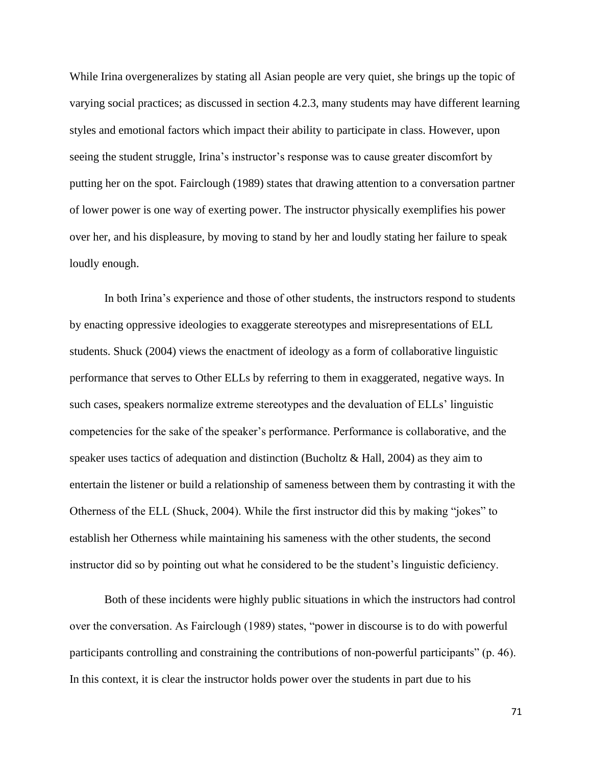While Irina overgeneralizes by stating all Asian people are very quiet, she brings up the topic of varying social practices; as discussed in section 4.2.3, many students may have different learning styles and emotional factors which impact their ability to participate in class. However, upon seeing the student struggle, Irina's instructor's response was to cause greater discomfort by putting her on the spot. Fairclough (1989) states that drawing attention to a conversation partner of lower power is one way of exerting power. The instructor physically exemplifies his power over her, and his displeasure, by moving to stand by her and loudly stating her failure to speak loudly enough.

In both Irina's experience and those of other students, the instructors respond to students by enacting oppressive ideologies to exaggerate stereotypes and misrepresentations of ELL students. Shuck (2004) views the enactment of ideology as a form of collaborative linguistic performance that serves to Other ELLs by referring to them in exaggerated, negative ways. In such cases, speakers normalize extreme stereotypes and the devaluation of ELLs' linguistic competencies for the sake of the speaker's performance. Performance is collaborative, and the speaker uses tactics of adequation and distinction (Bucholtz & Hall, 2004) as they aim to entertain the listener or build a relationship of sameness between them by contrasting it with the Otherness of the ELL (Shuck, 2004). While the first instructor did this by making "jokes" to establish her Otherness while maintaining his sameness with the other students, the second instructor did so by pointing out what he considered to be the student's linguistic deficiency.

Both of these incidents were highly public situations in which the instructors had control over the conversation. As Fairclough (1989) states, "power in discourse is to do with powerful participants controlling and constraining the contributions of non-powerful participants" (p. 46). In this context, it is clear the instructor holds power over the students in part due to his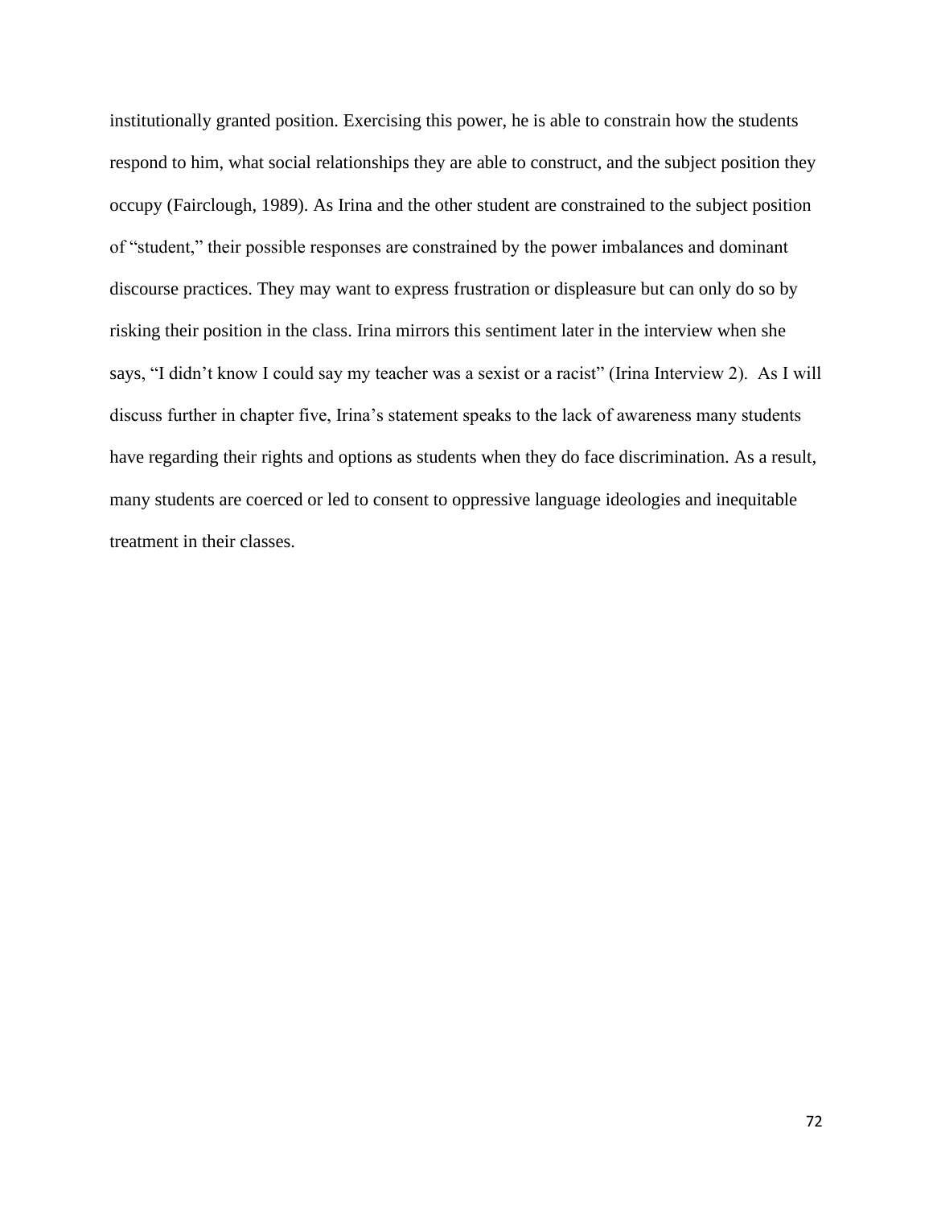institutionally granted position. Exercising this power, he is able to constrain how the students respond to him, what social relationships they are able to construct, and the subject position they occupy (Fairclough, 1989). As Irina and the other student are constrained to the subject position of "student," their possible responses are constrained by the power imbalances and dominant discourse practices. They may want to express frustration or displeasure but can only do so by risking their position in the class. Irina mirrors this sentiment later in the interview when she says, "I didn't know I could say my teacher was a sexist or a racist" (Irina Interview 2). As I will discuss further in chapter five, Irina's statement speaks to the lack of awareness many students have regarding their rights and options as students when they do face discrimination. As a result, many students are coerced or led to consent to oppressive language ideologies and inequitable treatment in their classes.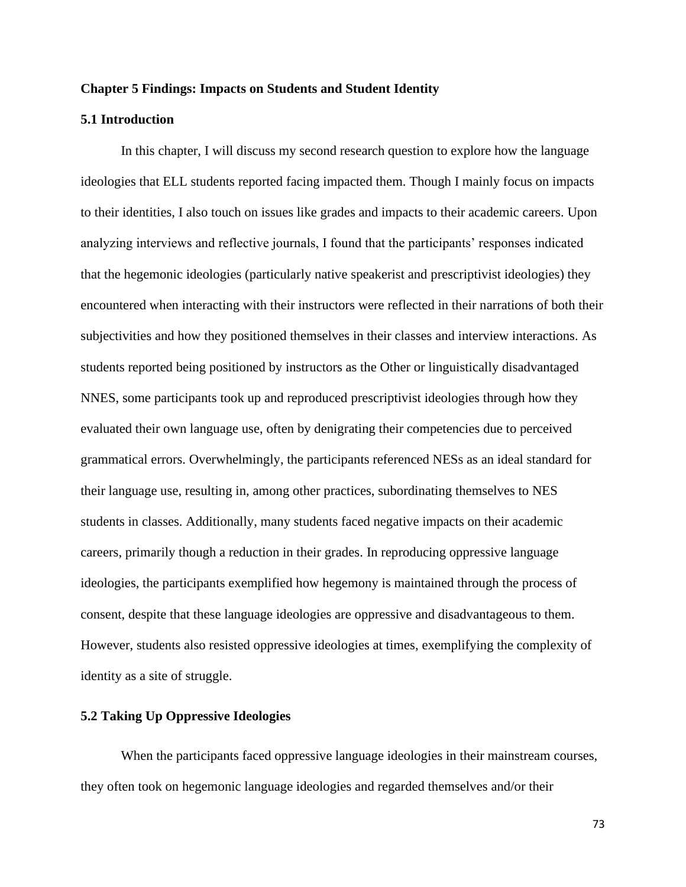## Chapter 5 Findings: Impacts on Students and Student Identity

### 5.1 Introduction

In this chapter, I will discuss my second research question to explore how the language ideologies that ELL students reported facing impacted them. Though I mainly focus on impacts to their identities, I also touch on issues like grades and impacts to their academic careers. Upon analyzing interviews and reflective journals, I found that the participants' responses indicated that the hegemonic ideologies (particularly native speakerist and prescriptivist ideologies) they encountered when interacting with their instructors were reflected in their narrations of both their subjectivities and how they positioned themselves in their classes and interview interactions. As students reported being positioned by instructors as the Other or linguistically disadvantaged NNES, some participants took up and reproduced prescriptivist ideologies through how they evaluated their own language use, often by denigrating their competencies due to perceived grammatical errors. Overwhelmingly, the participants referenced NESs as an ideal standard for their language use, resulting in, among other practices, subordinating themselves to NES students in classes. Additionally, many students faced negative impacts on their academic careers, primarily though a reduction in their grades. In reproducing oppressive language ideologies, the participants exemplified how hegemony is maintained through the process of consent, despite that these language ideologies are oppressive and disadvantageous to them. However, students also resisted oppressive ideologies at times, exemplifying the complexity of identity as a site of struggle.

### 5.2 Taking Up Oppressive Ideologies

When the participants faced oppressive language ideologies in their mainstream courses, they often took on hegemonic language ideologies and regarded themselves and/or their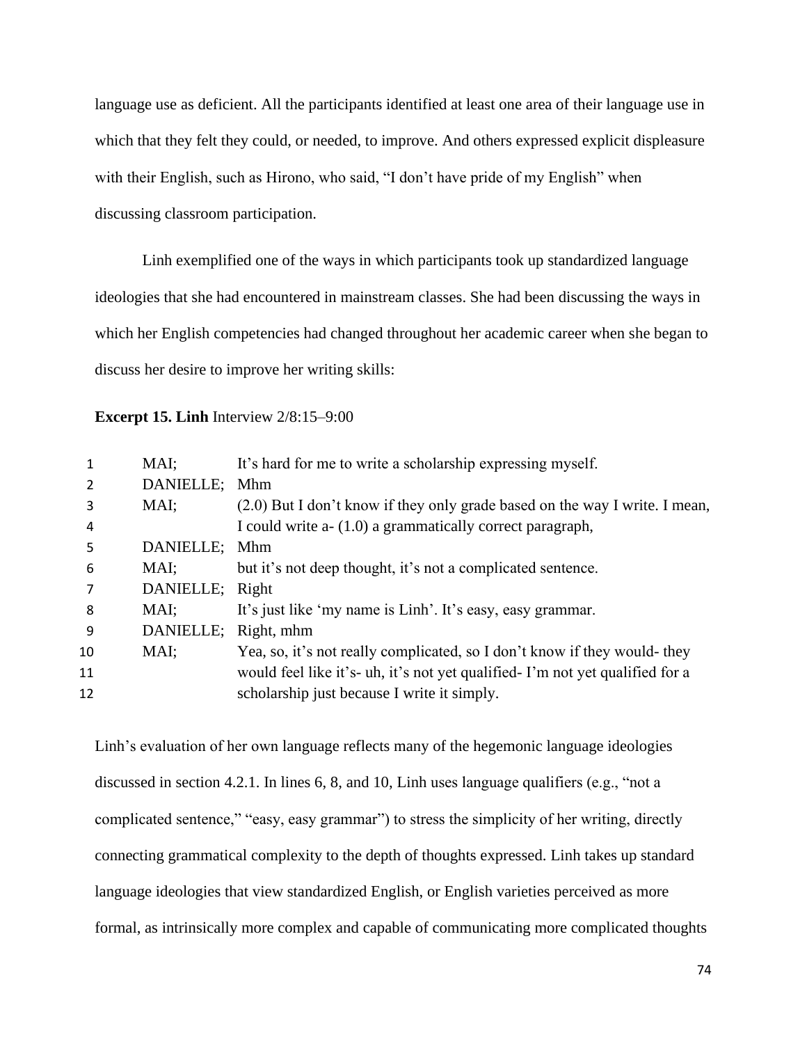language use as deficient. All the participants identified at least one area of their language use in which that they felt they could, or needed, to improve. And others expressed explicit displeasure with their English, such as Hirono, who said, "I don't have pride of my English" when discussing classroom participation.

Linh exemplified one of the ways in which participants took up standardized language ideologies that she had encountered in mainstream classes. She had been discussing the ways in which her English competencies had changed throughout her academic career when she began to discuss her desire to improve her writing skills:

**Excerpt 15. Linh** Interview 2/8:15–9:00

| | | |
|---|---|---|
| 1 | MAI; | It's hard for me to write a scholarship expressing myself. |
| 2 | DANIELLE; | Mhm |
| 3 | MAI; | (2.0) But I don't know if they only grade based on the way I write. I mean, |
| 4 | | I could write a- (1.0) a grammatically correct paragraph, |
| 5 | DANIELLE; | Mhm |
| 6 | MAI; | but it's not deep thought, it's not a complicated sentence. |
| 7 | DANIELLE; | Right |
| 8 | MAI; | It's just like 'my name is Linh'. It's easy, easy grammar. |
| 9 | DANIELLE; | Right, mhm |
| 10 | MAI; | Yea, so, it's not really complicated, so I don't know if they would- they |
| 11 | | would feel like it's- uh, it's not yet qualified- I'm not yet qualified for a |
| 12 | | scholarship just because I write it simply. |

Linh's evaluation of her own language reflects many of the hegemonic language ideologies discussed in section 4.2.1. In lines 6, 8, and 10, Linh uses language qualifiers (e.g., "not a complicated sentence," "easy, easy grammar") to stress the simplicity of her writing, directly connecting grammatical complexity to the depth of thoughts expressed. Linh takes up standard language ideologies that view standardized English, or English varieties perceived as more formal, as intrinsically more complex and capable of communicating more complicated thoughts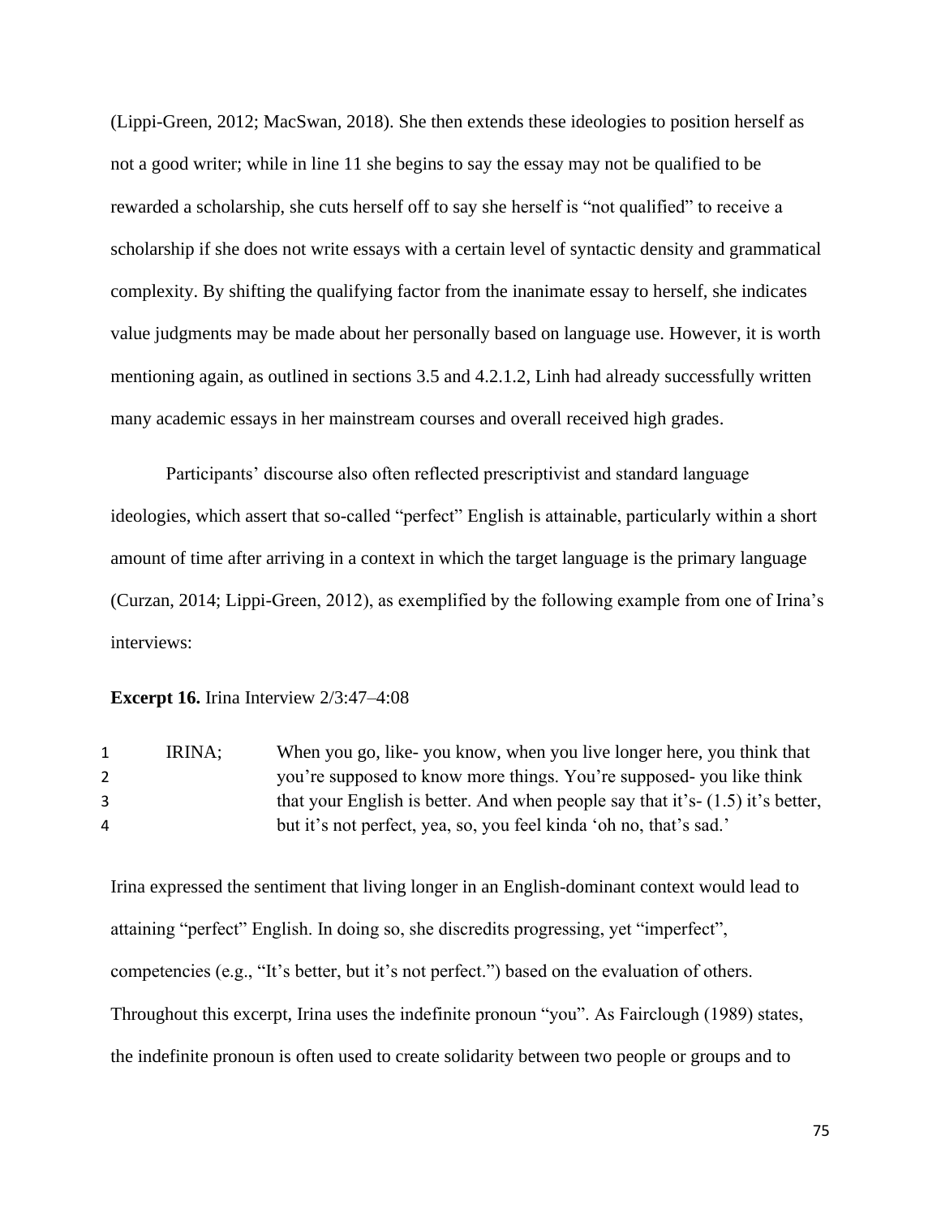(Lippi-Green, 2012; MacSwan, 2018). She then extends these ideologies to position herself as not a good writer; while in line 11 she begins to say the essay may not be qualified to be rewarded a scholarship, she cuts herself off to say she herself is "not qualified" to receive a scholarship if she does not write essays with a certain level of syntactic density and grammatical complexity. By shifting the qualifying factor from the inanimate essay to herself, she indicates value judgments may be made about her personally based on language use. However, it is worth mentioning again, as outlined in sections 3.5 and 4.2.1.2, Linh had already successfully written many academic essays in her mainstream courses and overall received high grades.

Participants' discourse also often reflected prescriptivist and standard language ideologies, which assert that so-called "perfect" English is attainable, particularly within a short amount of time after arriving in a context in which the target language is the primary language (Curzan, 2014; Lippi-Green, 2012), as exemplified by the following example from one of Irina's interviews:

**Excerpt 16.** Irina Interview 2/3:47–4:08

| | | |
|---|---|---|
| 1 | IRINA; | When you go, like- you know, when you live longer here, you think that |
| 2 | | you're supposed to know more things. You're supposed- you like think |
| 3 | | that your English is better. And when people say that it's- (1.5) it's better, |
| 4 | | but it's not perfect, yea, so, you feel kinda 'oh no, that's sad.' |

Irina expressed the sentiment that living longer in an English-dominant context would lead to attaining "perfect" English. In doing so, she discredits progressing, yet "imperfect", competencies (e.g., "It's better, but it's not perfect.") based on the evaluation of others. Throughout this excerpt, Irina uses the indefinite pronoun "you". As Fairclough (1989) states, the indefinite pronoun is often used to create solidarity between two people or groups and to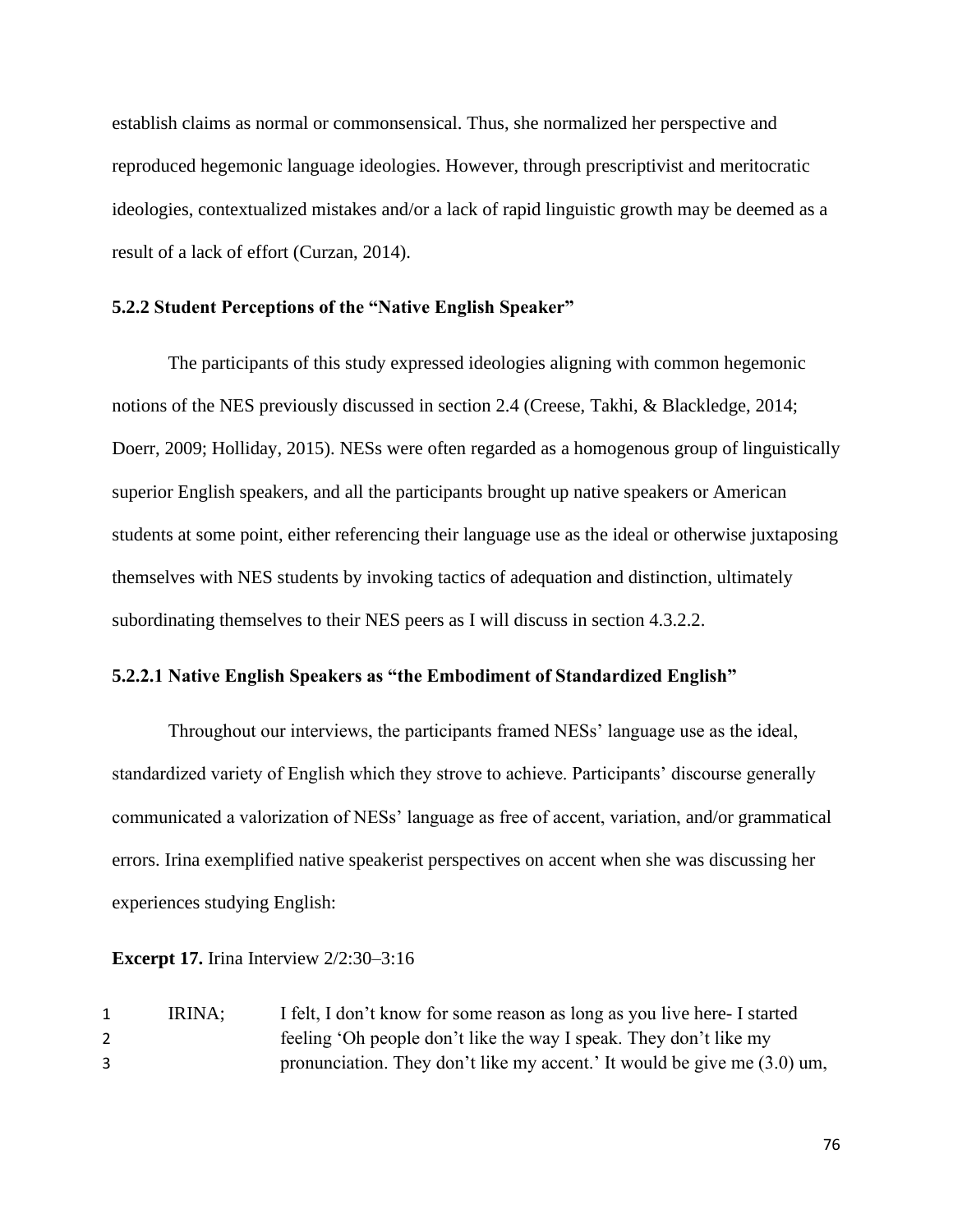establish claims as normal or commonsensical. Thus, she normalized her perspective and reproduced hegemonic language ideologies. However, through prescriptivist and meritocratic ideologies, contextualized mistakes and/or a lack of rapid linguistic growth may be deemed as a result of a lack of effort (Curzan, 2014).

### 5.2.2 Student Perceptions of the "Native English Speaker"

The participants of this study expressed ideologies aligning with common hegemonic notions of the NES previously discussed in section 2.4 (Creese, Takhi, & Blackledge, 2014; Doerr, 2009; Holliday, 2015). NESs were often regarded as a homogenous group of linguistically superior English speakers, and all the participants brought up native speakers or American students at some point, either referencing their language use as the ideal or otherwise juxtaposing themselves with NES students by invoking tactics of adequation and distinction, ultimately subordinating themselves to their NES peers as I will discuss in section 4.3.2.2.

#### 5.2.2.1 Native English Speakers as "the Embodiment of Standardized English"

Throughout our interviews, the participants framed NESs' language use as the ideal, standardized variety of English which they strove to achieve. Participants' discourse generally communicated a valorization of NESs' language as free of accent, variation, and/or grammatical errors. Irina exemplified native speakerist perspectives on accent when she was discussing her experiences studying English:

**Excerpt 17.** Irina Interview 2/2:30–3:16

| | | |
|---|---|---|
| 1 | IRINA; | I felt, I don't know for some reason as long as you live here- I started |
| 2 | | feeling 'Oh people don't like the way I speak. They don't like my |
| 3 | | pronunciation. They don't like my accent.' It would be give me (3.0) um, |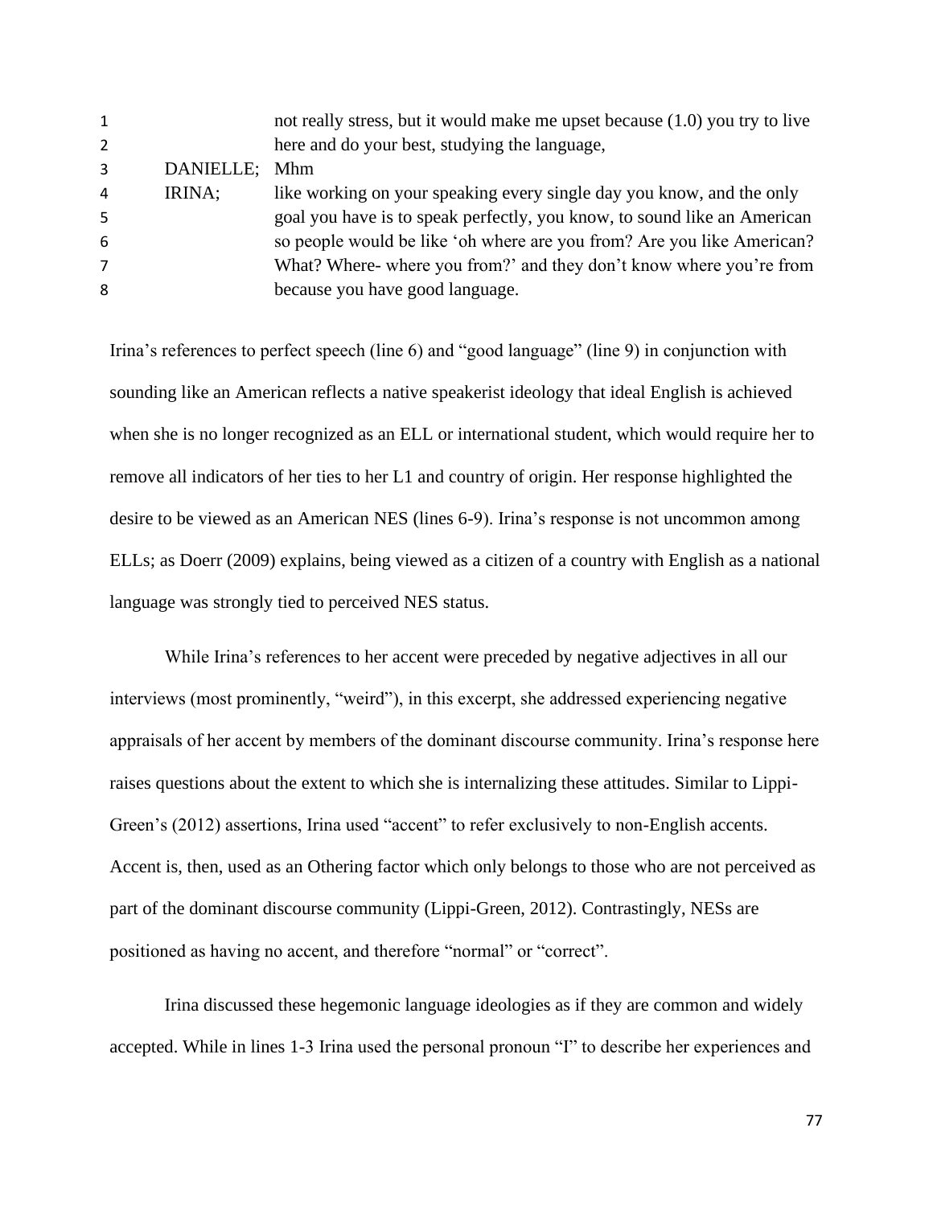| | | |
|---|---|---|
| 1 | | not really stress, but it would make me upset because (1.0) you try to live |
| 2 | | here and do your best, studying the language, |
| 3 | DANIELLE; | Mhm |
| 4 | IRINA; | like working on your speaking every single day you know, and the only |
| 5 | | goal you have is to speak perfectly, you know, to sound like an American |
| 6 | | so people would be like 'oh where are you from? Are you like American? |
| 7 | | What? Where- where you from?' and they don't know where you're from |
| 8 | | because you have good language. |

Irina's references to perfect speech (line 6) and "good language" (line 9) in conjunction with sounding like an American reflects a native speakerist ideology that ideal English is achieved when she is no longer recognized as an ELL or international student, which would require her to remove all indicators of her ties to her L1 and country of origin. Her response highlighted the desire to be viewed as an American NES (lines 6-9). Irina's response is not uncommon among ELLs; as Doerr (2009) explains, being viewed as a citizen of a country with English as a national language was strongly tied to perceived NES status.

While Irina's references to her accent were preceded by negative adjectives in all our interviews (most prominently, "weird"), in this excerpt, she addressed experiencing negative appraisals of her accent by members of the dominant discourse community. Irina's response here raises questions about the extent to which she is internalizing these attitudes. Similar to Lippi-Green's (2012) assertions, Irina used "accent" to refer exclusively to non-English accents. Accent is, then, used as an Othering factor which only belongs to those who are not perceived as part of the dominant discourse community (Lippi-Green, 2012). Contrastingly, NESs are positioned as having no accent, and therefore "normal" or "correct".

Irina discussed these hegemonic language ideologies as if they are common and widely accepted. While in lines 1-3 Irina used the personal pronoun "I" to describe her experiences and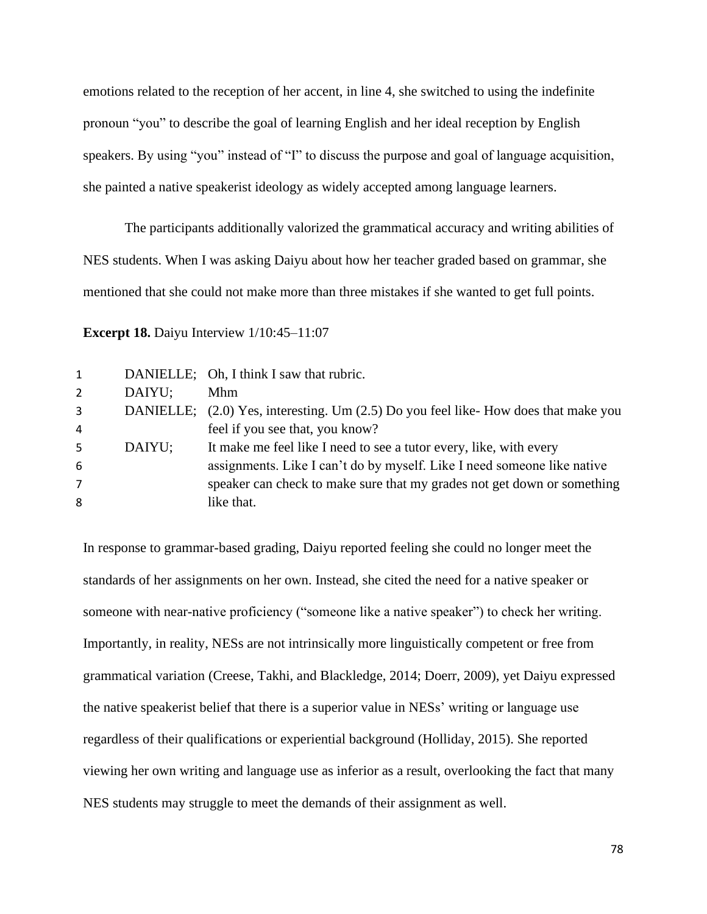emotions related to the reception of her accent, in line 4, she switched to using the indefinite pronoun "you" to describe the goal of learning English and her ideal reception by English speakers. By using "you" instead of "I" to discuss the purpose and goal of language acquisition, she painted a native speakerist ideology as widely accepted among language learners.

The participants additionally valorized the grammatical accuracy and writing abilities of NES students. When I was asking Daiyu about how her teacher graded based on grammar, she mentioned that she could not make more than three mistakes if she wanted to get full points.

**Excerpt 18.** Daiyu Interview 1/10:45–11:07

| | | |
|---|---|---|
| 1 | DANIELLE; | Oh, I think I saw that rubric. |
| 2 | DAIYU; | Mhm |
| 3 | DANIELLE; | (2.0) Yes, interesting. Um (2.5) Do you feel like- How does that make you |
| 4 | | feel if you see that, you know? |
| 5 | DAIYU; | It make me feel like I need to see a tutor every, like, with every |
| 6 | | assignments. Like I can't do by myself. Like I need someone like native |
| 7 | | speaker can check to make sure that my grades not get down or something |
| 8 | | like that. |

In response to grammar-based grading, Daiyu reported feeling she could no longer meet the standards of her assignments on her own. Instead, she cited the need for a native speaker or someone with near-native proficiency ("someone like a native speaker") to check her writing. Importantly, in reality, NESs are not intrinsically more linguistically competent or free from grammatical variation (Creese, Takhi, and Blackledge, 2014; Doerr, 2009), yet Daiyu expressed the native speakerist belief that there is a superior value in NESs' writing or language use regardless of their qualifications or experiential background (Holliday, 2015). She reported viewing her own writing and language use as inferior as a result, overlooking the fact that many NES students may struggle to meet the demands of their assignment as well.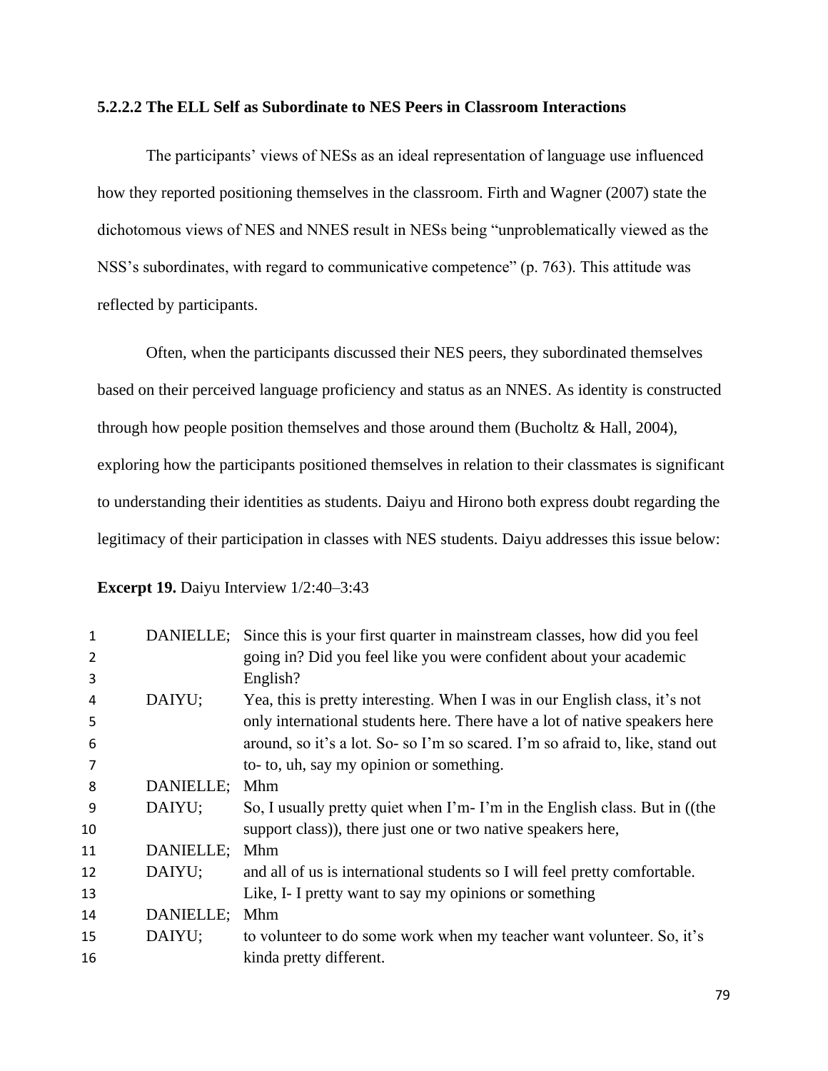#### 5.2.2.2 The ELL Self as Subordinate to NES Peers in Classroom Interactions

The participants' views of NESs as an ideal representation of language use influenced how they reported positioning themselves in the classroom. Firth and Wagner (2007) state the dichotomous views of NES and NNES result in NESs being "unproblematically viewed as the NSS's subordinates, with regard to communicative competence" (p. 763). This attitude was reflected by participants.

Often, when the participants discussed their NES peers, they subordinated themselves based on their perceived language proficiency and status as an NNES. As identity is constructed through how people position themselves and those around them (Bucholtz & Hall, 2004), exploring how the participants positioned themselves in relation to their classmates is significant to understanding their identities as students. Daiyu and Hirono both express doubt regarding the legitimacy of their participation in classes with NES students. Daiyu addresses this issue below:

**Excerpt 19.** Daiyu Interview 1/2:40–3:43

| | | |
|---|---|---|
| 1 | DANIELLE; | Since this is your first quarter in mainstream classes, how did you feel |
| 2 | | going in? Did you feel like you were confident about your academic |
| 3 | | English? |
| 4 | DAIYU; | Yea, this is pretty interesting. When I was in our English class, it's not |
| 5 | | only international students here. There have a lot of native speakers here |
| 6 | | around, so it's a lot. So- so I'm so scared. I'm so afraid to, like, stand out |
| 7 | | to- to, uh, say my opinion or something. |
| 8 | DANIELLE; | Mhm |
| 9 | DAIYU; | So, I usually pretty quiet when I'm- I'm in the English class. But in ((the |
| 10 | | support class)), there just one or two native speakers here, |
| 11 | DANIELLE; | Mhm |
| 12 | DAIYU; | and all of us is international students so I will feel pretty comfortable. |
| 13 | | Like, I- I pretty want to say my opinions or something |
| 14 | DANIELLE; | Mhm |
| 15 | DAIYU; | to volunteer to do some work when my teacher want volunteer. So, it's |
| 16 | | kinda pretty different. |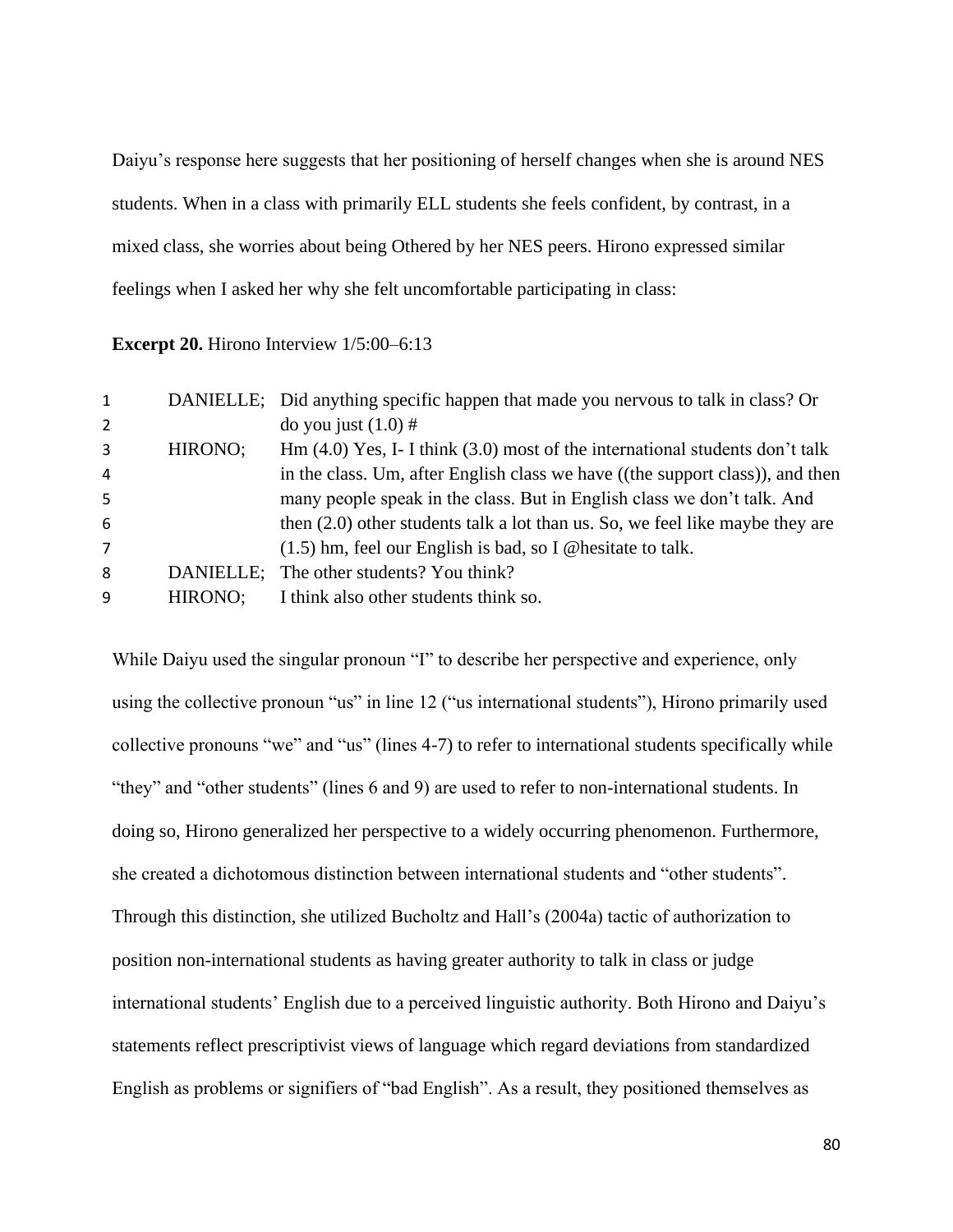Daiyu's response here suggests that her positioning of herself changes when she is around NES students. When in a class with primarily ELL students she feels confident, by contrast, in a mixed class, she worries about being Othered by her NES peers. Hirono expressed similar feelings when I asked her why she felt uncomfortable participating in class:

**Excerpt 20.** Hirono Interview 1/5:00–6:13

| | | |
|---|---|---|
| 1 | DANIELLE; | Did anything specific happen that made you nervous to talk in class? Or |
| 2 | | do you just (1.0) # |
| 3 | HIRONO; | Hm (4.0) Yes, I- I think (3.0) most of the international students don't talk |
| 4 | | in the class. Um, after English class we have ((the support class)), and then |
| 5 | | many people speak in the class. But in English class we don't talk. And |
| 6 | | then (2.0) other students talk a lot than us. So, we feel like maybe they are |
| 7 | | (1.5) hm, feel our English is bad, so I @hesitate to talk. |
| 8 | DANIELLE; | The other students? You think? |
| 9 | HIRONO; | I think also other students think so. |

While Daiyu used the singular pronoun "I" to describe her perspective and experience, only using the collective pronoun "us" in line 12 ("us international students"), Hirono primarily used collective pronouns "we" and "us" (lines 4-7) to refer to international students specifically while "they" and "other students" (lines 6 and 9) are used to refer to non-international students. In doing so, Hirono generalized her perspective to a widely occurring phenomenon. Furthermore, she created a dichotomous distinction between international students and "other students". Through this distinction, she utilized Bucholtz and Hall's (2004a) tactic of authorization to position non-international students as having greater authority to talk in class or judge international students' English due to a perceived linguistic authority. Both Hirono and Daiyu's statements reflect prescriptivist views of language which regard deviations from standardized English as problems or signifiers of "bad English". As a result, they positioned themselves as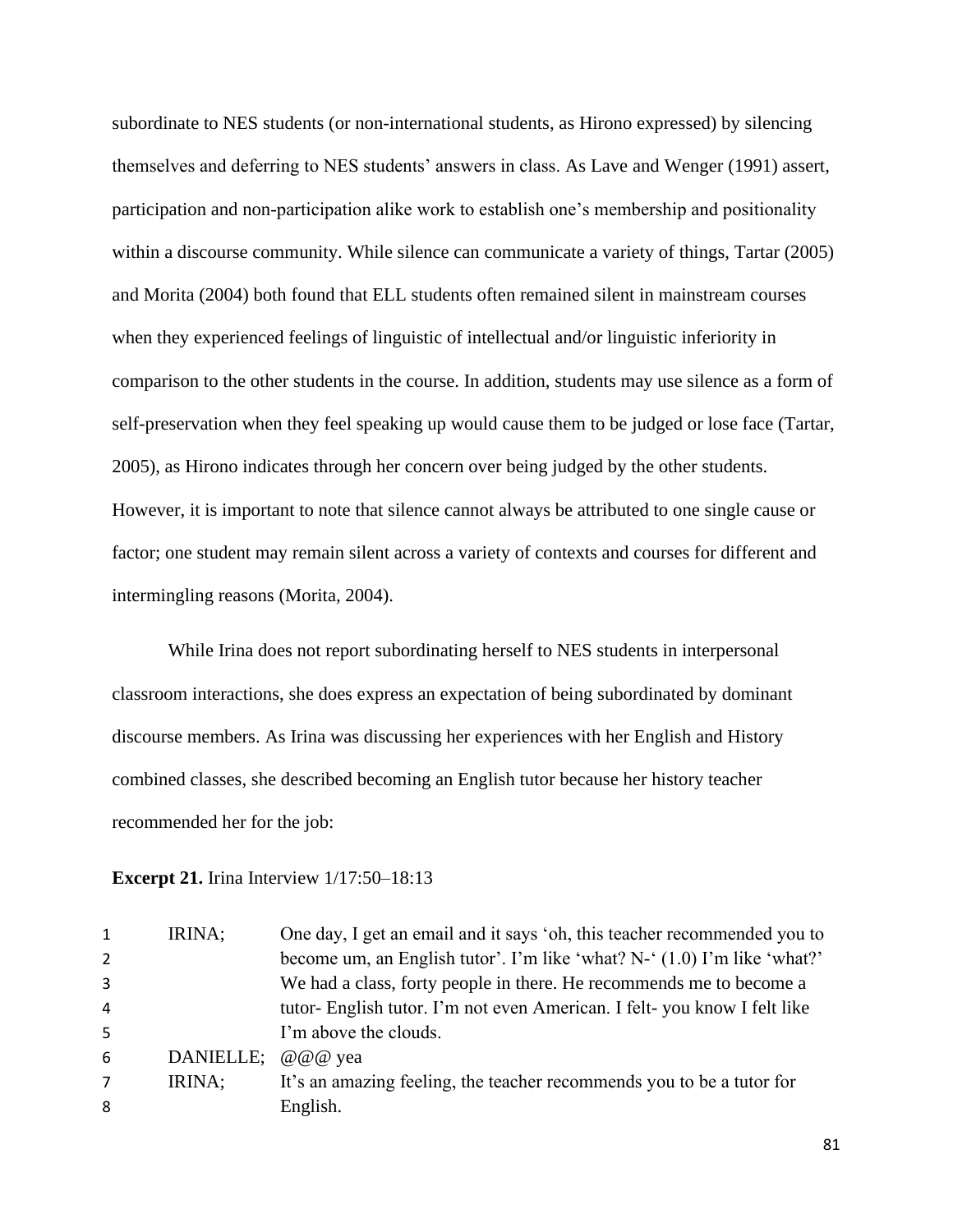subordinate to NES students (or non-international students, as Hirono expressed) by silencing themselves and deferring to NES students' answers in class. As Lave and Wenger (1991) assert, participation and non-participation alike work to establish one's membership and positionality within a discourse community. While silence can communicate a variety of things, Tartar (2005) and Morita (2004) both found that ELL students often remained silent in mainstream courses when they experienced feelings of linguistic of intellectual and/or linguistic inferiority in comparison to the other students in the course. In addition, students may use silence as a form of self-preservation when they feel speaking up would cause them to be judged or lose face (Tartar, 2005), as Hirono indicates through her concern over being judged by the other students. However, it is important to note that silence cannot always be attributed to one single cause or factor; one student may remain silent across a variety of contexts and courses for different and intermingling reasons (Morita, 2004).

While Irina does not report subordinating herself to NES students in interpersonal classroom interactions, she does express an expectation of being subordinated by dominant discourse members. As Irina was discussing her experiences with her English and History combined classes, she described becoming an English tutor because her history teacher recommended her for the job:

**Excerpt 21.** Irina Interview 1/17:50–18:13

| | | |
|---|---|---|
| 1 | IRINA; | One day, I get an email and it says 'oh, this teacher recommended you to |
| 2 | | become um, an English tutor'. I'm like 'what? N-' (1.0) I'm like 'what?' |
| 3 | | We had a class, forty people in there. He recommends me to become a |
| 4 | | tutor- English tutor. I'm not even American. I felt- you know I felt like |
| 5 | | I'm above the clouds. |
| 6 | DANIELLE; | @@@ yea |
| 7 | IRINA; | It's an amazing feeling, the teacher recommends you to be a tutor for |
| 8 | | English. |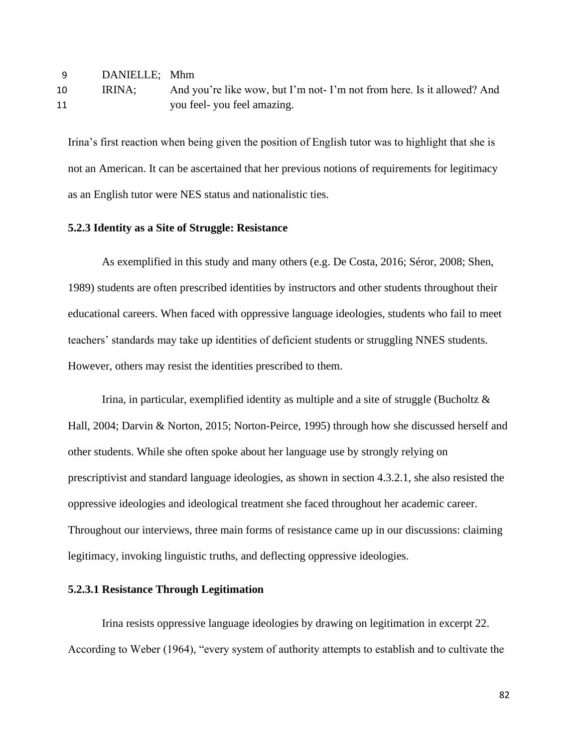| | | |
|---|---|---|
| 9 | DANIELLE; | Mhm |
| 10 | IRINA; | And you're like wow, but I'm not- I'm not from here. Is it allowed? And |
| 11 | | you feel- you feel amazing. |

Irina's first reaction when being given the position of English tutor was to highlight that she is not an American. It can be ascertained that her previous notions of requirements for legitimacy as an English tutor were NES status and nationalistic ties.

### 5.2.3 Identity as a Site of Struggle: Resistance

As exemplified in this study and many others (e.g. De Costa, 2016; Séror, 2008; Shen, 1989) students are often prescribed identities by instructors and other students throughout their educational careers. When faced with oppressive language ideologies, students who fail to meet teachers' standards may take up identities of deficient students or struggling NNES students. However, others may resist the identities prescribed to them.

Irina, in particular, exemplified identity as multiple and a site of struggle (Bucholtz & Hall, 2004; Darvin & Norton, 2015; Norton-Peirce, 1995) through how she discussed herself and other students. While she often spoke about her language use by strongly relying on prescriptivist and standard language ideologies, as shown in section 4.3.2.1, she also resisted the oppressive ideologies and ideological treatment she faced throughout her academic career. Throughout our interviews, three main forms of resistance came up in our discussions: claiming legitimacy, invoking linguistic truths, and deflecting oppressive ideologies.

#### 5.2.3.1 Resistance Through Legitimation

Irina resists oppressive language ideologies by drawing on legitimation in excerpt 22. According to Weber (1964), "every system of authority attempts to establish and to cultivate the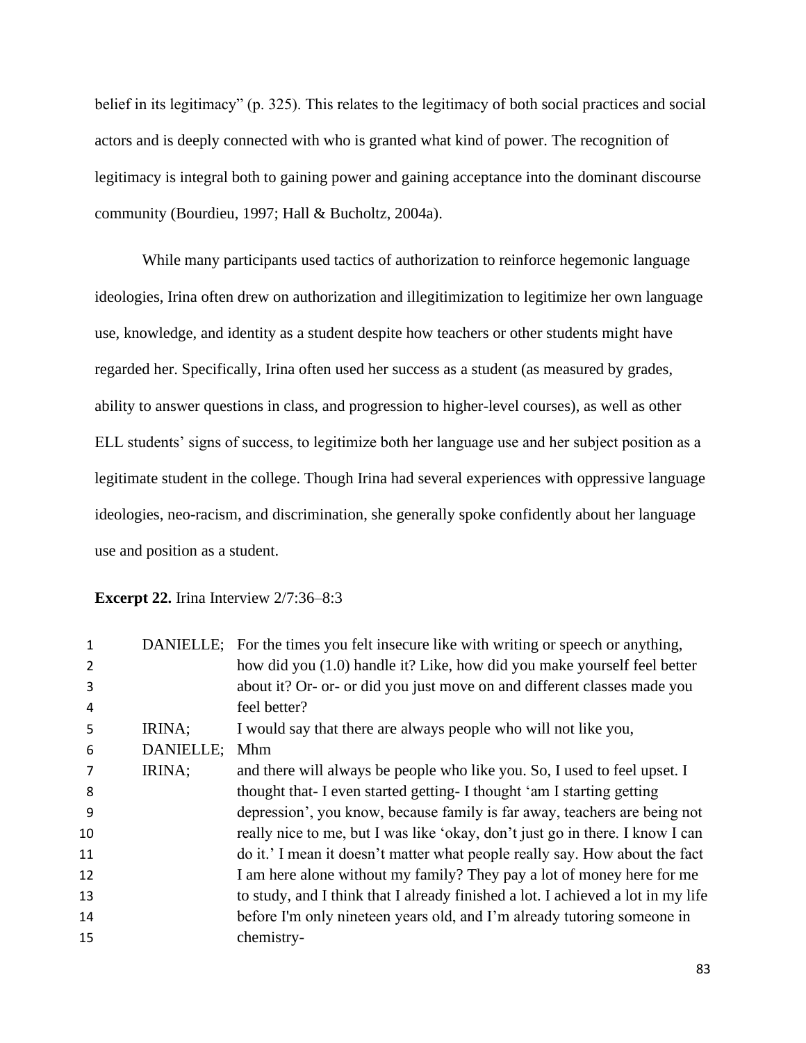belief in its legitimacy" (p. 325). This relates to the legitimacy of both social practices and social actors and is deeply connected with who is granted what kind of power. The recognition of legitimacy is integral both to gaining power and gaining acceptance into the dominant discourse community (Bourdieu, 1997; Hall & Bucholtz, 2004a).

While many participants used tactics of authorization to reinforce hegemonic language ideologies, Irina often drew on authorization and illegitimization to legitimize her own language use, knowledge, and identity as a student despite how teachers or other students might have regarded her. Specifically, Irina often used her success as a student (as measured by grades, ability to answer questions in class, and progression to higher-level courses), as well as other ELL students' signs of success, to legitimize both her language use and her subject position as a legitimate student in the college. Though Irina had several experiences with oppressive language ideologies, neo-racism, and discrimination, she generally spoke confidently about her language use and position as a student.

**Excerpt 22.** Irina Interview 2/7:36–8:3

| | | |
|---|---|---|
| 1 | DANIELLE; | For the times you felt insecure like with writing or speech or anything, |
| 2 | | how did you (1.0) handle it? Like, how did you make yourself feel better |
| 3 | | about it? Or- or- or did you just move on and different classes made you |
| 4 | | feel better? |
| 5 | IRINA; | I would say that there are always people who will not like you, |
| 6 | DANIELLE; | Mhm |
| 7 | IRINA; | and there will always be people who like you. So, I used to feel upset. I |
| 8 | | thought that- I even started getting- I thought 'am I starting getting |
| 9 | | depression', you know, because family is far away, teachers are being not |
| 10 | | really nice to me, but I was like 'okay, don't just go in there. I know I can |
| 11 | | do it.' I mean it doesn't matter what people really say. How about the fact |
| 12 | | I am here alone without my family? They pay a lot of money here for me |
| 13 | | to study, and I think that I already finished a lot. I achieved a lot in my life |
| 14 | | before I'm only nineteen years old, and I'm already tutoring someone in |
| 15 | | chemistry- |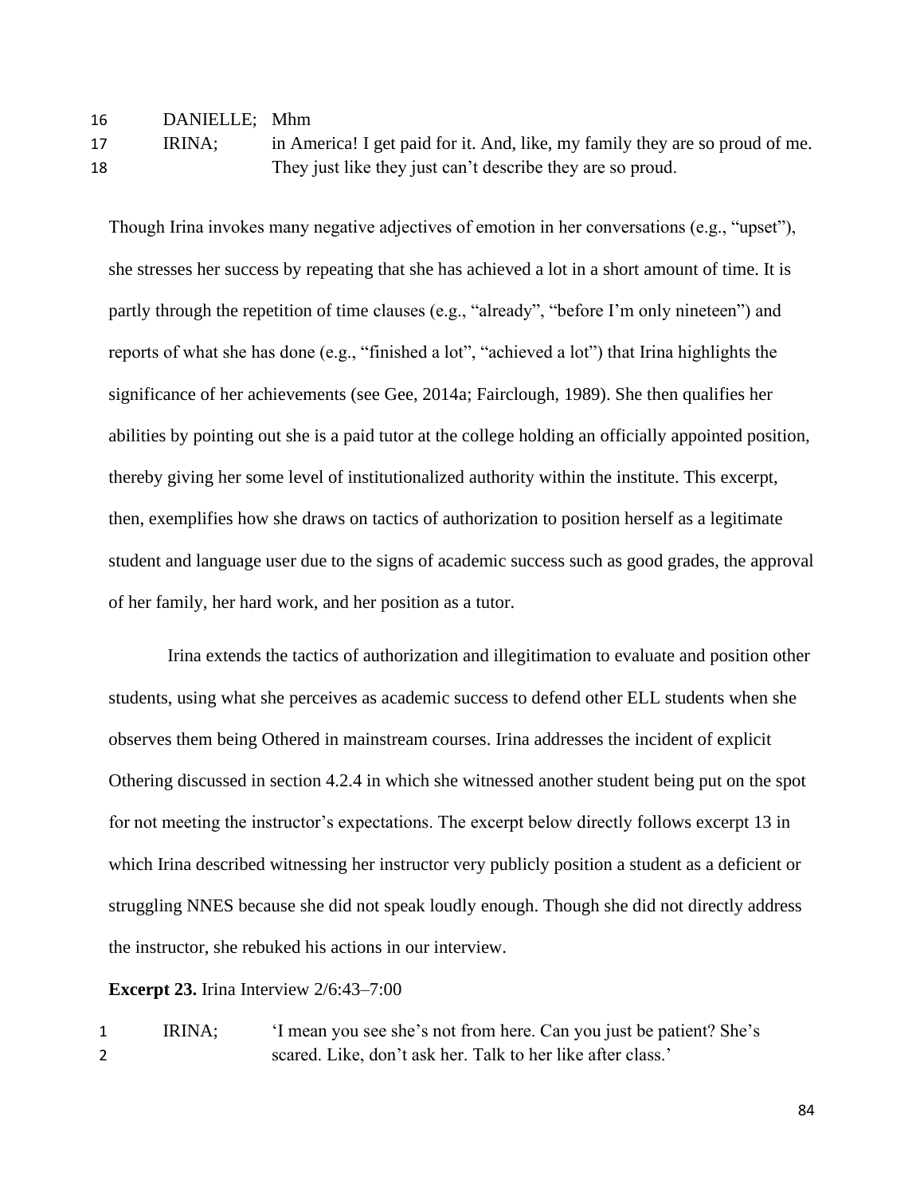| | | |
|---|---|---|
| 16 | DANIELLE; | Mhm |
| 17 | IRINA; | in America! I get paid for it. And, like, my family they are so proud of me. |
| 18 | | They just like they just can't describe they are so proud. |

Though Irina invokes many negative adjectives of emotion in her conversations (e.g., "upset"), she stresses her success by repeating that she has achieved a lot in a short amount of time. It is partly through the repetition of time clauses (e.g., "already", "before I'm only nineteen") and reports of what she has done (e.g., "finished a lot", "achieved a lot") that Irina highlights the significance of her achievements (see Gee, 2014a; Fairclough, 1989). She then qualifies her abilities by pointing out she is a paid tutor at the college holding an officially appointed position, thereby giving her some level of institutionalized authority within the institute. This excerpt, then, exemplifies how she draws on tactics of authorization to position herself as a legitimate student and language user due to the signs of academic success such as good grades, the approval of her family, her hard work, and her position as a tutor.

Irina extends the tactics of authorization and illegitimation to evaluate and position other students, using what she perceives as academic success to defend other ELL students when she observes them being Othered in mainstream courses. Irina addresses the incident of explicit Othering discussed in section 4.2.4 in which she witnessed another student being put on the spot for not meeting the instructor's expectations. The excerpt below directly follows excerpt 13 in which Irina described witnessing her instructor very publicly position a student as a deficient or struggling NNES because she did not speak loudly enough. Though she did not directly address the instructor, she rebuked his actions in our interview.

**Excerpt 23.** Irina Interview 2/6:43–7:00

| | | |
|---|---|---|
| 1 | IRINA; | 'I mean you see she's not from here. Can you just be patient? She's |
| 2 | | scared. Like, don't ask her. Talk to her like after class.' |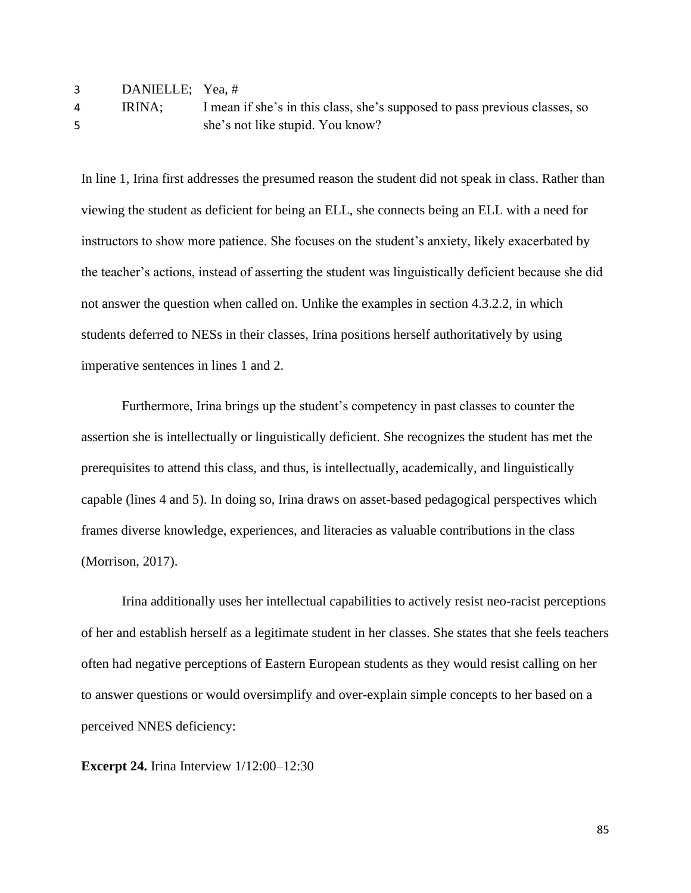3 DANIELLE; Yea, #
4 IRINA; I mean if she's in this class, she's supposed to pass previous classes, so
5 she's not like stupid. You know?

In line 1, Irina first addresses the presumed reason the student did not speak in class. Rather than viewing the student as deficient for being an ELL, she connects being an ELL with a need for instructors to show more patience. She focuses on the student's anxiety, likely exacerbated by the teacher's actions, instead of asserting the student was linguistically deficient because she did not answer the question when called on. Unlike the examples in section 4.3.2.2, in which students deferred to NESs in their classes, Irina positions herself authoritatively by using imperative sentences in lines 1 and 2.

Furthermore, Irina brings up the student's competency in past classes to counter the assertion she is intellectually or linguistically deficient. She recognizes the student has met the prerequisites to attend this class, and thus, is intellectually, academically, and linguistically capable (lines 4 and 5). In doing so, Irina draws on asset-based pedagogical perspectives which frames diverse knowledge, experiences, and literacies as valuable contributions in the class (Morrison, 2017).

Irina additionally uses her intellectual capabilities to actively resist neo-racist perceptions of her and establish herself as a legitimate student in her classes. She states that she feels teachers often had negative perceptions of Eastern European students as they would resist calling on her to answer questions or would oversimplify and over-explain simple concepts to her based on a perceived NNES deficiency:

**Excerpt 24.** Irina Interview 1/12:00–12:30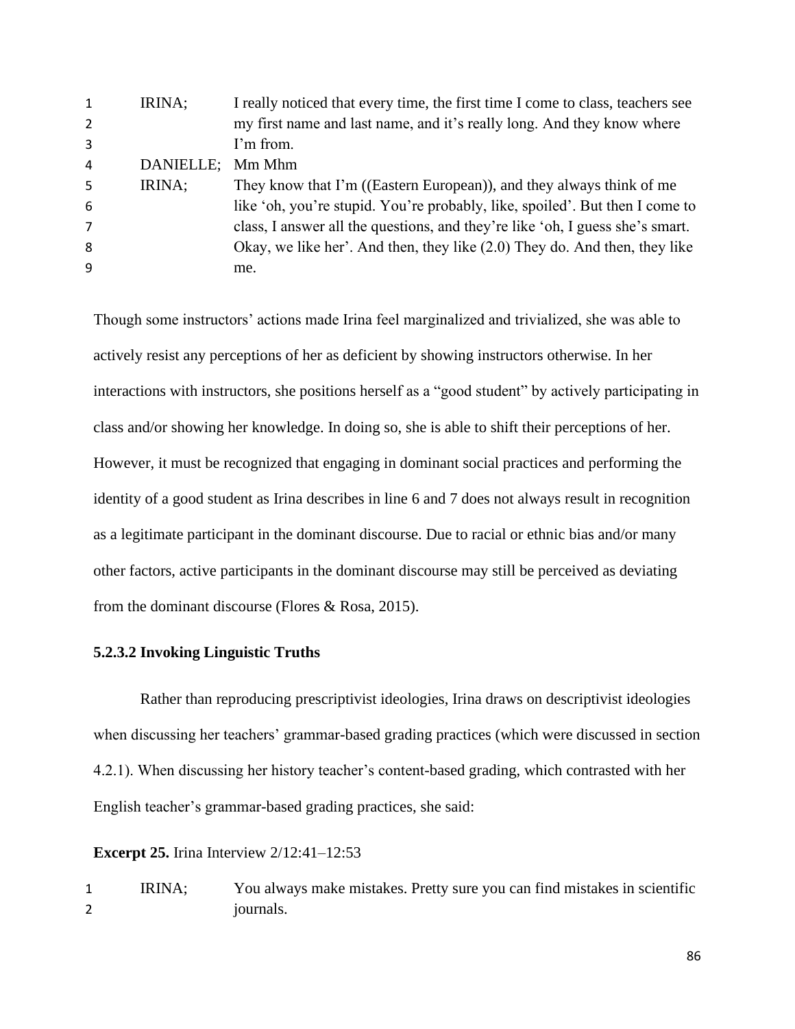| | | |
|---|---|---|
| 1 | IRINA; | I really noticed that every time, the first time I come to class, teachers see |
| 2 | | my first name and last name, and it's really long. And they know where |
| 3 | | I'm from. |
| 4 | DANIELLE; | Mm Mhm |
| 5 | IRINA; | They know that I'm ((Eastern European)), and they always think of me |
| 6 | | like 'oh, you're stupid. You're probably, like, spoiled'. But then I come to |
| 7 | | class, I answer all the questions, and they're like 'oh, I guess she's smart. |
| 8 | | Okay, we like her'. And then, they like (2.0) They do. And then, they like |
| 9 | | me. |

Though some instructors' actions made Irina feel marginalized and trivialized, she was able to actively resist any perceptions of her as deficient by showing instructors otherwise. In her interactions with instructors, she positions herself as a "good student" by actively participating in class and/or showing her knowledge. In doing so, she is able to shift their perceptions of her. However, it must be recognized that engaging in dominant social practices and performing the identity of a good student as Irina describes in line 6 and 7 does not always result in recognition as a legitimate participant in the dominant discourse. Due to racial or ethnic bias and/or many other factors, active participants in the dominant discourse may still be perceived as deviating from the dominant discourse (Flores & Rosa, 2015).

#### 5.2.3.2 Invoking Linguistic Truths

Rather than reproducing prescriptivist ideologies, Irina draws on descriptivist ideologies when discussing her teachers' grammar-based grading practices (which were discussed in section 4.2.1). When discussing her history teacher's content-based grading, which contrasted with her English teacher's grammar-based grading practices, she said:

**Excerpt 25.** Irina Interview 2/12:41–12:53

| | | |
|---|---|---|
| 1 | IRINA; | You always make mistakes. Pretty sure you can find mistakes in scientific |
| 2 | | journals. |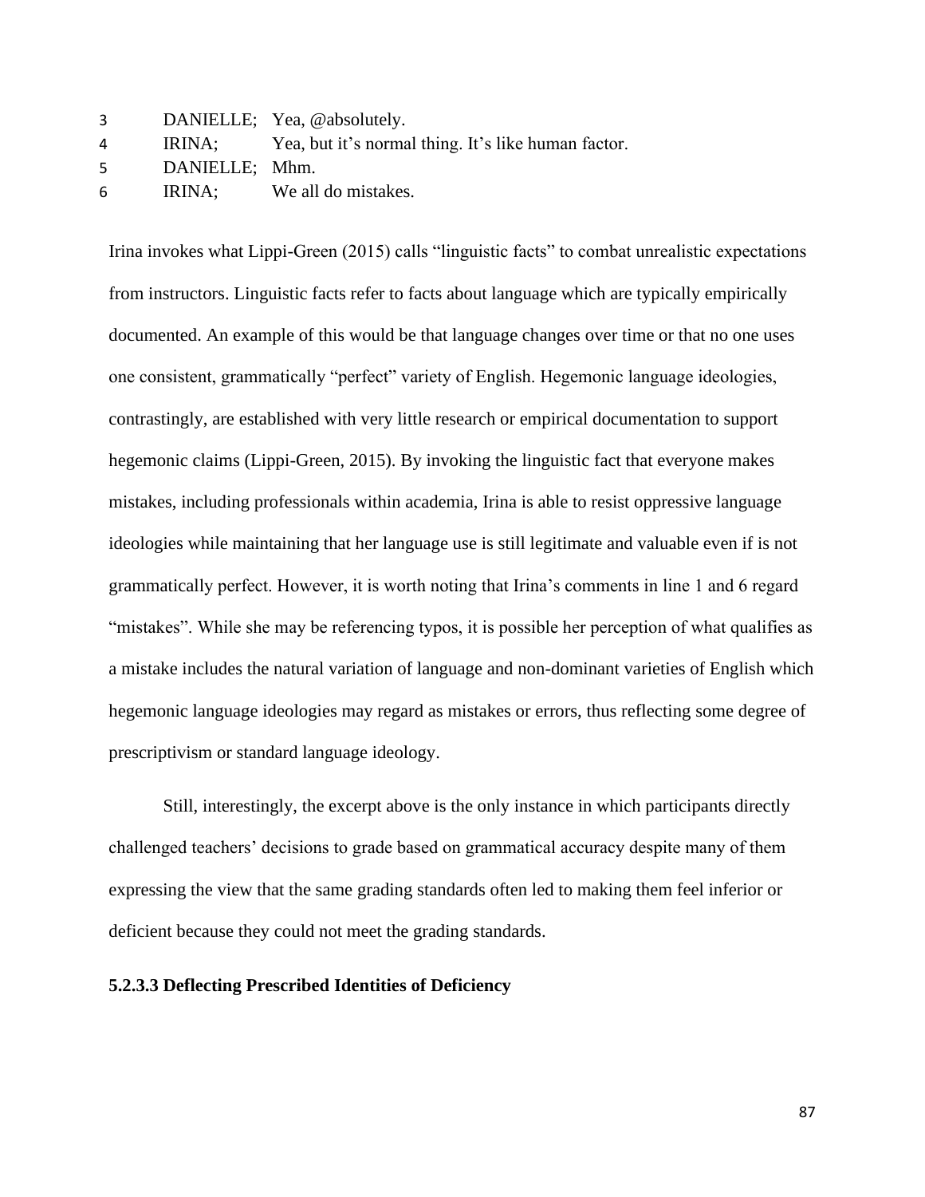3 DANIELLE; Yea, @absolutely.
4 IRINA; Yea, but it's normal thing. It's like human factor.
5 DANIELLE; Mhm.
6 IRINA; We all do mistakes.

Irina invokes what Lippi-Green (2015) calls "linguistic facts" to combat unrealistic expectations from instructors. Linguistic facts refer to facts about language which are typically empirically documented. An example of this would be that language changes over time or that no one uses one consistent, grammatically "perfect" variety of English. Hegemonic language ideologies, contrastingly, are established with very little research or empirical documentation to support hegemonic claims (Lippi-Green, 2015). By invoking the linguistic fact that everyone makes mistakes, including professionals within academia, Irina is able to resist oppressive language ideologies while maintaining that her language use is still legitimate and valuable even if is not grammatically perfect. However, it is worth noting that Irina's comments in line 1 and 6 regard "mistakes". While she may be referencing typos, it is possible her perception of what qualifies as a mistake includes the natural variation of language and non-dominant varieties of English which hegemonic language ideologies may regard as mistakes or errors, thus reflecting some degree of prescriptivism or standard language ideology.

Still, interestingly, the excerpt above is the only instance in which participants directly challenged teachers' decisions to grade based on grammatical accuracy despite many of them expressing the view that the same grading standards often led to making them feel inferior or deficient because they could not meet the grading standards.

#### 5.2.3.3 Deflecting Prescribed Identities of Deficiency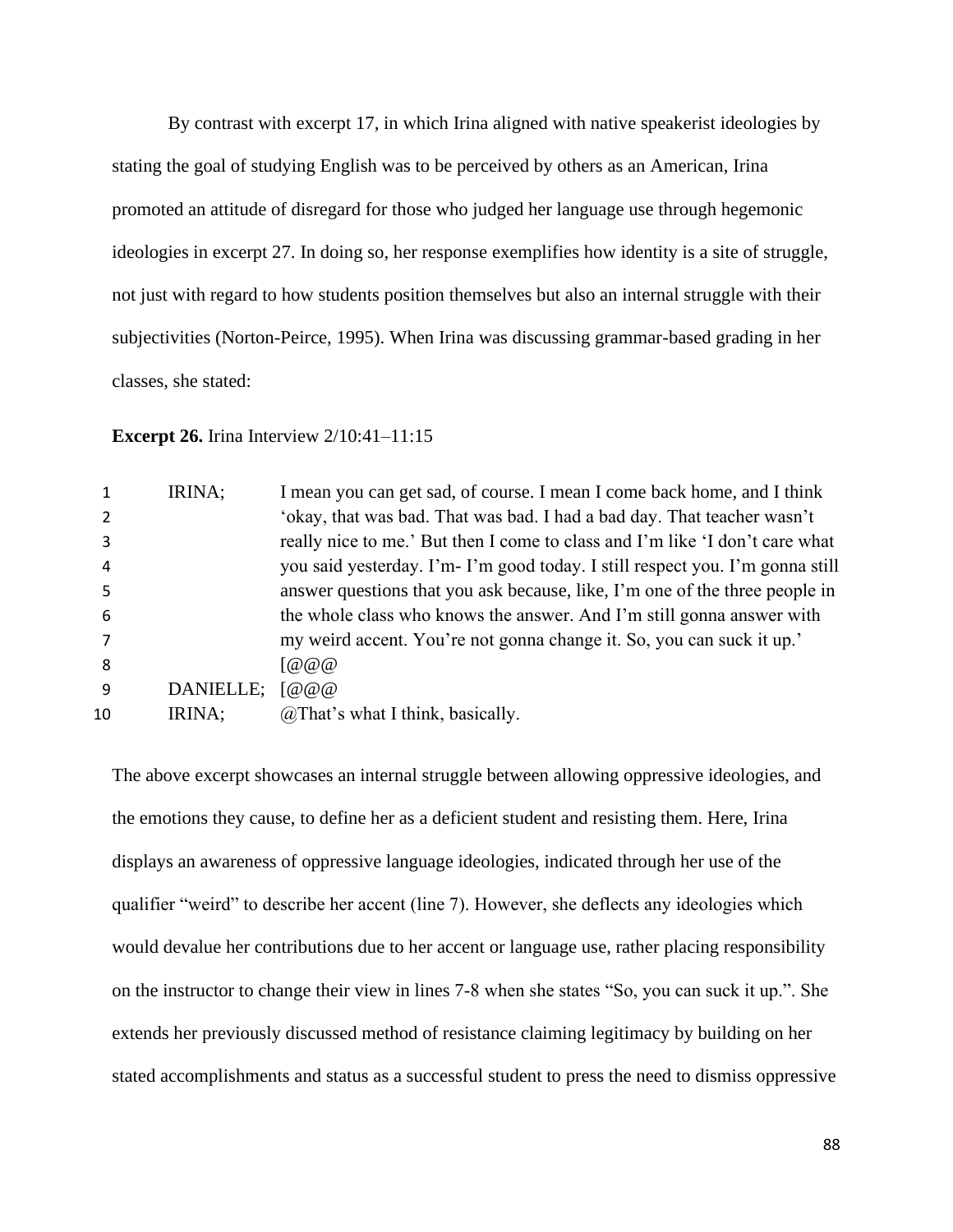By contrast with excerpt 17, in which Irina aligned with native speakerist ideologies by stating the goal of studying English was to be perceived by others as an American, Irina promoted an attitude of disregard for those who judged her language use through hegemonic ideologies in excerpt 27. In doing so, her response exemplifies how identity is a site of struggle, not just with regard to how students position themselves but also an internal struggle with their subjectivities (Norton-Peirce, 1995). When Irina was discussing grammar-based grading in her classes, she stated:

**Excerpt 26.** Irina Interview 2/10:41–11:15

| | | |
|---|---|---|
| 1 | IRINA; | I mean you can get sad, of course. I mean I come back home, and I think |
| 2 | | 'okay, that was bad. That was bad. I had a bad day. That teacher wasn't |
| 3 | | really nice to me.' But then I come to class and I'm like 'I don't care what |
| 4 | | you said yesterday. I'm- I'm good today. I still respect you. I'm gonna still |
| 5 | | answer questions that you ask because, like, I'm one of the three people in |
| 6 | | the whole class who knows the answer. And I'm still gonna answer with |
| 7 | | my weird accent. You're not gonna change it. So, you can suck it up.' |
| 8 | | [@@@ |
| 9 | DANIELLE; | [@@@ |
| 10 | IRINA; | @That's what I think, basically. |

The above excerpt showcases an internal struggle between allowing oppressive ideologies, and the emotions they cause, to define her as a deficient student and resisting them. Here, Irina displays an awareness of oppressive language ideologies, indicated through her use of the qualifier "weird" to describe her accent (line 7). However, she deflects any ideologies which would devalue her contributions due to her accent or language use, rather placing responsibility on the instructor to change their view in lines 7-8 when she states "So, you can suck it up.". She extends her previously discussed method of resistance claiming legitimacy by building on her stated accomplishments and status as a successful student to press the need to dismiss oppressive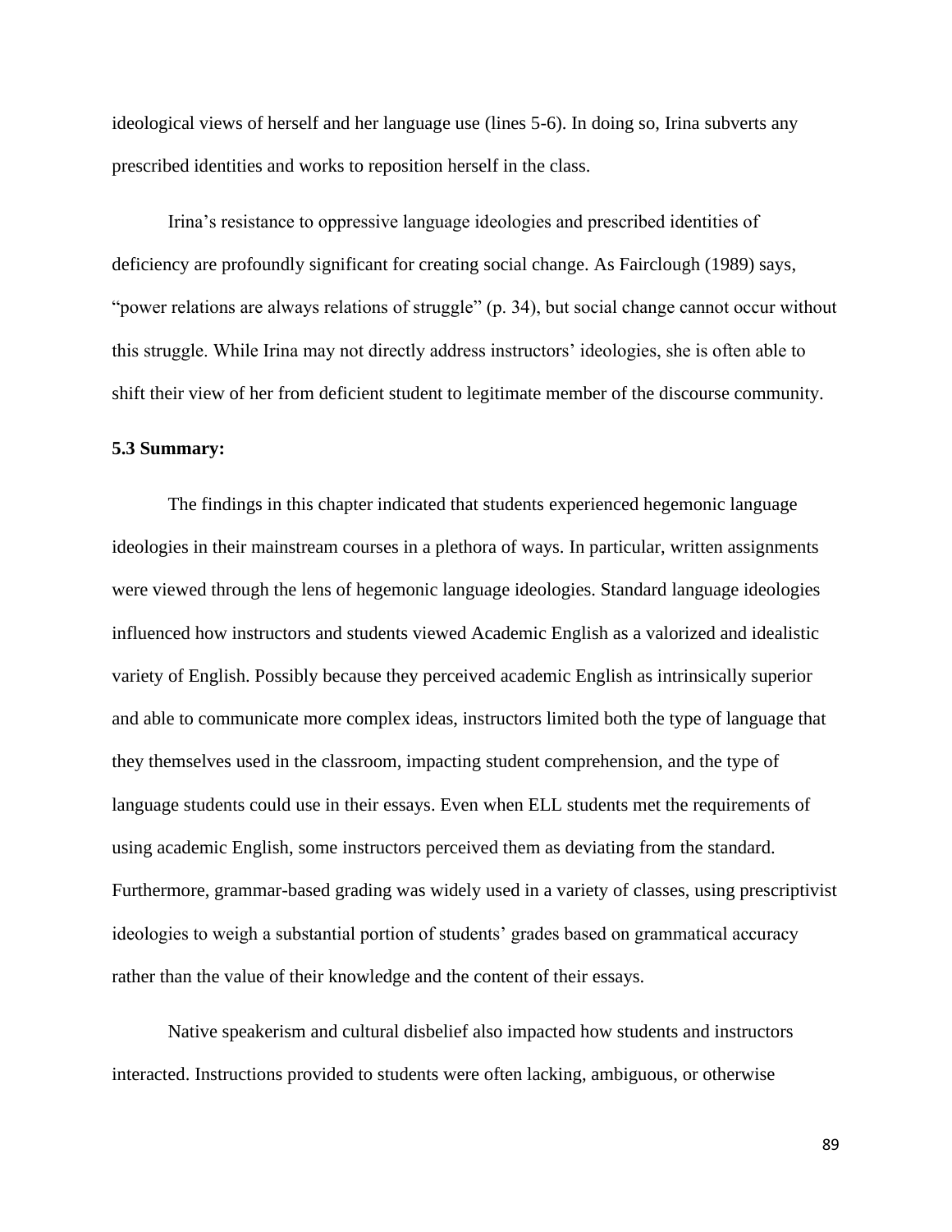ideological views of herself and her language use (lines 5-6). In doing so, Irina subverts any prescribed identities and works to reposition herself in the class.

Irina's resistance to oppressive language ideologies and prescribed identities of deficiency are profoundly significant for creating social change. As Fairclough (1989) says, "power relations are always relations of struggle" (p. 34), but social change cannot occur without this struggle. While Irina may not directly address instructors' ideologies, she is often able to shift their view of her from deficient student to legitimate member of the discourse community.

### 5.3 Summary:

The findings in this chapter indicated that students experienced hegemonic language ideologies in their mainstream courses in a plethora of ways. In particular, written assignments were viewed through the lens of hegemonic language ideologies. Standard language ideologies influenced how instructors and students viewed Academic English as a valorized and idealistic variety of English. Possibly because they perceived academic English as intrinsically superior and able to communicate more complex ideas, instructors limited both the type of language that they themselves used in the classroom, impacting student comprehension, and the type of language students could use in their essays. Even when ELL students met the requirements of using academic English, some instructors perceived them as deviating from the standard. Furthermore, grammar-based grading was widely used in a variety of classes, using prescriptivist ideologies to weigh a substantial portion of students' grades based on grammatical accuracy rather than the value of their knowledge and the content of their essays.

Native speakerism and cultural disbelief also impacted how students and instructors interacted. Instructions provided to students were often lacking, ambiguous, or otherwise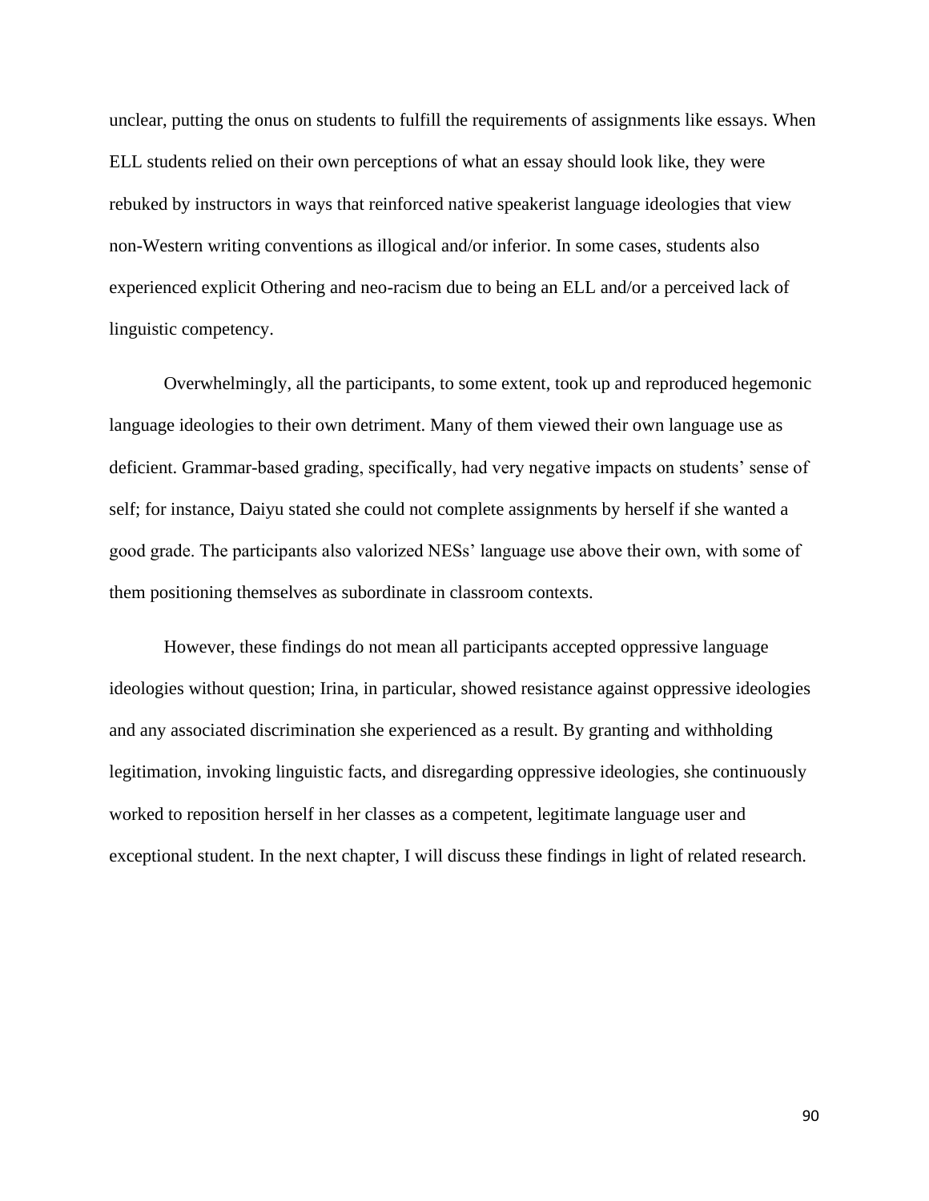unclear, putting the onus on students to fulfill the requirements of assignments like essays. When ELL students relied on their own perceptions of what an essay should look like, they were rebuked by instructors in ways that reinforced native speakerist language ideologies that view non-Western writing conventions as illogical and/or inferior. In some cases, students also experienced explicit Othering and neo-racism due to being an ELL and/or a perceived lack of linguistic competency.

Overwhelmingly, all the participants, to some extent, took up and reproduced hegemonic language ideologies to their own detriment. Many of them viewed their own language use as deficient. Grammar-based grading, specifically, had very negative impacts on students' sense of self; for instance, Daiyu stated she could not complete assignments by herself if she wanted a good grade. The participants also valorized NESs' language use above their own, with some of them positioning themselves as subordinate in classroom contexts.

However, these findings do not mean all participants accepted oppressive language ideologies without question; Irina, in particular, showed resistance against oppressive ideologies and any associated discrimination she experienced as a result. By granting and withholding legitimation, invoking linguistic facts, and disregarding oppressive ideologies, she continuously worked to reposition herself in her classes as a competent, legitimate language user and exceptional student. In the next chapter, I will discuss these findings in light of related research.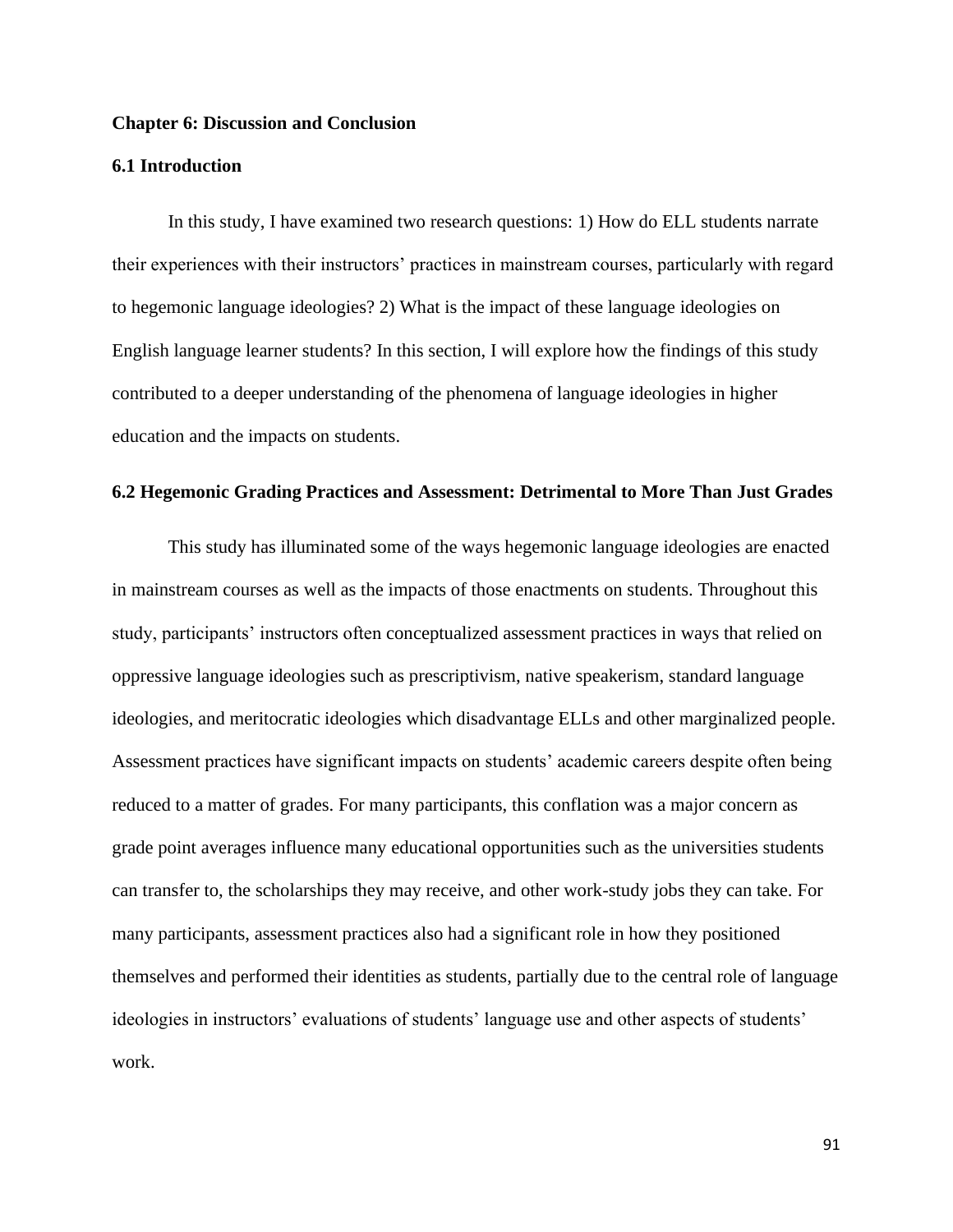# Chapter 6: Discussion and Conclusion

## 6.1 Introduction

In this study, I have examined two research questions: 1) How do ELL students narrate their experiences with their instructors' practices in mainstream courses, particularly with regard to hegemonic language ideologies? 2) What is the impact of these language ideologies on English language learner students? In this section, I will explore how the findings of this study contributed to a deeper understanding of the phenomena of language ideologies in higher education and the impacts on students.

## 6.2 Hegemonic Grading Practices and Assessment: Detrimental to More Than Just Grades

This study has illuminated some of the ways hegemonic language ideologies are enacted in mainstream courses as well as the impacts of those enactments on students. Throughout this study, participants' instructors often conceptualized assessment practices in ways that relied on oppressive language ideologies such as prescriptivism, native speakerism, standard language ideologies, and meritocratic ideologies which disadvantage ELLs and other marginalized people. Assessment practices have significant impacts on students' academic careers despite often being reduced to a matter of grades. For many participants, this conflation was a major concern as grade point averages influence many educational opportunities such as the universities students can transfer to, the scholarships they may receive, and other work-study jobs they can take. For many participants, assessment practices also had a significant role in how they positioned themselves and performed their identities as students, partially due to the central role of language ideologies in instructors' evaluations of students' language use and other aspects of students' work.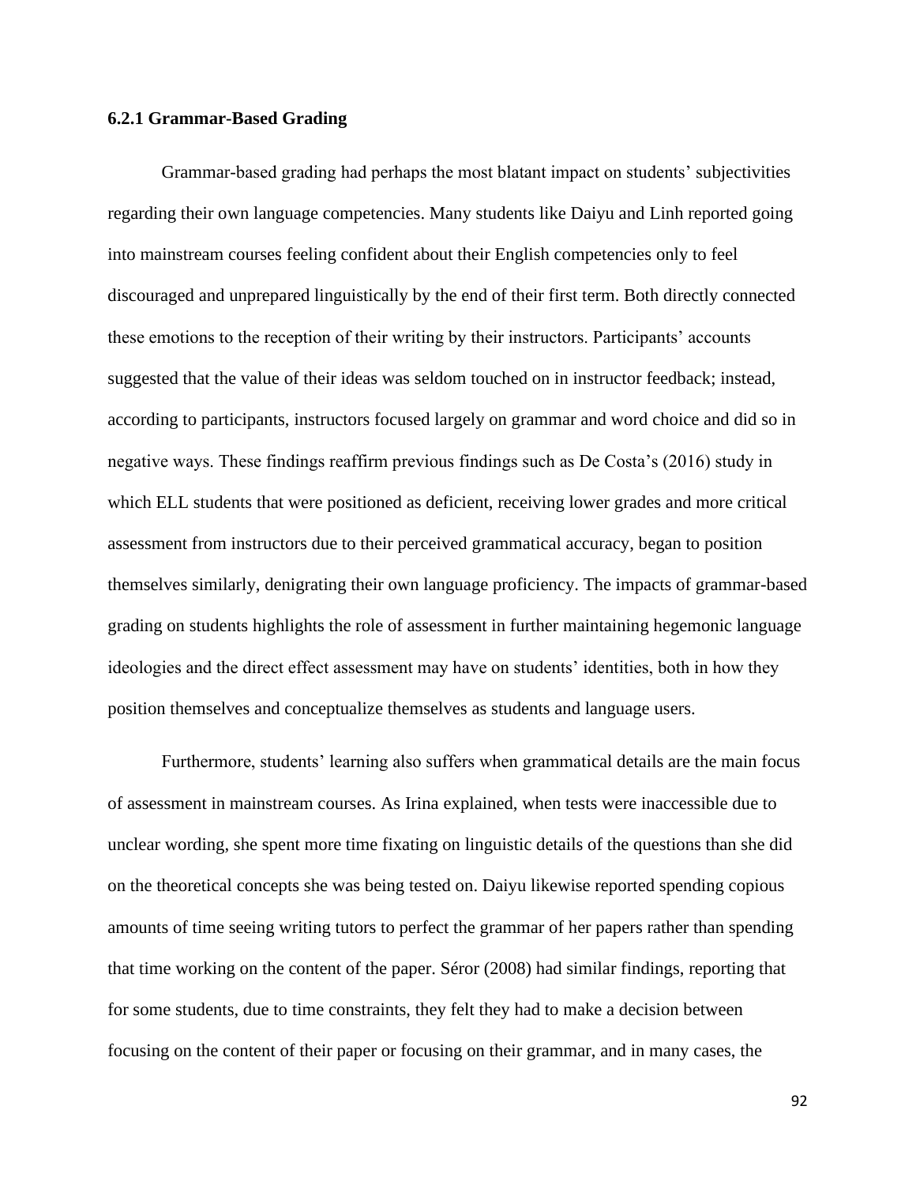### 6.2.1 Grammar-Based Grading

Grammar-based grading had perhaps the most blatant impact on students' subjectivities regarding their own language competencies. Many students like Daiyu and Linh reported going into mainstream courses feeling confident about their English competencies only to feel discouraged and unprepared linguistically by the end of their first term. Both directly connected these emotions to the reception of their writing by their instructors. Participants' accounts suggested that the value of their ideas was seldom touched on in instructor feedback; instead, according to participants, instructors focused largely on grammar and word choice and did so in negative ways. These findings reaffirm previous findings such as De Costa's (2016) study in which ELL students that were positioned as deficient, receiving lower grades and more critical assessment from instructors due to their perceived grammatical accuracy, began to position themselves similarly, denigrating their own language proficiency. The impacts of grammar-based grading on students highlights the role of assessment in further maintaining hegemonic language ideologies and the direct effect assessment may have on students' identities, both in how they position themselves and conceptualize themselves as students and language users.

Furthermore, students' learning also suffers when grammatical details are the main focus of assessment in mainstream courses. As Irina explained, when tests were inaccessible due to unclear wording, she spent more time fixating on linguistic details of the questions than she did on the theoretical concepts she was being tested on. Daiyu likewise reported spending copious amounts of time seeing writing tutors to perfect the grammar of her papers rather than spending that time working on the content of the paper. Séror (2008) had similar findings, reporting that for some students, due to time constraints, they felt they had to make a decision between focusing on the content of their paper or focusing on their grammar, and in many cases, the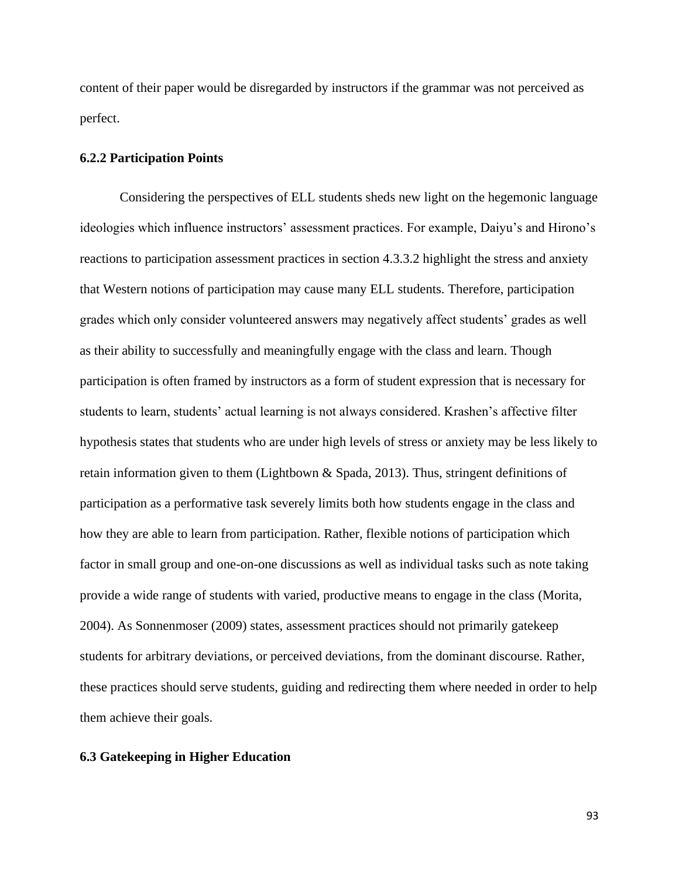content of their paper would be disregarded by instructors if the grammar was not perceived as perfect.

### 6.2.2 Participation Points

Considering the perspectives of ELL students sheds new light on the hegemonic language ideologies which influence instructors' assessment practices. For example, Daiyu's and Hirono's reactions to participation assessment practices in section 4.3.3.2 highlight the stress and anxiety that Western notions of participation may cause many ELL students. Therefore, participation grades which only consider volunteered answers may negatively affect students' grades as well as their ability to successfully and meaningfully engage with the class and learn. Though participation is often framed by instructors as a form of student expression that is necessary for students to learn, students' actual learning is not always considered. Krashen's affective filter hypothesis states that students who are under high levels of stress or anxiety may be less likely to retain information given to them (Lightbown & Spada, 2013). Thus, stringent definitions of participation as a performative task severely limits both how students engage in the class and how they are able to learn from participation. Rather, flexible notions of participation which factor in small group and one-on-one discussions as well as individual tasks such as note taking provide a wide range of students with varied, productive means to engage in the class (Morita, 2004). As Sonnenmoser (2009) states, assessment practices should not primarily gatekeep students for arbitrary deviations, or perceived deviations, from the dominant discourse. Rather, these practices should serve students, guiding and redirecting them where needed in order to help them achieve their goals.

## 6.3 Gatekeeping in Higher Education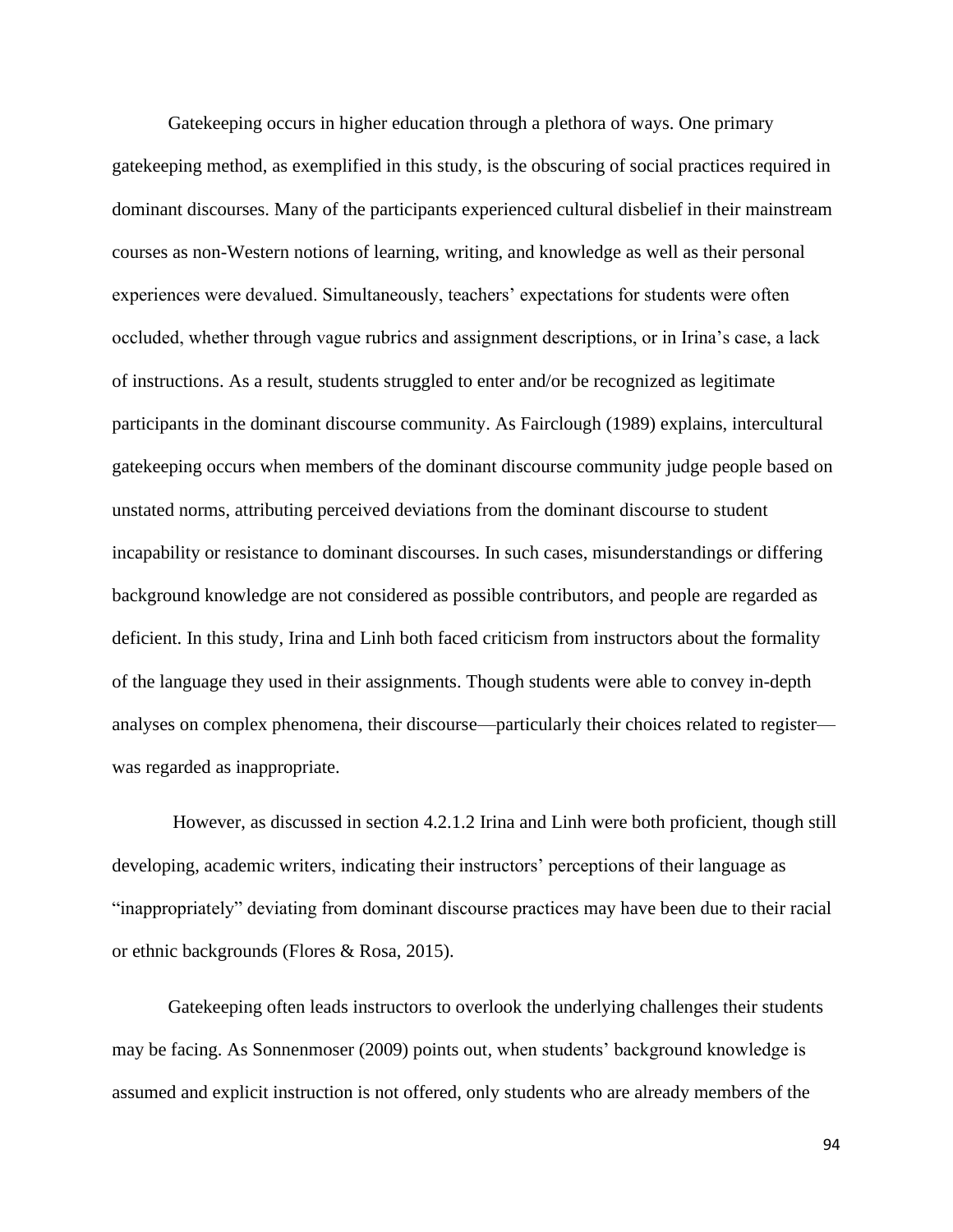Gatekeeping occurs in higher education through a plethora of ways. One primary gatekeeping method, as exemplified in this study, is the obscuring of social practices required in dominant discourses. Many of the participants experienced cultural disbelief in their mainstream courses as non-Western notions of learning, writing, and knowledge as well as their personal experiences were devalued. Simultaneously, teachers' expectations for students were often occluded, whether through vague rubrics and assignment descriptions, or in Irina's case, a lack of instructions. As a result, students struggled to enter and/or be recognized as legitimate participants in the dominant discourse community. As Fairclough (1989) explains, intercultural gatekeeping occurs when members of the dominant discourse community judge people based on unstated norms, attributing perceived deviations from the dominant discourse to student incapability or resistance to dominant discourses. In such cases, misunderstandings or differing background knowledge are not considered as possible contributors, and people are regarded as deficient. In this study, Irina and Linh both faced criticism from instructors about the formality of the language they used in their assignments. Though students were able to convey in-depth analyses on complex phenomena, their discourse—particularly their choices related to register—was regarded as inappropriate.

However, as discussed in section 4.2.1.2 Irina and Linh were both proficient, though still developing, academic writers, indicating their instructors' perceptions of their language as "inappropriately" deviating from dominant discourse practices may have been due to their racial or ethnic backgrounds (Flores & Rosa, 2015).

Gatekeeping often leads instructors to overlook the underlying challenges their students may be facing. As Sonnenmoser (2009) points out, when students' background knowledge is assumed and explicit instruction is not offered, only students who are already members of the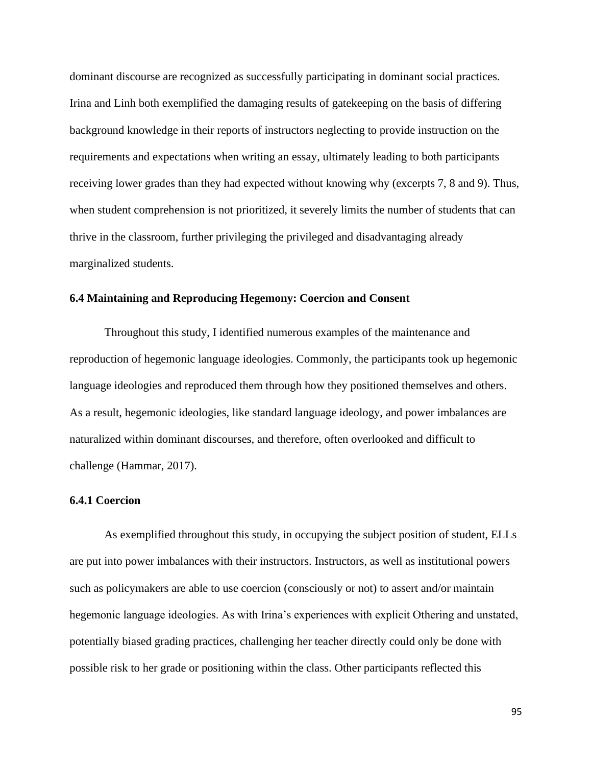dominant discourse are recognized as successfully participating in dominant social practices. Irina and Linh both exemplified the damaging results of gatekeeping on the basis of differing background knowledge in their reports of instructors neglecting to provide instruction on the requirements and expectations when writing an essay, ultimately leading to both participants receiving lower grades than they had expected without knowing why (excerpts 7, 8 and 9). Thus, when student comprehension is not prioritized, it severely limits the number of students that can thrive in the classroom, further privileging the privileged and disadvantaging already marginalized students.

### 6.4 Maintaining and Reproducing Hegemony: Coercion and Consent

Throughout this study, I identified numerous examples of the maintenance and reproduction of hegemonic language ideologies. Commonly, the participants took up hegemonic language ideologies and reproduced them through how they positioned themselves and others. As a result, hegemonic ideologies, like standard language ideology, and power imbalances are naturalized within dominant discourses, and therefore, often overlooked and difficult to challenge (Hammar, 2017).

#### 6.4.1 Coercion

As exemplified throughout this study, in occupying the subject position of student, ELLs are put into power imbalances with their instructors. Instructors, as well as institutional powers such as policymakers are able to use coercion (consciously or not) to assert and/or maintain hegemonic language ideologies. As with Irina's experiences with explicit Othering and unstated, potentially biased grading practices, challenging her teacher directly could only be done with possible risk to her grade or positioning within the class. Other participants reflected this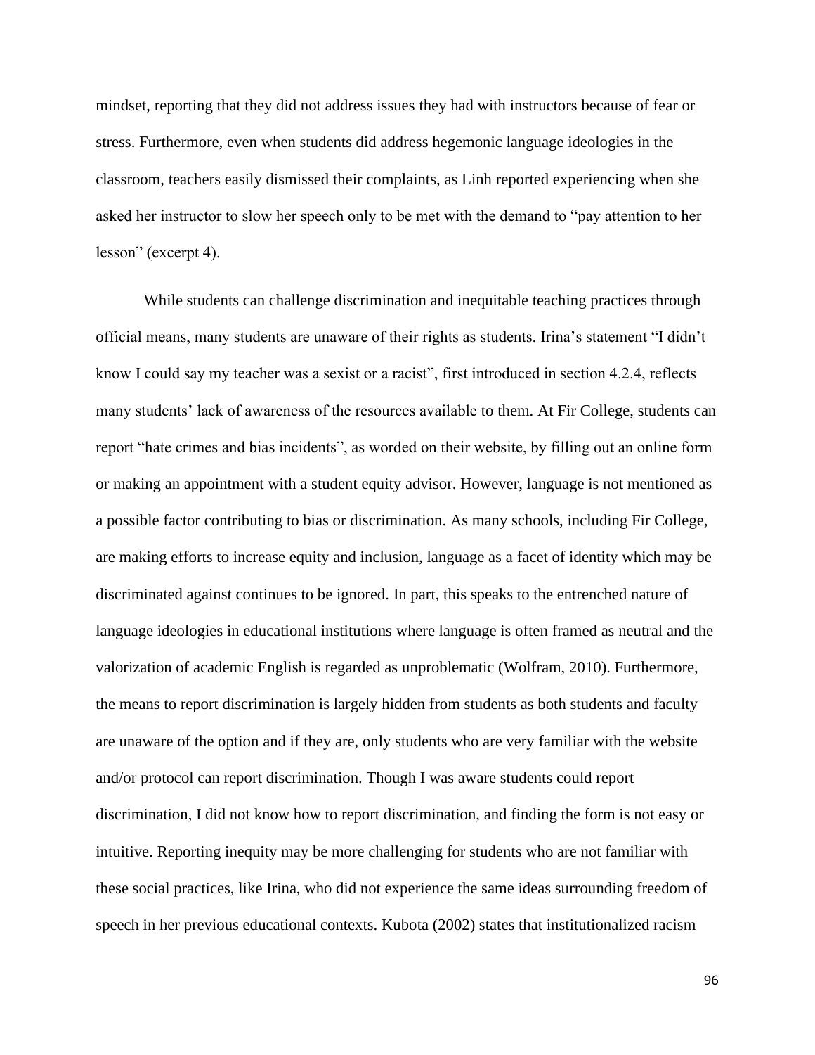mindset, reporting that they did not address issues they had with instructors because of fear or stress. Furthermore, even when students did address hegemonic language ideologies in the classroom, teachers easily dismissed their complaints, as Linh reported experiencing when she asked her instructor to slow her speech only to be met with the demand to "pay attention to her lesson" (excerpt 4).

While students can challenge discrimination and inequitable teaching practices through official means, many students are unaware of their rights as students. Irina's statement "I didn't know I could say my teacher was a sexist or a racist", first introduced in section 4.2.4, reflects many students' lack of awareness of the resources available to them. At Fir College, students can report "hate crimes and bias incidents", as worded on their website, by filling out an online form or making an appointment with a student equity advisor. However, language is not mentioned as a possible factor contributing to bias or discrimination. As many schools, including Fir College, are making efforts to increase equity and inclusion, language as a facet of identity which may be discriminated against continues to be ignored. In part, this speaks to the entrenched nature of language ideologies in educational institutions where language is often framed as neutral and the valorization of academic English is regarded as unproblematic (Wolfram, 2010). Furthermore, the means to report discrimination is largely hidden from students as both students and faculty are unaware of the option and if they are, only students who are very familiar with the website and/or protocol can report discrimination. Though I was aware students could report discrimination, I did not know how to report discrimination, and finding the form is not easy or intuitive. Reporting inequity may be more challenging for students who are not familiar with these social practices, like Irina, who did not experience the same ideas surrounding freedom of speech in her previous educational contexts. Kubota (2002) states that institutionalized racism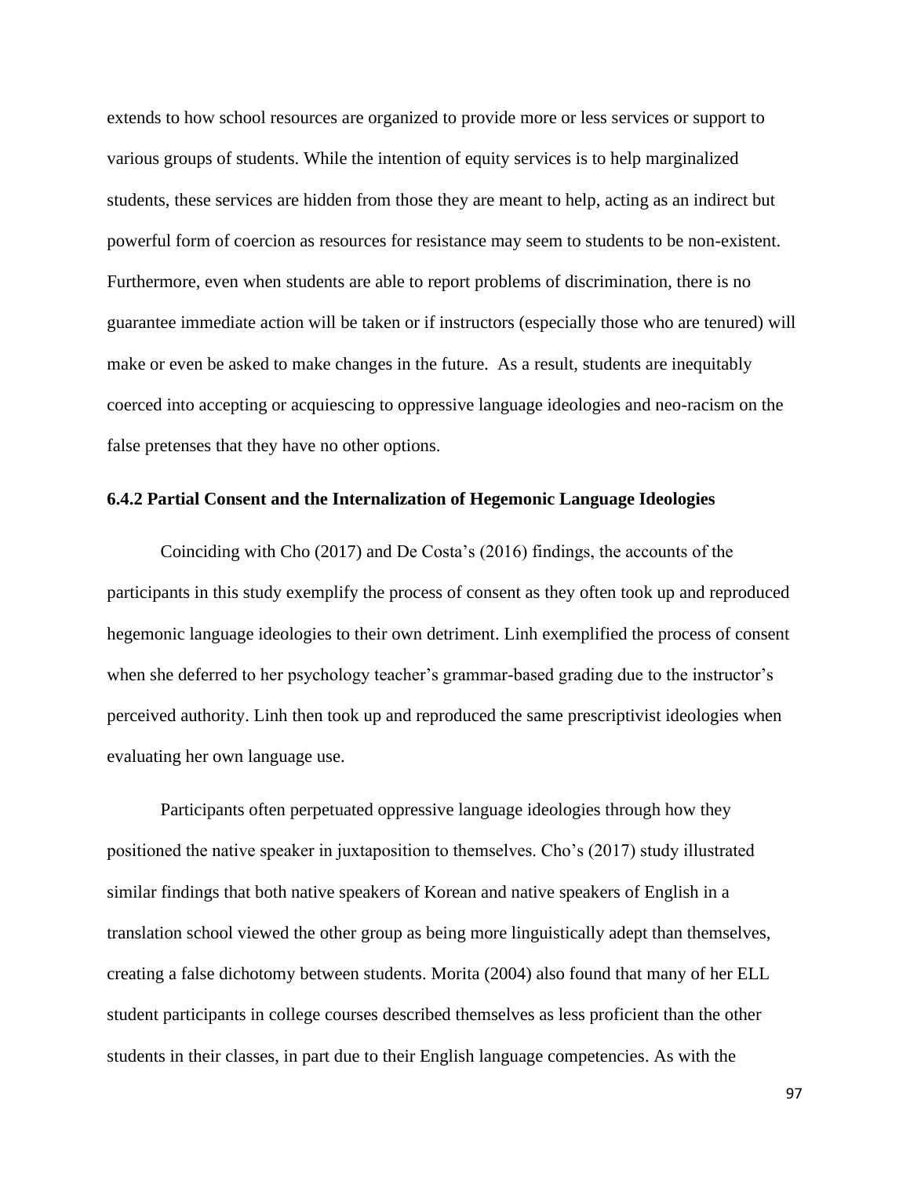extends to how school resources are organized to provide more or less services or support to various groups of students. While the intention of equity services is to help marginalized students, these services are hidden from those they are meant to help, acting as an indirect but powerful form of coercion as resources for resistance may seem to students to be non-existent. Furthermore, even when students are able to report problems of discrimination, there is no guarantee immediate action will be taken or if instructors (especially those who are tenured) will make or even be asked to make changes in the future. As a result, students are inequitably coerced into accepting or acquiescing to oppressive language ideologies and neo-racism on the false pretenses that they have no other options.

### 6.4.2 Partial Consent and the Internalization of Hegemonic Language Ideologies

Coinciding with Cho (2017) and De Costa's (2016) findings, the accounts of the participants in this study exemplify the process of consent as they often took up and reproduced hegemonic language ideologies to their own detriment. Linh exemplified the process of consent when she deferred to her psychology teacher's grammar-based grading due to the instructor's perceived authority. Linh then took up and reproduced the same prescriptivist ideologies when evaluating her own language use.

Participants often perpetuated oppressive language ideologies through how they positioned the native speaker in juxtaposition to themselves. Cho's (2017) study illustrated similar findings that both native speakers of Korean and native speakers of English in a translation school viewed the other group as being more linguistically adept than themselves, creating a false dichotomy between students. Morita (2004) also found that many of her ELL student participants in college courses described themselves as less proficient than the other students in their classes, in part due to their English language competencies. As with the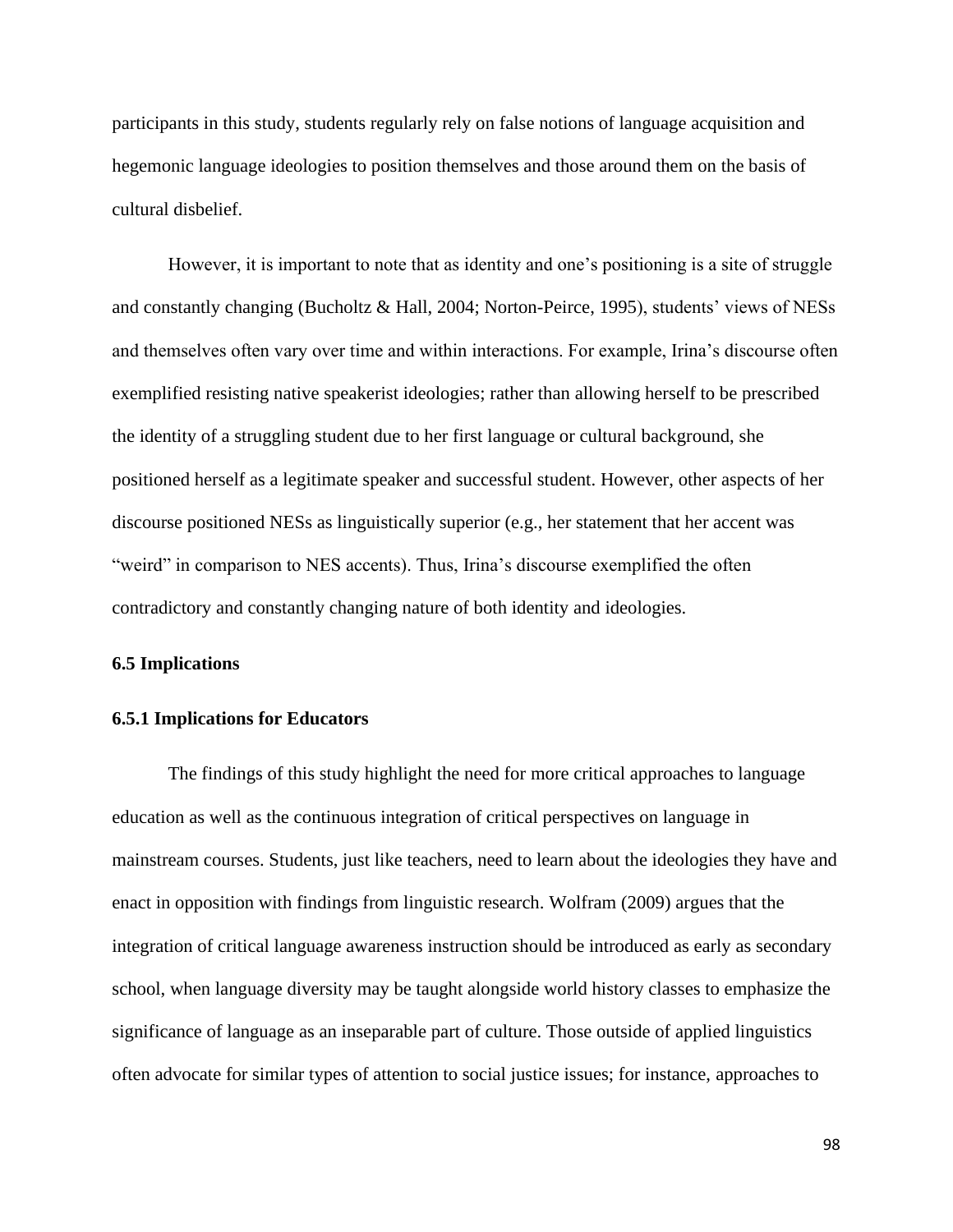participants in this study, students regularly rely on false notions of language acquisition and hegemonic language ideologies to position themselves and those around them on the basis of cultural disbelief.

However, it is important to note that as identity and one's positioning is a site of struggle and constantly changing (Bucholtz & Hall, 2004; Norton-Peirce, 1995), students' views of NESs and themselves often vary over time and within interactions. For example, Irina's discourse often exemplified resisting native speakerist ideologies; rather than allowing herself to be prescribed the identity of a struggling student due to her first language or cultural background, she positioned herself as a legitimate speaker and successful student. However, other aspects of her discourse positioned NESs as linguistically superior (e.g., her statement that her accent was "weird" in comparison to NES accents). Thus, Irina's discourse exemplified the often contradictory and constantly changing nature of both identity and ideologies.

## 6.5 Implications

### 6.5.1 Implications for Educators

The findings of this study highlight the need for more critical approaches to language education as well as the continuous integration of critical perspectives on language in mainstream courses. Students, just like teachers, need to learn about the ideologies they have and enact in opposition with findings from linguistic research. Wolfram (2009) argues that the integration of critical language awareness instruction should be introduced as early as secondary school, when language diversity may be taught alongside world history classes to emphasize the significance of language as an inseparable part of culture. Those outside of applied linguistics often advocate for similar types of attention to social justice issues; for instance, approaches to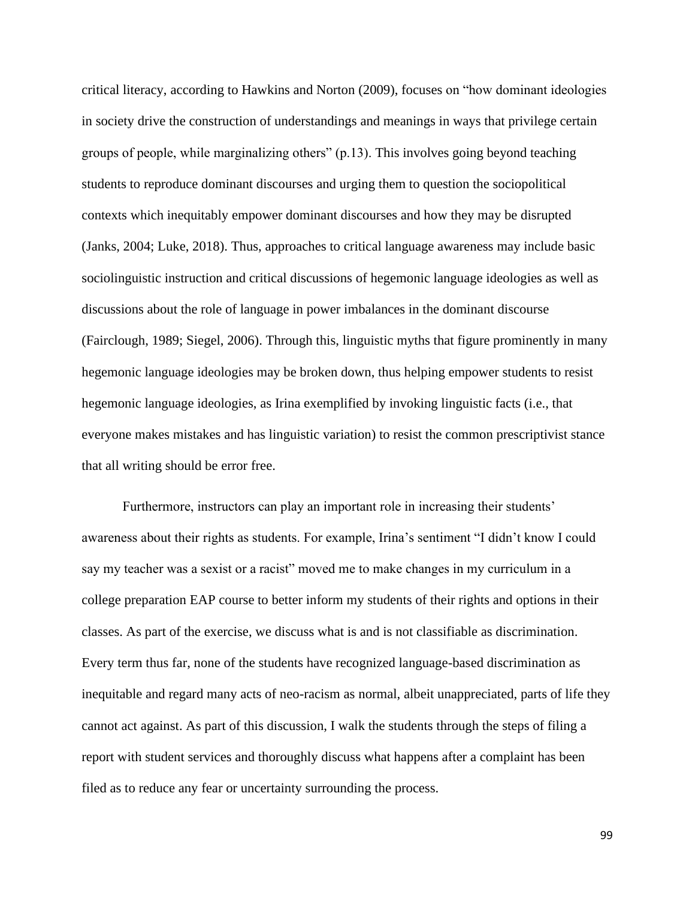critical literacy, according to Hawkins and Norton (2009), focuses on "how dominant ideologies in society drive the construction of understandings and meanings in ways that privilege certain groups of people, while marginalizing others" (p.13). This involves going beyond teaching students to reproduce dominant discourses and urging them to question the sociopolitical contexts which inequitably empower dominant discourses and how they may be disrupted (Janks, 2004; Luke, 2018). Thus, approaches to critical language awareness may include basic sociolinguistic instruction and critical discussions of hegemonic language ideologies as well as discussions about the role of language in power imbalances in the dominant discourse (Fairclough, 1989; Siegel, 2006). Through this, linguistic myths that figure prominently in many hegemonic language ideologies may be broken down, thus helping empower students to resist hegemonic language ideologies, as Irina exemplified by invoking linguistic facts (i.e., that everyone makes mistakes and has linguistic variation) to resist the common prescriptivist stance that all writing should be error free.

Furthermore, instructors can play an important role in increasing their students' awareness about their rights as students. For example, Irina's sentiment "I didn't know I could say my teacher was a sexist or a racist" moved me to make changes in my curriculum in a college preparation EAP course to better inform my students of their rights and options in their classes. As part of the exercise, we discuss what is and is not classifiable as discrimination. Every term thus far, none of the students have recognized language-based discrimination as inequitable and regard many acts of neo-racism as normal, albeit unappreciated, parts of life they cannot act against. As part of this discussion, I walk the students through the steps of filing a report with student services and thoroughly discuss what happens after a complaint has been filed as to reduce any fear or uncertainty surrounding the process.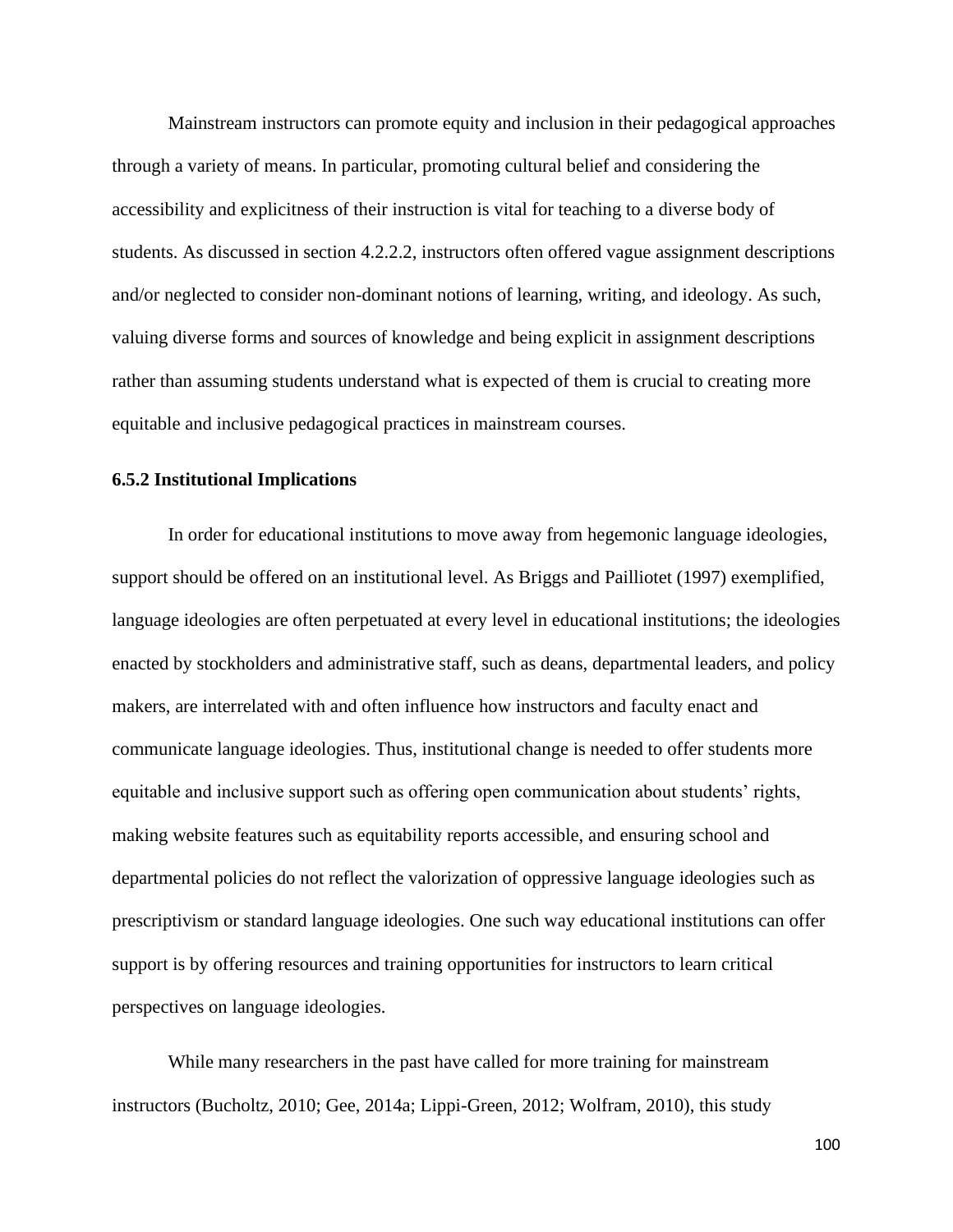Mainstream instructors can promote equity and inclusion in their pedagogical approaches through a variety of means. In particular, promoting cultural belief and considering the accessibility and explicitness of their instruction is vital for teaching to a diverse body of students. As discussed in section 4.2.2.2, instructors often offered vague assignment descriptions and/or neglected to consider non-dominant notions of learning, writing, and ideology. As such, valuing diverse forms and sources of knowledge and being explicit in assignment descriptions rather than assuming students understand what is expected of them is crucial to creating more equitable and inclusive pedagogical practices in mainstream courses.

### 6.5.2 Institutional Implications

In order for educational institutions to move away from hegemonic language ideologies, support should be offered on an institutional level. As Briggs and Pailliotet (1997) exemplified, language ideologies are often perpetuated at every level in educational institutions; the ideologies enacted by stockholders and administrative staff, such as deans, departmental leaders, and policy makers, are interrelated with and often influence how instructors and faculty enact and communicate language ideologies. Thus, institutional change is needed to offer students more equitable and inclusive support such as offering open communication about students' rights, making website features such as equitability reports accessible, and ensuring school and departmental policies do not reflect the valorization of oppressive language ideologies such as prescriptivism or standard language ideologies. One such way educational institutions can offer support is by offering resources and training opportunities for instructors to learn critical perspectives on language ideologies.

While many researchers in the past have called for more training for mainstream instructors (Bucholtz, 2010; Gee, 2014a; Lippi-Green, 2012; Wolfram, 2010), this study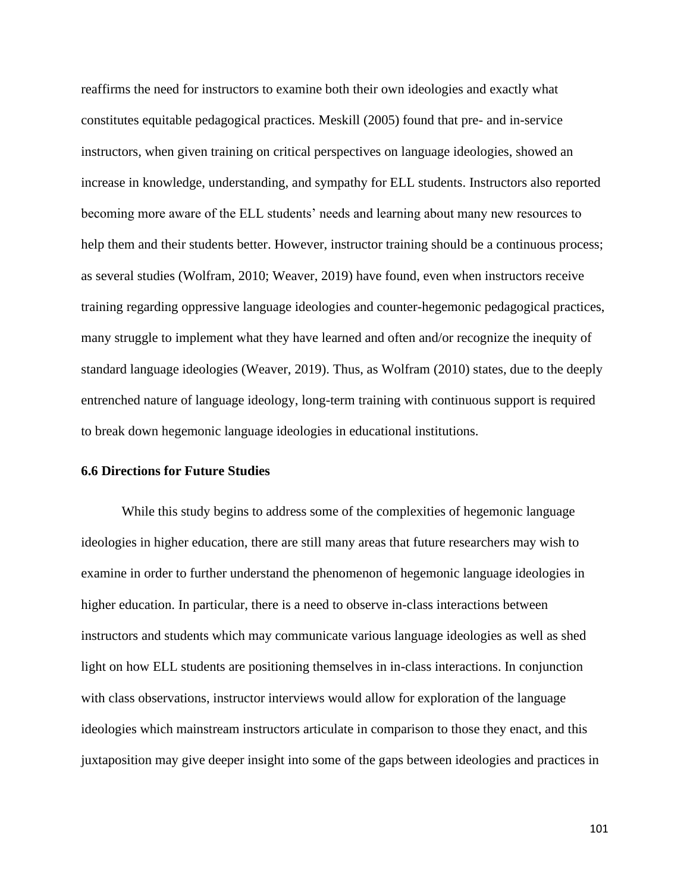reaffirms the need for instructors to examine both their own ideologies and exactly what constitutes equitable pedagogical practices. Meskill (2005) found that pre- and in-service instructors, when given training on critical perspectives on language ideologies, showed an increase in knowledge, understanding, and sympathy for ELL students. Instructors also reported becoming more aware of the ELL students' needs and learning about many new resources to help them and their students better. However, instructor training should be a continuous process; as several studies (Wolfram, 2010; Weaver, 2019) have found, even when instructors receive training regarding oppressive language ideologies and counter-hegemonic pedagogical practices, many struggle to implement what they have learned and often and/or recognize the inequity of standard language ideologies (Weaver, 2019). Thus, as Wolfram (2010) states, due to the deeply entrenched nature of language ideology, long-term training with continuous support is required to break down hegemonic language ideologies in educational institutions.

### 6.6 Directions for Future Studies

While this study begins to address some of the complexities of hegemonic language ideologies in higher education, there are still many areas that future researchers may wish to examine in order to further understand the phenomenon of hegemonic language ideologies in higher education. In particular, there is a need to observe in-class interactions between instructors and students which may communicate various language ideologies as well as shed light on how ELL students are positioning themselves in in-class interactions. In conjunction with class observations, instructor interviews would allow for exploration of the language ideologies which mainstream instructors articulate in comparison to those they enact, and this juxtaposition may give deeper insight into some of the gaps between ideologies and practices in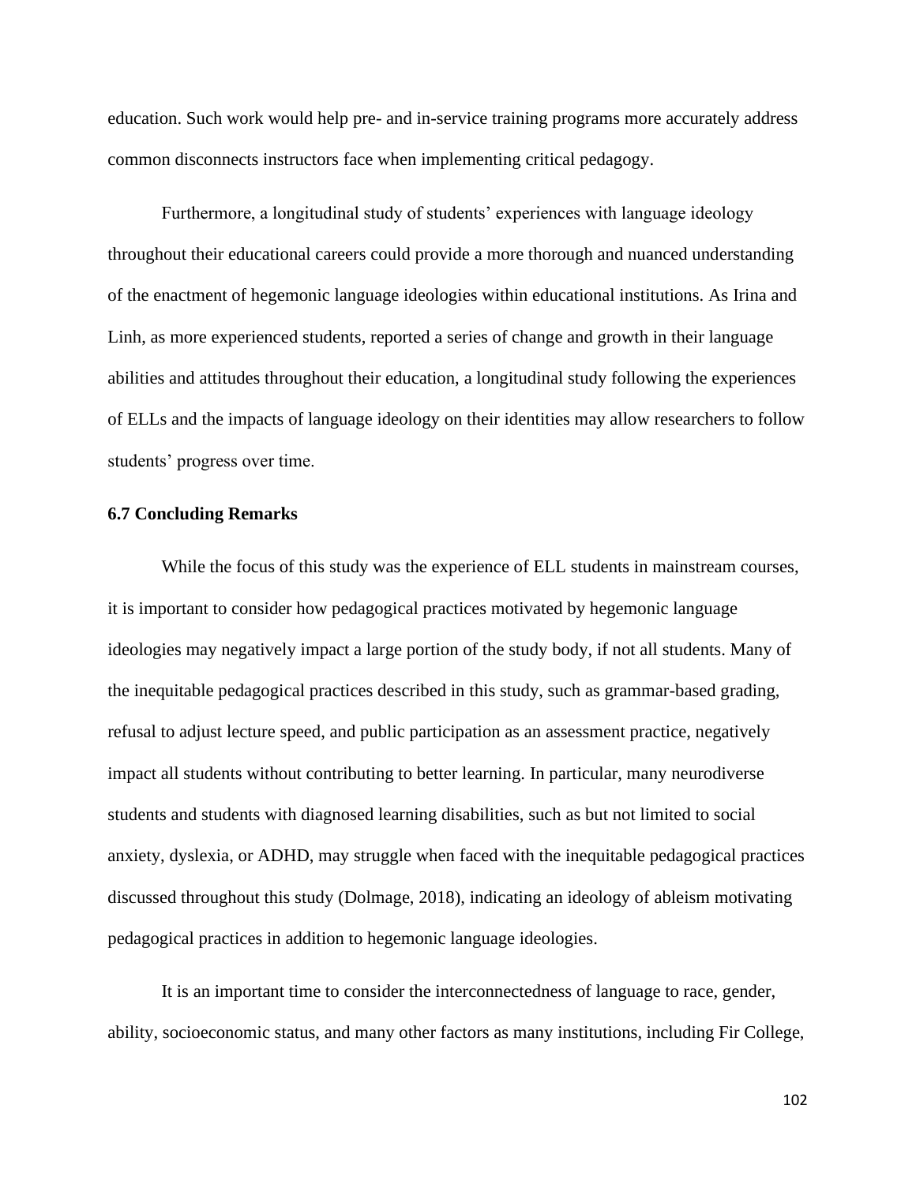education. Such work would help pre- and in-service training programs more accurately address common disconnects instructors face when implementing critical pedagogy.

Furthermore, a longitudinal study of students' experiences with language ideology throughout their educational careers could provide a more thorough and nuanced understanding of the enactment of hegemonic language ideologies within educational institutions. As Irina and Linh, as more experienced students, reported a series of change and growth in their language abilities and attitudes throughout their education, a longitudinal study following the experiences of ELLs and the impacts of language ideology on their identities may allow researchers to follow students' progress over time.

### 6.7 Concluding Remarks

While the focus of this study was the experience of ELL students in mainstream courses, it is important to consider how pedagogical practices motivated by hegemonic language ideologies may negatively impact a large portion of the study body, if not all students. Many of the inequitable pedagogical practices described in this study, such as grammar-based grading, refusal to adjust lecture speed, and public participation as an assessment practice, negatively impact all students without contributing to better learning. In particular, many neurodiverse students and students with diagnosed learning disabilities, such as but not limited to social anxiety, dyslexia, or ADHD, may struggle when faced with the inequitable pedagogical practices discussed throughout this study (Dolmage, 2018), indicating an ideology of ableism motivating pedagogical practices in addition to hegemonic language ideologies.

It is an important time to consider the interconnectedness of language to race, gender, ability, socioeconomic status, and many other factors as many institutions, including Fir College,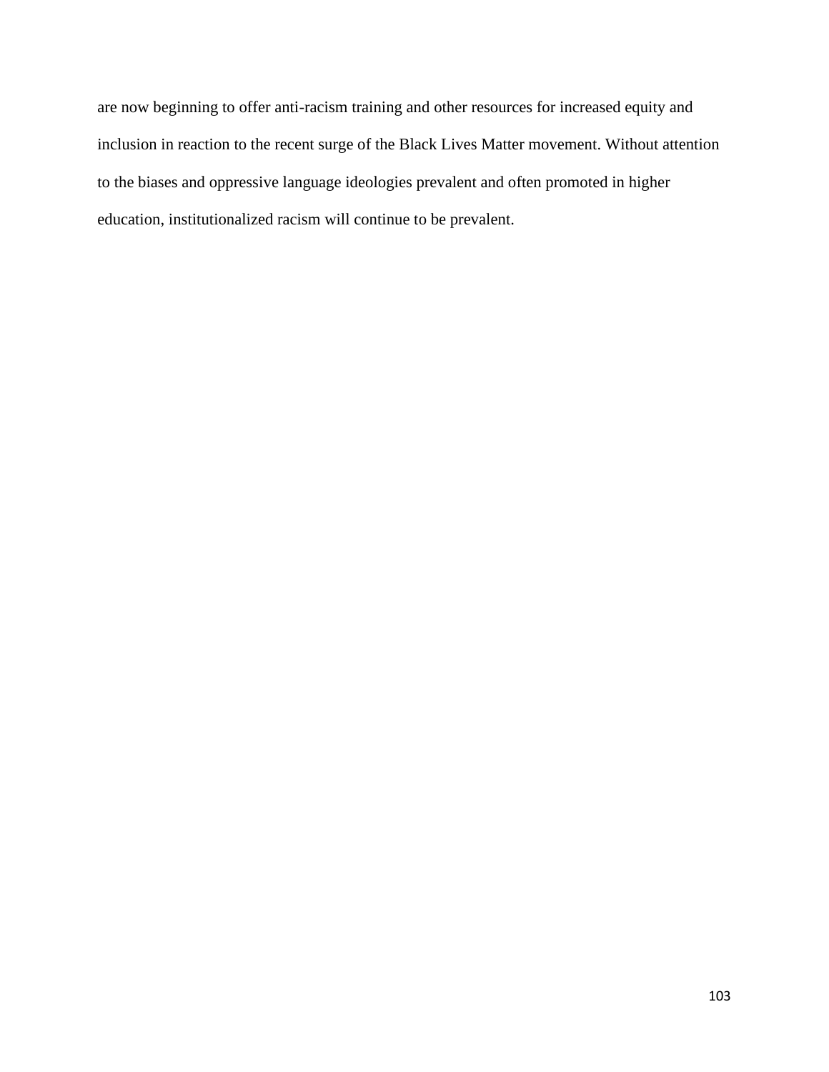are now beginning to offer anti-racism training and other resources for increased equity and inclusion in reaction to the recent surge of the Black Lives Matter movement. Without attention to the biases and oppressive language ideologies prevalent and often promoted in higher education, institutionalized racism will continue to be prevalent.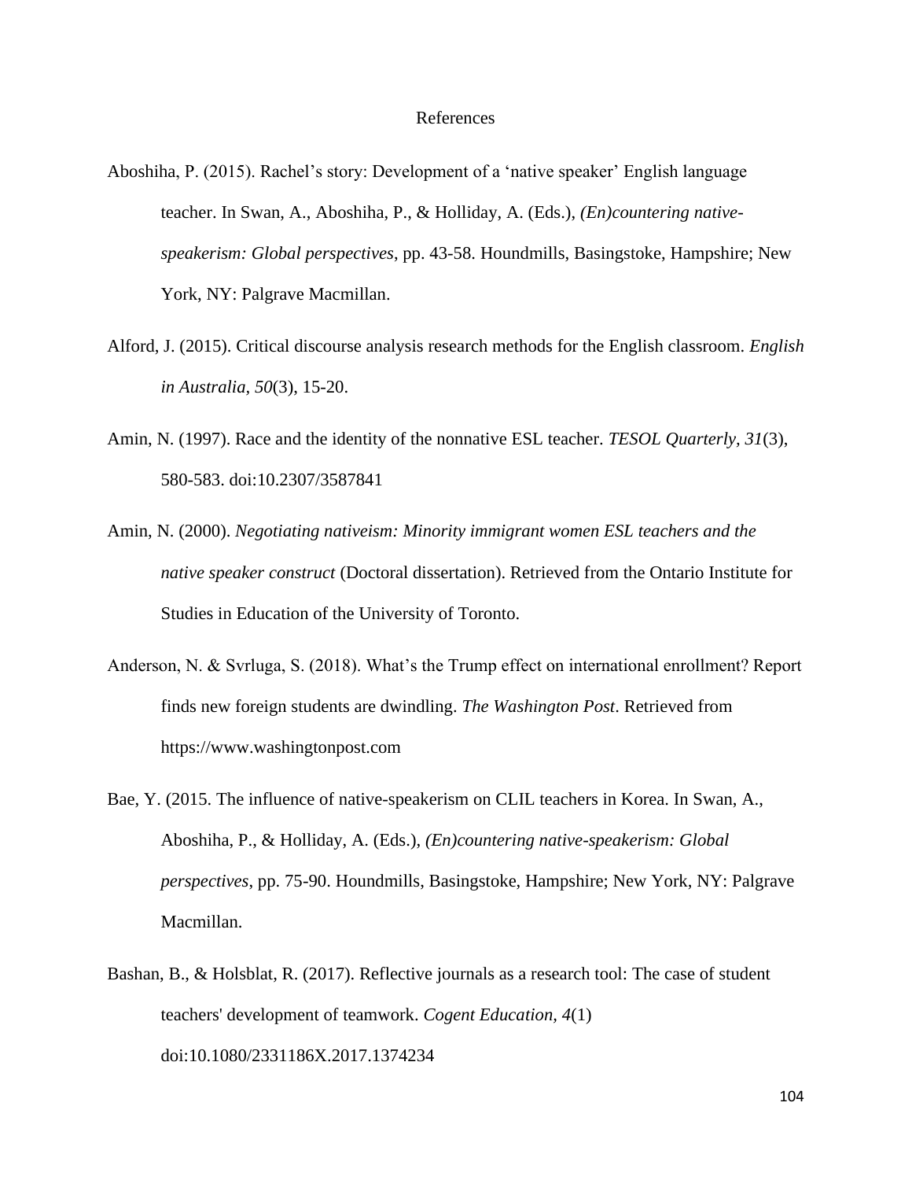# References

Aboshiha, P. (2015). Rachel's story: Development of a 'native speaker' English language teacher. In Swan, A., Aboshiha, P., & Holliday, A. (Eds.), *(En)countering native-speakerism: Global perspectives*, pp. 43-58. Houndmills, Basingstoke, Hampshire; New York, NY: Palgrave Macmillan.

Alford, J. (2015). Critical discourse analysis research methods for the English classroom. *English in Australia, 50*(3), 15-20.

Amin, N. (1997). Race and the identity of the nonnative ESL teacher. *TESOL Quarterly, 31*(3), 580-583. doi:10.2307/3587841

Amin, N. (2000). *Negotiating nativeism: Minority immigrant women ESL teachers and the native speaker construct* (Doctoral dissertation). Retrieved from the Ontario Institute for Studies in Education of the University of Toronto.

Anderson, N. & Svrluga, S. (2018). What's the Trump effect on international enrollment? Report finds new foreign students are dwindling. *The Washington Post*. Retrieved from https://www.washingtonpost.com

Bae, Y. (2015. The influence of native-speakerism on CLIL teachers in Korea. In Swan, A., Aboshiha, P., & Holliday, A. (Eds.), *(En)countering native-speakerism: Global perspectives*, pp. 75-90. Houndmills, Basingstoke, Hampshire; New York, NY: Palgrave Macmillan.

Bashan, B., & Holsblat, R. (2017). Reflective journals as a research tool: The case of student teachers' development of teamwork. *Cogent Education, 4*(1) doi:10.1080/2331186X.2017.1374234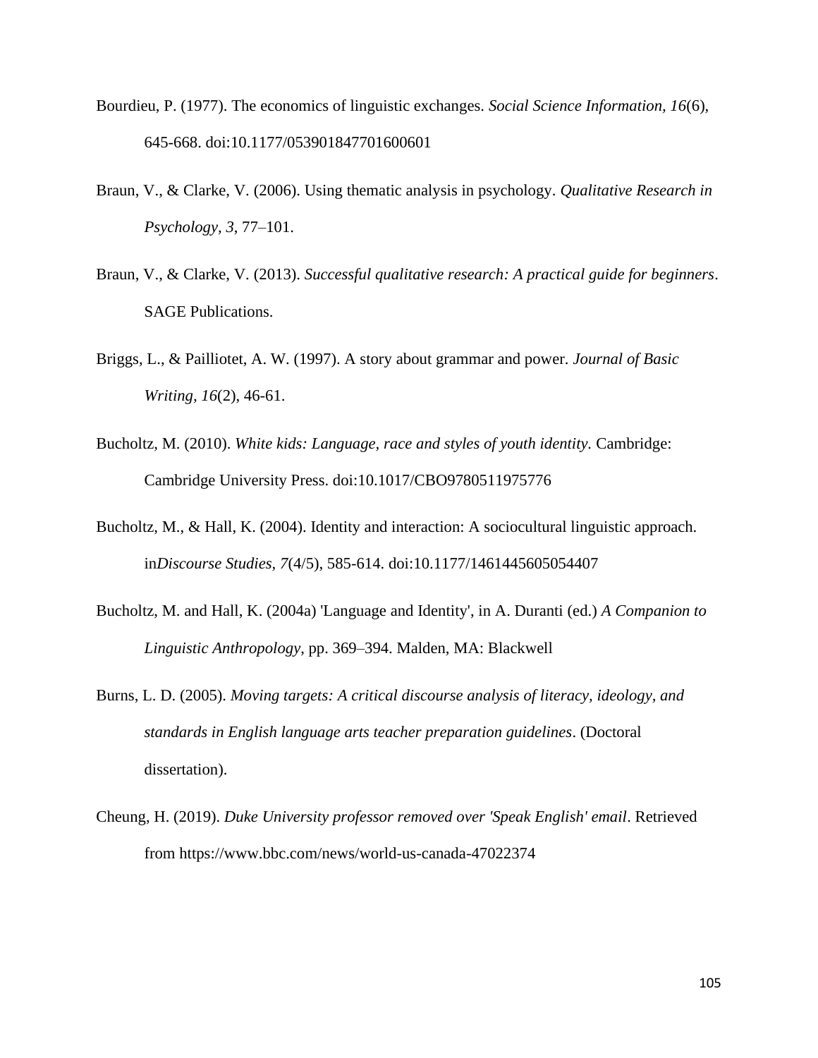Bourdieu, P. (1977). The economics of linguistic exchanges. *Social Science Information, 16*(6), 645-668. doi:10.1177/053901847701600601

Braun, V., & Clarke, V. (2006). Using thematic analysis in psychology. *Qualitative Research in Psychology, 3*, 77–101.

Braun, V., & Clarke, V. (2013). *Successful qualitative research: A practical guide for beginners*. SAGE Publications.

Briggs, L., & Pailliotet, A. W. (1997). A story about grammar and power. *Journal of Basic Writing, 16*(2), 46-61.

Bucholtz, M. (2010). *White kids: Language, race and styles of youth identity.* Cambridge: Cambridge University Press. doi:10.1017/CBO9780511975776

Bucholtz, M., & Hall, K. (2004). Identity and interaction: A sociocultural linguistic approach. in*Discourse Studies, 7*(4/5), 585-614. doi:10.1177/1461445605054407

Bucholtz, M. and Hall, K. (2004a) 'Language and Identity', in A. Duranti (ed.) *A Companion to Linguistic Anthropology*, pp. 369–394. Malden, MA: Blackwell

Burns, L. D. (2005). *Moving targets: A critical discourse analysis of literacy, ideology, and standards in English language arts teacher preparation guidelines*. (Doctoral dissertation).

Cheung, H. (2019). *Duke University professor removed over 'Speak English' email*. Retrieved from https://www.bbc.com/news/world-us-canada-47022374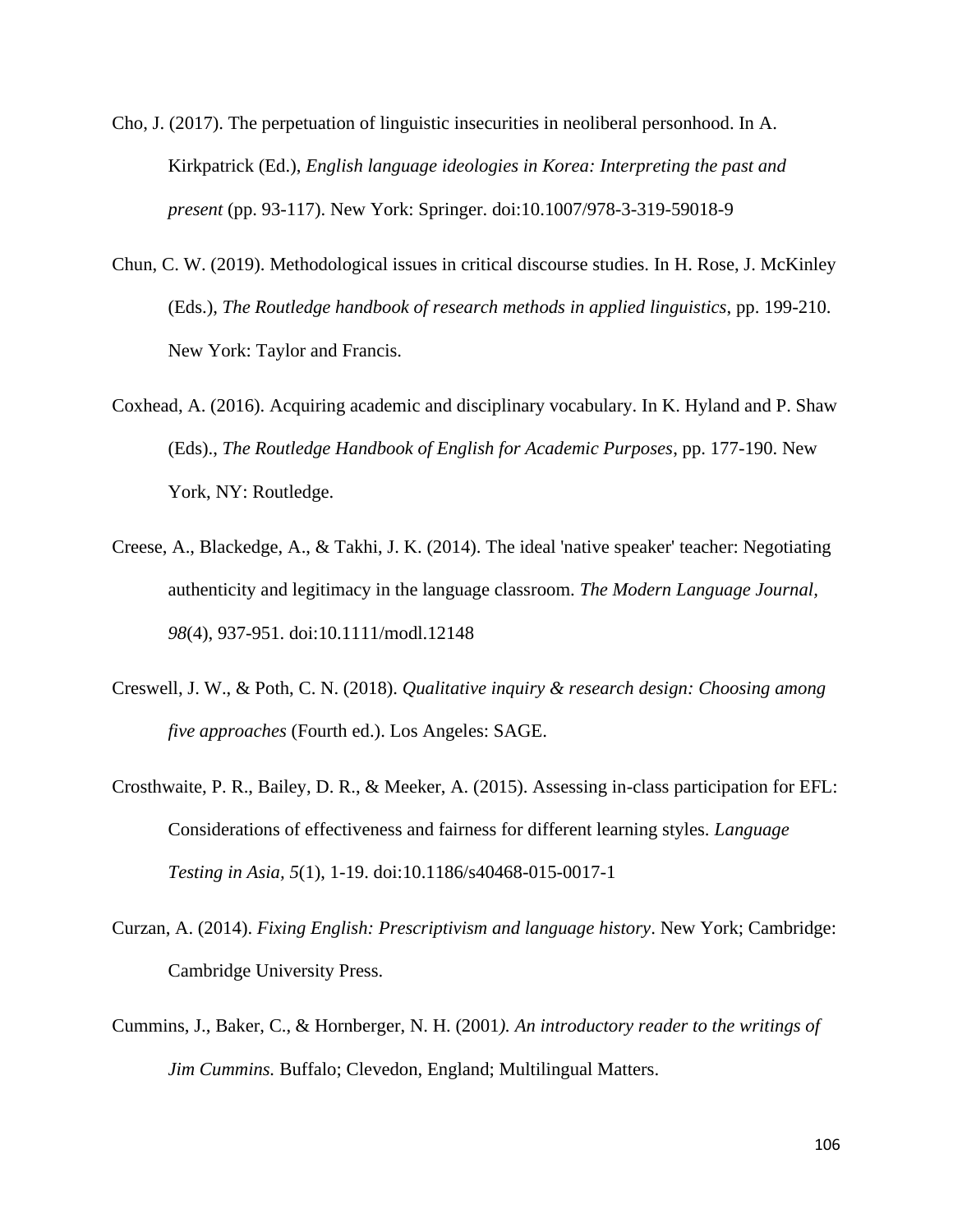Cho, J. (2017). The perpetuation of linguistic insecurities in neoliberal personhood. In A. Kirkpatrick (Ed.), *English language ideologies in Korea: Interpreting the past and present* (pp. 93-117). New York: Springer. doi:10.1007/978-3-319-59018-9

Chun, C. W. (2019). Methodological issues in critical discourse studies. In H. Rose, J. McKinley (Eds.), *The Routledge handbook of research methods in applied linguistics*, pp. 199-210. New York: Taylor and Francis.

Coxhead, A. (2016). Acquiring academic and disciplinary vocabulary. In K. Hyland and P. Shaw (Eds)., *The Routledge Handbook of English for Academic Purposes*, pp. 177-190. New York, NY: Routledge.

Creese, A., Blackedge, A., & Takhi, J. K. (2014). The ideal 'native speaker' teacher: Negotiating authenticity and legitimacy in the language classroom. *The Modern Language Journal, 98*(4), 937-951. doi:10.1111/modl.12148

Creswell, J. W., & Poth, C. N. (2018). *Qualitative inquiry & research design: Choosing among five approaches* (Fourth ed.). Los Angeles: SAGE.

Crosthwaite, P. R., Bailey, D. R., & Meeker, A. (2015). Assessing in-class participation for EFL: Considerations of effectiveness and fairness for different learning styles. *Language Testing in Asia, 5*(1), 1-19. doi:10.1186/s40468-015-0017-1

Curzan, A. (2014). *Fixing English: Prescriptivism and language history*. New York; Cambridge: Cambridge University Press.

Cummins, J., Baker, C., & Hornberger, N. H. (2001*). An introductory reader to the writings of Jim Cummins.* Buffalo; Clevedon, England; Multilingual Matters.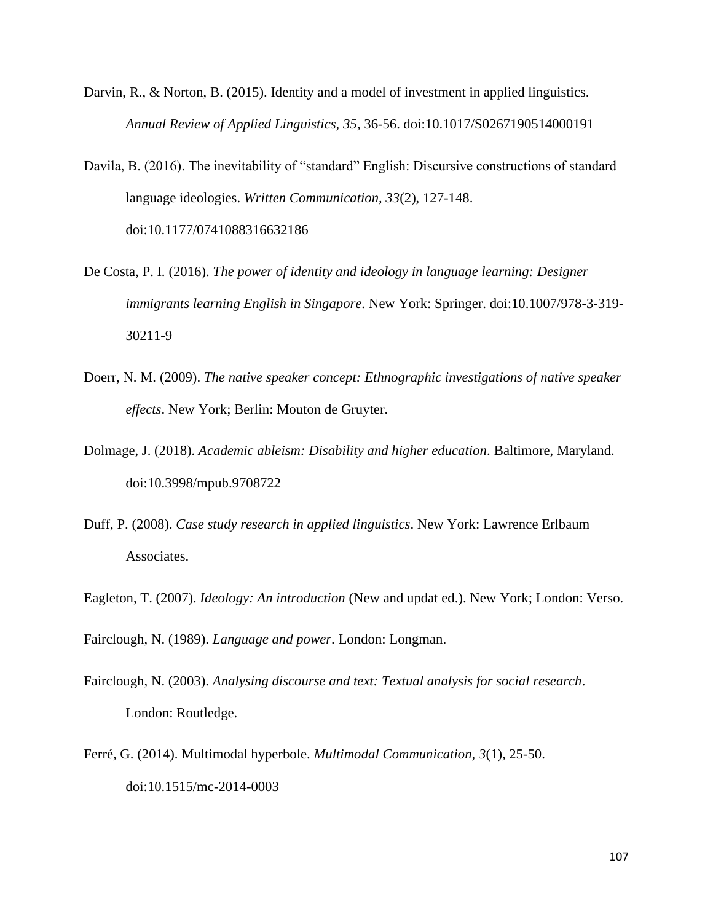Darvin, R., & Norton, B. (2015). Identity and a model of investment in applied linguistics. *Annual Review of Applied Linguistics, 35*, 36-56. doi:10.1017/S0267190514000191

Davila, B. (2016). The inevitability of "standard" English: Discursive constructions of standard language ideologies. *Written Communication, 33*(2), 127-148. doi:10.1177/0741088316632186

De Costa, P. I. (2016). *The power of identity and ideology in language learning: Designer immigrants learning English in Singapore.* New York: Springer. doi:10.1007/978-3-319-30211-9

Doerr, N. M. (2009). *The native speaker concept: Ethnographic investigations of native speaker effects*. New York; Berlin: Mouton de Gruyter.

Dolmage, J. (2018). *Academic ableism: Disability and higher education*. Baltimore, Maryland. doi:10.3998/mpub.9708722

Duff, P. (2008). *Case study research in applied linguistics*. New York: Lawrence Erlbaum Associates.

Eagleton, T. (2007). *Ideology: An introduction* (New and updat ed.). New York; London: Verso.

Fairclough, N. (1989). *Language and power*. London: Longman.

Fairclough, N. (2003). *Analysing discourse and text: Textual analysis for social research*. London: Routledge.

Ferré, G. (2014). Multimodal hyperbole. *Multimodal Communication, 3*(1), 25-50. doi:10.1515/mc-2014-0003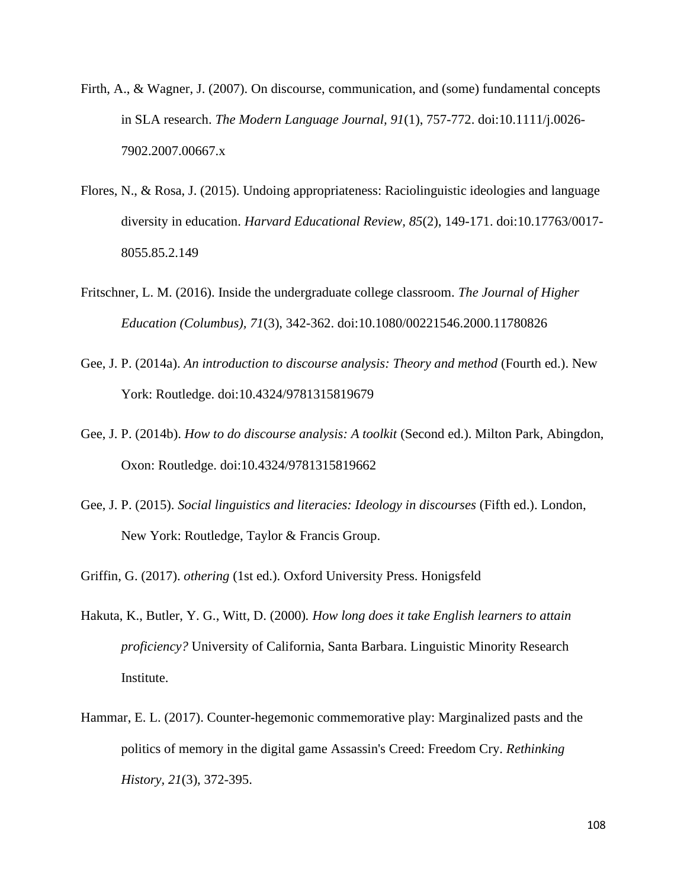Firth, A., & Wagner, J. (2007). On discourse, communication, and (some) fundamental concepts in SLA research. *The Modern Language Journal, 91*(1), 757-772. doi:10.1111/j.0026-7902.2007.00667.x

Flores, N., & Rosa, J. (2015). Undoing appropriateness: Raciolinguistic ideologies and language diversity in education. *Harvard Educational Review, 85*(2), 149-171. doi:10.17763/0017-8055.85.2.149

Fritschner, L. M. (2016). Inside the undergraduate college classroom. *The Journal of Higher Education (Columbus), 71*(3), 342-362. doi:10.1080/00221546.2000.11780826

Gee, J. P. (2014a). *An introduction to discourse analysis: Theory and method* (Fourth ed.). New York: Routledge. doi:10.4324/9781315819679

Gee, J. P. (2014b). *How to do discourse analysis: A toolkit* (Second ed.). Milton Park, Abingdon, Oxon: Routledge. doi:10.4324/9781315819662

Gee, J. P. (2015). *Social linguistics and literacies: Ideology in discourses* (Fifth ed.). London, New York: Routledge, Taylor & Francis Group.

Griffin, G. (2017). *othering* (1st ed.). Oxford University Press. Honigsfeld

Hakuta, K., Butler, Y. G., Witt, D. (2000). *How long does it take English learners to attain proficiency?* University of California, Santa Barbara. Linguistic Minority Research Institute.

Hammar, E. L. (2017). Counter-hegemonic commemorative play: Marginalized pasts and the politics of memory in the digital game Assassin's Creed: Freedom Cry. *Rethinking History, 21*(3), 372-395.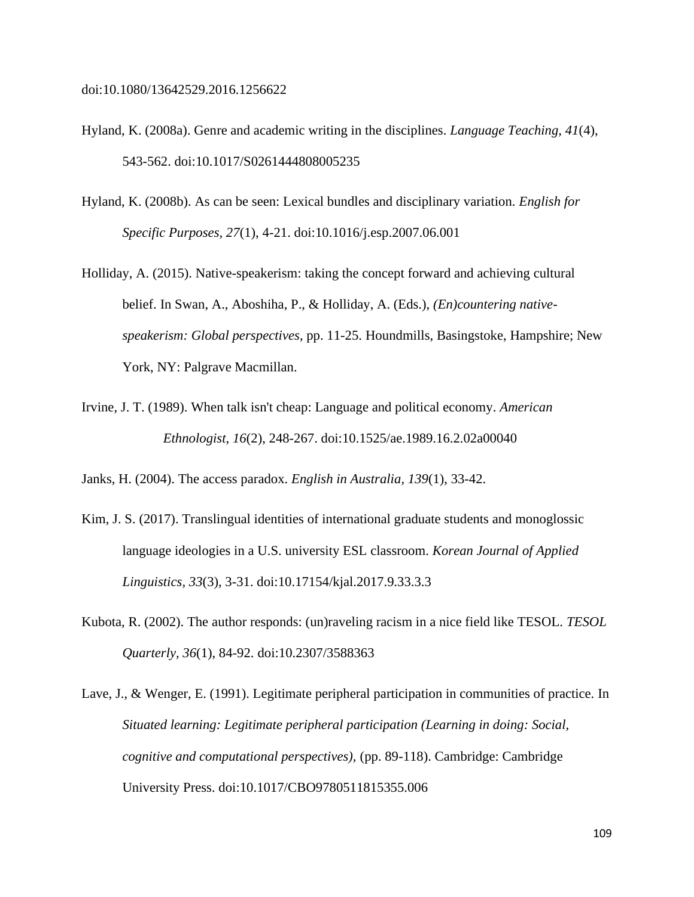doi:10.1080/13642529.2016.1256622

Hyland, K. (2008a). Genre and academic writing in the disciplines. *Language Teaching, 41*(4), 543-562. doi:10.1017/S0261444808005235

Hyland, K. (2008b). As can be seen: Lexical bundles and disciplinary variation. *English for Specific Purposes, 27*(1), 4-21. doi:10.1016/j.esp.2007.06.001

Holliday, A. (2015). Native-speakerism: taking the concept forward and achieving cultural belief. In Swan, A., Aboshiha, P., & Holliday, A. (Eds.), *(En)countering native-speakerism: Global perspectives*, pp. 11-25. Houndmills, Basingstoke, Hampshire; New York, NY: Palgrave Macmillan.

Irvine, J. T. (1989). When talk isn't cheap: Language and political economy. *American Ethnologist, 16*(2), 248-267. doi:10.1525/ae.1989.16.2.02a00040

Janks, H. (2004). The access paradox. *English in Australia, 139*(1), 33-42.

Kim, J. S. (2017). Translingual identities of international graduate students and monoglossic language ideologies in a U.S. university ESL classroom. *Korean Journal of Applied Linguistics, 33*(3), 3-31. doi:10.17154/kjal.2017.9.33.3.3

Kubota, R. (2002). The author responds: (un)raveling racism in a nice field like TESOL. *TESOL Quarterly, 36*(1), 84-92. doi:10.2307/3588363

Lave, J., & Wenger, E. (1991). Legitimate peripheral participation in communities of practice. In *Situated learning: Legitimate peripheral participation (Learning in doing: Social, cognitive and computational perspectives),* (pp. 89-118). Cambridge: Cambridge University Press. doi:10.1017/CBO9780511815355.006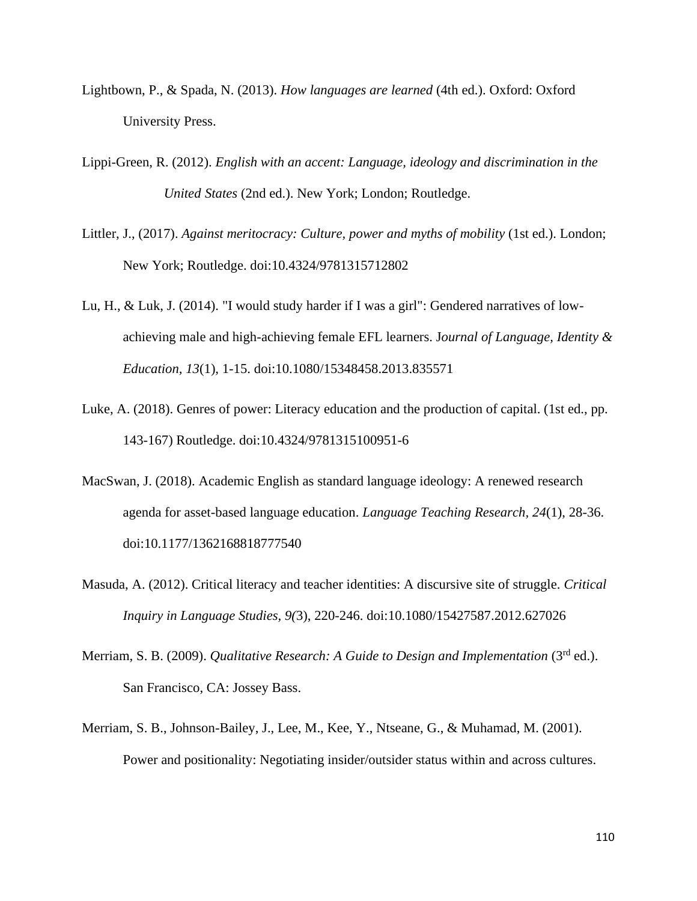Lightbown, P., & Spada, N. (2013). *How languages are learned* (4th ed.). Oxford: Oxford University Press.

Lippi-Green, R. (2012). *English with an accent: Language, ideology and discrimination in the United States* (2nd ed.). New York; London; Routledge.

Littler, J., (2017). *Against meritocracy: Culture, power and myths of mobility* (1st ed.). London; New York; Routledge. doi:10.4324/9781315712802

Lu, H., & Luk, J. (2014). "I would study harder if I was a girl": Gendered narratives of low-achieving male and high-achieving female EFL learners. J*ournal of Language, Identity & Education, 13*(1), 1-15. doi:10.1080/15348458.2013.835571

Luke, A. (2018). Genres of power: Literacy education and the production of capital. (1st ed., pp. 143-167) Routledge. doi:10.4324/9781315100951-6

MacSwan, J. (2018). Academic English as standard language ideology: A renewed research agenda for asset-based language education. *Language Teaching Research, 24*(1), 28-36. doi:10.1177/1362168818777540

Masuda, A. (2012). Critical literacy and teacher identities: A discursive site of struggle. *Critical Inquiry in Language Studies, 9(*3), 220-246. doi:10.1080/15427587.2012.627026

Merriam, S. B. (2009). *Qualitative Research: A Guide to Design and Implementation* (3rd ed.). San Francisco, CA: Jossey Bass.

Merriam, S. B., Johnson-Bailey, J., Lee, M., Kee, Y., Ntseane, G., & Muhamad, M. (2001). Power and positionality: Negotiating insider/outsider status within and across cultures.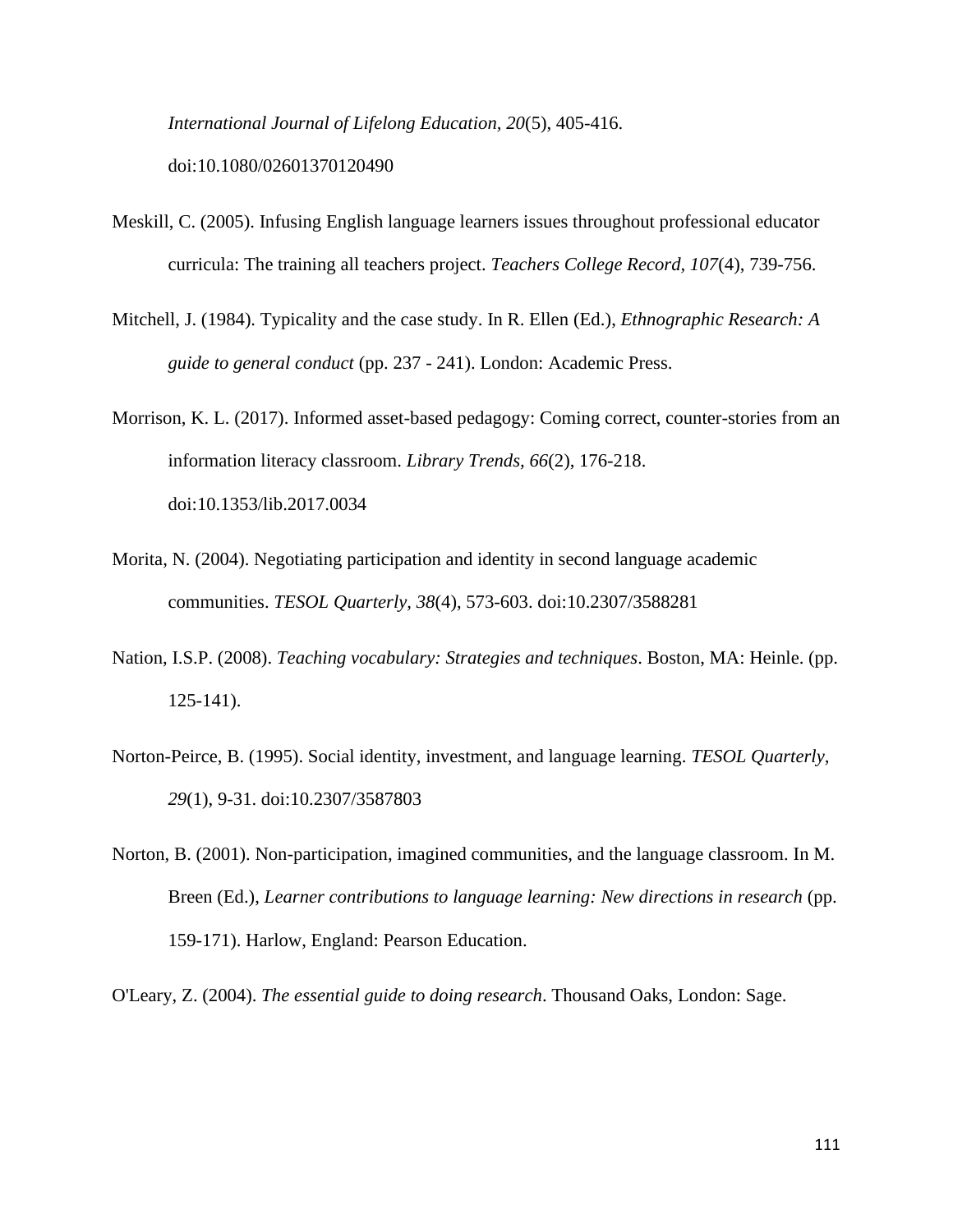*International Journal of Lifelong Education, 20*(5), 405-416. doi:10.1080/02601370120490

Meskill, C. (2005). Infusing English language learners issues throughout professional educator curricula: The training all teachers project. *Teachers College Record, 107*(4), 739-756.

Mitchell, J. (1984). Typicality and the case study. In R. Ellen (Ed.), *Ethnographic Research: A guide to general conduct* (pp. 237 - 241). London: Academic Press.

Morrison, K. L. (2017). Informed asset-based pedagogy: Coming correct, counter-stories from an information literacy classroom. *Library Trends, 66*(2), 176-218. doi:10.1353/lib.2017.0034

Morita, N. (2004). Negotiating participation and identity in second language academic communities. *TESOL Quarterly, 38*(4), 573-603. doi:10.2307/3588281

Nation, I.S.P. (2008). *Teaching vocabulary: Strategies and techniques*. Boston, MA: Heinle. (pp. 125-141).

Norton-Peirce, B. (1995). Social identity, investment, and language learning. *TESOL Quarterly, 29*(1), 9-31. doi:10.2307/3587803

Norton, B. (2001). Non-participation, imagined communities, and the language classroom. In M. Breen (Ed.), *Learner contributions to language learning: New directions in research* (pp. 159-171). Harlow, England: Pearson Education.

O'Leary, Z. (2004). *The essential guide to doing research*. Thousand Oaks, London: Sage.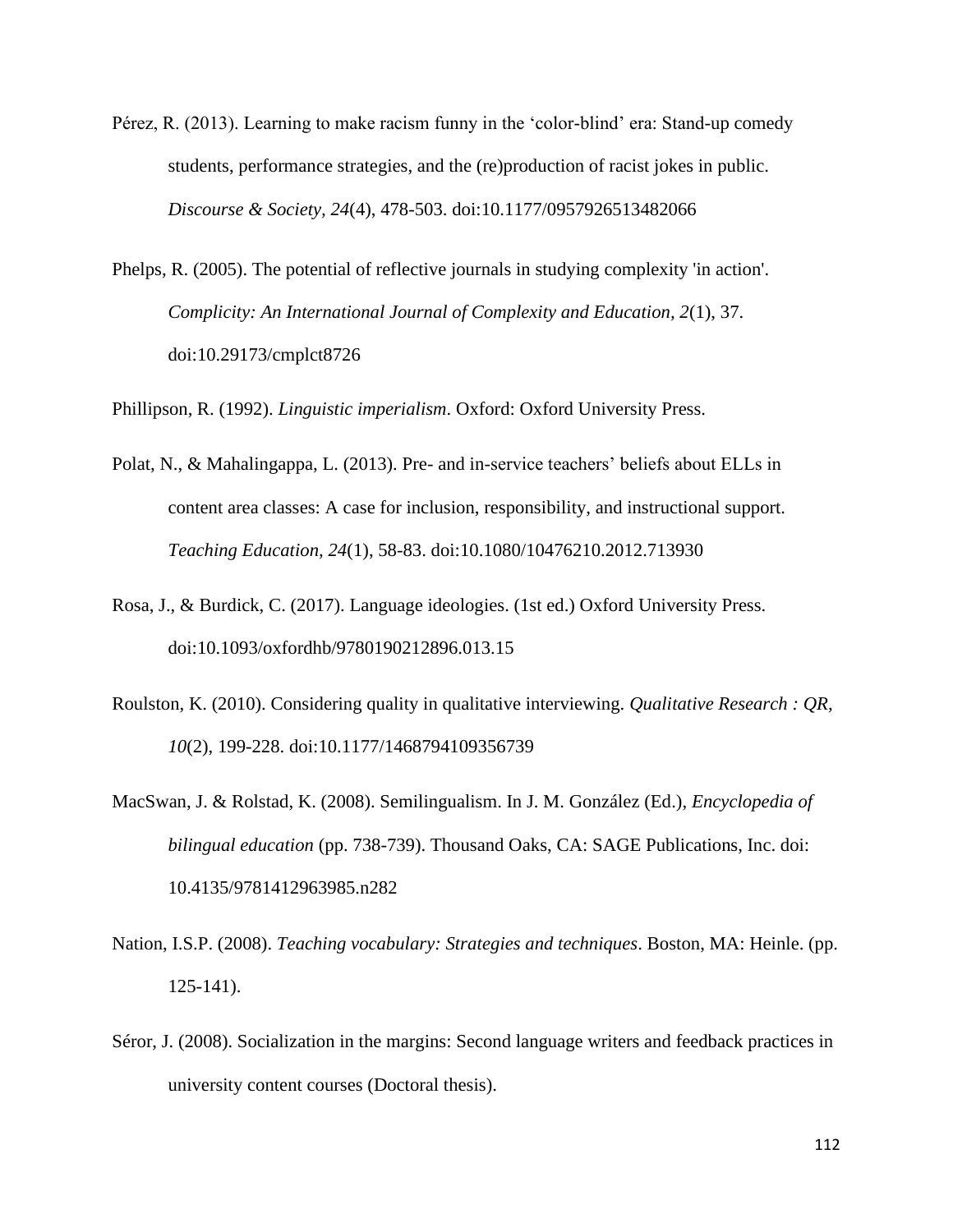Pérez, R. (2013). Learning to make racism funny in the 'color-blind' era: Stand-up comedy students, performance strategies, and the (re)production of racist jokes in public. *Discourse & Society*, *24*(4), 478-503. doi:10.1177/0957926513482066

Phelps, R. (2005). The potential of reflective journals in studying complexity 'in action'. *Complicity: An International Journal of Complexity and Education, 2*(1), 37. doi:10.29173/cmplct8726

Phillipson, R. (1992). *Linguistic imperialism*. Oxford: Oxford University Press.

Polat, N., & Mahalingappa, L. (2013). Pre- and in-service teachers' beliefs about ELLs in content area classes: A case for inclusion, responsibility, and instructional support. *Teaching Education, 24*(1), 58-83. doi:10.1080/10476210.2012.713930

Rosa, J., & Burdick, C. (2017). Language ideologies. (1st ed.) Oxford University Press. doi:10.1093/oxfordhb/9780190212896.013.15

Roulston, K. (2010). Considering quality in qualitative interviewing. *Qualitative Research : QR, 10*(2), 199-228. doi:10.1177/1468794109356739

MacSwan, J. & Rolstad, K. (2008). Semilingualism. In J. M. González (Ed.), *Encyclopedia of bilingual education* (pp. 738-739). Thousand Oaks, CA: SAGE Publications, Inc. doi: 10.4135/9781412963985.n282

Nation, I.S.P. (2008). *Teaching vocabulary: Strategies and techniques*. Boston, MA: Heinle. (pp. 125-141).

Séror, J. (2008). Socialization in the margins: Second language writers and feedback practices in university content courses (Doctoral thesis).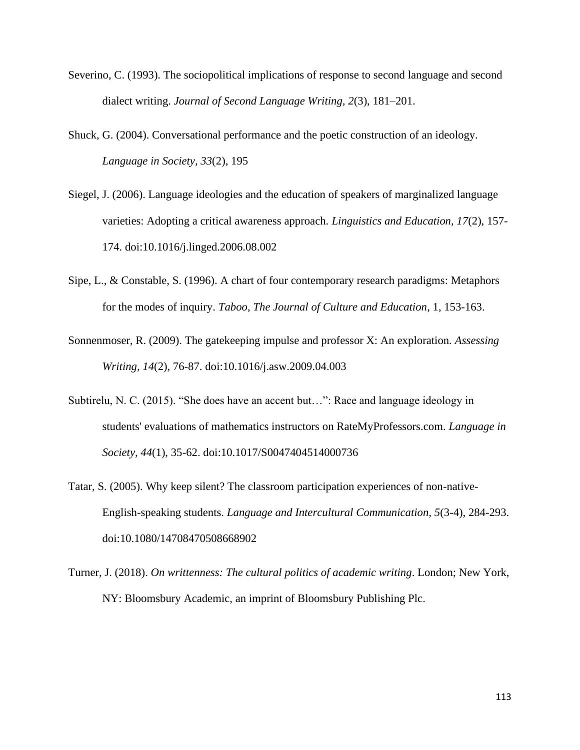Severino, C. (1993). The sociopolitical implications of response to second language and second dialect writing. *Journal of Second Language Writing, 2*(3), 181–201.

Shuck, G. (2004). Conversational performance and the poetic construction of an ideology. *Language in Society, 33*(2), 195

Siegel, J. (2006). Language ideologies and the education of speakers of marginalized language varieties: Adopting a critical awareness approach. *Linguistics and Education, 17*(2), 157-174. doi:10.1016/j.linged.2006.08.002

Sipe, L., & Constable, S. (1996). A chart of four contemporary research paradigms: Metaphors for the modes of inquiry. *Taboo, The Journal of Culture and Education*, 1, 153-163.

Sonnenmoser, R. (2009). The gatekeeping impulse and professor X: An exploration. *Assessing Writing, 14*(2), 76-87. doi:10.1016/j.asw.2009.04.003

Subtirelu, N. C. (2015). "She does have an accent but…": Race and language ideology in students' evaluations of mathematics instructors on RateMyProfessors.com. *Language in Society, 44*(1), 35-62. doi:10.1017/S0047404514000736

Tatar, S. (2005). Why keep silent? The classroom participation experiences of non-native-English-speaking students. *Language and Intercultural Communication, 5*(3-4), 284-293. doi:10.1080/14708470508668902

Turner, J. (2018). *On writtenness: The cultural politics of academic writing*. London; New York, NY: Bloomsbury Academic, an imprint of Bloomsbury Publishing Plc.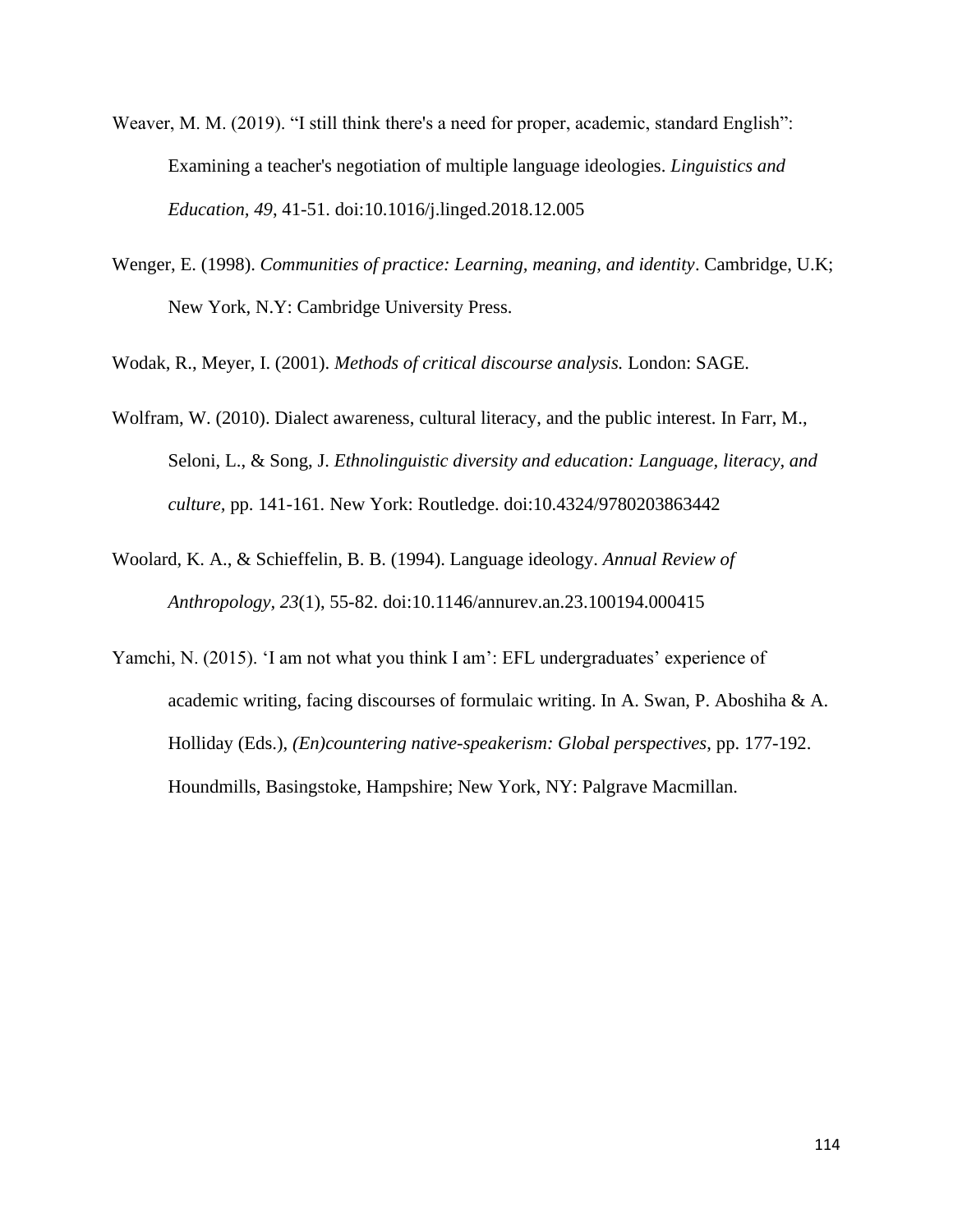Weaver, M. M. (2019). "I still think there's a need for proper, academic, standard English": Examining a teacher's negotiation of multiple language ideologies. *Linguistics and Education, 49*, 41-51. doi:10.1016/j.linged.2018.12.005

Wenger, E. (1998). *Communities of practice: Learning, meaning, and identity*. Cambridge, U.K; New York, N.Y: Cambridge University Press.

Wodak, R., Meyer, I. (2001). *Methods of critical discourse analysis.* London: SAGE.

Wolfram, W. (2010). Dialect awareness, cultural literacy, and the public interest. In Farr, M., Seloni, L., & Song, J. *Ethnolinguistic diversity and education: Language, literacy, and culture*, pp. 141-161. New York: Routledge. doi:10.4324/9780203863442

Woolard, K. A., & Schieffelin, B. B. (1994). Language ideology. *Annual Review of Anthropology, 23*(1), 55-82. doi:10.1146/annurev.an.23.100194.000415

Yamchi, N. (2015). 'I am not what you think I am': EFL undergraduates' experience of academic writing, facing discourses of formulaic writing. In A. Swan, P. Aboshiha & A. Holliday (Eds.), *(En)countering native-speakerism: Global perspectives*, pp. 177-192. Houndmills, Basingstoke, Hampshire; New York, NY: Palgrave Macmillan.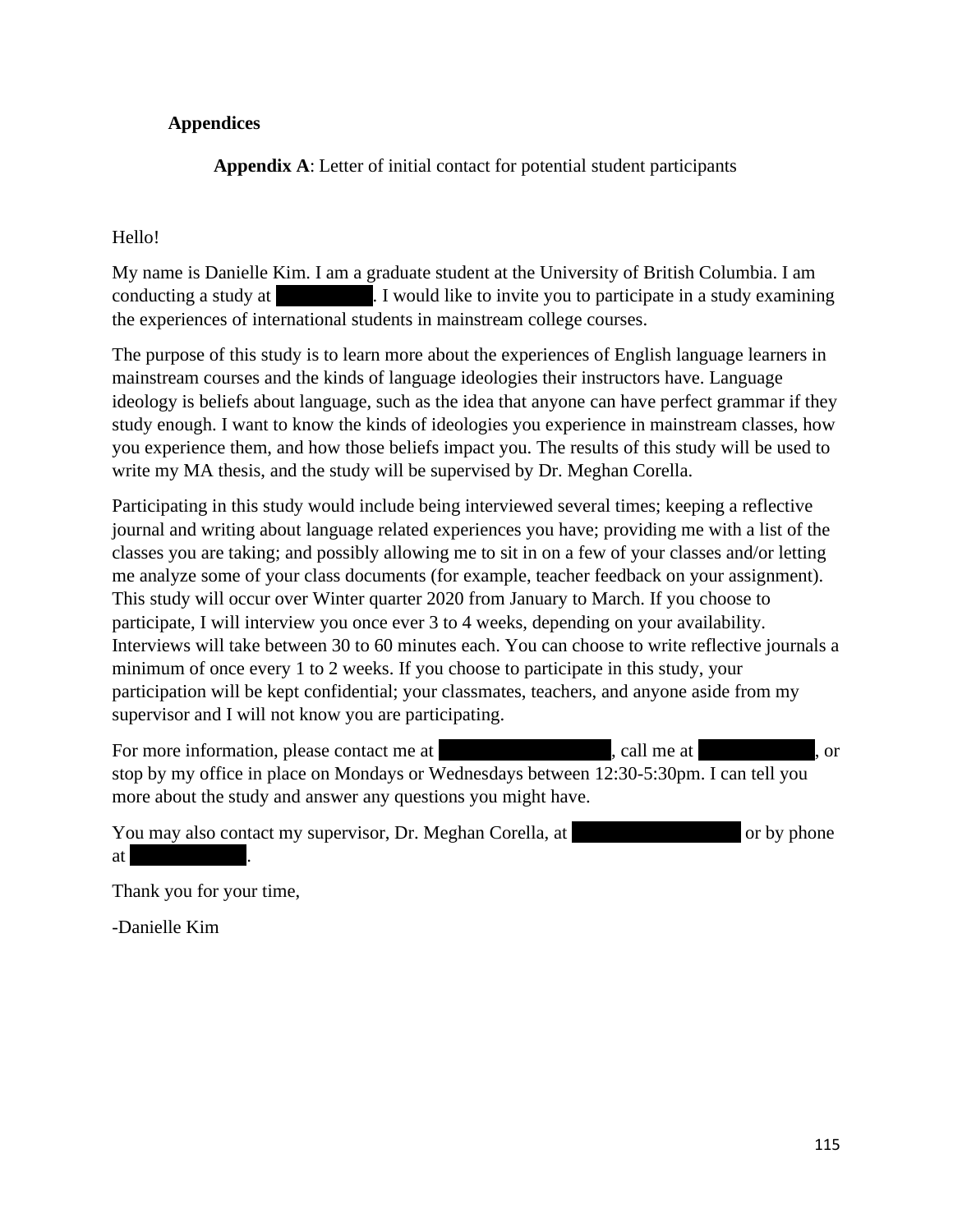## Appendices

### Appendix A: Letter of initial contact for potential student participants

Hello!

My name is Danielle Kim. I am a graduate student at the University of British Columbia. I am conducting a study at ██████████. I would like to invite you to participate in a study examining the experiences of international students in mainstream college courses.

The purpose of this study is to learn more about the experiences of English language learners in mainstream courses and the kinds of language ideologies their instructors have. Language ideology is beliefs about language, such as the idea that anyone can have perfect grammar if they study enough. I want to know the kinds of ideologies you experience in mainstream classes, how you experience them, and how those beliefs impact you. The results of this study will be used to write my MA thesis, and the study will be supervised by Dr. Meghan Corella.

Participating in this study would include being interviewed several times; keeping a reflective journal and writing about language related experiences you have; providing me with a list of the classes you are taking; and possibly allowing me to sit in on a few of your classes and/or letting me analyze some of your class documents (for example, teacher feedback on your assignment). This study will occur over Winter quarter 2020 from January to March. If you choose to participate, I will interview you once ever 3 to 4 weeks, depending on your availability. Interviews will take between 30 to 60 minutes each. You can choose to write reflective journals a minimum of once every 1 to 2 weeks. If you choose to participate in this study, your participation will be kept confidential; your classmates, teachers, and anyone aside from my supervisor and I will not know you are participating.

For more information, please contact me at ██████████████████, call me at ████████████, or stop by my office in place on Mondays or Wednesdays between 12:30-5:30pm. I can tell you more about the study and answer any questions you might have.

You may also contact my supervisor, Dr. Meghan Corella, at ████████████████ or by phone at ████████████.

Thank you for your time,

-Danielle Kim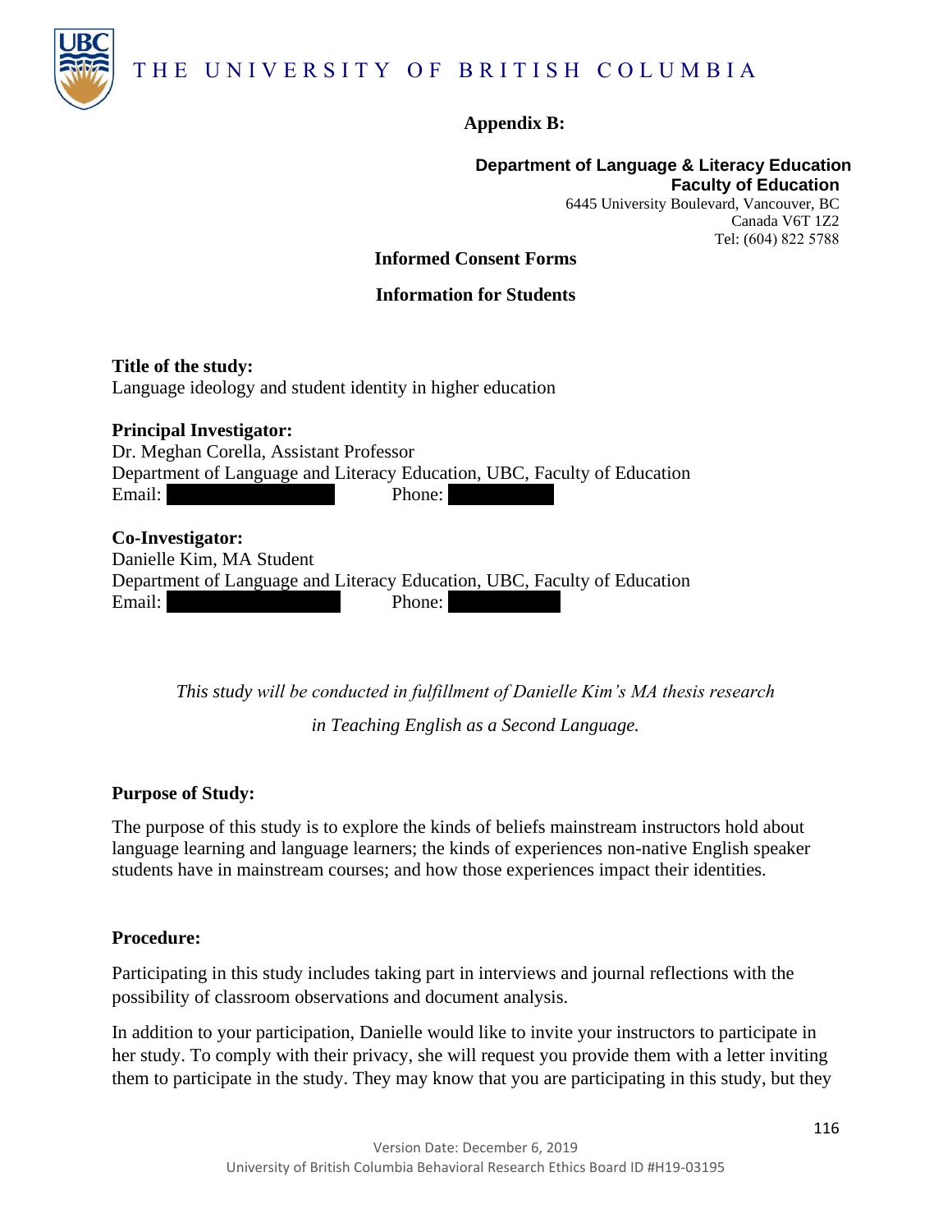THE UNIVERSITY OF BRITISH COLUMBIA

**Appendix B:**

**Department of Language & Literacy Education**
**Faculty of Education**
6445 University Boulevard, Vancouver, BC
Canada V6T 1Z2
Tel: (604) 822 5788

**Informed Consent Forms**

**Information for Students**

**Title of the study:**
Language ideology and student identity in higher education

**Principal Investigator:**
Dr. Meghan Corella, Assistant Professor
Department of Language and Literacy Education, UBC, Faculty of Education
Email: Phone:

**Co-Investigator:**
Danielle Kim, MA Student
Department of Language and Literacy Education, UBC, Faculty of Education
Email: Phone:

*This study will be conducted in fulfillment of Danielle Kim's MA thesis research in Teaching English as a Second Language.*

**Purpose of Study:**

The purpose of this study is to explore the kinds of beliefs mainstream instructors hold about language learning and language learners; the kinds of experiences non-native English speaker students have in mainstream courses; and how those experiences impact their identities.

**Procedure:**

Participating in this study includes taking part in interviews and journal reflections with the possibility of classroom observations and document analysis.

In addition to your participation, Danielle would like to invite your instructors to participate in her study. To comply with their privacy, she will request you provide them with a letter inviting them to participate in the study. They may know that you are participating in this study, but they

Version Date: December 6, 2019
University of British Columbia Behavioral Research Ethics Board ID #H19-03195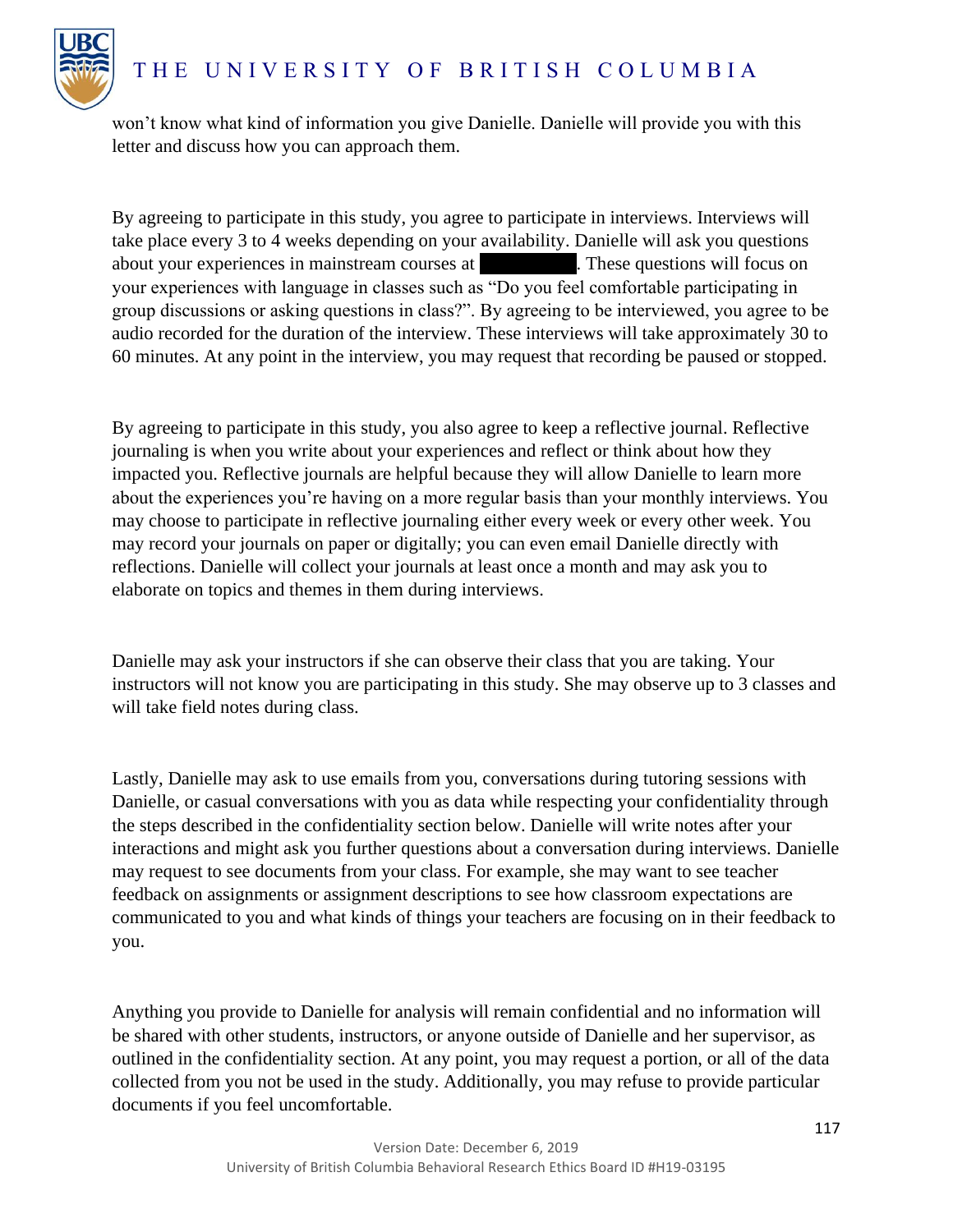won't know what kind of information you give Danielle. Danielle will provide you with this letter and discuss how you can approach them.

By agreeing to participate in this study, you agree to participate in interviews. Interviews will take place every 3 to 4 weeks depending on your availability. Danielle will ask you questions about your experiences in mainstream courses at [redacted]. These questions will focus on your experiences with language in classes such as "Do you feel comfortable participating in group discussions or asking questions in class?". By agreeing to be interviewed, you agree to be audio recorded for the duration of the interview. These interviews will take approximately 30 to 60 minutes. At any point in the interview, you may request that recording be paused or stopped.

By agreeing to participate in this study, you also agree to keep a reflective journal. Reflective journaling is when you write about your experiences and reflect or think about how they impacted you. Reflective journals are helpful because they will allow Danielle to learn more about the experiences you're having on a more regular basis than your monthly interviews. You may choose to participate in reflective journaling either every week or every other week. You may record your journals on paper or digitally; you can even email Danielle directly with reflections. Danielle will collect your journals at least once a month and may ask you to elaborate on topics and themes in them during interviews.

Danielle may ask your instructors if she can observe their class that you are taking. Your instructors will not know you are participating in this study. She may observe up to 3 classes and will take field notes during class.

Lastly, Danielle may ask to use emails from you, conversations during tutoring sessions with Danielle, or casual conversations with you as data while respecting your confidentiality through the steps described in the confidentiality section below. Danielle will write notes after your interactions and might ask you further questions about a conversation during interviews. Danielle may request to see documents from your class. For example, she may want to see teacher feedback on assignments or assignment descriptions to see how classroom expectations are communicated to you and what kinds of things your teachers are focusing on in their feedback to you.

Anything you provide to Danielle for analysis will remain confidential and no information will be shared with other students, instructors, or anyone outside of Danielle and her supervisor, as outlined in the confidentiality section. At any point, you may request a portion, or all of the data collected from you not be used in the study. Additionally, you may refuse to provide particular documents if you feel uncomfortable.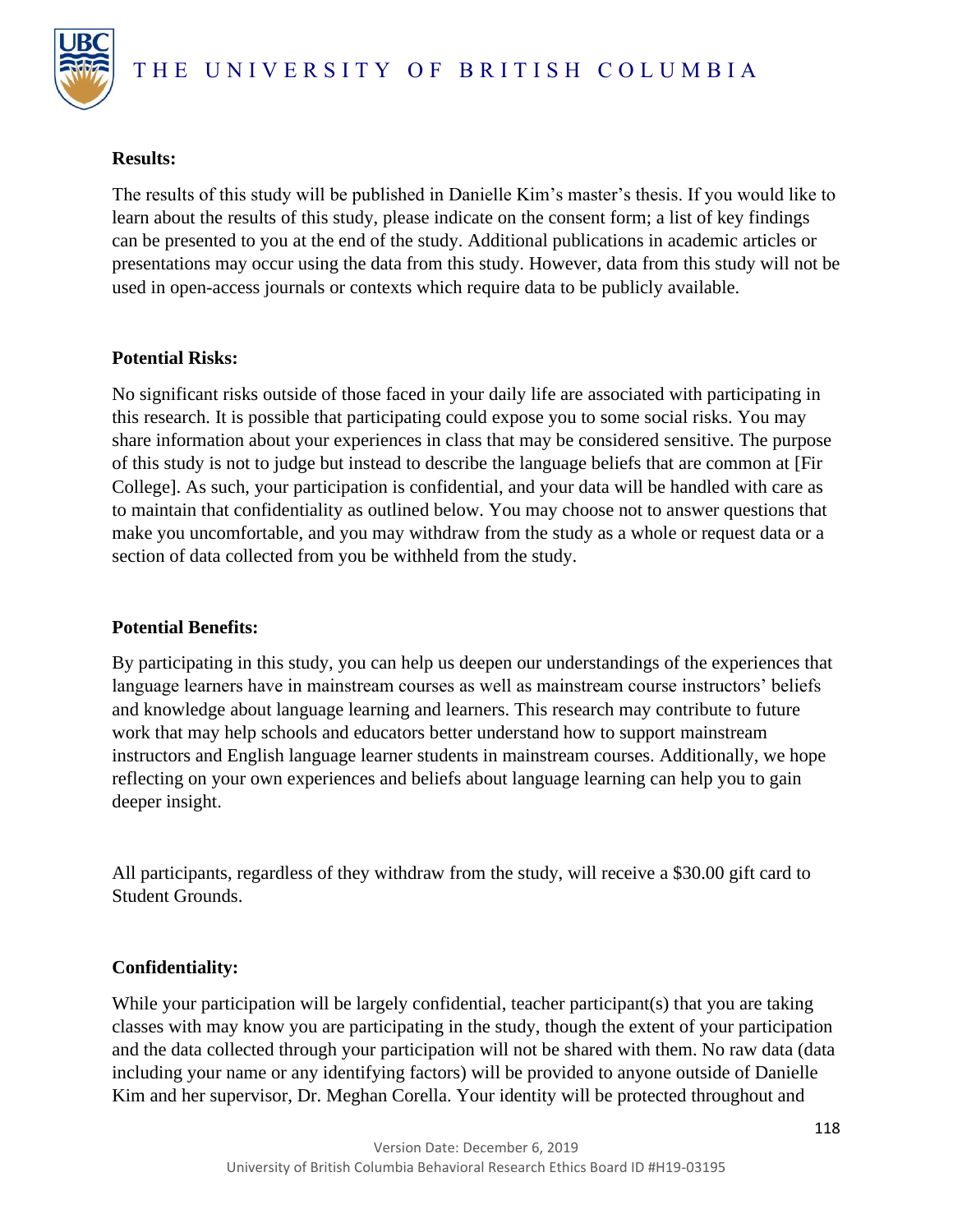**Results:**

The results of this study will be published in Danielle Kim's master's thesis. If you would like to learn about the results of this study, please indicate on the consent form; a list of key findings can be presented to you at the end of the study. Additional publications in academic articles or presentations may occur using the data from this study. However, data from this study will not be used in open-access journals or contexts which require data to be publicly available.

**Potential Risks:**

No significant risks outside of those faced in your daily life are associated with participating in this research. It is possible that participating could expose you to some social risks. You may share information about your experiences in class that may be considered sensitive. The purpose of this study is not to judge but instead to describe the language beliefs that are common at [Fir College]. As such, your participation is confidential, and your data will be handled with care as to maintain that confidentiality as outlined below. You may choose not to answer questions that make you uncomfortable, and you may withdraw from the study as a whole or request data or a section of data collected from you be withheld from the study.

**Potential Benefits:**

By participating in this study, you can help us deepen our understandings of the experiences that language learners have in mainstream courses as well as mainstream course instructors' beliefs and knowledge about language learning and learners. This research may contribute to future work that may help schools and educators better understand how to support mainstream instructors and English language learner students in mainstream courses. Additionally, we hope reflecting on your own experiences and beliefs about language learning can help you to gain deeper insight.

All participants, regardless of they withdraw from the study, will receive a $30.00 gift card to Student Grounds.

**Confidentiality:**

While your participation will be largely confidential, teacher participant(s) that you are taking classes with may know you are participating in the study, though the extent of your participation and the data collected through your participation will not be shared with them. No raw data (data including your name or any identifying factors) will be provided to anyone outside of Danielle Kim and her supervisor, Dr. Meghan Corella. Your identity will be protected throughout and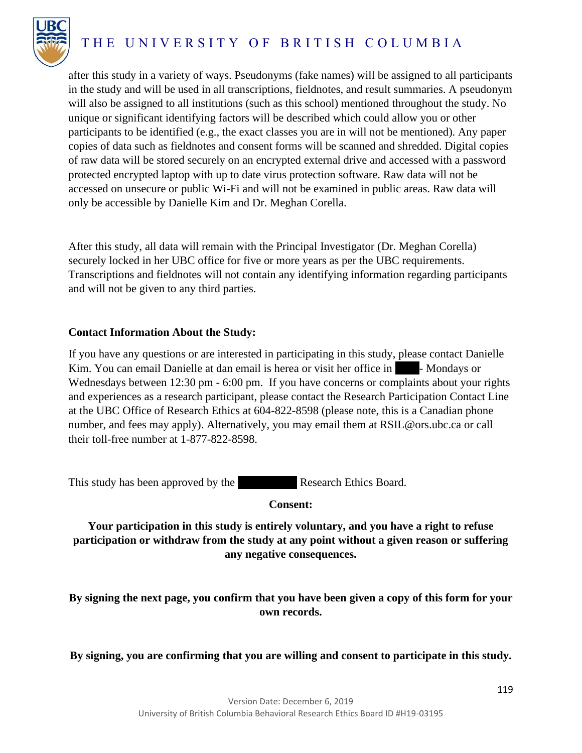after this study in a variety of ways. Pseudonyms (fake names) will be assigned to all participants in the study and will be used in all transcriptions, fieldnotes, and result summaries. A pseudonym will also be assigned to all institutions (such as this school) mentioned throughout the study. No unique or significant identifying factors will be described which could allow you or other participants to be identified (e.g., the exact classes you are in will not be mentioned). Any paper copies of data such as fieldnotes and consent forms will be scanned and shredded. Digital copies of raw data will be stored securely on an encrypted external drive and accessed with a password protected encrypted laptop with up to date virus protection software. Raw data will not be accessed on unsecure or public Wi-Fi and will not be examined in public areas. Raw data will only be accessible by Danielle Kim and Dr. Meghan Corella.

After this study, all data will remain with the Principal Investigator (Dr. Meghan Corella) securely locked in her UBC office for five or more years as per the UBC requirements. Transcriptions and fieldnotes will not contain any identifying information regarding participants and will not be given to any third parties.

**Contact Information About the Study:**

If you have any questions or are interested in participating in this study, please contact Danielle Kim. You can email Danielle at dan email is herea or visit her office in ████ - Mondays or Wednesdays between 12:30 pm - 6:00 pm. If you have concerns or complaints about your rights and experiences as a research participant, please contact the Research Participation Contact Line at the UBC Office of Research Ethics at 604-822-8598 (please note, this is a Canadian phone number, and fees may apply). Alternatively, you may email them at RSIL@ors.ubc.ca or call their toll-free number at 1-877-822-8598.

This study has been approved by the ████████ Research Ethics Board.

**Consent:**

**Your participation in this study is entirely voluntary, and you have a right to refuse participation or withdraw from the study at any point without a given reason or suffering any negative consequences.**

**By signing the next page, you confirm that you have been given a copy of this form for your own records.**

**By signing, you are confirming that you are willing and consent to participate in this study.**

Version Date: December 6, 2019
University of British Columbia Behavioral Research Ethics Board ID #H19-03195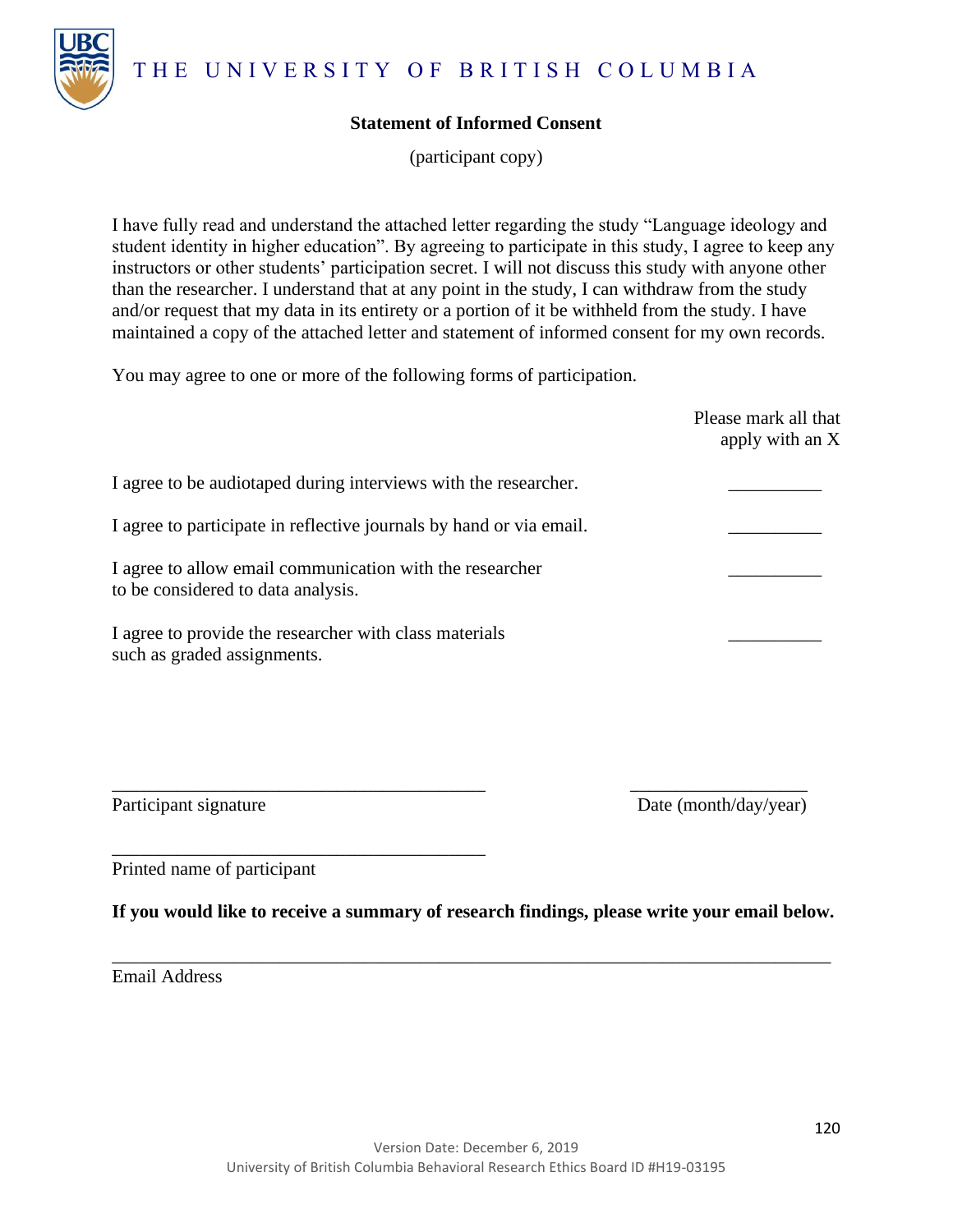THE UNIVERSITY OF BRITISH COLUMBIA

**Statement of Informed Consent**

(participant copy)

I have fully read and understand the attached letter regarding the study "Language ideology and student identity in higher education". By agreeing to participate in this study, I agree to keep any instructors or other students' participation secret. I will not discuss this study with anyone other than the researcher. I understand that at any point in the study, I can withdraw from the study and/or request that my data in its entirety or a portion of it be withheld from the study. I have maintained a copy of the attached letter and statement of informed consent for my own records.

You may agree to one or more of the following forms of participation.

| | Please mark all that apply with an X |
|---|---|
| I agree to be audiotaped during interviews with the researcher. | __________ |
| I agree to participate in reflective journals by hand or via email. | __________ |
| I agree to allow email communication with the researcher to be considered to data analysis. | __________ |
| I agree to provide the researcher with class materials such as graded assignments. | __________ |

_________________________________________ ___________________

Participant signature Date (month/day/year)

_________________________________________

Printed name of participant

**If you would like to receive a summary of research findings, please write your email below.**

_______________________________________________________________________________

Email Address

Version Date: December 6, 2019

University of British Columbia Behavioral Research Ethics Board ID #H19-03195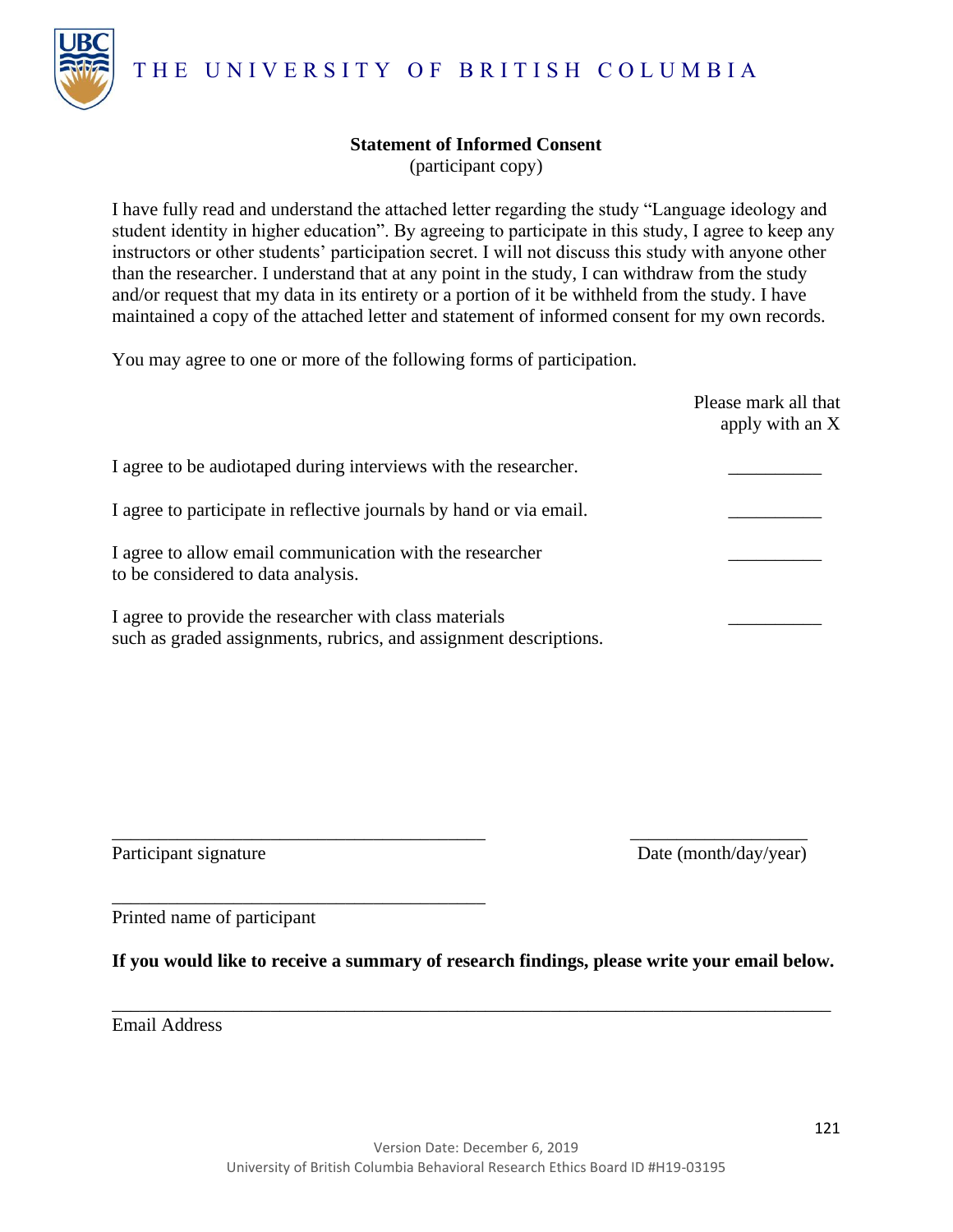THE UNIVERSITY OF BRITISH COLUMBIA

**Statement of Informed Consent**
(participant copy)

I have fully read and understand the attached letter regarding the study "Language ideology and student identity in higher education". By agreeing to participate in this study, I agree to keep any instructors or other students' participation secret. I will not discuss this study with anyone other than the researcher. I understand that at any point in the study, I can withdraw from the study and/or request that my data in its entirety or a portion of it be withheld from the study. I have maintained a copy of the attached letter and statement of informed consent for my own records.

You may agree to one or more of the following forms of participation.

| | Please mark all that apply with an X |
|---|---|
| I agree to be audiotaped during interviews with the researcher. | __________ |
| I agree to participate in reflective journals by hand or via email. | __________ |
| I agree to allow email communication with the researcher to be considered to data analysis. | __________ |
| I agree to provide the researcher with class materials such as graded assignments, rubrics, and assignment descriptions. | __________ |

_________________________________________ ____________________

Participant signature Date (month/day/year)

_________________________________________

Printed name of participant

**If you would like to receive a summary of research findings, please write your email below.**

_______________________________________________________________________________

Email Address

Version Date: December 6, 2019
University of British Columbia Behavioral Research Ethics Board ID #H19-03195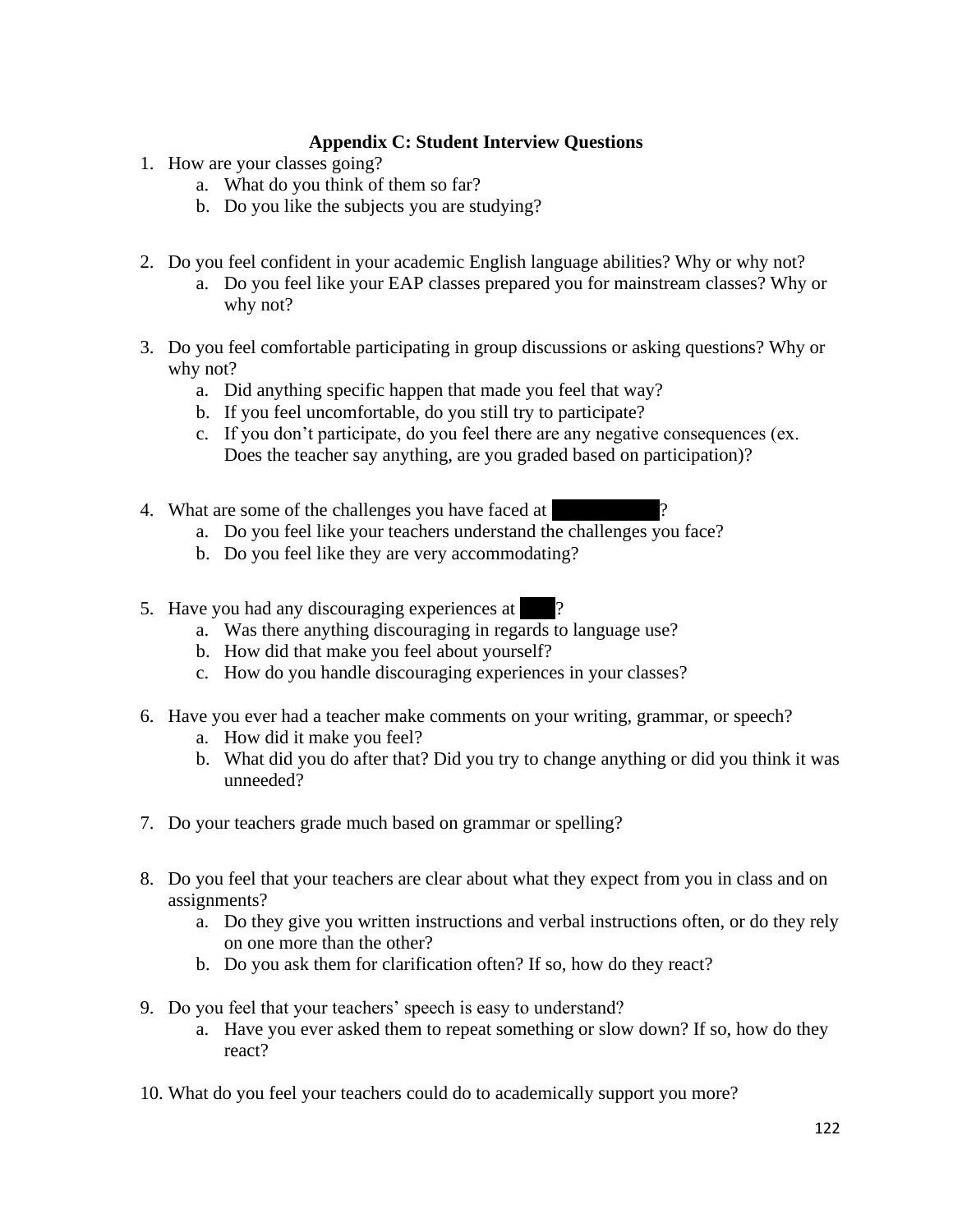## Appendix C: Student Interview Questions

1. How are your classes going?
   a. What do you think of them so far?
   b. Do you like the subjects you are studying?

2. Do you feel confident in your academic English language abilities? Why or why not?
   a. Do you feel like your EAP classes prepared you for mainstream classes? Why or why not?

3. Do you feel comfortable participating in group discussions or asking questions? Why or why not?
   a. Did anything specific happen that made you feel that way?
   b. If you feel uncomfortable, do you still try to participate?
   c. If you don't participate, do you feel there are any negative consequences (ex. Does the teacher say anything, are you graded based on participation)?

4. What are some of the challenges you have faced at ██████████?
   a. Do you feel like your teachers understand the challenges you face?
   b. Do you feel like they are very accommodating?

5. Have you had any discouraging experiences at ███?
   a. Was there anything discouraging in regards to language use?
   b. How did that make you feel about yourself?
   c. How do you handle discouraging experiences in your classes?

6. Have you ever had a teacher make comments on your writing, grammar, or speech?
   a. How did it make you feel?
   b. What did you do after that? Did you try to change anything or did you think it was unneeded?

7. Do your teachers grade much based on grammar or spelling?

8. Do you feel that your teachers are clear about what they expect from you in class and on assignments?
   a. Do they give you written instructions and verbal instructions often, or do they rely on one more than the other?
   b. Do you ask them for clarification often? If so, how do they react?

9. Do you feel that your teachers' speech is easy to understand?
   a. Have you ever asked them to repeat something or slow down? If so, how do they react?

10. What do you feel your teachers could do to academically support you more?